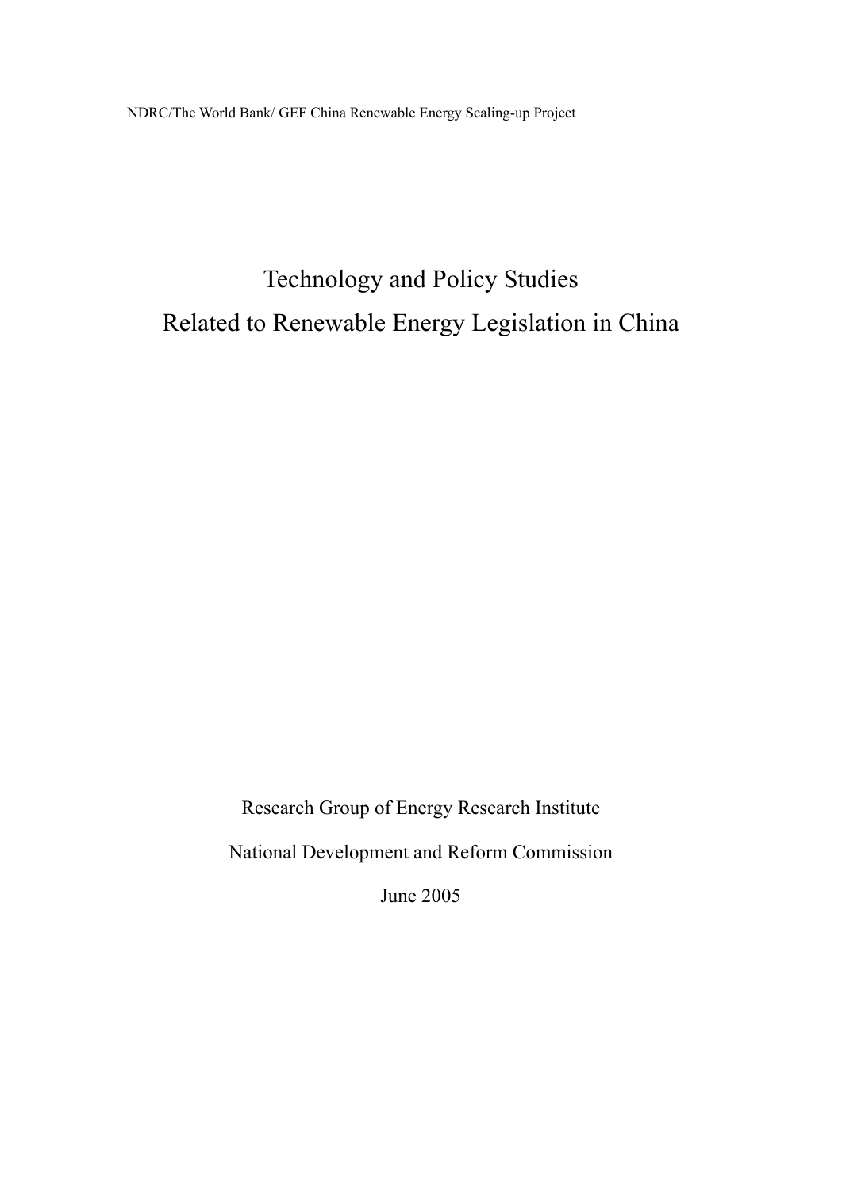NDRC/The World Bank/ GEF China Renewable Energy Scaling-up Project

# Technology and Policy Studies Related to Renewable Energy Legislation in China

Research Group of Energy Research Institute

National Development and Reform Commission

June 2005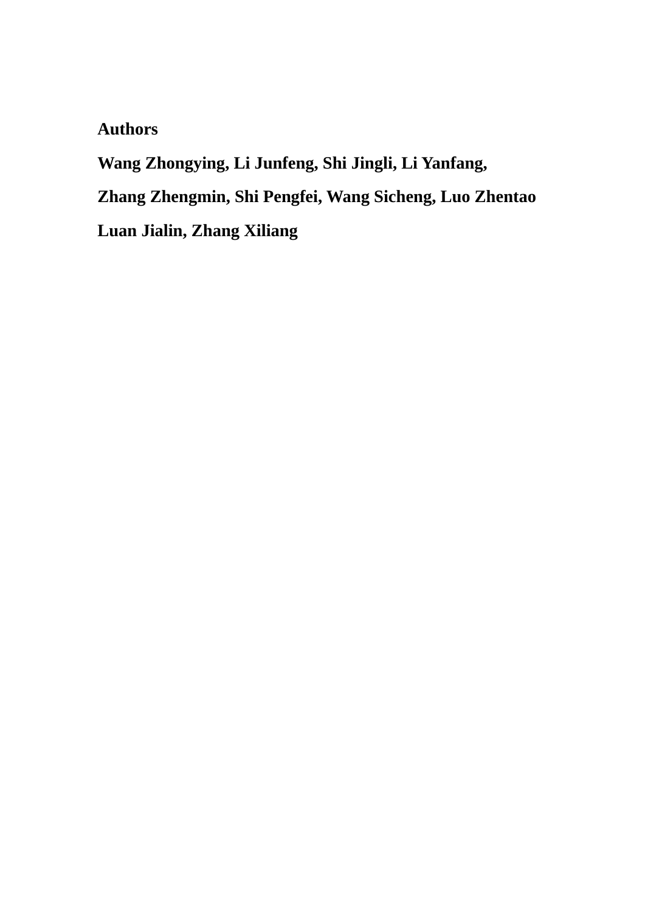**Authors**

**Wang Zhongying, Li Junfeng, Shi Jingli, Li Yanfang,**

**Zhang Zhengmin, Shi Pengfei, Wang Sicheng, Luo Zhentao**

**Luan Jialin, Zhang Xiliang**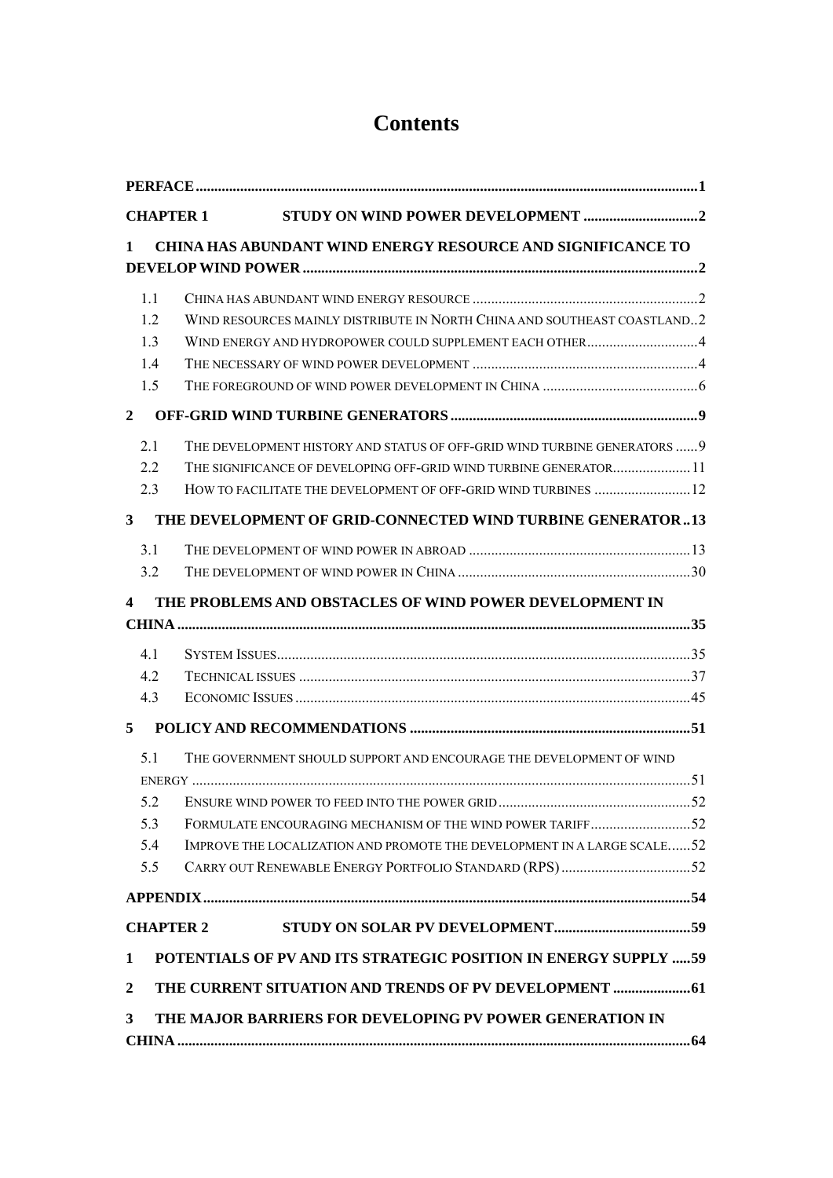# Contents

**PERFACE** ........................................................................ 1

**CHAPTER 1 STUDY ON WIND POWER DEVELOPMENT** ............................... 2

**1 CHINA HAS ABUNDANT WIND ENERGY RESOURCE AND SIGNIFICANCE TO DEVELOP WIND POWER** ........................................................................ 2

- 1.1 CHINA HAS ABUNDANT WIND ENERGY RESOURCE ........................................ 2
- 1.2 WIND RESOURCES MAINLY DISTRIBUTE IN NORTH CHINA AND SOUTHEAST COASTLAND .. 2
- 1.3 WIND ENERGY AND HYDROPOWER COULD SUPPLEMENT EACH OTHER ........................ 4
- 1.4 THE NECESSARY OF WIND POWER DEVELOPMENT ........................................ 4
- 1.5 THE FOREGROUND OF WIND POWER DEVELOPMENT IN CHINA ............................ 6

**2 OFF-GRID WIND TURBINE GENERATORS** ................................................ 9

- 2.1 THE DEVELOPMENT HISTORY AND STATUS OF OFF-GRID WIND TURBINE GENERATORS ...... 9
- 2.2 THE SIGNIFICANCE OF DEVELOPING OFF-GRID WIND TURBINE GENERATOR ............... 11
- 2.3 HOW TO FACILITATE THE DEVELOPMENT OF OFF-GRID WIND TURBINES ................. 12

**3 THE DEVELOPMENT OF GRID-CONNECTED WIND TURBINE GENERATOR** .. 13

- 3.1 THE DEVELOPMENT OF WIND POWER IN ABROAD ........................................ 13
- 3.2 THE DEVELOPMENT OF WIND POWER IN CHINA ......................................... 30

**4 THE PROBLEMS AND OBSTACLES OF WIND POWER DEVELOPMENT IN CHINA** ........................................................................ 35

- 4.1 SYSTEM ISSUES ........................................................................ 35
- 4.2 TECHNICAL ISSUES ..................................................................... 37
- 4.3 ECONOMIC ISSUES ...................................................................... 45

**5 POLICY AND RECOMMENDATIONS** ...................................................... 51

- 5.1 THE GOVERNMENT SHOULD SUPPORT AND ENCOURAGE THE DEVELOPMENT OF WIND ENERGY ........................................................................ 51
- 5.2 ENSURE WIND POWER TO FEED INTO THE POWER GRID ................................... 52
- 5.3 FORMULATE ENCOURAGING MECHANISM OF THE WIND POWER TARIFF ...................... 52
- 5.4 IMPROVE THE LOCALIZATION AND PROMOTE THE DEVELOPMENT IN A LARGE SCALE ...... 52
- 5.5 CARRY OUT RENEWABLE ENERGY PORTFOLIO STANDARD (RPS) ............................ 52

**APPENDIX** ........................................................................ 54

**CHAPTER 2 STUDY ON SOLAR PV DEVELOPMENT** ................................... 59

**1 POTENTIALS OF PV AND ITS STRATEGIC POSITION IN ENERGY SUPPLY** ..... 59

**2 THE CURRENT SITUATION AND TRENDS OF PV DEVELOPMENT** ..................... 61

**3 THE MAJOR BARRIERS FOR DEVELOPING PV POWER GENERATION IN CHINA** ........................................................................ 64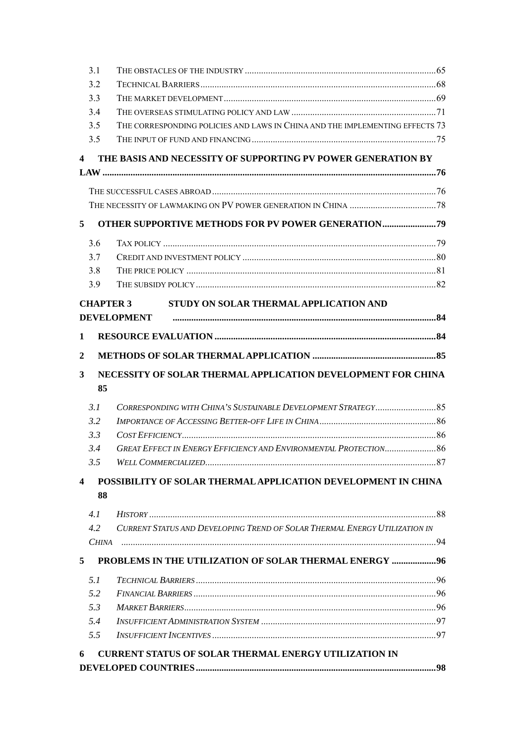3.1 THE OBSTACLES OF THE INDUSTRY ........................................................ 65
3.2 TECHNICAL BARRIERS ........................................................ 68
3.3 THE MARKET DEVELOPMENT ........................................................ 69
3.4 THE OVERSEAS STIMULATING POLICY AND LAW ........................................................ 71
3.5 THE CORRESPONDING POLICIES AND LAWS IN CHINA AND THE IMPLEMENTING EFFECTS 73
3.5 THE INPUT OF FUND AND FINANCING ........................................................ 75

**4 THE BASIS AND NECESSITY OF SUPPORTING PV POWER GENERATION BY LAW ........................................................ 76**

THE SUCCESSFUL CASES ABROAD ........................................................ 76
THE NECESSITY OF LAWMAKING ON PV POWER GENERATION IN CHINA ........................................................ 78

**5 OTHER SUPPORTIVE METHODS FOR PV POWER GENERATION ........................................................ 79**

3.6 TAX POLICY ........................................................ 79
3.7 CREDIT AND INVESTMENT POLICY ........................................................ 80
3.8 THE PRICE POLICY ........................................................ 81
3.9 THE SUBSIDY POLICY ........................................................ 82

**CHAPTER 3 STUDY ON SOLAR THERMAL APPLICATION AND DEVELOPMENT ........................................................ 84**

**1 RESOURCE EVALUATION ........................................................ 84**

**2 METHODS OF SOLAR THERMAL APPLICATION ........................................................ 85**

**3 NECESSITY OF SOLAR THERMAL APPLICATION DEVELOPMENT FOR CHINA 85**

*3.1 CORRESPONDING WITH CHINA'S SUSTAINABLE DEVELOPMENT STRATEGY ........................................................ 85*
*3.2 IMPORTANCE OF ACCESSING BETTER-OFF LIFE IN CHINA ........................................................ 86*
*3.3 COST EFFICIENCY ........................................................ 86*
*3.4 GREAT EFFECT IN ENERGY EFFICIENCY AND ENVIRONMENTAL PROTECTION ........................................................ 86*
*3.5 WELL COMMERCIALIZED ........................................................ 87*

**4 POSSIBILITY OF SOLAR THERMAL APPLICATION DEVELOPMENT IN CHINA 88**

*4.1 HISTORY ........................................................ 88*
*4.2 CURRENT STATUS AND DEVELOPING TREND OF SOLAR THERMAL ENERGY UTILIZATION IN CHINA ........................................................ 94*

**5 PROBLEMS IN THE UTILIZATION OF SOLAR THERMAL ENERGY ........................................................ 96**

*5.1 TECHNICAL BARRIERS ........................................................ 96*
*5.2 FINANCIAL BARRIERS ........................................................ 96*
*5.3 MARKET BARRIERS ........................................................ 96*
*5.4 INSUFFICIENT ADMINISTRATION SYSTEM ........................................................ 97*
*5.5 INSUFFICIENT INCENTIVES ........................................................ 97*

**6 CURRENT STATUS OF SOLAR THERMAL ENERGY UTILIZATION IN DEVELOPED COUNTRIES ........................................................ 98**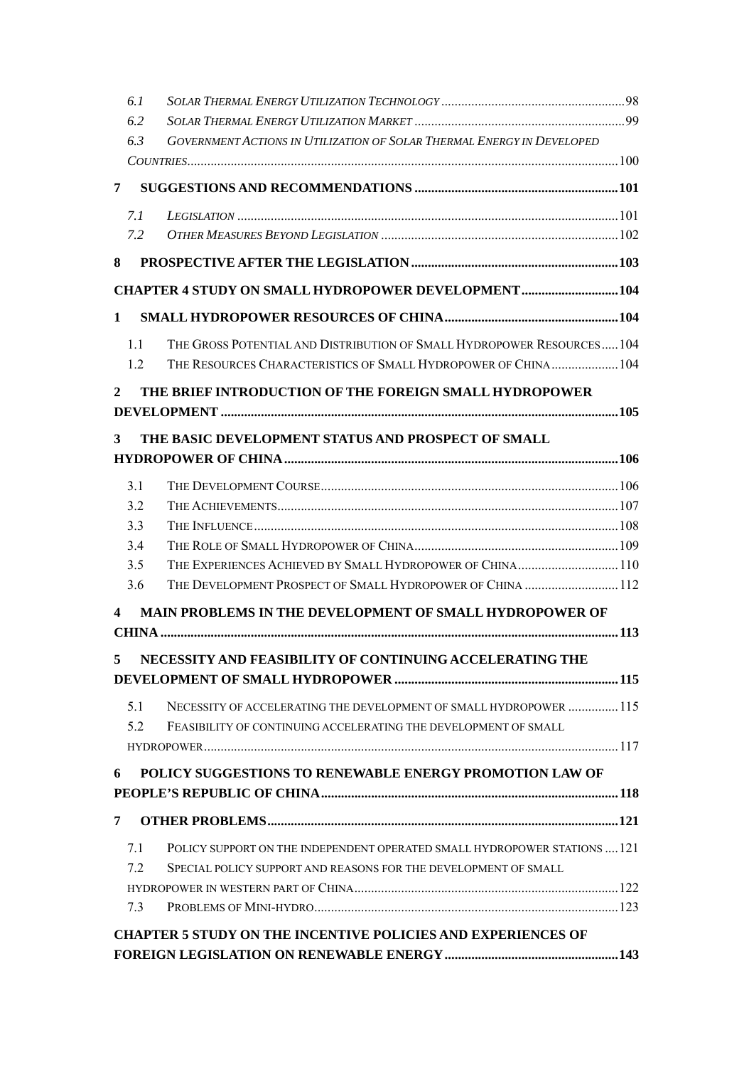6.1 *SOLAR THERMAL ENERGY UTILIZATION TECHNOLOGY* ........ 98
6.2 *SOLAR THERMAL ENERGY UTILIZATION MARKET* ........ 99
6.3 *GOVERNMENT ACTIONS IN UTILIZATION OF SOLAR THERMAL ENERGY IN DEVELOPED COUNTRIES* ........ 100

**7 SUGGESTIONS AND RECOMMENDATIONS ........ 101**

7.1 *LEGISLATION* ........ 101
7.2 *OTHER MEASURES BEYOND LEGISLATION* ........ 102

**8 PROSPECTIVE AFTER THE LEGISLATION ........ 103**

**CHAPTER 4 STUDY ON SMALL HYDROPOWER DEVELOPMENT ........ 104**

**1 SMALL HYDROPOWER RESOURCES OF CHINA ........ 104**

1.1 THE GROSS POTENTIAL AND DISTRIBUTION OF SMALL HYDROPOWER RESOURCES ........ 104
1.2 THE RESOURCES CHARACTERISTICS OF SMALL HYDROPOWER OF CHINA ........ 104

**2 THE BRIEF INTRODUCTION OF THE FOREIGN SMALL HYDROPOWER DEVELOPMENT ........ 105**

**3 THE BASIC DEVELOPMENT STATUS AND PROSPECT OF SMALL HYDROPOWER OF CHINA ........ 106**

3.1 THE DEVELOPMENT COURSE ........ 106
3.2 THE ACHIEVEMENTS ........ 107
3.3 THE INFLUENCE ........ 108
3.4 THE ROLE OF SMALL HYDROPOWER OF CHINA ........ 109
3.5 THE EXPERIENCES ACHIEVED BY SMALL HYDROPOWER OF CHINA ........ 110
3.6 THE DEVELOPMENT PROSPECT OF SMALL HYDROPOWER OF CHINA ........ 112

**4 MAIN PROBLEMS IN THE DEVELOPMENT OF SMALL HYDROPOWER OF CHINA ........ 113**

**5 NECESSITY AND FEASIBILITY OF CONTINUING ACCELERATING THE DEVELOPMENT OF SMALL HYDROPOWER ........ 115**

5.1 NECESSITY OF ACCELERATING THE DEVELOPMENT OF SMALL HYDROPOWER ........ 115
5.2 FEASIBILITY OF CONTINUING ACCELERATING THE DEVELOPMENT OF SMALL HYDROPOWER ........ 117

**6 POLICY SUGGESTIONS TO RENEWABLE ENERGY PROMOTION LAW OF PEOPLE'S REPUBLIC OF CHINA ........ 118**

**7 OTHER PROBLEMS ........ 121**

7.1 POLICY SUPPORT ON THE INDEPENDENT OPERATED SMALL HYDROPOWER STATIONS ........ 121
7.2 SPECIAL POLICY SUPPORT AND REASONS FOR THE DEVELOPMENT OF SMALL HYDROPOWER IN WESTERN PART OF CHINA ........ 122
7.3 PROBLEMS OF MINI-HYDRO ........ 123

**CHAPTER 5 STUDY ON THE INCENTIVE POLICIES AND EXPERIENCES OF FOREIGN LEGISLATION ON RENEWABLE ENERGY ........ 143**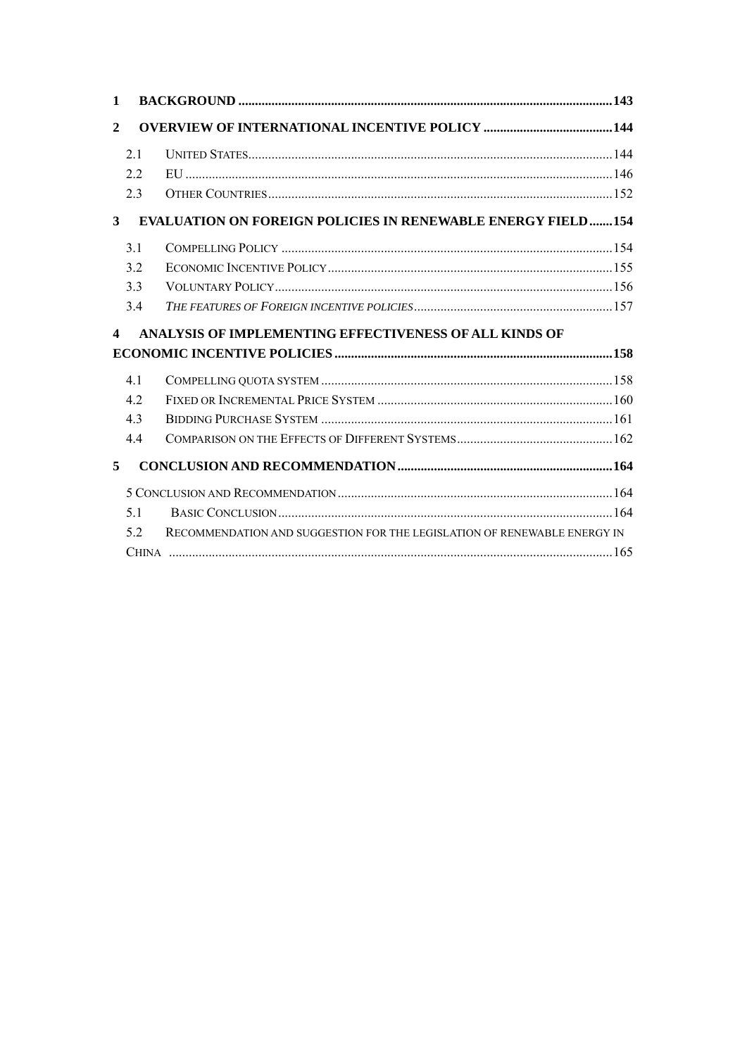1 **BACKGROUND** ........................................................................................................ **143**

2 **OVERVIEW OF INTERNATIONAL INCENTIVE POLICY** ....................................... **144**

2.1 UNITED STATES.............................................................................................................144

2.2 EU ................................................................................................................................146

2.3 OTHER COUNTRIES.......................................................................................................152

3 **EVALUATION ON FOREIGN POLICIES IN RENEWABLE ENERGY FIELD**....... **154**

3.1 COMPELLING POLICY ...................................................................................................154

3.2 ECONOMIC INCENTIVE POLICY.....................................................................................155

3.3 VOLUNTARY POLICY.....................................................................................................156

3.4 *THE FEATURES OF FOREIGN INCENTIVE POLICIES*...........................................................157

4 **ANALYSIS OF IMPLEMENTING EFFECTIVENESS OF ALL KINDS OF ECONOMIC INCENTIVE POLICIES** .................................................................................. **158**

4.1 COMPELLING QUOTA SYSTEM .......................................................................................158

4.2 FIXED OR INCREMENTAL PRICE SYSTEM .......................................................................160

4.3 BIDDING PURCHASE SYSTEM .......................................................................................161

4.4 COMPARISON ON THE EFFECTS OF DIFFERENT SYSTEMS..............................................162

5 **CONCLUSION AND RECOMMENDATION**................................................................ **164**

5 CONCLUSION AND RECOMMENDATION..................................................................................164

5.1 BASIC CONCLUSION....................................................................................................164

5.2 RECOMMENDATION AND SUGGESTION FOR THE LEGISLATION OF RENEWABLE ENERGY IN CHINA ....................................................................................................................165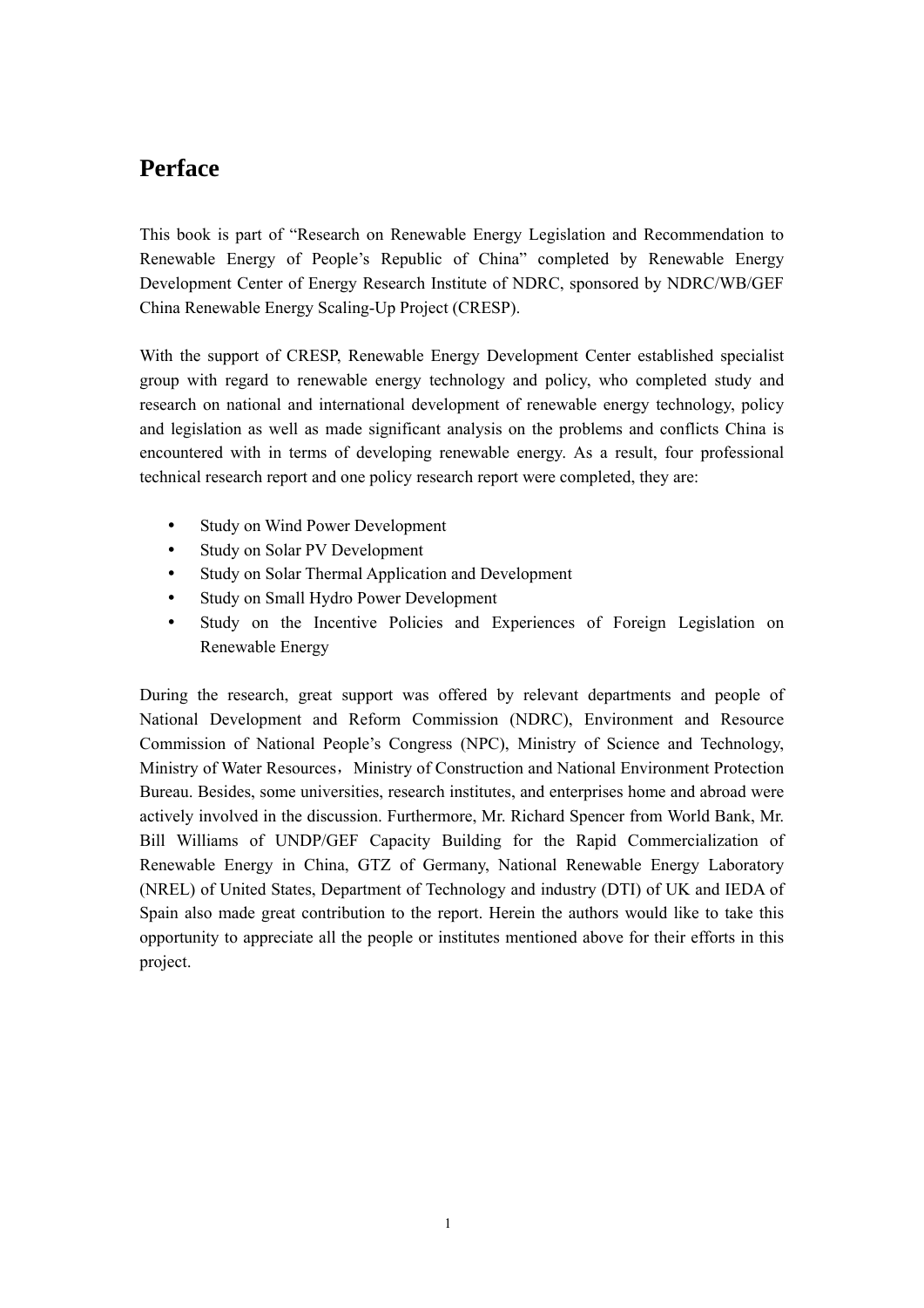# Perface

This book is part of "Research on Renewable Energy Legislation and Recommendation to Renewable Energy of People's Republic of China" completed by Renewable Energy Development Center of Energy Research Institute of NDRC, sponsored by NDRC/WB/GEF China Renewable Energy Scaling-Up Project (CRESP).

With the support of CRESP, Renewable Energy Development Center established specialist group with regard to renewable energy technology and policy, who completed study and research on national and international development of renewable energy technology, policy and legislation as well as made significant analysis on the problems and conflicts China is encountered with in terms of developing renewable energy. As a result, four professional technical research report and one policy research report were completed, they are:

- Study on Wind Power Development
- Study on Solar PV Development
- Study on Solar Thermal Application and Development
- Study on Small Hydro Power Development
- Study on the Incentive Policies and Experiences of Foreign Legislation on Renewable Energy

During the research, great support was offered by relevant departments and people of National Development and Reform Commission (NDRC), Environment and Resource Commission of National People's Congress (NPC), Ministry of Science and Technology, Ministry of Water Resources，Ministry of Construction and National Environment Protection Bureau. Besides, some universities, research institutes, and enterprises home and abroad were actively involved in the discussion. Furthermore, Mr. Richard Spencer from World Bank, Mr. Bill Williams of UNDP/GEF Capacity Building for the Rapid Commercialization of Renewable Energy in China, GTZ of Germany, National Renewable Energy Laboratory (NREL) of United States, Department of Technology and industry (DTI) of UK and IEDA of Spain also made great contribution to the report. Herein the authors would like to take this opportunity to appreciate all the people or institutes mentioned above for their efforts in this project.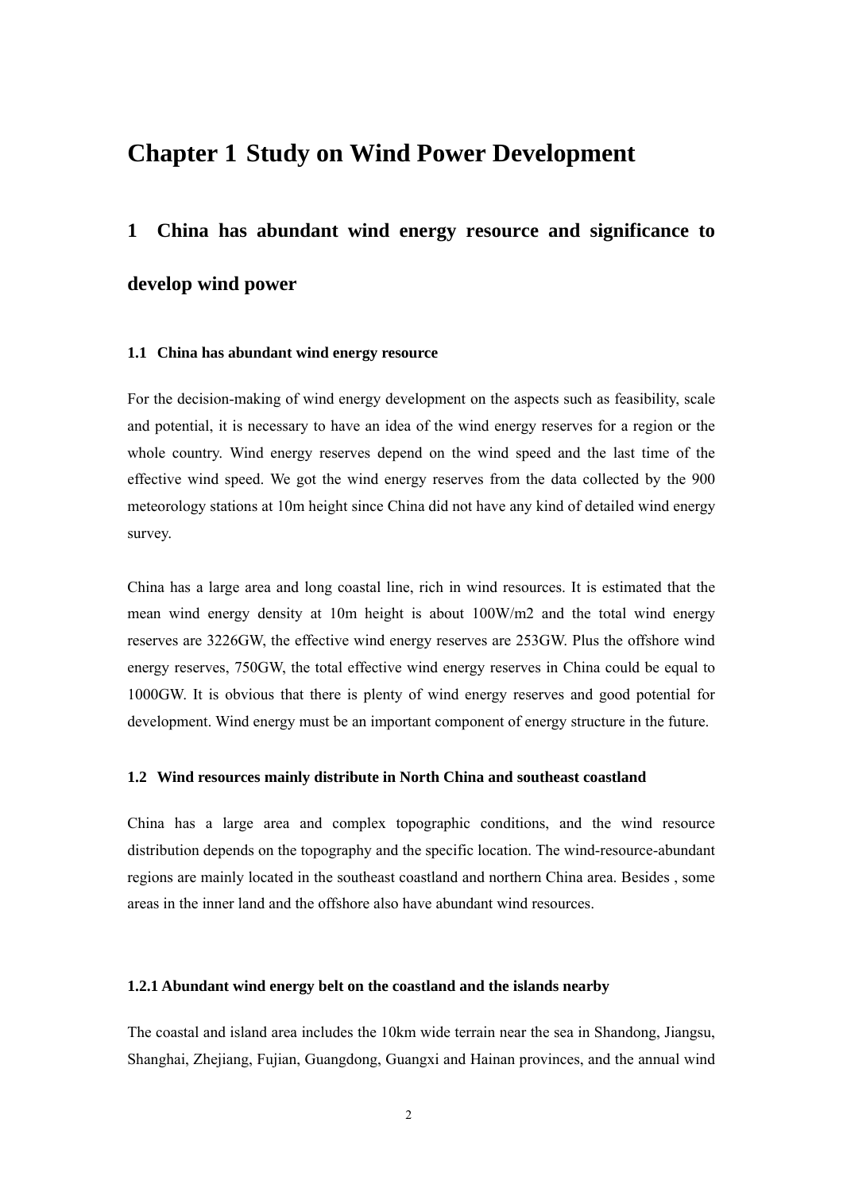# Chapter 1 Study on Wind Power Development

## 1 China has abundant wind energy resource and significance to develop wind power

### 1.1 China has abundant wind energy resource

For the decision-making of wind energy development on the aspects such as feasibility, scale and potential, it is necessary to have an idea of the wind energy reserves for a region or the whole country. Wind energy reserves depend on the wind speed and the last time of the effective wind speed. We got the wind energy reserves from the data collected by the 900 meteorology stations at 10m height since China did not have any kind of detailed wind energy survey.

China has a large area and long coastal line, rich in wind resources. It is estimated that the mean wind energy density at 10m height is about 100W/m2 and the total wind energy reserves are 3226GW, the effective wind energy reserves are 253GW. Plus the offshore wind energy reserves, 750GW, the total effective wind energy reserves in China could be equal to 1000GW. It is obvious that there is plenty of wind energy reserves and good potential for development. Wind energy must be an important component of energy structure in the future.

### 1.2 Wind resources mainly distribute in North China and southeast coastland

China has a large area and complex topographic conditions, and the wind resource distribution depends on the topography and the specific location. The wind-resource-abundant regions are mainly located in the southeast coastland and northern China area. Besides , some areas in the inner land and the offshore also have abundant wind resources.

#### 1.2.1 Abundant wind energy belt on the coastland and the islands nearby

The coastal and island area includes the 10km wide terrain near the sea in Shandong, Jiangsu, Shanghai, Zhejiang, Fujian, Guangdong, Guangxi and Hainan provinces, and the annual wind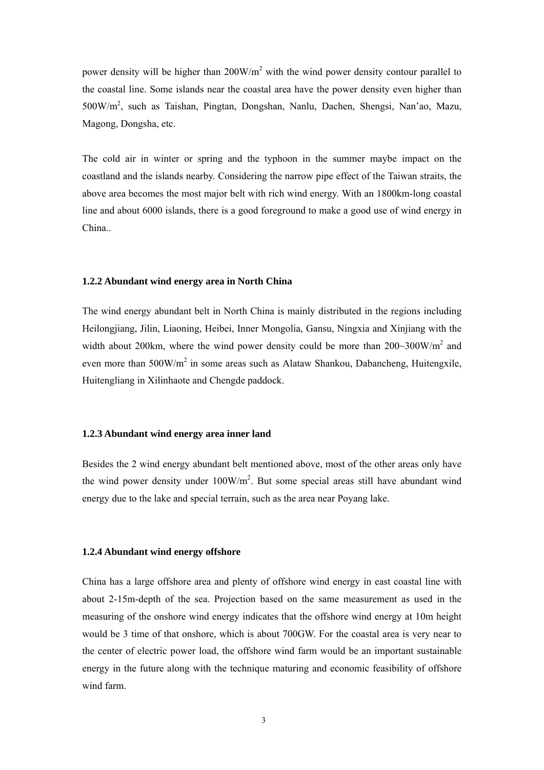power density will be higher than $200W/m^2$ with the wind power density contour parallel to the coastal line. Some islands near the coastal area have the power density even higher than $500W/m^2$, such as Taishan, Pingtan, Dongshan, Nanlu, Dachen, Shengsi, Nan'ao, Mazu, Magong, Dongsha, etc.

The cold air in winter or spring and the typhoon in the summer maybe impact on the coastland and the islands nearby. Considering the narrow pipe effect of the Taiwan straits, the above area becomes the most major belt with rich wind energy. With an 1800km-long coastal line and about 6000 islands, there is a good foreground to make a good use of wind energy in China..

### 1.2.2 Abundant wind energy area in North China

The wind energy abundant belt in North China is mainly distributed in the regions including Heilongjiang, Jilin, Liaoning, Heibei, Inner Mongolia, Gansu, Ningxia and Xinjiang with the width about 200km, where the wind power density could be more than $200\sim300W/m^2$ and even more than $500W/m^2$ in some areas such as Alataw Shankou, Dabancheng, Huitengxile, Huitengliang in Xilinhaote and Chengde paddock.

### 1.2.3 Abundant wind energy area inner land

Besides the 2 wind energy abundant belt mentioned above, most of the other areas only have the wind power density under $100W/m^2$. But some special areas still have abundant wind energy due to the lake and special terrain, such as the area near Poyang lake.

### 1.2.4 Abundant wind energy offshore

China has a large offshore area and plenty of offshore wind energy in east coastal line with about 2-15m-depth of the sea. Projection based on the same measurement as used in the measuring of the onshore wind energy indicates that the offshore wind energy at 10m height would be 3 time of that onshore, which is about 700GW. For the coastal area is very near to the center of electric power load, the offshore wind farm would be an important sustainable energy in the future along with the technique maturing and economic feasibility of offshore wind farm.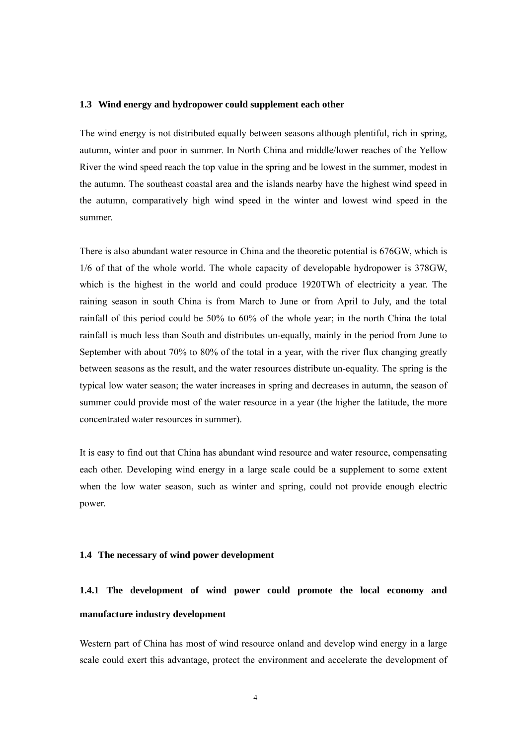### 1.3 Wind energy and hydropower could supplement each other

The wind energy is not distributed equally between seasons although plentiful, rich in spring, autumn, winter and poor in summer. In North China and middle/lower reaches of the Yellow River the wind speed reach the top value in the spring and be lowest in the summer, modest in the autumn. The southeast coastal area and the islands nearby have the highest wind speed in the autumn, comparatively high wind speed in the winter and lowest wind speed in the summer.

There is also abundant water resource in China and the theoretic potential is 676GW, which is 1/6 of that of the whole world. The whole capacity of developable hydropower is 378GW, which is the highest in the world and could produce 1920TWh of electricity a year. The raining season in south China is from March to June or from April to July, and the total rainfall of this period could be 50% to 60% of the whole year; in the north China the total rainfall is much less than South and distributes un-equally, mainly in the period from June to September with about 70% to 80% of the total in a year, with the river flux changing greatly between seasons as the result, and the water resources distribute un-equality. The spring is the typical low water season; the water increases in spring and decreases in autumn, the season of summer could provide most of the water resource in a year (the higher the latitude, the more concentrated water resources in summer).

It is easy to find out that China has abundant wind resource and water resource, compensating each other. Developing wind energy in a large scale could be a supplement to some extent when the low water season, such as winter and spring, could not provide enough electric power.

### 1.4 The necessary of wind power development

#### 1.4.1 The development of wind power could promote the local economy and manufacture industry development

Western part of China has most of wind resource onland and develop wind energy in a large scale could exert this advantage, protect the environment and accelerate the development of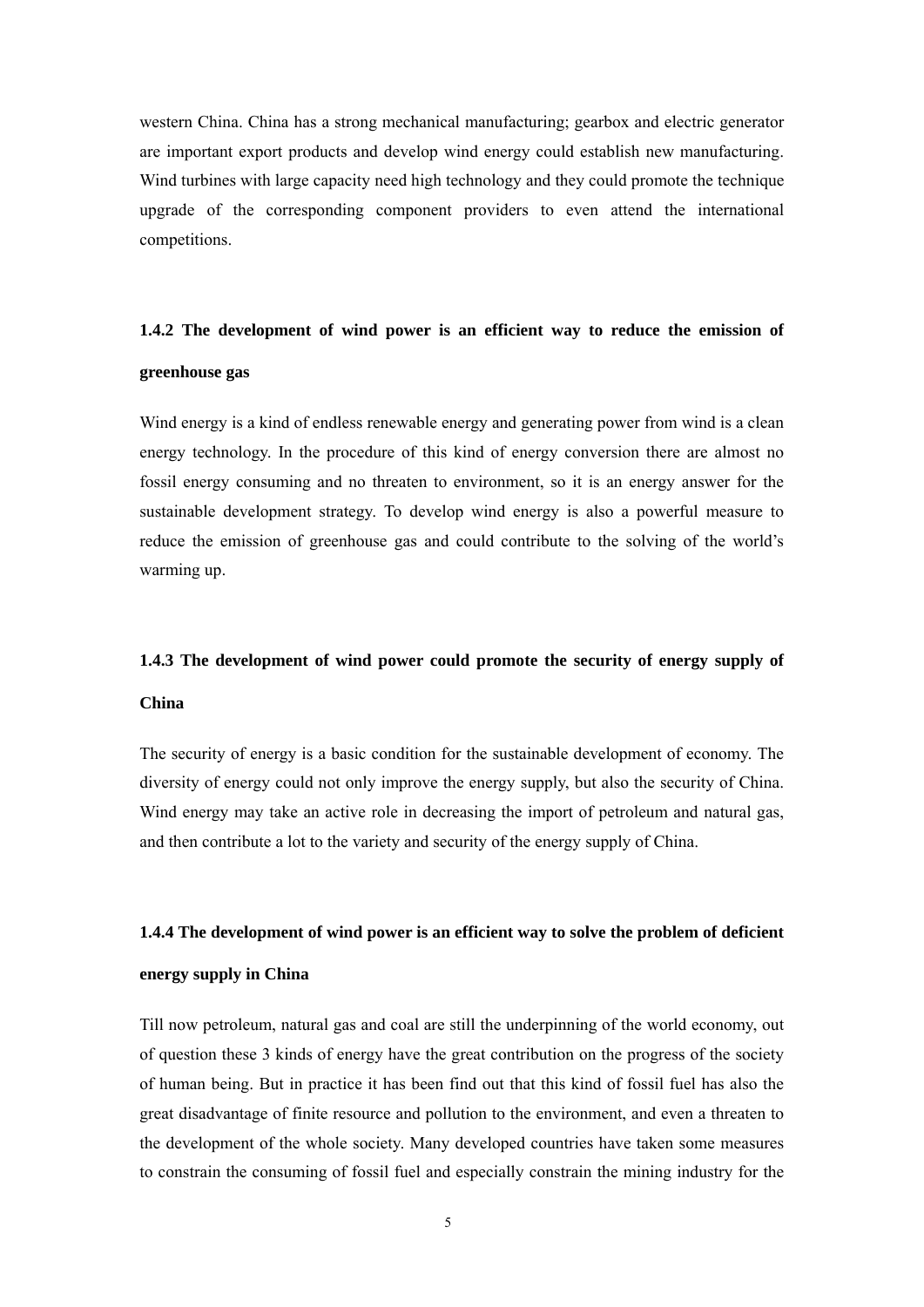western China. China has a strong mechanical manufacturing; gearbox and electric generator are important export products and develop wind energy could establish new manufacturing. Wind turbines with large capacity need high technology and they could promote the technique upgrade of the corresponding component providers to even attend the international competitions.

### 1.4.2 The development of wind power is an efficient way to reduce the emission of greenhouse gas

Wind energy is a kind of endless renewable energy and generating power from wind is a clean energy technology. In the procedure of this kind of energy conversion there are almost no fossil energy consuming and no threaten to environment, so it is an energy answer for the sustainable development strategy. To develop wind energy is also a powerful measure to reduce the emission of greenhouse gas and could contribute to the solving of the world's warming up.

### 1.4.3 The development of wind power could promote the security of energy supply of China

The security of energy is a basic condition for the sustainable development of economy. The diversity of energy could not only improve the energy supply, but also the security of China. Wind energy may take an active role in decreasing the import of petroleum and natural gas, and then contribute a lot to the variety and security of the energy supply of China.

### 1.4.4 The development of wind power is an efficient way to solve the problem of deficient energy supply in China

Till now petroleum, natural gas and coal are still the underpinning of the world economy, out of question these 3 kinds of energy have the great contribution on the progress of the society of human being. But in practice it has been find out that this kind of fossil fuel has also the great disadvantage of finite resource and pollution to the environment, and even a threaten to the development of the whole society. Many developed countries have taken some measures to constrain the consuming of fossil fuel and especially constrain the mining industry for the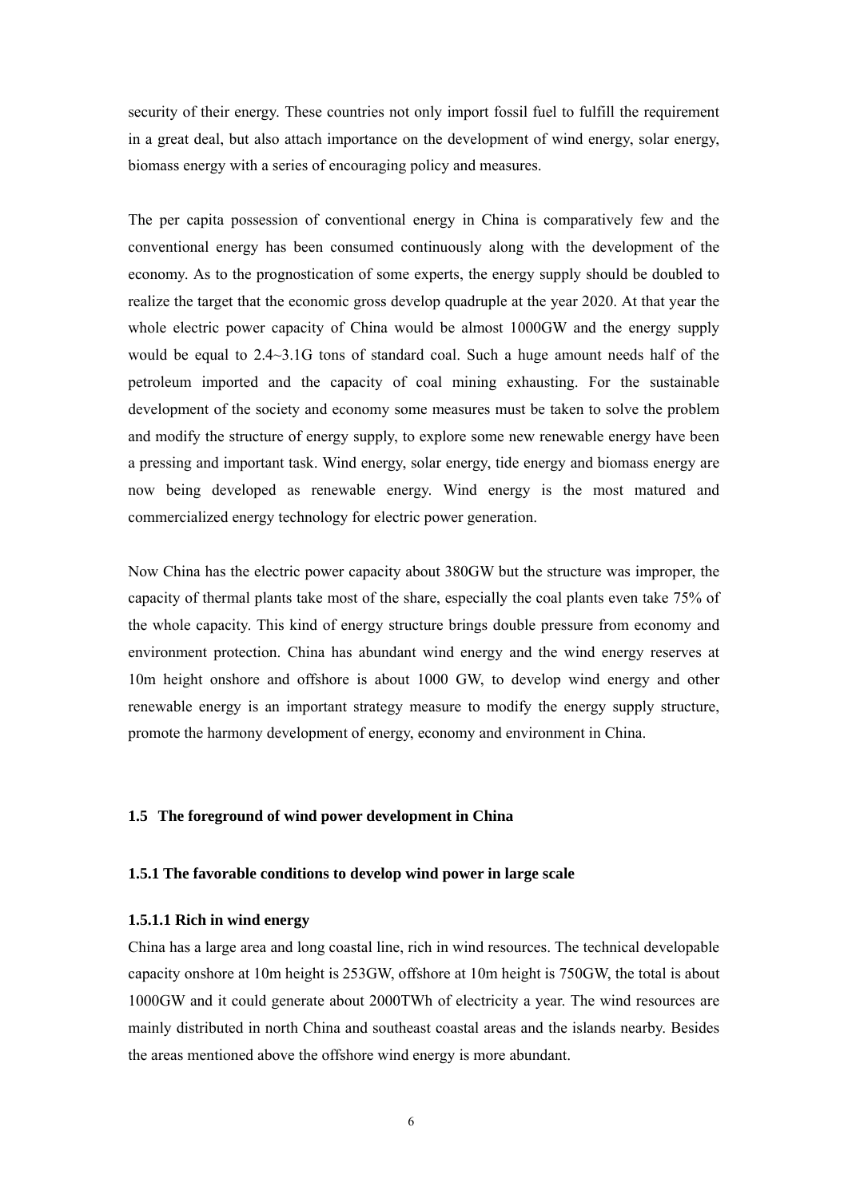security of their energy. These countries not only import fossil fuel to fulfill the requirement in a great deal, but also attach importance on the development of wind energy, solar energy, biomass energy with a series of encouraging policy and measures.

The per capita possession of conventional energy in China is comparatively few and the conventional energy has been consumed continuously along with the development of the economy. As to the prognostication of some experts, the energy supply should be doubled to realize the target that the economic gross develop quadruple at the year 2020. At that year the whole electric power capacity of China would be almost 1000GW and the energy supply would be equal to 2.4~3.1G tons of standard coal. Such a huge amount needs half of the petroleum imported and the capacity of coal mining exhausting. For the sustainable development of the society and economy some measures must be taken to solve the problem and modify the structure of energy supply, to explore some new renewable energy have been a pressing and important task. Wind energy, solar energy, tide energy and biomass energy are now being developed as renewable energy. Wind energy is the most matured and commercialized energy technology for electric power generation.

Now China has the electric power capacity about 380GW but the structure was improper, the capacity of thermal plants take most of the share, especially the coal plants even take 75% of the whole capacity. This kind of energy structure brings double pressure from economy and environment protection. China has abundant wind energy and the wind energy reserves at 10m height onshore and offshore is about 1000 GW, to develop wind energy and other renewable energy is an important strategy measure to modify the energy supply structure, promote the harmony development of energy, economy and environment in China.

## 1.5 The foreground of wind power development in China

### 1.5.1 The favorable conditions to develop wind power in large scale

#### 1.5.1.1 Rich in wind energy

China has a large area and long coastal line, rich in wind resources. The technical developable capacity onshore at 10m height is 253GW, offshore at 10m height is 750GW, the total is about 1000GW and it could generate about 2000TWh of electricity a year. The wind resources are mainly distributed in north China and southeast coastal areas and the islands nearby. Besides the areas mentioned above the offshore wind energy is more abundant.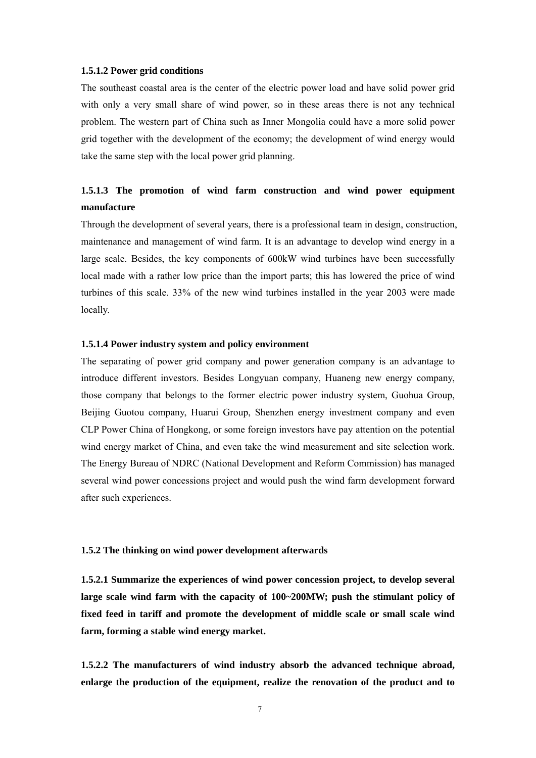#### 1.5.1.2 Power grid conditions

The southeast coastal area is the center of the electric power load and have solid power grid with only a very small share of wind power, so in these areas there is not any technical problem. The western part of China such as Inner Mongolia could have a more solid power grid together with the development of the economy; the development of wind energy would take the same step with the local power grid planning.

#### 1.5.1.3 The promotion of wind farm construction and wind power equipment manufacture

Through the development of several years, there is a professional team in design, construction, maintenance and management of wind farm. It is an advantage to develop wind energy in a large scale. Besides, the key components of 600kW wind turbines have been successfully local made with a rather low price than the import parts; this has lowered the price of wind turbines of this scale. 33% of the new wind turbines installed in the year 2003 were made locally.

#### 1.5.1.4 Power industry system and policy environment

The separating of power grid company and power generation company is an advantage to introduce different investors. Besides Longyuan company, Huaneng new energy company, those company that belongs to the former electric power industry system, Guohua Group, Beijing Guotou company, Huarui Group, Shenzhen energy investment company and even CLP Power China of Hongkong, or some foreign investors have pay attention on the potential wind energy market of China, and even take the wind measurement and site selection work. The Energy Bureau of NDRC (National Development and Reform Commission) has managed several wind power concessions project and would push the wind farm development forward after such experiences.

### 1.5.2 The thinking on wind power development afterwards

**1.5.2.1 Summarize the experiences of wind power concession project, to develop several large scale wind farm with the capacity of 100~200MW; push the stimulant policy of fixed feed in tariff and promote the development of middle scale or small scale wind farm, forming a stable wind energy market.**

**1.5.2.2 The manufacturers of wind industry absorb the advanced technique abroad, enlarge the production of the equipment, realize the renovation of the product and to**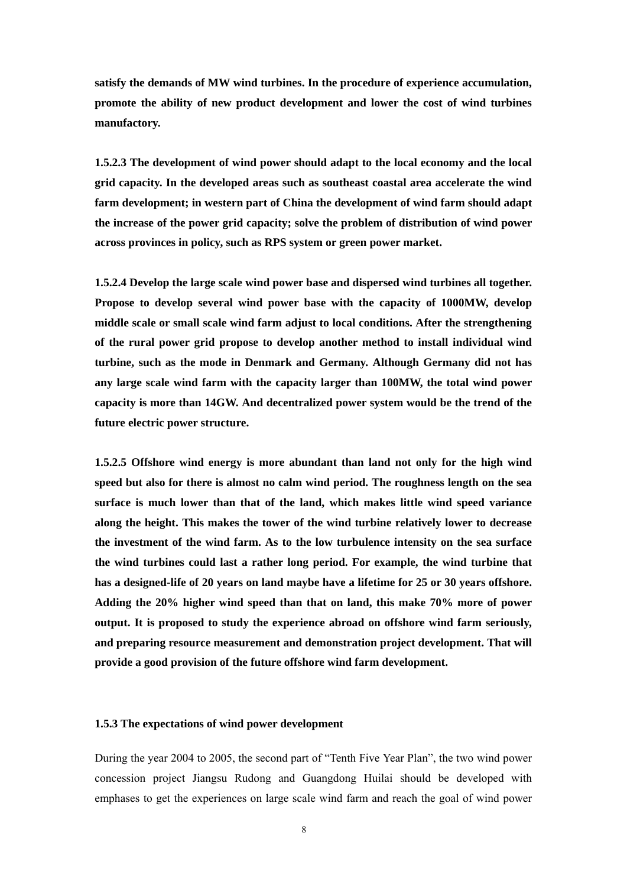**satisfy the demands of MW wind turbines. In the procedure of experience accumulation, promote the ability of new product development and lower the cost of wind turbines manufactory.**

**1.5.2.3 The development of wind power should adapt to the local economy and the local grid capacity. In the developed areas such as southeast coastal area accelerate the wind farm development; in western part of China the development of wind farm should adapt the increase of the power grid capacity; solve the problem of distribution of wind power across provinces in policy, such as RPS system or green power market.**

**1.5.2.4 Develop the large scale wind power base and dispersed wind turbines all together. Propose to develop several wind power base with the capacity of 1000MW, develop middle scale or small scale wind farm adjust to local conditions. After the strengthening of the rural power grid propose to develop another method to install individual wind turbine, such as the mode in Denmark and Germany. Although Germany did not has any large scale wind farm with the capacity larger than 100MW, the total wind power capacity is more than 14GW. And decentralized power system would be the trend of the future electric power structure.**

**1.5.2.5 Offshore wind energy is more abundant than land not only for the high wind speed but also for there is almost no calm wind period. The roughness length on the sea surface is much lower than that of the land, which makes little wind speed variance along the height. This makes the tower of the wind turbine relatively lower to decrease the investment of the wind farm. As to the low turbulence intensity on the sea surface the wind turbines could last a rather long period. For example, the wind turbine that has a designed-life of 20 years on land maybe have a lifetime for 25 or 30 years offshore. Adding the 20% higher wind speed than that on land, this make 70% more of power output. It is proposed to study the experience abroad on offshore wind farm seriously, and preparing resource measurement and demonstration project development. That will provide a good provision of the future offshore wind farm development.**

### 1.5.3 The expectations of wind power development

During the year 2004 to 2005, the second part of "Tenth Five Year Plan", the two wind power concession project Jiangsu Rudong and Guangdong Huilai should be developed with emphases to get the experiences on large scale wind farm and reach the goal of wind power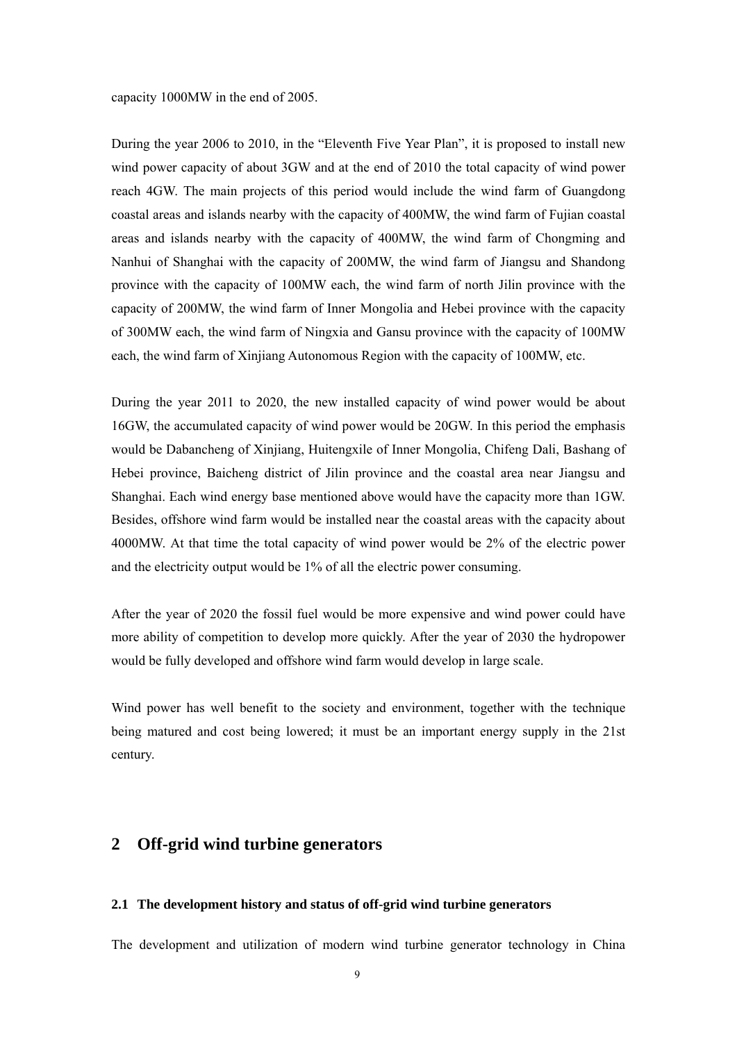capacity 1000MW in the end of 2005.

During the year 2006 to 2010, in the "Eleventh Five Year Plan", it is proposed to install new wind power capacity of about 3GW and at the end of 2010 the total capacity of wind power reach 4GW. The main projects of this period would include the wind farm of Guangdong coastal areas and islands nearby with the capacity of 400MW, the wind farm of Fujian coastal areas and islands nearby with the capacity of 400MW, the wind farm of Chongming and Nanhui of Shanghai with the capacity of 200MW, the wind farm of Jiangsu and Shandong province with the capacity of 100MW each, the wind farm of north Jilin province with the capacity of 200MW, the wind farm of Inner Mongolia and Hebei province with the capacity of 300MW each, the wind farm of Ningxia and Gansu province with the capacity of 100MW each, the wind farm of Xinjiang Autonomous Region with the capacity of 100MW, etc.

During the year 2011 to 2020, the new installed capacity of wind power would be about 16GW, the accumulated capacity of wind power would be 20GW. In this period the emphasis would be Dabancheng of Xinjiang, Huitengxile of Inner Mongolia, Chifeng Dali, Bashang of Hebei province, Baicheng district of Jilin province and the coastal area near Jiangsu and Shanghai. Each wind energy base mentioned above would have the capacity more than 1GW. Besides, offshore wind farm would be installed near the coastal areas with the capacity about 4000MW. At that time the total capacity of wind power would be 2% of the electric power and the electricity output would be 1% of all the electric power consuming.

After the year of 2020 the fossil fuel would be more expensive and wind power could have more ability of competition to develop more quickly. After the year of 2030 the hydropower would be fully developed and offshore wind farm would develop in large scale.

Wind power has well benefit to the society and environment, together with the technique being matured and cost being lowered; it must be an important energy supply in the 21st century.

## 2 Off-grid wind turbine generators

### 2.1 The development history and status of off-grid wind turbine generators

The development and utilization of modern wind turbine generator technology in China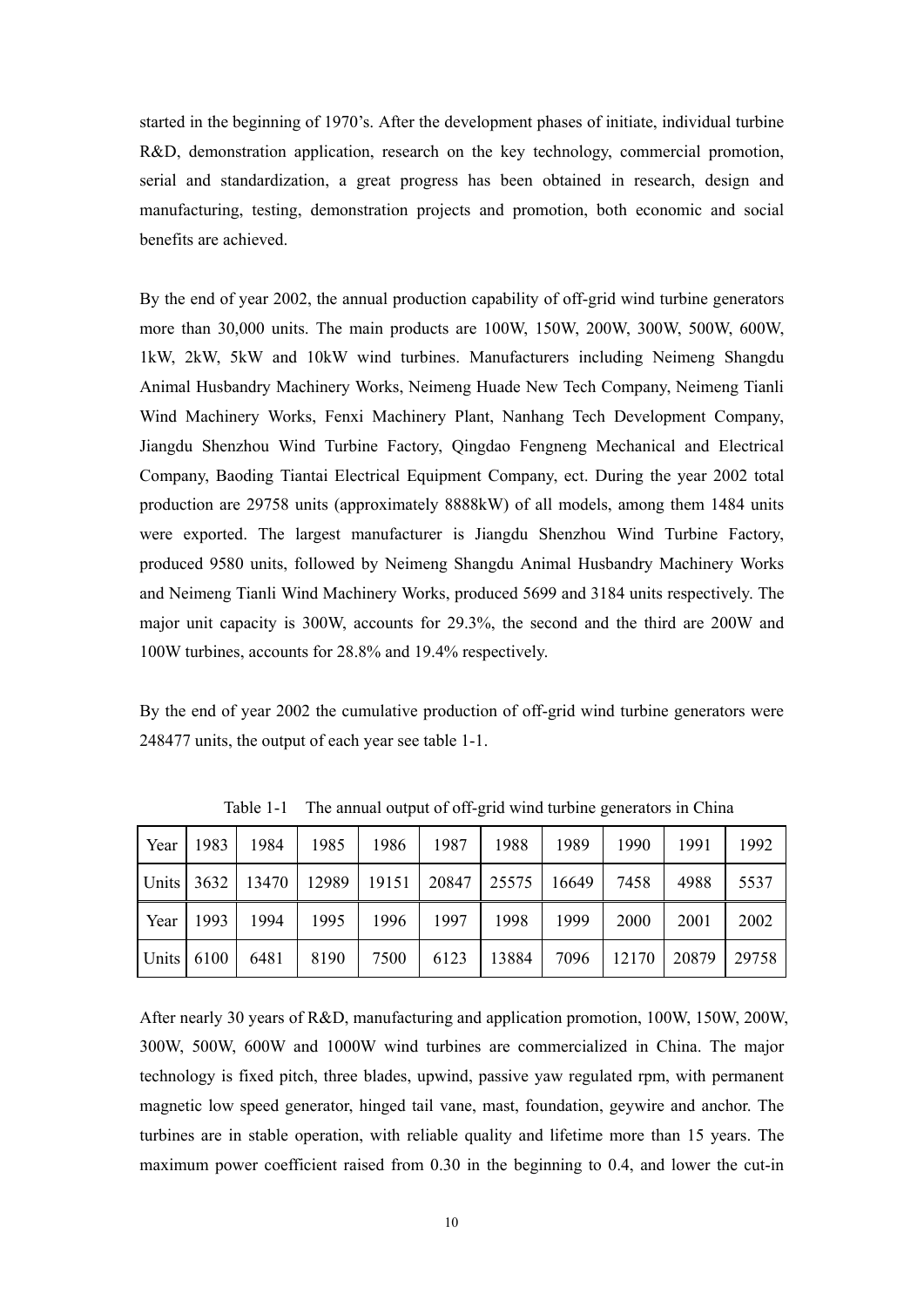started in the beginning of 1970's. After the development phases of initiate, individual turbine R&D, demonstration application, research on the key technology, commercial promotion, serial and standardization, a great progress has been obtained in research, design and manufacturing, testing, demonstration projects and promotion, both economic and social benefits are achieved.

By the end of year 2002, the annual production capability of off-grid wind turbine generators more than 30,000 units. The main products are 100W, 150W, 200W, 300W, 500W, 600W, 1kW, 2kW, 5kW and 10kW wind turbines. Manufacturers including Neimeng Shangdu Animal Husbandry Machinery Works, Neimeng Huade New Tech Company, Neimeng Tianli Wind Machinery Works, Fenxi Machinery Plant, Nanhang Tech Development Company, Jiangdu Shenzhou Wind Turbine Factory, Qingdao Fengneng Mechanical and Electrical Company, Baoding Tiantai Electrical Equipment Company, ect. During the year 2002 total production are 29758 units (approximately 8888kW) of all models, among them 1484 units were exported. The largest manufacturer is Jiangdu Shenzhou Wind Turbine Factory, produced 9580 units, followed by Neimeng Shangdu Animal Husbandry Machinery Works and Neimeng Tianli Wind Machinery Works, produced 5699 and 3184 units respectively. The major unit capacity is 300W, accounts for 29.3%, the second and the third are 200W and 100W turbines, accounts for 28.8% and 19.4% respectively.

By the end of year 2002 the cumulative production of off-grid wind turbine generators were 248477 units, the output of each year see table 1-1.

Table 1-1 The annual output of off-grid wind turbine generators in China

| Year | 1983 | 1984 | 1985 | 1986 | 1987 | 1988 | 1989 | 1990 | 1991 | 1992 |
|---|---|---|---|---|---|---|---|---|---|---|
| Units | 3632 | 13470 | 12989 | 19151 | 20847 | 25575 | 16649 | 7458 | 4988 | 5537 |
| Year | 1993 | 1994 | 1995 | 1996 | 1997 | 1998 | 1999 | 2000 | 2001 | 2002 |
| Units | 6100 | 6481 | 8190 | 7500 | 6123 | 13884 | 7096 | 12170 | 20879 | 29758 |

After nearly 30 years of R&D, manufacturing and application promotion, 100W, 150W, 200W, 300W, 500W, 600W and 1000W wind turbines are commercialized in China. The major technology is fixed pitch, three blades, upwind, passive yaw regulated rpm, with permanent magnetic low speed generator, hinged tail vane, mast, foundation, geywire and anchor. The turbines are in stable operation, with reliable quality and lifetime more than 15 years. The maximum power coefficient raised from 0.30 in the beginning to 0.4, and lower the cut-in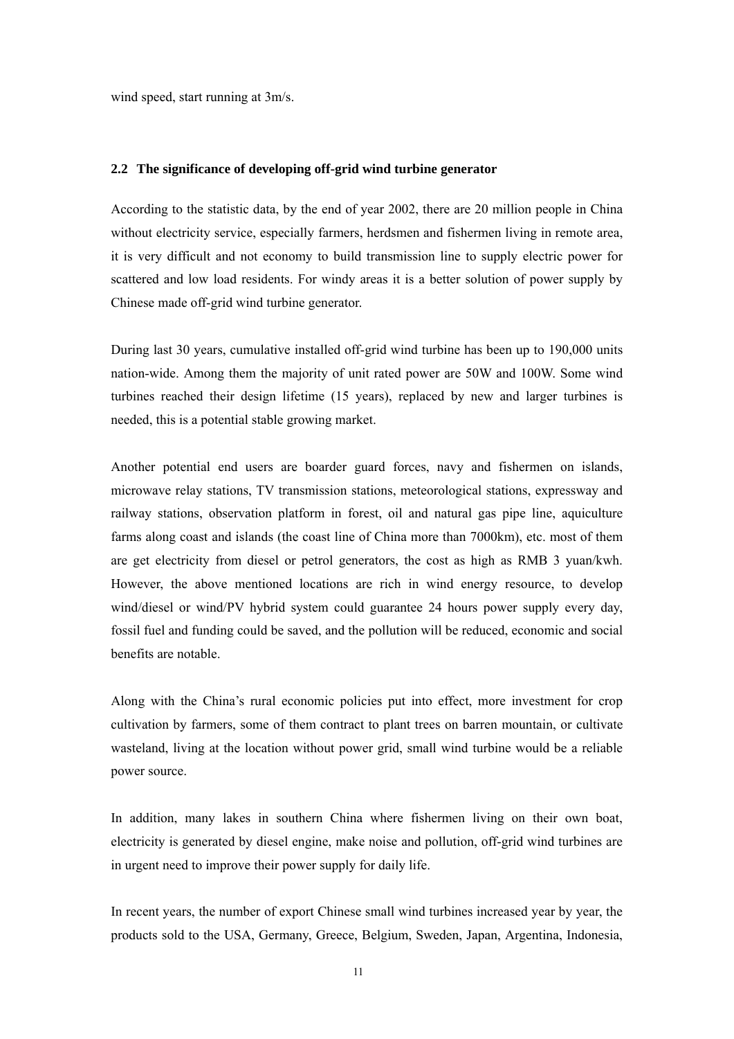wind speed, start running at 3m/s.

### 2.2 The significance of developing off-grid wind turbine generator

According to the statistic data, by the end of year 2002, there are 20 million people in China without electricity service, especially farmers, herdsmen and fishermen living in remote area, it is very difficult and not economy to build transmission line to supply electric power for scattered and low load residents. For windy areas it is a better solution of power supply by Chinese made off-grid wind turbine generator.

During last 30 years, cumulative installed off-grid wind turbine has been up to 190,000 units nation-wide. Among them the majority of unit rated power are 50W and 100W. Some wind turbines reached their design lifetime (15 years), replaced by new and larger turbines is needed, this is a potential stable growing market.

Another potential end users are boarder guard forces, navy and fishermen on islands, microwave relay stations, TV transmission stations, meteorological stations, expressway and railway stations, observation platform in forest, oil and natural gas pipe line, aquiculture farms along coast and islands (the coast line of China more than 7000km), etc. most of them are get electricity from diesel or petrol generators, the cost as high as RMB 3 yuan/kwh. However, the above mentioned locations are rich in wind energy resource, to develop wind/diesel or wind/PV hybrid system could guarantee 24 hours power supply every day, fossil fuel and funding could be saved, and the pollution will be reduced, economic and social benefits are notable.

Along with the China's rural economic policies put into effect, more investment for crop cultivation by farmers, some of them contract to plant trees on barren mountain, or cultivate wasteland, living at the location without power grid, small wind turbine would be a reliable power source.

In addition, many lakes in southern China where fishermen living on their own boat, electricity is generated by diesel engine, make noise and pollution, off-grid wind turbines are in urgent need to improve their power supply for daily life.

In recent years, the number of export Chinese small wind turbines increased year by year, the products sold to the USA, Germany, Greece, Belgium, Sweden, Japan, Argentina, Indonesia,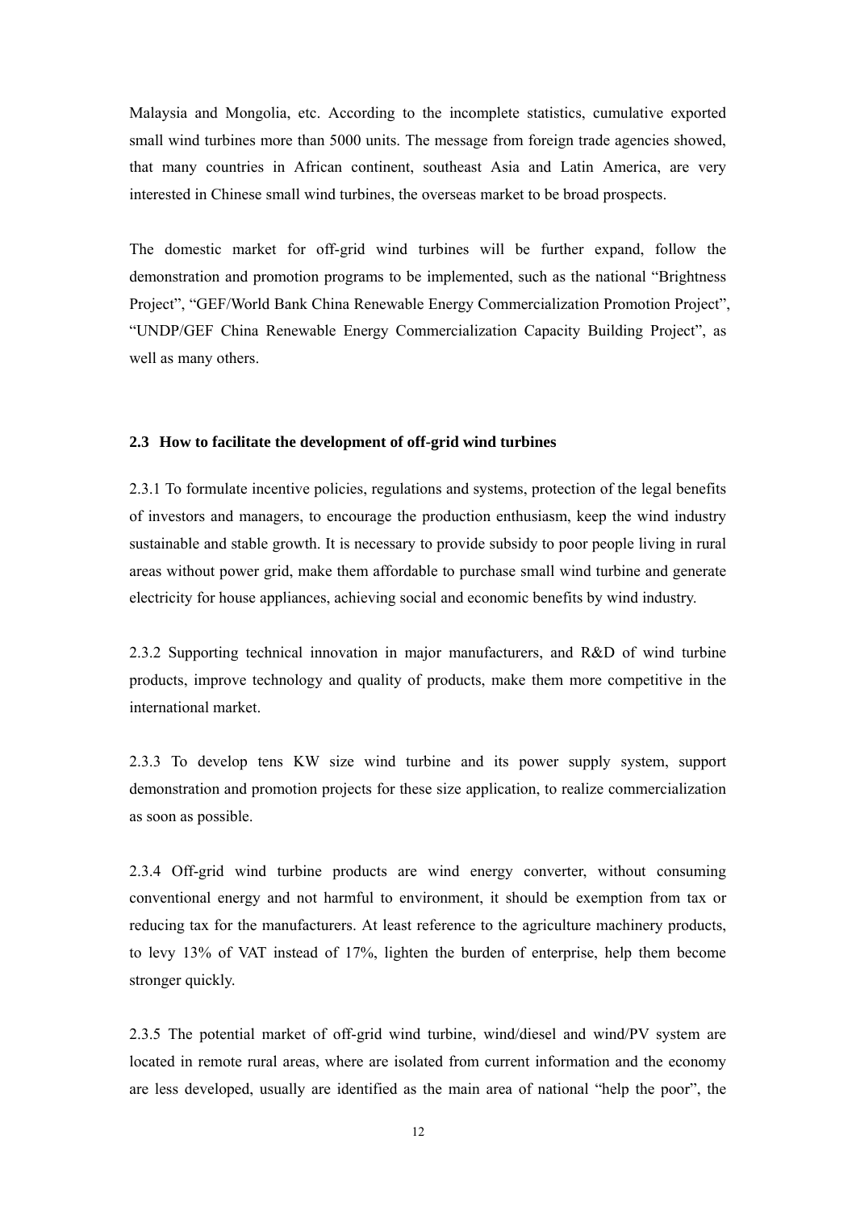Malaysia and Mongolia, etc. According to the incomplete statistics, cumulative exported small wind turbines more than 5000 units. The message from foreign trade agencies showed, that many countries in African continent, southeast Asia and Latin America, are very interested in Chinese small wind turbines, the overseas market to be broad prospects.

The domestic market for off-grid wind turbines will be further expand, follow the demonstration and promotion programs to be implemented, such as the national "Brightness Project", "GEF/World Bank China Renewable Energy Commercialization Promotion Project", "UNDP/GEF China Renewable Energy Commercialization Capacity Building Project", as well as many others.

### 2.3 How to facilitate the development of off-grid wind turbines

2.3.1 To formulate incentive policies, regulations and systems, protection of the legal benefits of investors and managers, to encourage the production enthusiasm, keep the wind industry sustainable and stable growth. It is necessary to provide subsidy to poor people living in rural areas without power grid, make them affordable to purchase small wind turbine and generate electricity for house appliances, achieving social and economic benefits by wind industry.

2.3.2 Supporting technical innovation in major manufacturers, and R&D of wind turbine products, improve technology and quality of products, make them more competitive in the international market.

2.3.3 To develop tens KW size wind turbine and its power supply system, support demonstration and promotion projects for these size application, to realize commercialization as soon as possible.

2.3.4 Off-grid wind turbine products are wind energy converter, without consuming conventional energy and not harmful to environment, it should be exemption from tax or reducing tax for the manufacturers. At least reference to the agriculture machinery products, to levy 13% of VAT instead of 17%, lighten the burden of enterprise, help them become stronger quickly.

2.3.5 The potential market of off-grid wind turbine, wind/diesel and wind/PV system are located in remote rural areas, where are isolated from current information and the economy are less developed, usually are identified as the main area of national "help the poor", the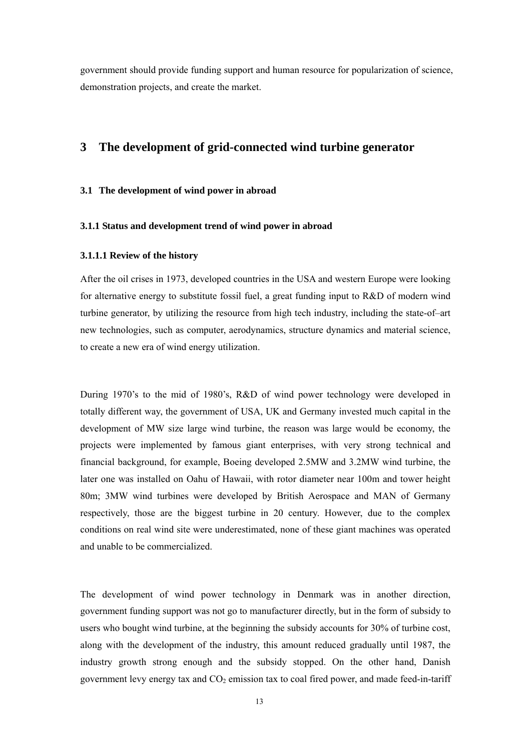government should provide funding support and human resource for popularization of science, demonstration projects, and create the market.

# 3 The development of grid-connected wind turbine generator

## 3.1 The development of wind power in abroad

### 3.1.1 Status and development trend of wind power in abroad

#### 3.1.1.1 Review of the history

After the oil crises in 1973, developed countries in the USA and western Europe were looking for alternative energy to substitute fossil fuel, a great funding input to R&D of modern wind turbine generator, by utilizing the resource from high tech industry, including the state-of–art new technologies, such as computer, aerodynamics, structure dynamics and material science, to create a new era of wind energy utilization.

During 1970's to the mid of 1980's, R&D of wind power technology were developed in totally different way, the government of USA, UK and Germany invested much capital in the development of MW size large wind turbine, the reason was large would be economy, the projects were implemented by famous giant enterprises, with very strong technical and financial background, for example, Boeing developed 2.5MW and 3.2MW wind turbine, the later one was installed on Oahu of Hawaii, with rotor diameter near 100m and tower height 80m; 3MW wind turbines were developed by British Aerospace and MAN of Germany respectively, those are the biggest turbine in 20 century. However, due to the complex conditions on real wind site were underestimated, none of these giant machines was operated and unable to be commercialized.

The development of wind power technology in Denmark was in another direction, government funding support was not go to manufacturer directly, but in the form of subsidy to users who bought wind turbine, at the beginning the subsidy accounts for 30% of turbine cost, along with the development of the industry, this amount reduced gradually until 1987, the industry growth strong enough and the subsidy stopped. On the other hand, Danish government levy energy tax and $CO_2$ emission tax to coal fired power, and made feed-in-tariff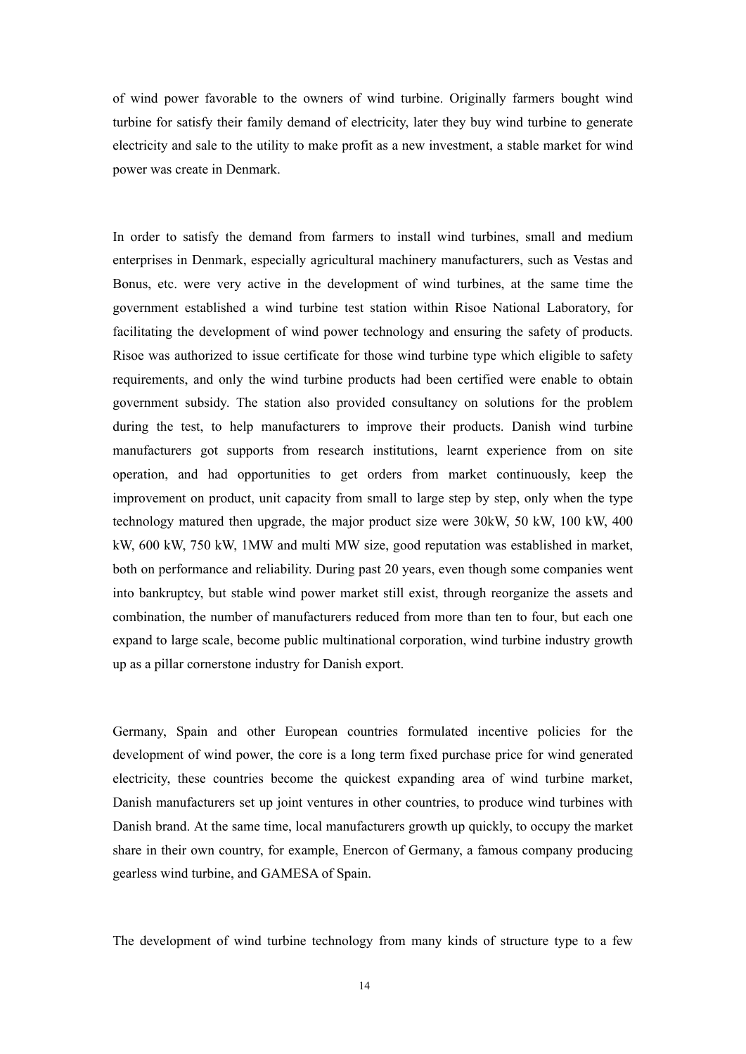of wind power favorable to the owners of wind turbine. Originally farmers bought wind turbine for satisfy their family demand of electricity, later they buy wind turbine to generate electricity and sale to the utility to make profit as a new investment, a stable market for wind power was create in Denmark.

In order to satisfy the demand from farmers to install wind turbines, small and medium enterprises in Denmark, especially agricultural machinery manufacturers, such as Vestas and Bonus, etc. were very active in the development of wind turbines, at the same time the government established a wind turbine test station within Risoe National Laboratory, for facilitating the development of wind power technology and ensuring the safety of products. Risoe was authorized to issue certificate for those wind turbine type which eligible to safety requirements, and only the wind turbine products had been certified were enable to obtain government subsidy. The station also provided consultancy on solutions for the problem during the test, to help manufacturers to improve their products. Danish wind turbine manufacturers got supports from research institutions, learnt experience from on site operation, and had opportunities to get orders from market continuously, keep the improvement on product, unit capacity from small to large step by step, only when the type technology matured then upgrade, the major product size were 30kW, 50 kW, 100 kW, 400 kW, 600 kW, 750 kW, 1MW and multi MW size, good reputation was established in market, both on performance and reliability. During past 20 years, even though some companies went into bankruptcy, but stable wind power market still exist, through reorganize the assets and combination, the number of manufacturers reduced from more than ten to four, but each one expand to large scale, become public multinational corporation, wind turbine industry growth up as a pillar cornerstone industry for Danish export.

Germany, Spain and other European countries formulated incentive policies for the development of wind power, the core is a long term fixed purchase price for wind generated electricity, these countries become the quickest expanding area of wind turbine market, Danish manufacturers set up joint ventures in other countries, to produce wind turbines with Danish brand. At the same time, local manufacturers growth up quickly, to occupy the market share in their own country, for example, Enercon of Germany, a famous company producing gearless wind turbine, and GAMESA of Spain.

The development of wind turbine technology from many kinds of structure type to a few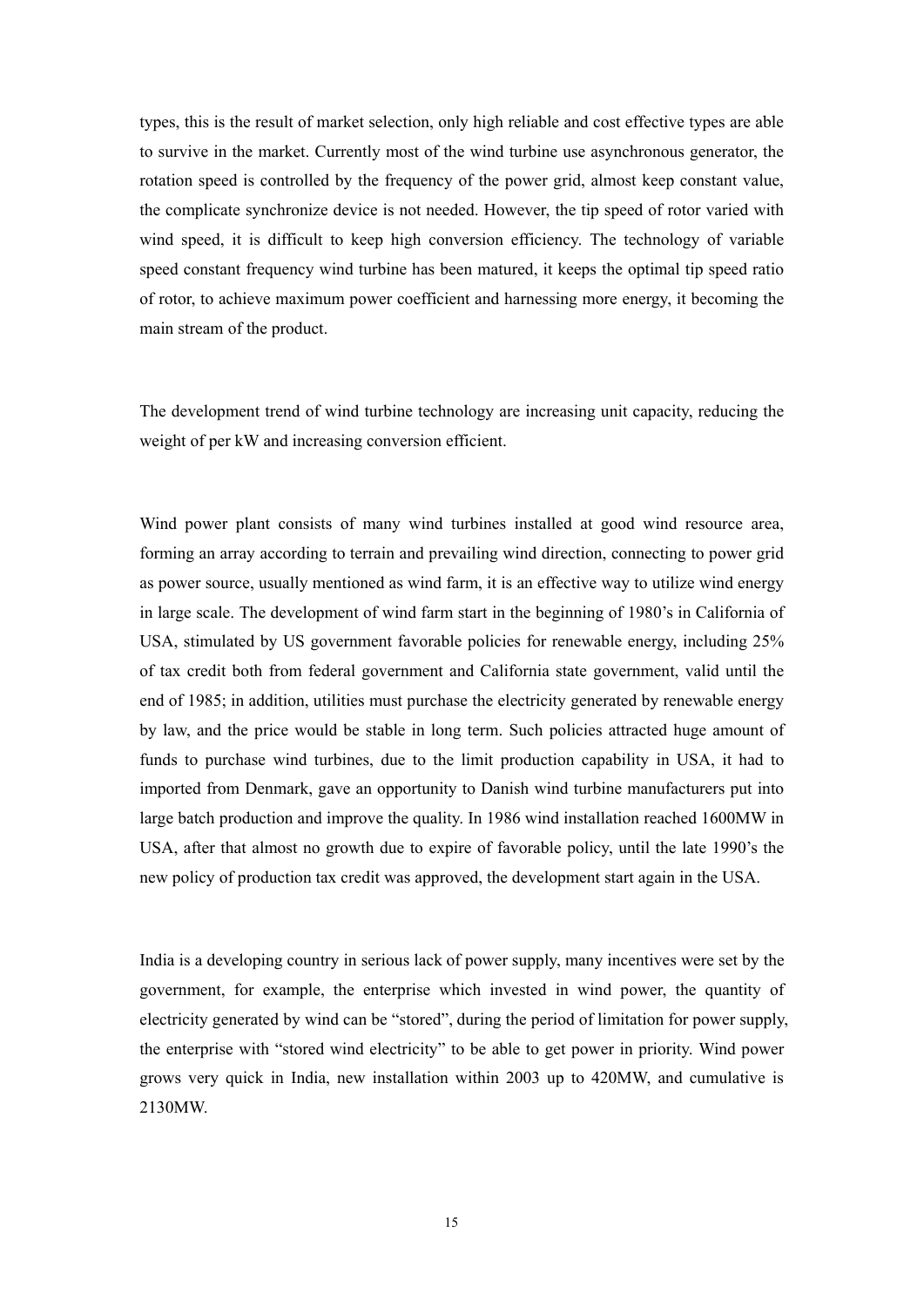types, this is the result of market selection, only high reliable and cost effective types are able to survive in the market. Currently most of the wind turbine use asynchronous generator, the rotation speed is controlled by the frequency of the power grid, almost keep constant value, the complicate synchronize device is not needed. However, the tip speed of rotor varied with wind speed, it is difficult to keep high conversion efficiency. The technology of variable speed constant frequency wind turbine has been matured, it keeps the optimal tip speed ratio of rotor, to achieve maximum power coefficient and harnessing more energy, it becoming the main stream of the product.

The development trend of wind turbine technology are increasing unit capacity, reducing the weight of per kW and increasing conversion efficient.

Wind power plant consists of many wind turbines installed at good wind resource area, forming an array according to terrain and prevailing wind direction, connecting to power grid as power source, usually mentioned as wind farm, it is an effective way to utilize wind energy in large scale. The development of wind farm start in the beginning of 1980's in California of USA, stimulated by US government favorable policies for renewable energy, including 25% of tax credit both from federal government and California state government, valid until the end of 1985; in addition, utilities must purchase the electricity generated by renewable energy by law, and the price would be stable in long term. Such policies attracted huge amount of funds to purchase wind turbines, due to the limit production capability in USA, it had to imported from Denmark, gave an opportunity to Danish wind turbine manufacturers put into large batch production and improve the quality. In 1986 wind installation reached 1600MW in USA, after that almost no growth due to expire of favorable policy, until the late 1990's the new policy of production tax credit was approved, the development start again in the USA.

India is a developing country in serious lack of power supply, many incentives were set by the government, for example, the enterprise which invested in wind power, the quantity of electricity generated by wind can be "stored", during the period of limitation for power supply, the enterprise with "stored wind electricity" to be able to get power in priority. Wind power grows very quick in India, new installation within 2003 up to 420MW, and cumulative is 2130MW.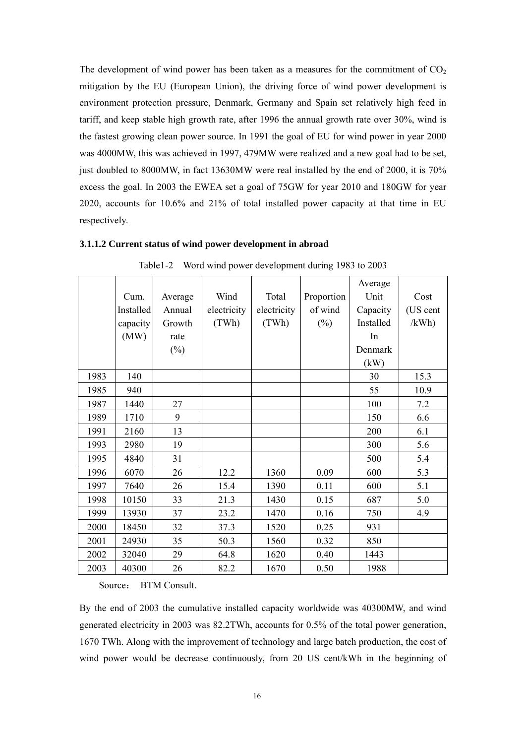The development of wind power has been taken as a measures for the commitment of $CO_2$ mitigation by the EU (European Union), the driving force of wind power development is environment protection pressure, Denmark, Germany and Spain set relatively high feed in tariff, and keep stable high growth rate, after 1996 the annual growth rate over 30%, wind is the fastest growing clean power source. In 1991 the goal of EU for wind power in year 2000 was 4000MW, this was achieved in 1997, 479MW were realized and a new goal had to be set, just doubled to 8000MW, in fact 13630MW were real installed by the end of 2000, it is 70% excess the goal. In 2003 the EWEA set a goal of 75GW for year 2010 and 180GW for year 2020, accounts for 10.6% and 21% of total installed power capacity at that time in EU respectively.

#### 3.1.1.2 Current status of wind power development in abroad

Table1-2 Word wind power development during 1983 to 2003

| | Cum. Installed capacity (MW) | Average Annual Growth rate (%) | Wind electricity (TWh) | Total electricity (TWh) | Proportion of wind (%) | Average Unit Capacity Installed In Denmark (kW) | Cost (US cent /kWh) |
|---|---|---|---|---|---|---|---|
| 1983 | 140 | | | | | 30 | 15.3 |
| 1985 | 940 | | | | | 55 | 10.9 |
| 1987 | 1440 | 27 | | | | 100 | 7.2 |
| 1989 | 1710 | 9 | | | | 150 | 6.6 |
| 1991 | 2160 | 13 | | | | 200 | 6.1 |
| 1993 | 2980 | 19 | | | | 300 | 5.6 |
| 1995 | 4840 | 31 | | | | 500 | 5.4 |
| 1996 | 6070 | 26 | 12.2 | 1360 | 0.09 | 600 | 5.3 |
| 1997 | 7640 | 26 | 15.4 | 1390 | 0.11 | 600 | 5.1 |
| 1998 | 10150 | 33 | 21.3 | 1430 | 0.15 | 687 | 5.0 |
| 1999 | 13930 | 37 | 23.2 | 1470 | 0.16 | 750 | 4.9 |
| 2000 | 18450 | 32 | 37.3 | 1520 | 0.25 | 931 | |
| 2001 | 24930 | 35 | 50.3 | 1560 | 0.32 | 850 | |
| 2002 | 32040 | 29 | 64.8 | 1620 | 0.40 | 1443 | |
| 2003 | 40300 | 26 | 82.2 | 1670 | 0.50 | 1988 | |

Source： BTM Consult.

By the end of 2003 the cumulative installed capacity worldwide was 40300MW, and wind generated electricity in 2003 was 82.2TWh, accounts for 0.5% of the total power generation, 1670 TWh. Along with the improvement of technology and large batch production, the cost of wind power would be decrease continuously, from 20 US cent/kWh in the beginning of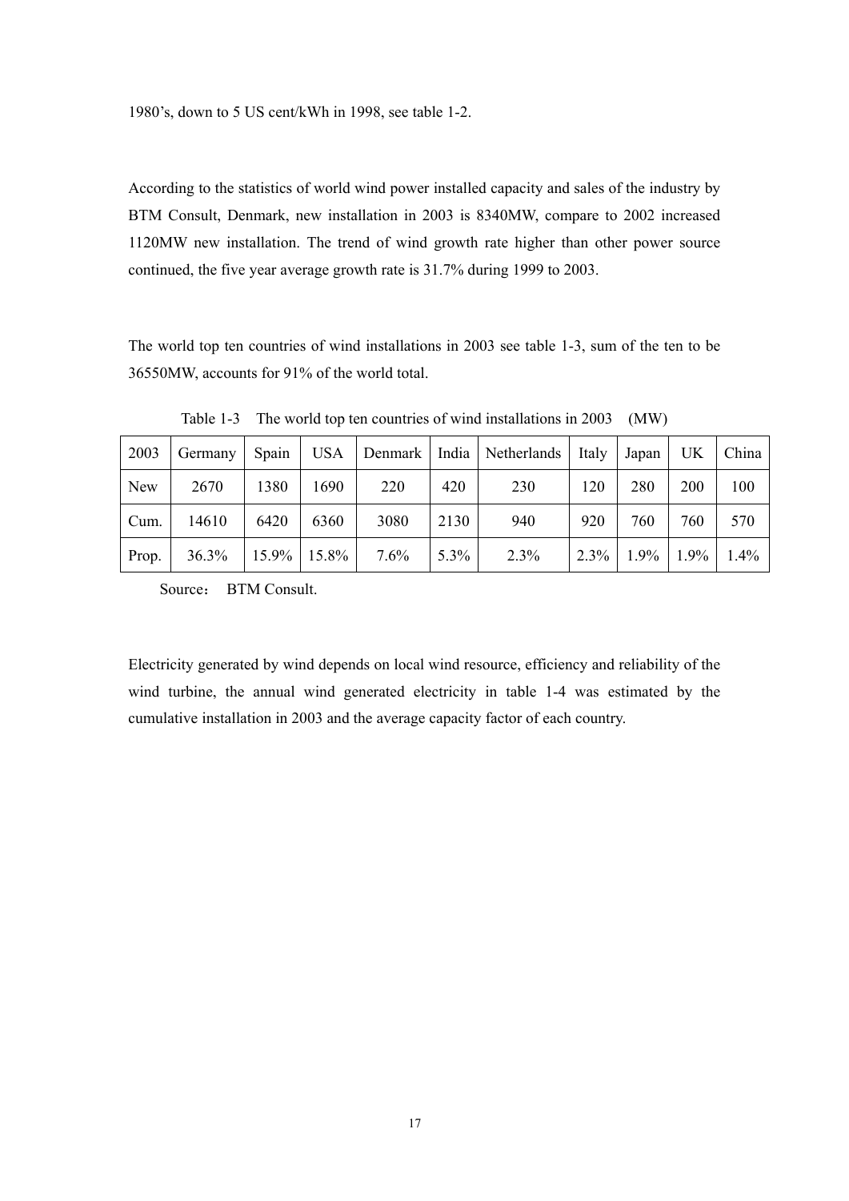1980's, down to 5 US cent/kWh in 1998, see table 1-2.

According to the statistics of world wind power installed capacity and sales of the industry by BTM Consult, Denmark, new installation in 2003 is 8340MW, compare to 2002 increased 1120MW new installation. The trend of wind growth rate higher than other power source continued, the five year average growth rate is 31.7% during 1999 to 2003.

The world top ten countries of wind installations in 2003 see table 1-3, sum of the ten to be 36550MW, accounts for 91% of the world total.

Table 1-3 The world top ten countries of wind installations in 2003 (MW)

| 2003 | Germany | Spain | USA | Denmark | India | Netherlands | Italy | Japan | UK | China |
|---|---|---|---|---|---|---|---|---|---|---|
| New | 2670 | 1380 | 1690 | 220 | 420 | 230 | 120 | 280 | 200 | 100 |
| Cum. | 14610 | 6420 | 6360 | 3080 | 2130 | 940 | 920 | 760 | 760 | 570 |
| Prop. | 36.3% | 15.9% | 15.8% | 7.6% | 5.3% | 2.3% | 2.3% | 1.9% | 1.9% | 1.4% |

Source： BTM Consult.

Electricity generated by wind depends on local wind resource, efficiency and reliability of the wind turbine, the annual wind generated electricity in table 1-4 was estimated by the cumulative installation in 2003 and the average capacity factor of each country.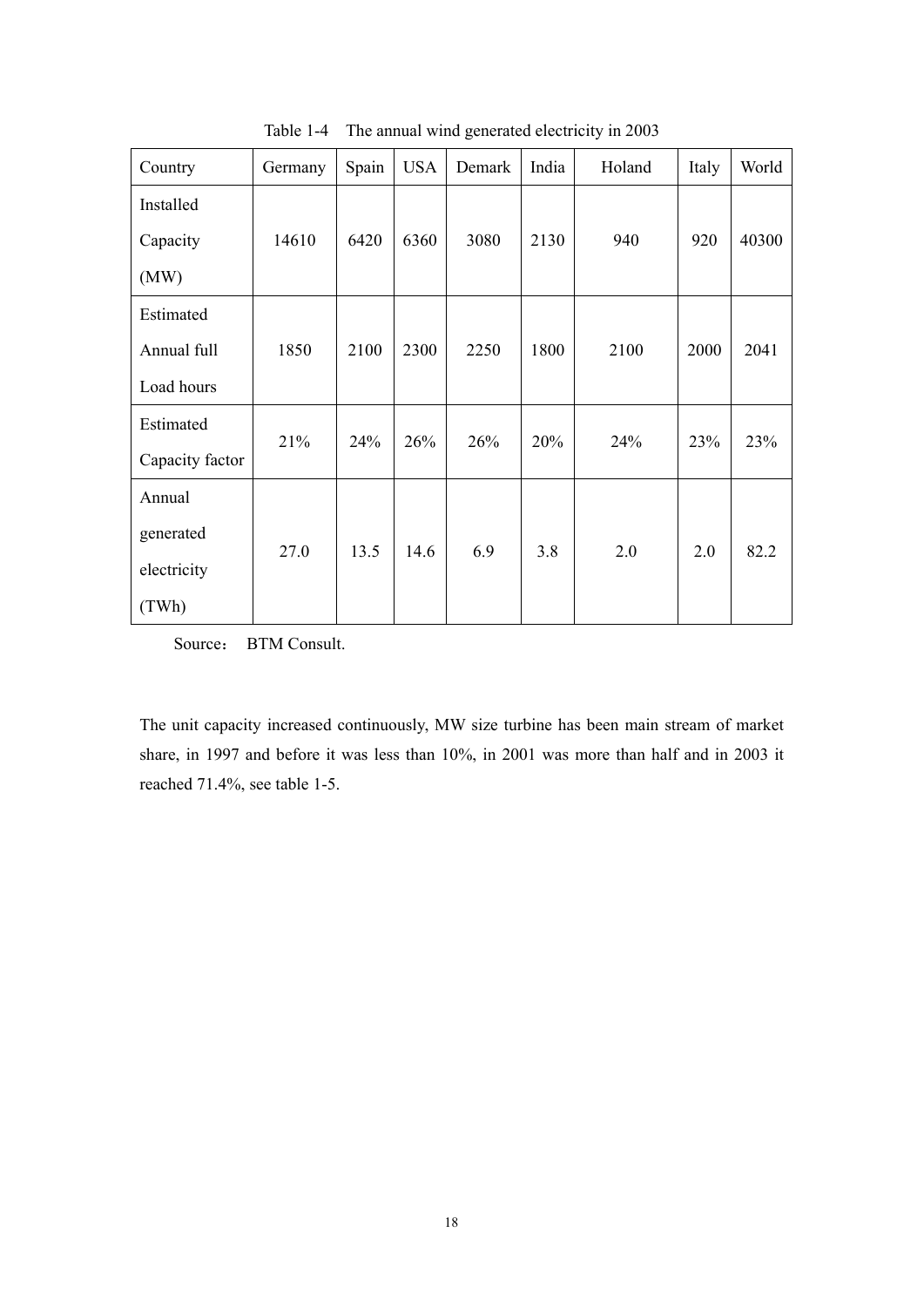Table 1-4 The annual wind generated electricity in 2003

| Country | Germany | Spain | USA | Demark | India | Holand | Italy | World |
|---|---|---|---|---|---|---|---|---|
| Installed Capacity (MW) | 14610 | 6420 | 6360 | 3080 | 2130 | 940 | 920 | 40300 |
| Estimated Annual full Load hours | 1850 | 2100 | 2300 | 2250 | 1800 | 2100 | 2000 | 2041 |
| Estimated Capacity factor | 21% | 24% | 26% | 26% | 20% | 24% | 23% | 23% |
| Annual generated electricity (TWh) | 27.0 | 13.5 | 14.6 | 6.9 | 3.8 | 2.0 | 2.0 | 82.2 |

Source： BTM Consult.

The unit capacity increased continuously, MW size turbine has been main stream of market share, in 1997 and before it was less than 10%, in 2001 was more than half and in 2003 it reached 71.4%, see table 1-5.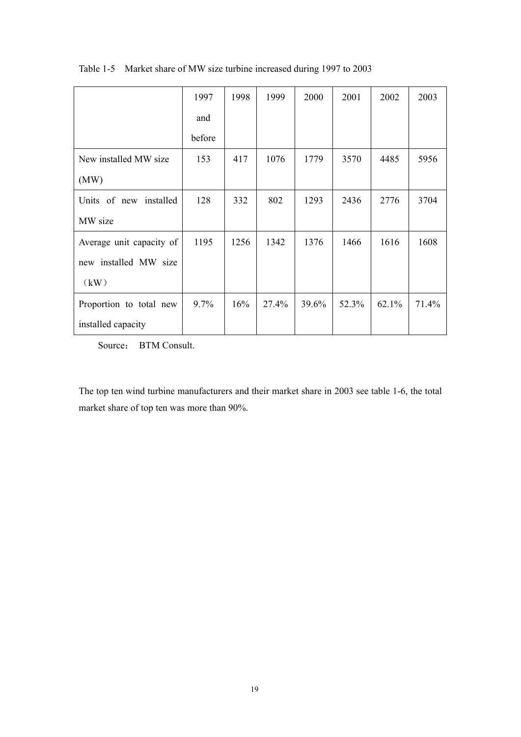Table 1-5 Market share of MW size turbine increased during 1997 to 2003

| | 1997 and before | 1998 | 1999 | 2000 | 2001 | 2002 | 2003 |
|---|---|---|---|---|---|---|---|
| New installed MW size (MW) | 153 | 417 | 1076 | 1779 | 3570 | 4485 | 5956 |
| Units of new installed MW size | 128 | 332 | 802 | 1293 | 2436 | 2776 | 3704 |
| Average unit capacity of new installed MW size （kW） | 1195 | 1256 | 1342 | 1376 | 1466 | 1616 | 1608 |
| Proportion to total new installed capacity | 9.7% | 16% | 27.4% | 39.6% | 52.3% | 62.1% | 71.4% |

Source： BTM Consult.

The top ten wind turbine manufacturers and their market share in 2003 see table 1-6, the total market share of top ten was more than 90%.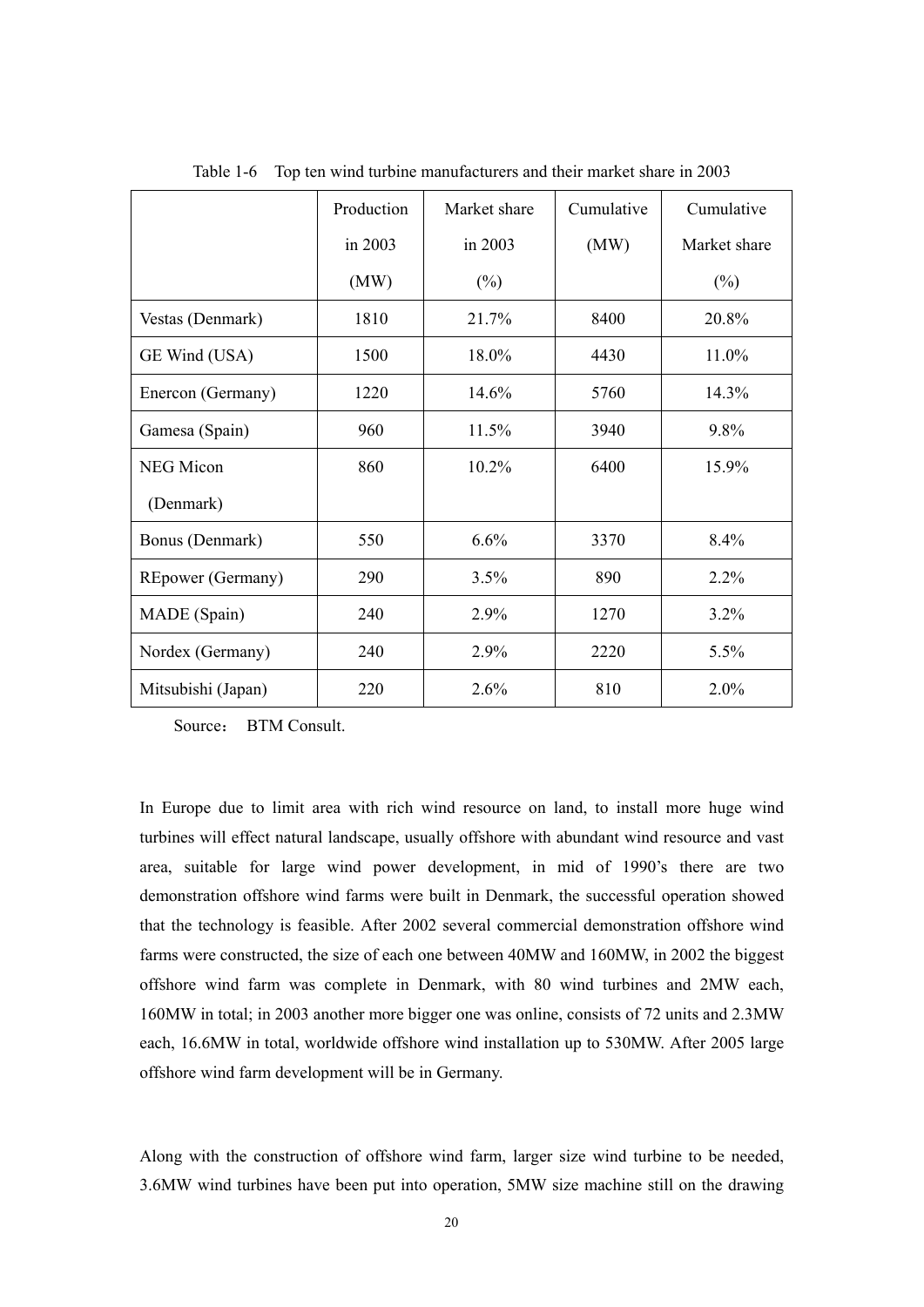Table 1-6 Top ten wind turbine manufacturers and their market share in 2003

| | Production in 2003 (MW) | Market share in 2003 (%) | Cumulative (MW) | Cumulative Market share (%) |
|---|---|---|---|---|
| Vestas (Denmark) | 1810 | 21.7% | 8400 | 20.8% |
| GE Wind (USA) | 1500 | 18.0% | 4430 | 11.0% |
| Enercon (Germany) | 1220 | 14.6% | 5760 | 14.3% |
| Gamesa (Spain) | 960 | 11.5% | 3940 | 9.8% |
| NEG Micon (Denmark) | 860 | 10.2% | 6400 | 15.9% |
| Bonus (Denmark) | 550 | 6.6% | 3370 | 8.4% |
| REpower (Germany) | 290 | 3.5% | 890 | 2.2% |
| MADE (Spain) | 240 | 2.9% | 1270 | 3.2% |
| Nordex (Germany) | 240 | 2.9% | 2220 | 5.5% |
| Mitsubishi (Japan) | 220 | 2.6% | 810 | 2.0% |

Source： BTM Consult.

In Europe due to limit area with rich wind resource on land, to install more huge wind turbines will effect natural landscape, usually offshore with abundant wind resource and vast area, suitable for large wind power development, in mid of 1990's there are two demonstration offshore wind farms were built in Denmark, the successful operation showed that the technology is feasible. After 2002 several commercial demonstration offshore wind farms were constructed, the size of each one between 40MW and 160MW, in 2002 the biggest offshore wind farm was complete in Denmark, with 80 wind turbines and 2MW each, 160MW in total; in 2003 another more bigger one was online, consists of 72 units and 2.3MW each, 16.6MW in total, worldwide offshore wind installation up to 530MW. After 2005 large offshore wind farm development will be in Germany.

Along with the construction of offshore wind farm, larger size wind turbine to be needed, 3.6MW wind turbines have been put into operation, 5MW size machine still on the drawing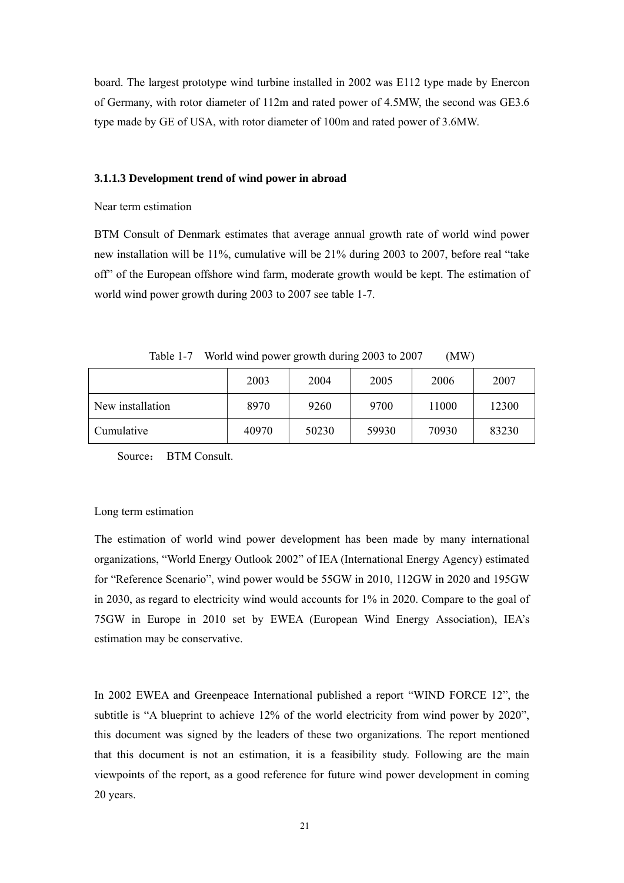board. The largest prototype wind turbine installed in 2002 was E112 type made by Enercon of Germany, with rotor diameter of 112m and rated power of 4.5MW, the second was GE3.6 type made by GE of USA, with rotor diameter of 100m and rated power of 3.6MW.

#### 3.1.1.3 Development trend of wind power in abroad

Near term estimation

BTM Consult of Denmark estimates that average annual growth rate of world wind power new installation will be 11%, cumulative will be 21% during 2003 to 2007, before real "take off" of the European offshore wind farm, moderate growth would be kept. The estimation of world wind power growth during 2003 to 2007 see table 1-7.

Table 1-7 World wind power growth during 2003 to 2007 (MW)

| | 2003 | 2004 | 2005 | 2006 | 2007 |
|---|---|---|---|---|---|
| New installation | 8970 | 9260 | 9700 | 11000 | 12300 |
| Cumulative | 40970 | 50230 | 59930 | 70930 | 83230 |

Source： BTM Consult.

Long term estimation

The estimation of world wind power development has been made by many international organizations, "World Energy Outlook 2002" of IEA (International Energy Agency) estimated for "Reference Scenario", wind power would be 55GW in 2010, 112GW in 2020 and 195GW in 2030, as regard to electricity wind would accounts for 1% in 2020. Compare to the goal of 75GW in Europe in 2010 set by EWEA (European Wind Energy Association), IEA's estimation may be conservative.

In 2002 EWEA and Greenpeace International published a report "WIND FORCE 12", the subtitle is "A blueprint to achieve 12% of the world electricity from wind power by 2020", this document was signed by the leaders of these two organizations. The report mentioned that this document is not an estimation, it is a feasibility study. Following are the main viewpoints of the report, as a good reference for future wind power development in coming 20 years.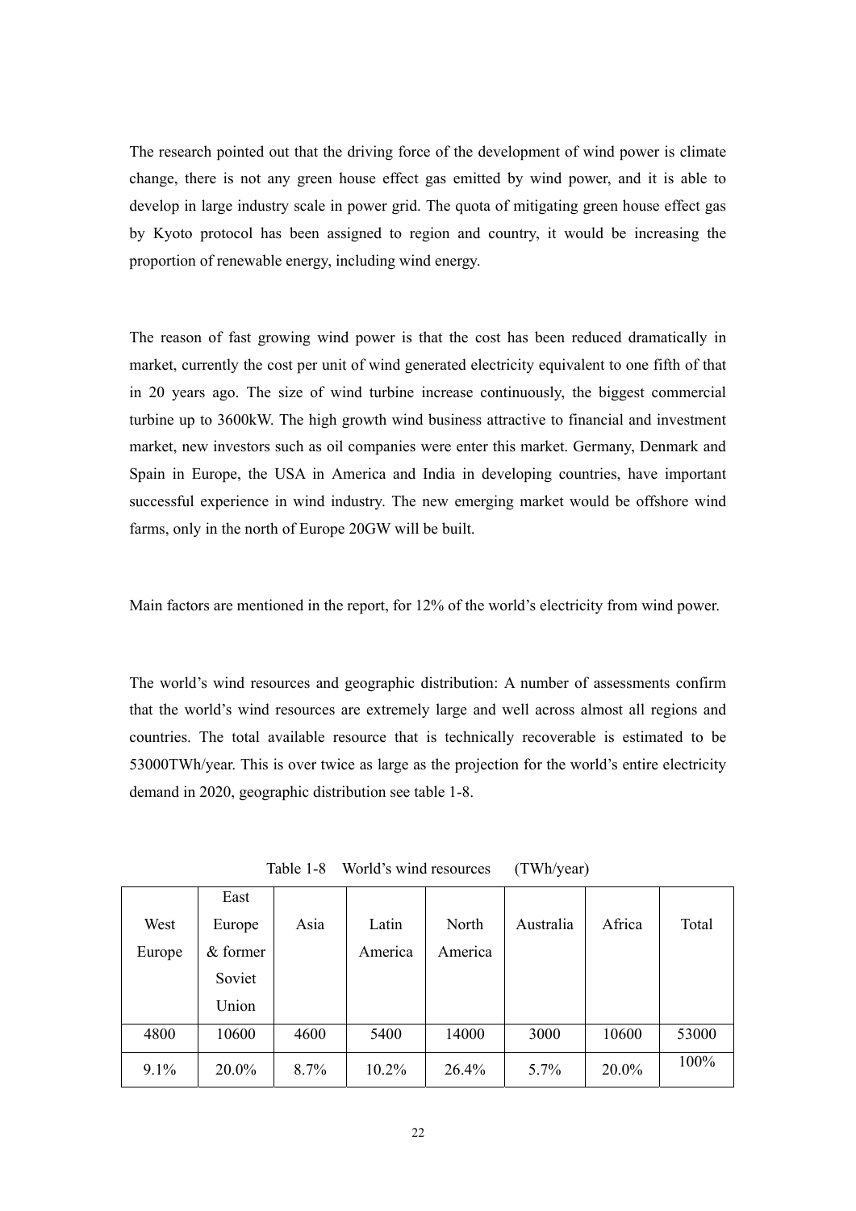The research pointed out that the driving force of the development of wind power is climate change, there is not any green house effect gas emitted by wind power, and it is able to develop in large industry scale in power grid. The quota of mitigating green house effect gas by Kyoto protocol has been assigned to region and country, it would be increasing the proportion of renewable energy, including wind energy.

The reason of fast growing wind power is that the cost has been reduced dramatically in market, currently the cost per unit of wind generated electricity equivalent to one fifth of that in 20 years ago. The size of wind turbine increase continuously, the biggest commercial turbine up to 3600kW. The high growth wind business attractive to financial and investment market, new investors such as oil companies were enter this market. Germany, Denmark and Spain in Europe, the USA in America and India in developing countries, have important successful experience in wind industry. The new emerging market would be offshore wind farms, only in the north of Europe 20GW will be built.

Main factors are mentioned in the report, for 12% of the world's electricity from wind power.

The world's wind resources and geographic distribution: A number of assessments confirm that the world's wind resources are extremely large and well across almost all regions and countries. The total available resource that is technically recoverable is estimated to be 53000TWh/year. This is over twice as large as the projection for the world's entire electricity demand in 2020, geographic distribution see table 1-8.

Table 1-8 World's wind resources (TWh/year)

| West Europe | East Europe & former Soviet Union | Asia | Latin America | North America | Australia | Africa | Total |
|---|---|---|---|---|---|---|---|
| 4800 | 10600 | 4600 | 5400 | 14000 | 3000 | 10600 | 53000 |
| 9.1% | 20.0% | 8.7% | 10.2% | 26.4% | 5.7% | 20.0% | 100% |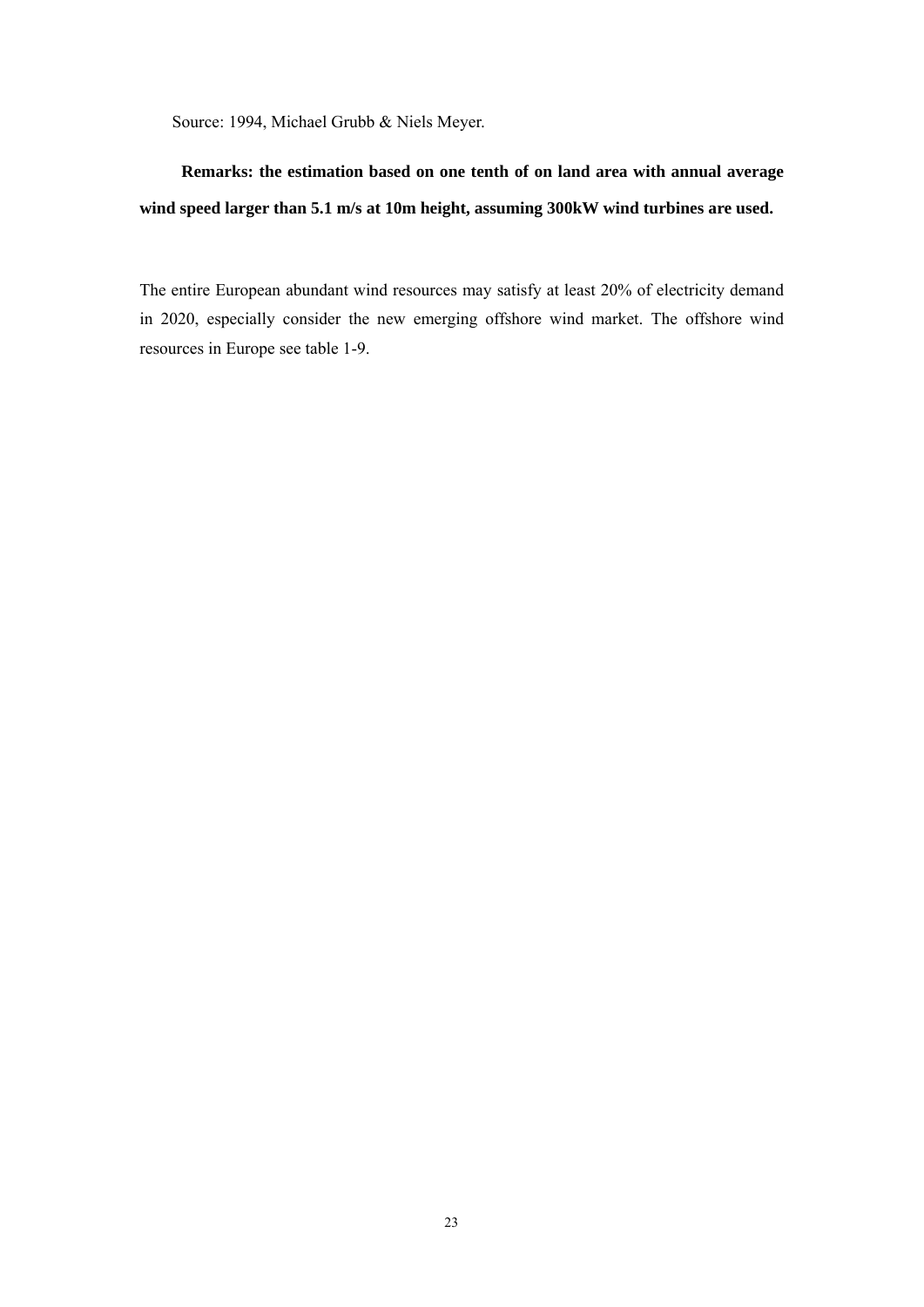Source: 1994, Michael Grubb & Niels Meyer.

**Remarks: the estimation based on one tenth of on land area with annual average wind speed larger than 5.1 m/s at 10m height, assuming 300kW wind turbines are used.**

The entire European abundant wind resources may satisfy at least 20% of electricity demand in 2020, especially consider the new emerging offshore wind market. The offshore wind resources in Europe see table 1-9.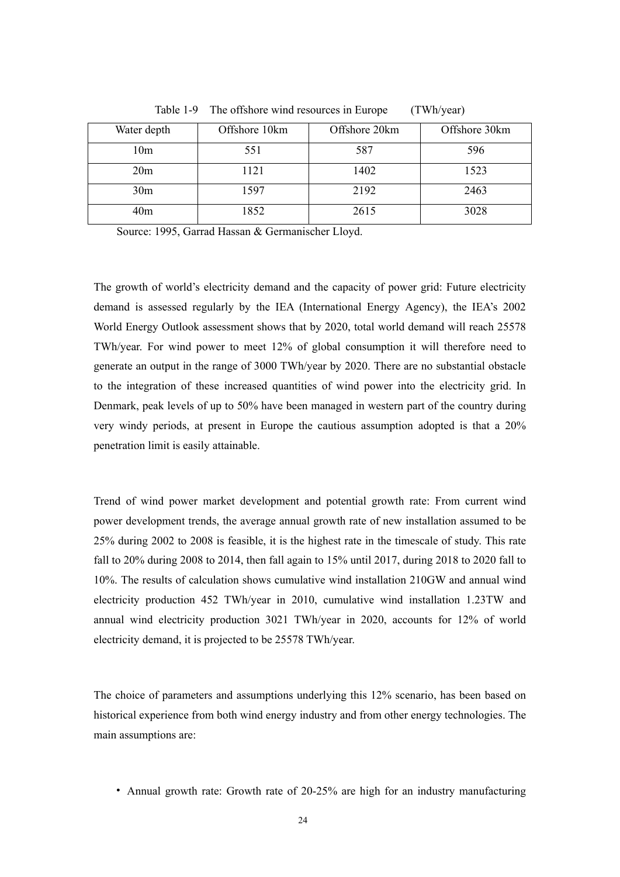Table 1-9 The offshore wind resources in Europe (TWh/year)

| Water depth | Offshore 10km | Offshore 20km | Offshore 30km |
|---|---|---|---|
| 10m | 551 | 587 | 596 |
| 20m | 1121 | 1402 | 1523 |
| 30m | 1597 | 2192 | 2463 |
| 40m | 1852 | 2615 | 3028 |

Source: 1995, Garrad Hassan & Germanischer Lloyd.

The growth of world's electricity demand and the capacity of power grid: Future electricity demand is assessed regularly by the IEA (International Energy Agency), the IEA's 2002 World Energy Outlook assessment shows that by 2020, total world demand will reach 25578 TWh/year. For wind power to meet 12% of global consumption it will therefore need to generate an output in the range of 3000 TWh/year by 2020. There are no substantial obstacle to the integration of these increased quantities of wind power into the electricity grid. In Denmark, peak levels of up to 50% have been managed in western part of the country during very windy periods, at present in Europe the cautious assumption adopted is that a 20% penetration limit is easily attainable.

Trend of wind power market development and potential growth rate: From current wind power development trends, the average annual growth rate of new installation assumed to be 25% during 2002 to 2008 is feasible, it is the highest rate in the timescale of study. This rate fall to 20% during 2008 to 2014, then fall again to 15% until 2017, during 2018 to 2020 fall to 10%. The results of calculation shows cumulative wind installation 210GW and annual wind electricity production 452 TWh/year in 2010, cumulative wind installation 1.23TW and annual wind electricity production 3021 TWh/year in 2020, accounts for 12% of world electricity demand, it is projected to be 25578 TWh/year.

The choice of parameters and assumptions underlying this 12% scenario, has been based on historical experience from both wind energy industry and from other energy technologies. The main assumptions are:

- Annual growth rate: Growth rate of 20-25% are high for an industry manufacturing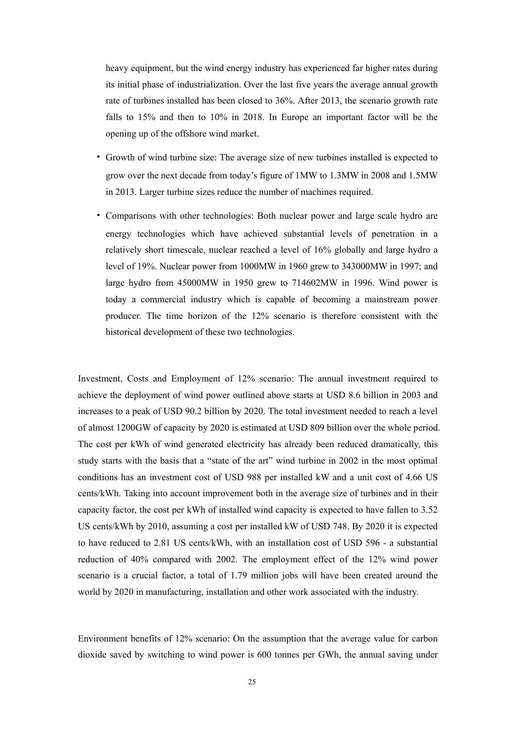heavy equipment, but the wind energy industry has experienced far higher rates during its initial phase of industrialization. Over the last five years the average annual growth rate of turbines installed has been closed to 36%. After 2013, the scenario growth rate falls to 15% and then to 10% in 2018. In Europe an important factor will be the opening up of the offshore wind market.

- Growth of wind turbine size: The average size of new turbines installed is expected to grow over the next decade from today's figure of 1MW to 1.3MW in 2008 and 1.5MW in 2013. Larger turbine sizes reduce the number of machines required.
- Comparisons with other technologies: Both nuclear power and large scale hydro are energy technologies which have achieved substantial levels of penetration in a relatively short timescale, nuclear reached a level of 16% globally and large hydro a level of 19%. Nuclear power from 1000MW in 1960 grew to 343000MW in 1997; and large hydro from 45000MW in 1950 grew to 714602MW in 1996. Wind power is today a commercial industry which is capable of becoming a mainstream power producer. The time horizon of the 12% scenario is therefore consistent with the historical development of these two technologies.

Investment, Costs and Employment of 12% scenario: The annual investment required to achieve the deployment of wind power outlined above starts at USD 8.6 billion in 2003 and increases to a peak of USD 90.2 billion by 2020. The total investment needed to reach a level of almost 1200GW of capacity by 2020 is estimated at USD 809 billion over the whole period. The cost per kWh of wind generated electricity has already been reduced dramatically, this study starts with the basis that a "state of the art" wind turbine in 2002 in the most optimal conditions has an investment cost of USD 988 per installed kW and a unit cost of 4.66 US cents/kWh. Taking into account improvement both in the average size of turbines and in their capacity factor, the cost per kWh of installed wind capacity is expected to have fallen to 3.52 US cents/kWh by 2010, assuming a cost per installed kW of USD 748. By 2020 it is expected to have reduced to 2.81 US cents/kWh, with an installation cost of USD 596 - a substantial reduction of 40% compared with 2002. The employment effect of the 12% wind power scenario is a crucial factor, a total of 1.79 million jobs will have been created around the world by 2020 in manufacturing, installation and other work associated with the industry.

Environment benefits of 12% scenario: On the assumption that the average value for carbon dioxide saved by switching to wind power is 600 tonnes per GWh, the annual saving under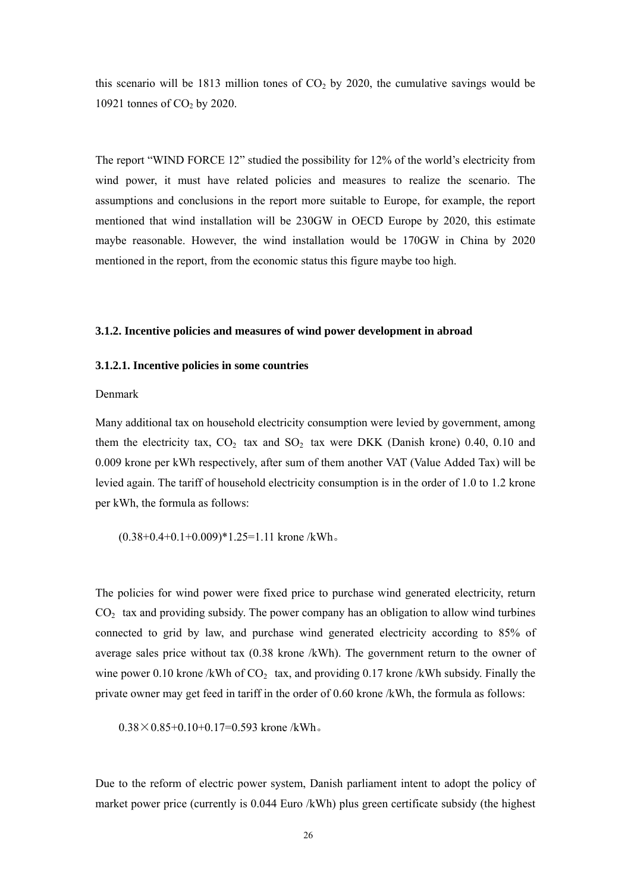this scenario will be 1813 million tones of $CO_2$ by 2020, the cumulative savings would be 10921 tonnes of $CO_2$ by 2020.

The report "WIND FORCE 12" studied the possibility for 12% of the world's electricity from wind power, it must have related policies and measures to realize the scenario. The assumptions and conclusions in the report more suitable to Europe, for example, the report mentioned that wind installation will be 230GW in OECD Europe by 2020, this estimate maybe reasonable. However, the wind installation would be 170GW in China by 2020 mentioned in the report, from the economic status this figure maybe too high.

### 3.1.2. Incentive policies and measures of wind power development in abroad

#### 3.1.2.1. Incentive policies in some countries

Denmark

Many additional tax on household electricity consumption were levied by government, among them the electricity tax, $CO_2$ tax and $SO_2$ tax were DKK (Danish krone) 0.40, 0.10 and 0.009 krone per kWh respectively, after sum of them another VAT (Value Added Tax) will be levied again. The tariff of household electricity consumption is in the order of 1.0 to 1.2 krone per kWh, the formula as follows:

$$(0.38+0.4+0.1+0.009)*1.25=1.11 \text{ krone /kWh}$$

The policies for wind power were fixed price to purchase wind generated electricity, return $CO_2$ tax and providing subsidy. The power company has an obligation to allow wind turbines connected to grid by law, and purchase wind generated electricity according to 85% of average sales price without tax (0.38 krone /kWh). The government return to the owner of wine power 0.10 krone /kWh of $CO_2$ tax, and providing 0.17 krone /kWh subsidy. Finally the private owner may get feed in tariff in the order of 0.60 krone /kWh, the formula as follows:

$$0.38\times0.85+0.10+0.17=0.593 \text{ krone /kWh}$$

Due to the reform of electric power system, Danish parliament intent to adopt the policy of market power price (currently is 0.044 Euro /kWh) plus green certificate subsidy (the highest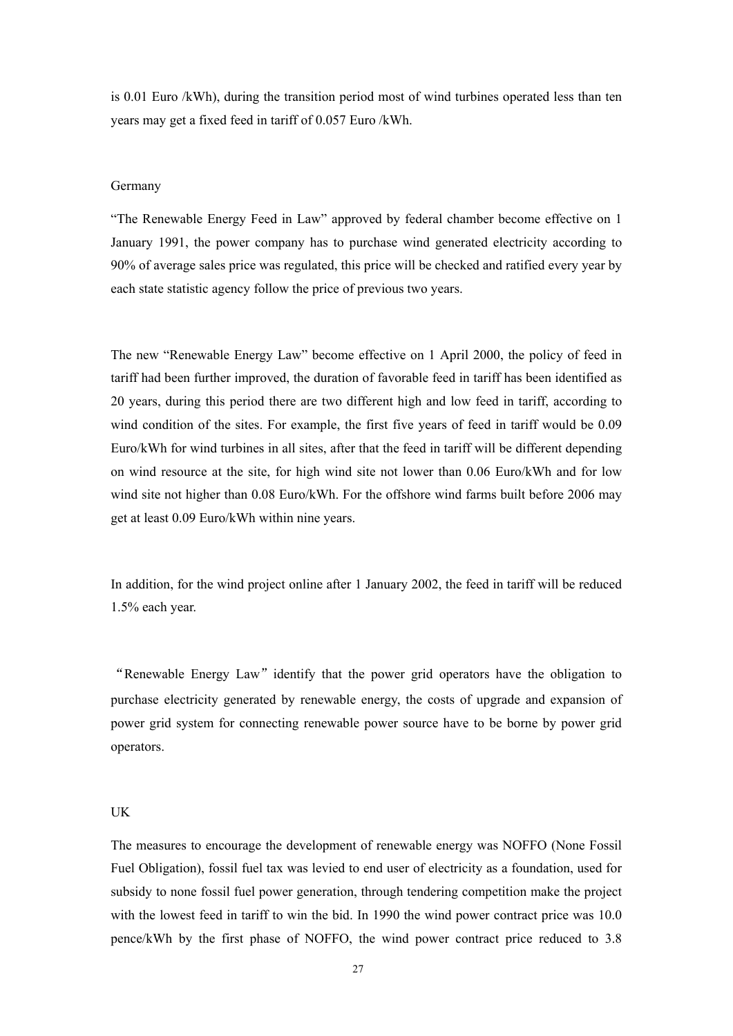is 0.01 Euro /kWh), during the transition period most of wind turbines operated less than ten years may get a fixed feed in tariff of 0.057 Euro /kWh.

Germany

"The Renewable Energy Feed in Law" approved by federal chamber become effective on 1 January 1991, the power company has to purchase wind generated electricity according to 90% of average sales price was regulated, this price will be checked and ratified every year by each state statistic agency follow the price of previous two years.

The new "Renewable Energy Law" become effective on 1 April 2000, the policy of feed in tariff had been further improved, the duration of favorable feed in tariff has been identified as 20 years, during this period there are two different high and low feed in tariff, according to wind condition of the sites. For example, the first five years of feed in tariff would be 0.09 Euro/kWh for wind turbines in all sites, after that the feed in tariff will be different depending on wind resource at the site, for high wind site not lower than 0.06 Euro/kWh and for low wind site not higher than 0.08 Euro/kWh. For the offshore wind farms built before 2006 may get at least 0.09 Euro/kWh within nine years.

In addition, for the wind project online after 1 January 2002, the feed in tariff will be reduced 1.5% each year.

"Renewable Energy Law" identify that the power grid operators have the obligation to purchase electricity generated by renewable energy, the costs of upgrade and expansion of power grid system for connecting renewable power source have to be borne by power grid operators.

UK

The measures to encourage the development of renewable energy was NOFFO (None Fossil Fuel Obligation), fossil fuel tax was levied to end user of electricity as a foundation, used for subsidy to none fossil fuel power generation, through tendering competition make the project with the lowest feed in tariff to win the bid. In 1990 the wind power contract price was 10.0 pence/kWh by the first phase of NOFFO, the wind power contract price reduced to 3.8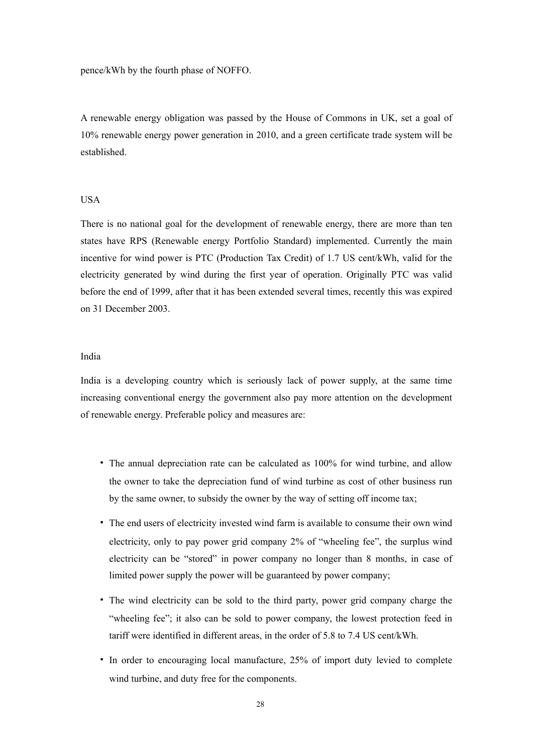pence/kWh by the fourth phase of NOFFO.

A renewable energy obligation was passed by the House of Commons in UK, set a goal of 10% renewable energy power generation in 2010, and a green certificate trade system will be established.

USA

There is no national goal for the development of renewable energy, there are more than ten states have RPS (Renewable energy Portfolio Standard) implemented. Currently the main incentive for wind power is PTC (Production Tax Credit) of 1.7 US cent/kWh, valid for the electricity generated by wind during the first year of operation. Originally PTC was valid before the end of 1999, after that it has been extended several times, recently this was expired on 31 December 2003.

India

India is a developing country which is seriously lack of power supply, at the same time increasing conventional energy the government also pay more attention on the development of renewable energy. Preferable policy and measures are:

- The annual depreciation rate can be calculated as 100% for wind turbine, and allow the owner to take the depreciation fund of wind turbine as cost of other business run by the same owner, to subsidy the owner by the way of setting off income tax;
- The end users of electricity invested wind farm is available to consume their own wind electricity, only to pay power grid company 2% of "wheeling fee", the surplus wind electricity can be "stored" in power company no longer than 8 months, in case of limited power supply the power will be guaranteed by power company;
- The wind electricity can be sold to the third party, power grid company charge the "wheeling fee"; it also can be sold to power company, the lowest protection feed in tariff were identified in different areas, in the order of 5.8 to 7.4 US cent/kWh.
- In order to encouraging local manufacture, 25% of import duty levied to complete wind turbine, and duty free for the components.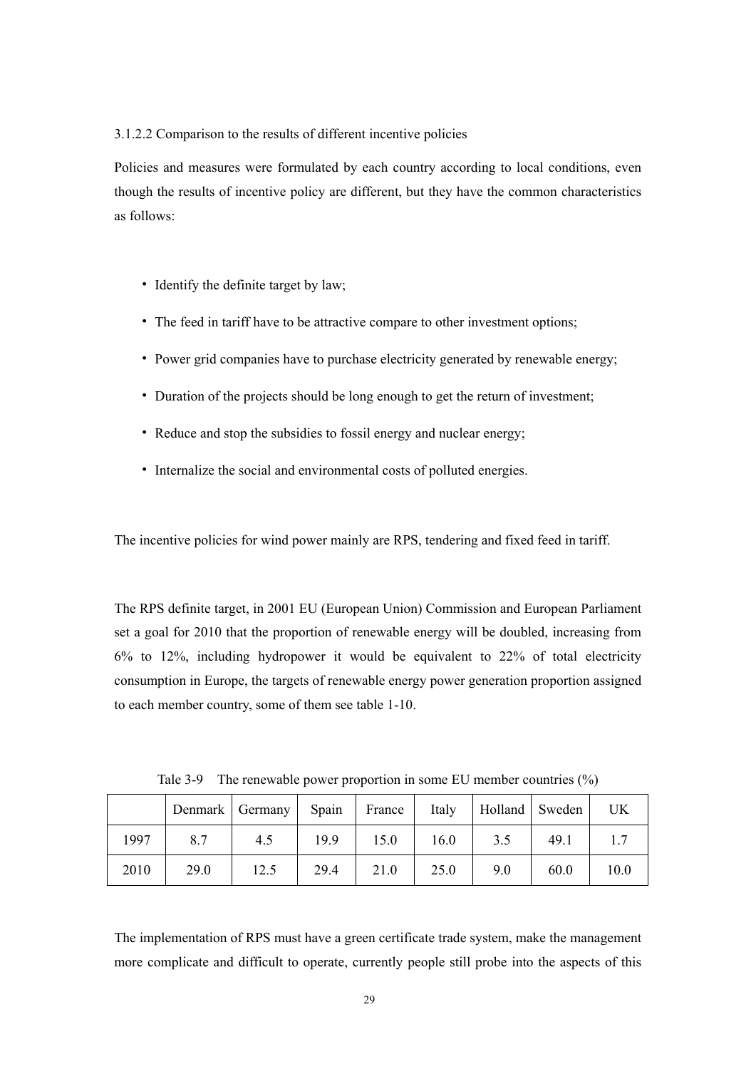#### 3.1.2.2 Comparison to the results of different incentive policies

Policies and measures were formulated by each country according to local conditions, even though the results of incentive policy are different, but they have the common characteristics as follows:

- Identify the definite target by law;
- The feed in tariff have to be attractive compare to other investment options;
- Power grid companies have to purchase electricity generated by renewable energy;
- Duration of the projects should be long enough to get the return of investment;
- Reduce and stop the subsidies to fossil energy and nuclear energy;
- Internalize the social and environmental costs of polluted energies.

The incentive policies for wind power mainly are RPS, tendering and fixed feed in tariff.

The RPS definite target, in 2001 EU (European Union) Commission and European Parliament set a goal for 2010 that the proportion of renewable energy will be doubled, increasing from 6% to 12%, including hydropower it would be equivalent to 22% of total electricity consumption in Europe, the targets of renewable energy power generation proportion assigned to each member country, some of them see table 1-10.

Tale 3-9 The renewable power proportion in some EU member countries (%)

| | Denmark | Germany | Spain | France | Italy | Holland | Sweden | UK |
|---|---|---|---|---|---|---|---|---|
| 1997 | 8.7 | 4.5 | 19.9 | 15.0 | 16.0 | 3.5 | 49.1 | 1.7 |
| 2010 | 29.0 | 12.5 | 29.4 | 21.0 | 25.0 | 9.0 | 60.0 | 10.0 |

The implementation of RPS must have a green certificate trade system, make the management more complicate and difficult to operate, currently people still probe into the aspects of this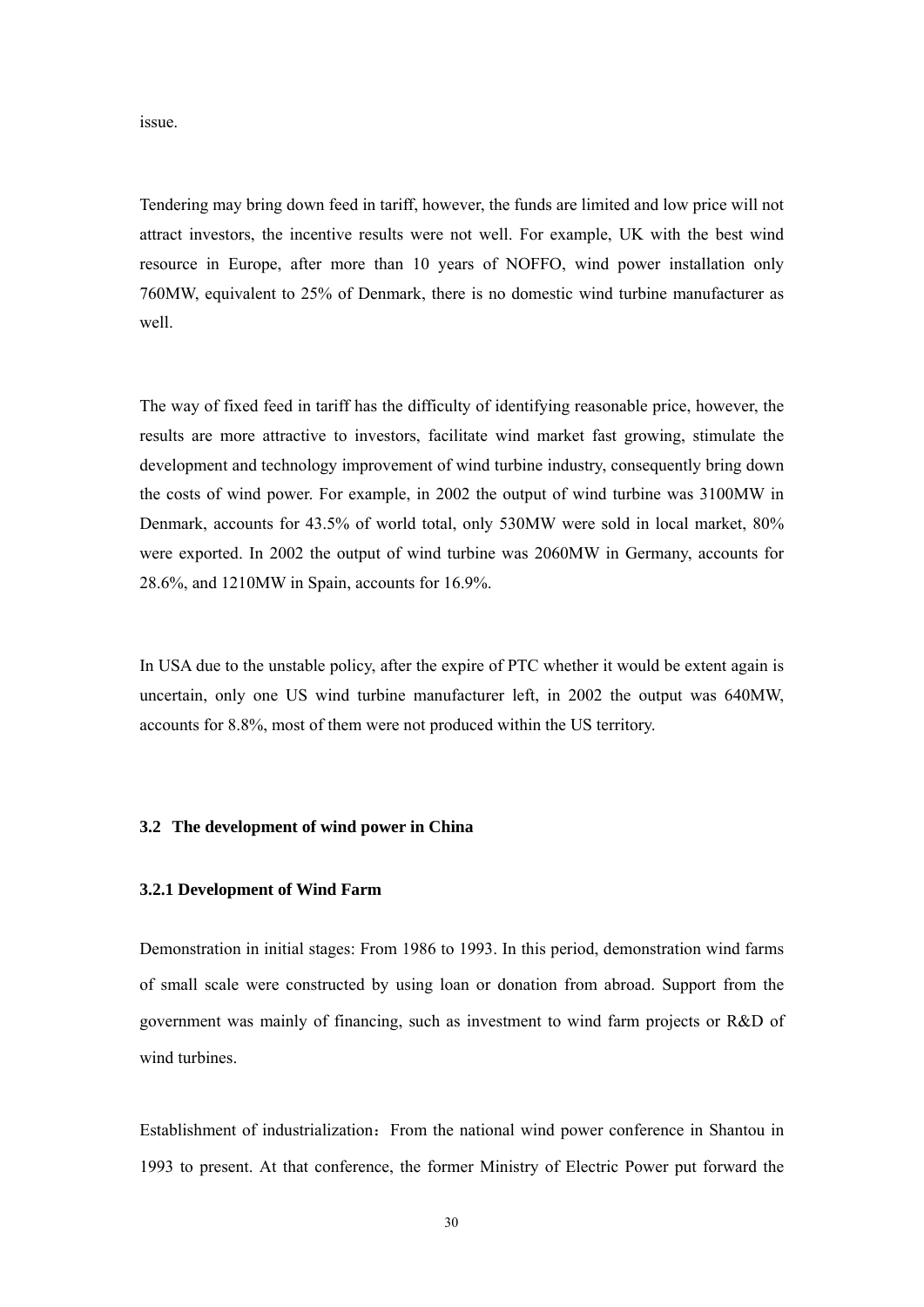issue.

Tendering may bring down feed in tariff, however, the funds are limited and low price will not attract investors, the incentive results were not well. For example, UK with the best wind resource in Europe, after more than 10 years of NOFFO, wind power installation only 760MW, equivalent to 25% of Denmark, there is no domestic wind turbine manufacturer as well.

The way of fixed feed in tariff has the difficulty of identifying reasonable price, however, the results are more attractive to investors, facilitate wind market fast growing, stimulate the development and technology improvement of wind turbine industry, consequently bring down the costs of wind power. For example, in 2002 the output of wind turbine was 3100MW in Denmark, accounts for 43.5% of world total, only 530MW were sold in local market, 80% were exported. In 2002 the output of wind turbine was 2060MW in Germany, accounts for 28.6%, and 1210MW in Spain, accounts for 16.9%.

In USA due to the unstable policy, after the expire of PTC whether it would be extent again is uncertain, only one US wind turbine manufacturer left, in 2002 the output was 640MW, accounts for 8.8%, most of them were not produced within the US territory.

## 3.2 The development of wind power in China

### 3.2.1 Development of Wind Farm

Demonstration in initial stages: From 1986 to 1993. In this period, demonstration wind farms of small scale were constructed by using loan or donation from abroad. Support from the government was mainly of financing, such as investment to wind farm projects or R&D of wind turbines.

Establishment of industrialization：From the national wind power conference in Shantou in 1993 to present. At that conference, the former Ministry of Electric Power put forward the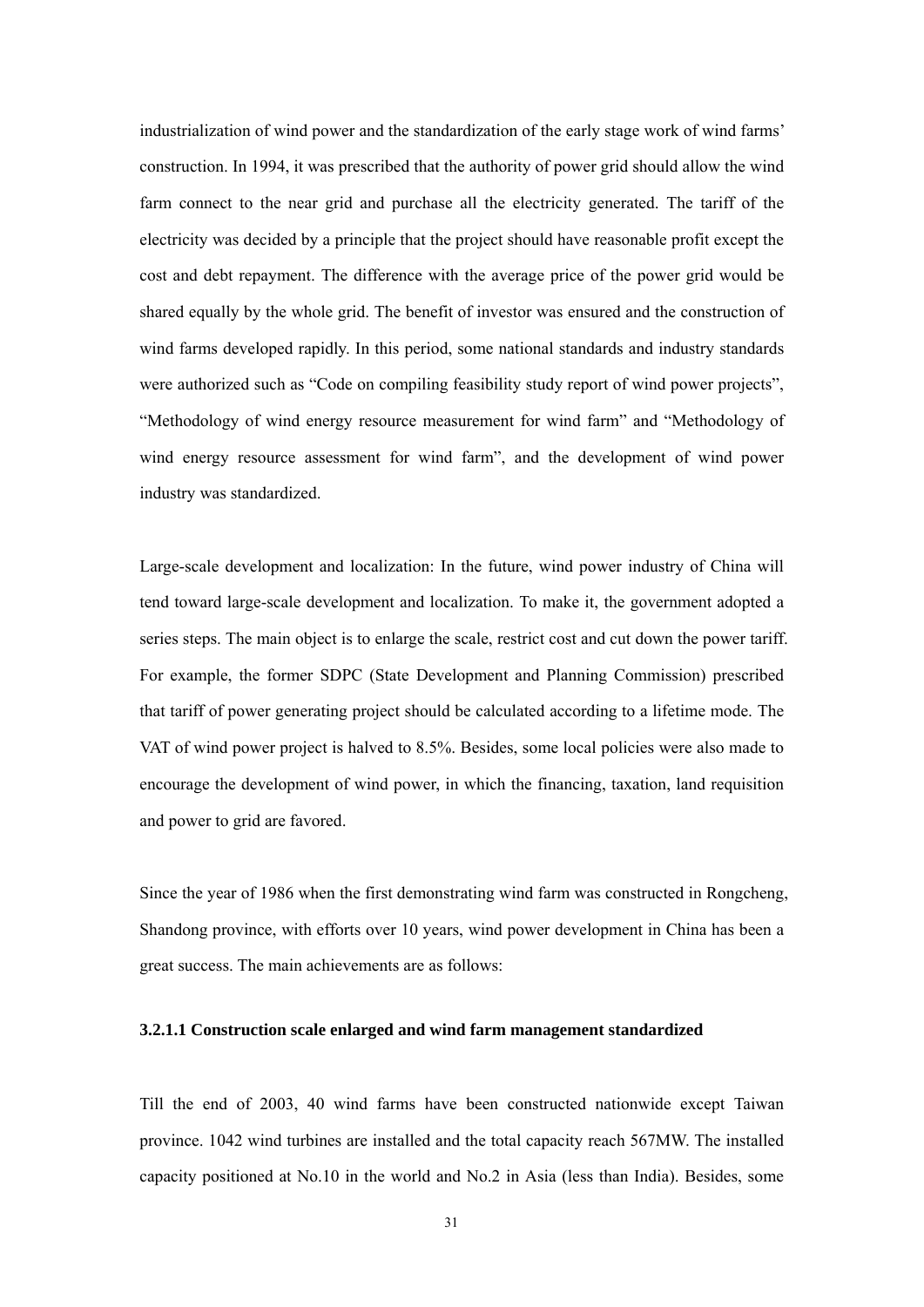industrialization of wind power and the standardization of the early stage work of wind farms' construction. In 1994, it was prescribed that the authority of power grid should allow the wind farm connect to the near grid and purchase all the electricity generated. The tariff of the electricity was decided by a principle that the project should have reasonable profit except the cost and debt repayment. The difference with the average price of the power grid would be shared equally by the whole grid. The benefit of investor was ensured and the construction of wind farms developed rapidly. In this period, some national standards and industry standards were authorized such as "Code on compiling feasibility study report of wind power projects", "Methodology of wind energy resource measurement for wind farm" and "Methodology of wind energy resource assessment for wind farm", and the development of wind power industry was standardized.

Large-scale development and localization: In the future, wind power industry of China will tend toward large-scale development and localization. To make it, the government adopted a series steps. The main object is to enlarge the scale, restrict cost and cut down the power tariff. For example, the former SDPC (State Development and Planning Commission) prescribed that tariff of power generating project should be calculated according to a lifetime mode. The VAT of wind power project is halved to 8.5%. Besides, some local policies were also made to encourage the development of wind power, in which the financing, taxation, land requisition and power to grid are favored.

Since the year of 1986 when the first demonstrating wind farm was constructed in Rongcheng, Shandong province, with efforts over 10 years, wind power development in China has been a great success. The main achievements are as follows:

#### 3.2.1.1 Construction scale enlarged and wind farm management standardized

Till the end of 2003, 40 wind farms have been constructed nationwide except Taiwan province. 1042 wind turbines are installed and the total capacity reach 567MW. The installed capacity positioned at No.10 in the world and No.2 in Asia (less than India). Besides, some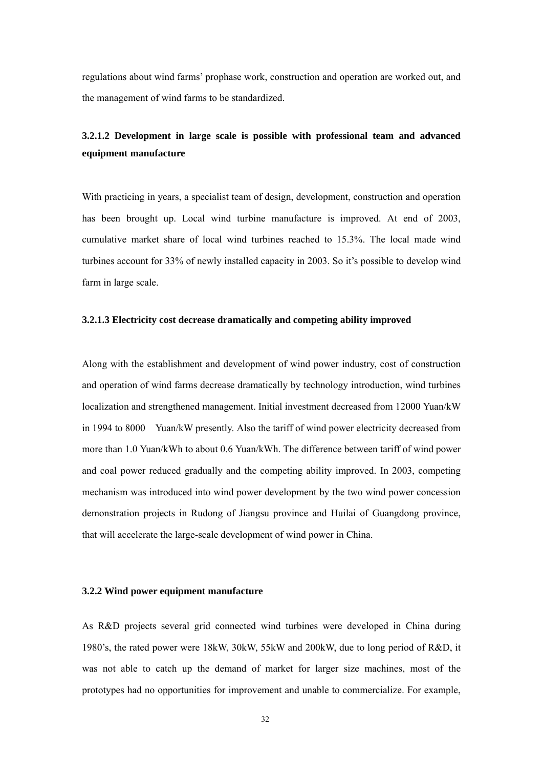regulations about wind farms' prophase work, construction and operation are worked out, and the management of wind farms to be standardized.

#### 3.2.1.2 Development in large scale is possible with professional team and advanced equipment manufacture

With practicing in years, a specialist team of design, development, construction and operation has been brought up. Local wind turbine manufacture is improved. At end of 2003, cumulative market share of local wind turbines reached to 15.3%. The local made wind turbines account for 33% of newly installed capacity in 2003. So it's possible to develop wind farm in large scale.

#### 3.2.1.3 Electricity cost decrease dramatically and competing ability improved

Along with the establishment and development of wind power industry, cost of construction and operation of wind farms decrease dramatically by technology introduction, wind turbines localization and strengthened management. Initial investment decreased from 12000 Yuan/kW in 1994 to 8000 Yuan/kW presently. Also the tariff of wind power electricity decreased from more than 1.0 Yuan/kWh to about 0.6 Yuan/kWh. The difference between tariff of wind power and coal power reduced gradually and the competing ability improved. In 2003, competing mechanism was introduced into wind power development by the two wind power concession demonstration projects in Rudong of Jiangsu province and Huilai of Guangdong province, that will accelerate the large-scale development of wind power in China.

### 3.2.2 Wind power equipment manufacture

As R&D projects several grid connected wind turbines were developed in China during 1980's, the rated power were 18kW, 30kW, 55kW and 200kW, due to long period of R&D, it was not able to catch up the demand of market for larger size machines, most of the prototypes had no opportunities for improvement and unable to commercialize. For example,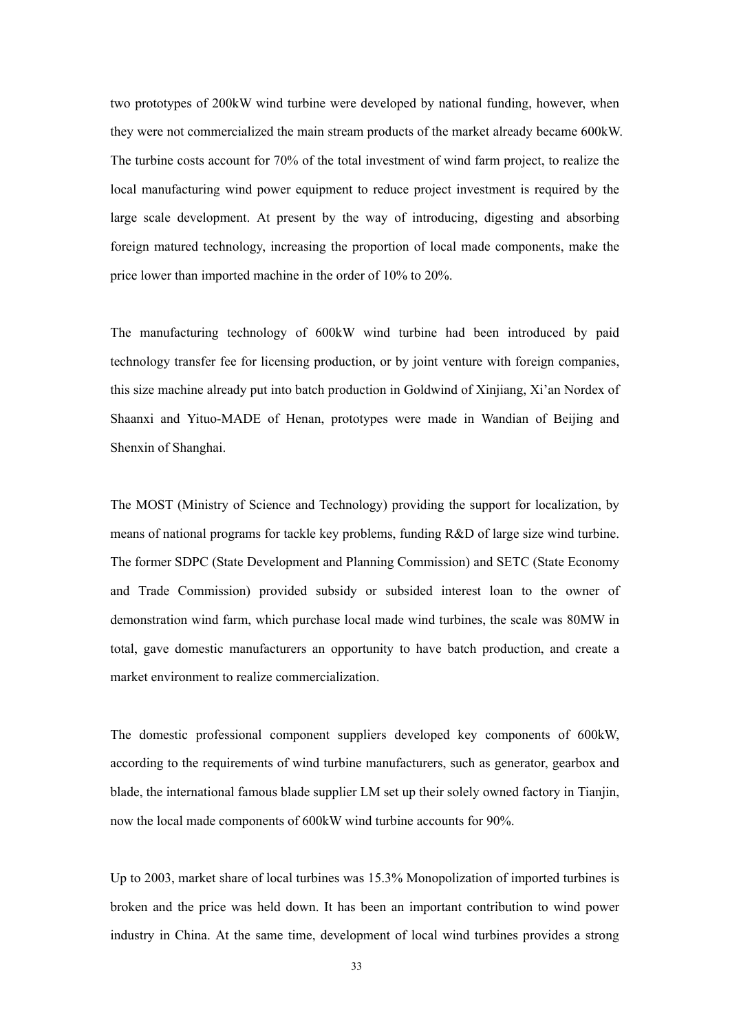two prototypes of 200kW wind turbine were developed by national funding, however, when they were not commercialized the main stream products of the market already became 600kW. The turbine costs account for 70% of the total investment of wind farm project, to realize the local manufacturing wind power equipment to reduce project investment is required by the large scale development. At present by the way of introducing, digesting and absorbing foreign matured technology, increasing the proportion of local made components, make the price lower than imported machine in the order of 10% to 20%.

The manufacturing technology of 600kW wind turbine had been introduced by paid technology transfer fee for licensing production, or by joint venture with foreign companies, this size machine already put into batch production in Goldwind of Xinjiang, Xi'an Nordex of Shaanxi and Yituo-MADE of Henan, prototypes were made in Wandian of Beijing and Shenxin of Shanghai.

The MOST (Ministry of Science and Technology) providing the support for localization, by means of national programs for tackle key problems, funding R&D of large size wind turbine. The former SDPC (State Development and Planning Commission) and SETC (State Economy and Trade Commission) provided subsidy or subsided interest loan to the owner of demonstration wind farm, which purchase local made wind turbines, the scale was 80MW in total, gave domestic manufacturers an opportunity to have batch production, and create a market environment to realize commercialization.

The domestic professional component suppliers developed key components of 600kW, according to the requirements of wind turbine manufacturers, such as generator, gearbox and blade, the international famous blade supplier LM set up their solely owned factory in Tianjin, now the local made components of 600kW wind turbine accounts for 90%.

Up to 2003, market share of local turbines was 15.3% Monopolization of imported turbines is broken and the price was held down. It has been an important contribution to wind power industry in China. At the same time, development of local wind turbines provides a strong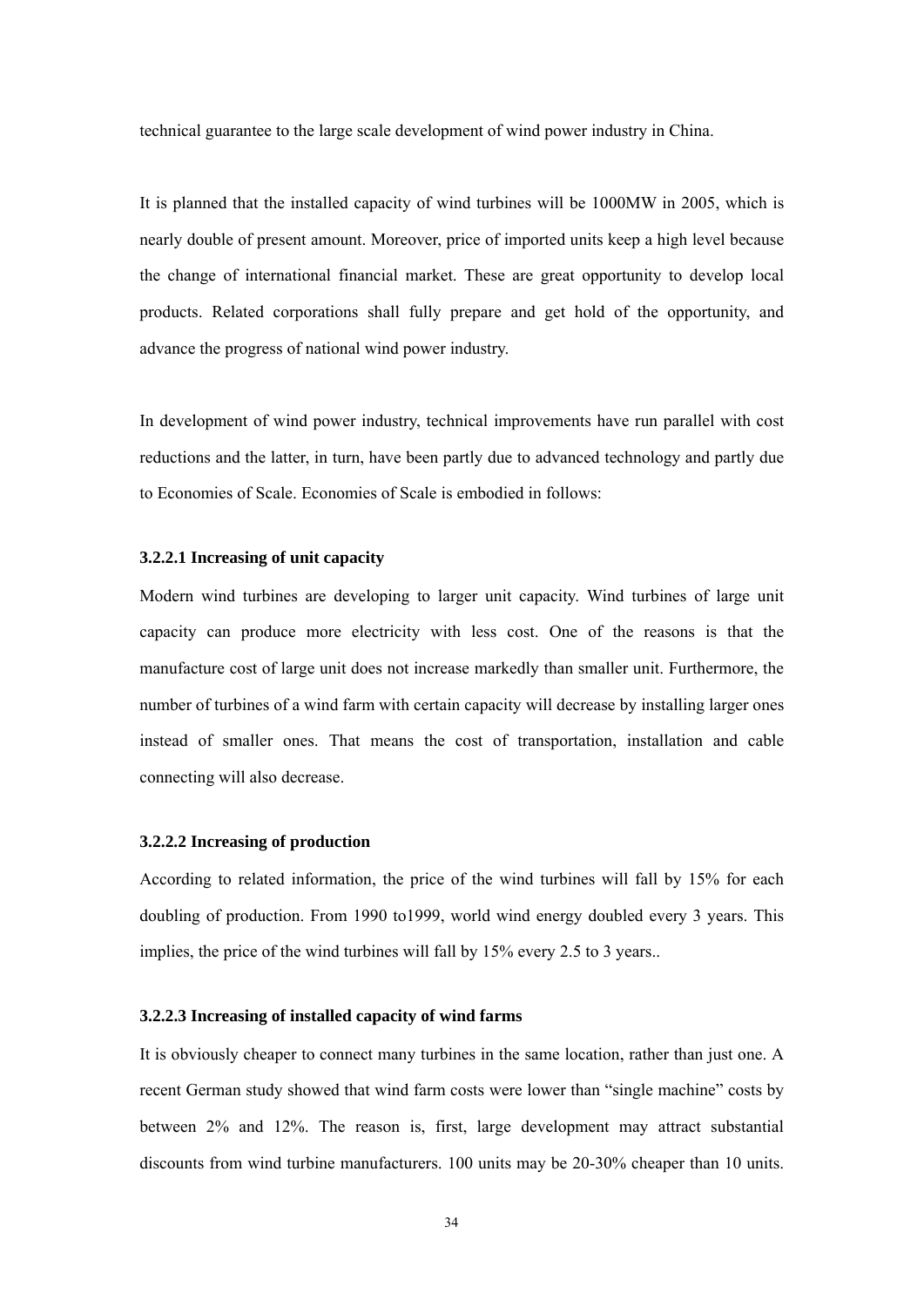technical guarantee to the large scale development of wind power industry in China.

It is planned that the installed capacity of wind turbines will be 1000MW in 2005, which is nearly double of present amount. Moreover, price of imported units keep a high level because the change of international financial market. These are great opportunity to develop local products. Related corporations shall fully prepare and get hold of the opportunity, and advance the progress of national wind power industry.

In development of wind power industry, technical improvements have run parallel with cost reductions and the latter, in turn, have been partly due to advanced technology and partly due to Economies of Scale. Economies of Scale is embodied in follows:

#### 3.2.2.1 Increasing of unit capacity

Modern wind turbines are developing to larger unit capacity. Wind turbines of large unit capacity can produce more electricity with less cost. One of the reasons is that the manufacture cost of large unit does not increase markedly than smaller unit. Furthermore, the number of turbines of a wind farm with certain capacity will decrease by installing larger ones instead of smaller ones. That means the cost of transportation, installation and cable connecting will also decrease.

#### 3.2.2.2 Increasing of production

According to related information, the price of the wind turbines will fall by 15% for each doubling of production. From 1990 to1999, world wind energy doubled every 3 years. This implies, the price of the wind turbines will fall by 15% every 2.5 to 3 years..

#### 3.2.2.3 Increasing of installed capacity of wind farms

It is obviously cheaper to connect many turbines in the same location, rather than just one. A recent German study showed that wind farm costs were lower than "single machine" costs by between 2% and 12%. The reason is, first, large development may attract substantial discounts from wind turbine manufacturers. 100 units may be 20-30% cheaper than 10 units.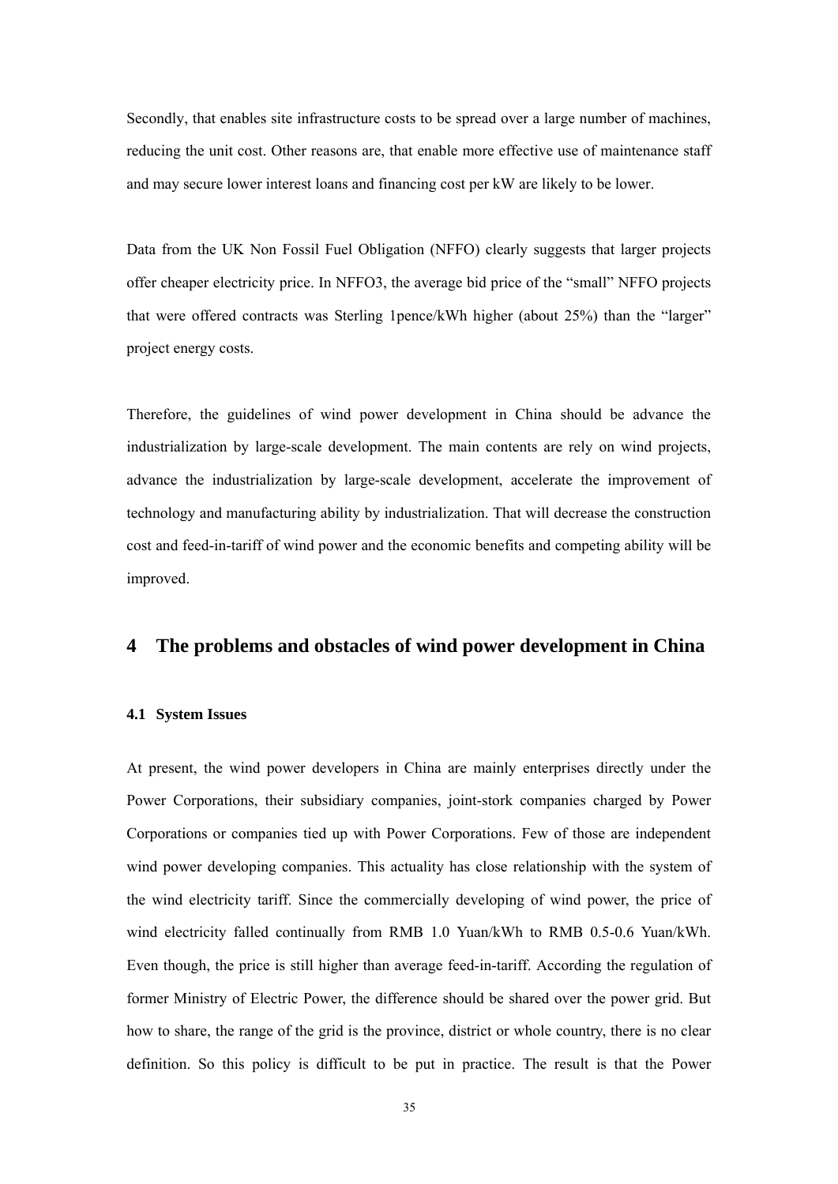Secondly, that enables site infrastructure costs to be spread over a large number of machines, reducing the unit cost. Other reasons are, that enable more effective use of maintenance staff and may secure lower interest loans and financing cost per kW are likely to be lower.

Data from the UK Non Fossil Fuel Obligation (NFFO) clearly suggests that larger projects offer cheaper electricity price. In NFFO3, the average bid price of the "small" NFFO projects that were offered contracts was Sterling 1pence/kWh higher (about 25%) than the "larger" project energy costs.

Therefore, the guidelines of wind power development in China should be advance the industrialization by large-scale development. The main contents are rely on wind projects, advance the industrialization by large-scale development, accelerate the improvement of technology and manufacturing ability by industrialization. That will decrease the construction cost and feed-in-tariff of wind power and the economic benefits and competing ability will be improved.

# 4 The problems and obstacles of wind power development in China

### 4.1 System Issues

At present, the wind power developers in China are mainly enterprises directly under the Power Corporations, their subsidiary companies, joint-stock companies charged by Power Corporations or companies tied up with Power Corporations. Few of those are independent wind power developing companies. This actuality has close relationship with the system of the wind electricity tariff. Since the commercially developing of wind power, the price of wind electricity falled continually from RMB 1.0 Yuan/kWh to RMB 0.5-0.6 Yuan/kWh. Even though, the price is still higher than average feed-in-tariff. According the regulation of former Ministry of Electric Power, the difference should be shared over the power grid. But how to share, the range of the grid is the province, district or whole country, there is no clear definition. So this policy is difficult to be put in practice. The result is that the Power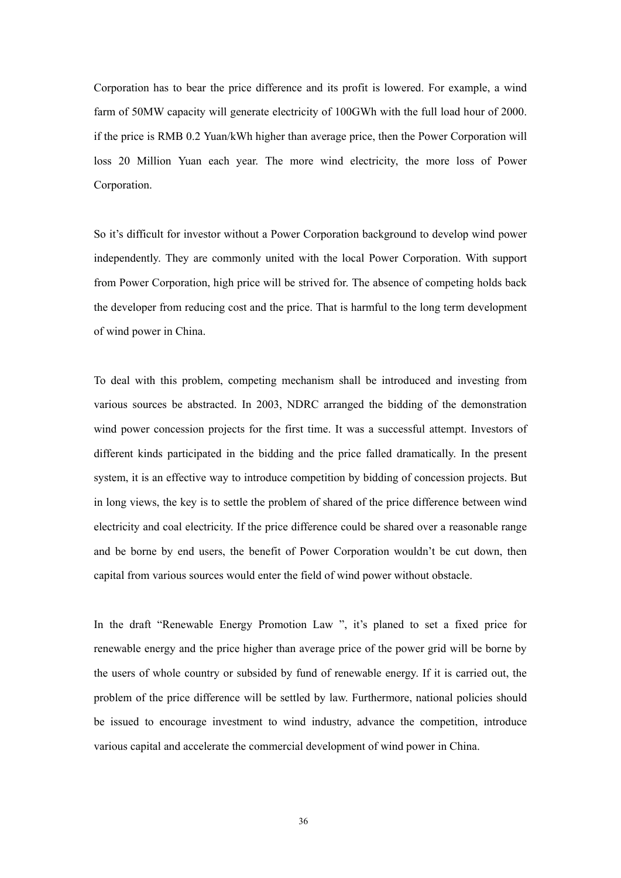Corporation has to bear the price difference and its profit is lowered. For example, a wind farm of 50MW capacity will generate electricity of 100GWh with the full load hour of 2000. if the price is RMB 0.2 Yuan/kWh higher than average price, then the Power Corporation will loss 20 Million Yuan each year. The more wind electricity, the more loss of Power Corporation.

So it's difficult for investor without a Power Corporation background to develop wind power independently. They are commonly united with the local Power Corporation. With support from Power Corporation, high price will be strived for. The absence of competing holds back the developer from reducing cost and the price. That is harmful to the long term development of wind power in China.

To deal with this problem, competing mechanism shall be introduced and investing from various sources be abstracted. In 2003, NDRC arranged the bidding of the demonstration wind power concession projects for the first time. It was a successful attempt. Investors of different kinds participated in the bidding and the price falled dramatically. In the present system, it is an effective way to introduce competition by bidding of concession projects. But in long views, the key is to settle the problem of shared of the price difference between wind electricity and coal electricity. If the price difference could be shared over a reasonable range and be borne by end users, the benefit of Power Corporation wouldn't be cut down, then capital from various sources would enter the field of wind power without obstacle.

In the draft "Renewable Energy Promotion Law ", it's planed to set a fixed price for renewable energy and the price higher than average price of the power grid will be borne by the users of whole country or subsided by fund of renewable energy. If it is carried out, the problem of the price difference will be settled by law. Furthermore, national policies should be issued to encourage investment to wind industry, advance the competition, introduce various capital and accelerate the commercial development of wind power in China.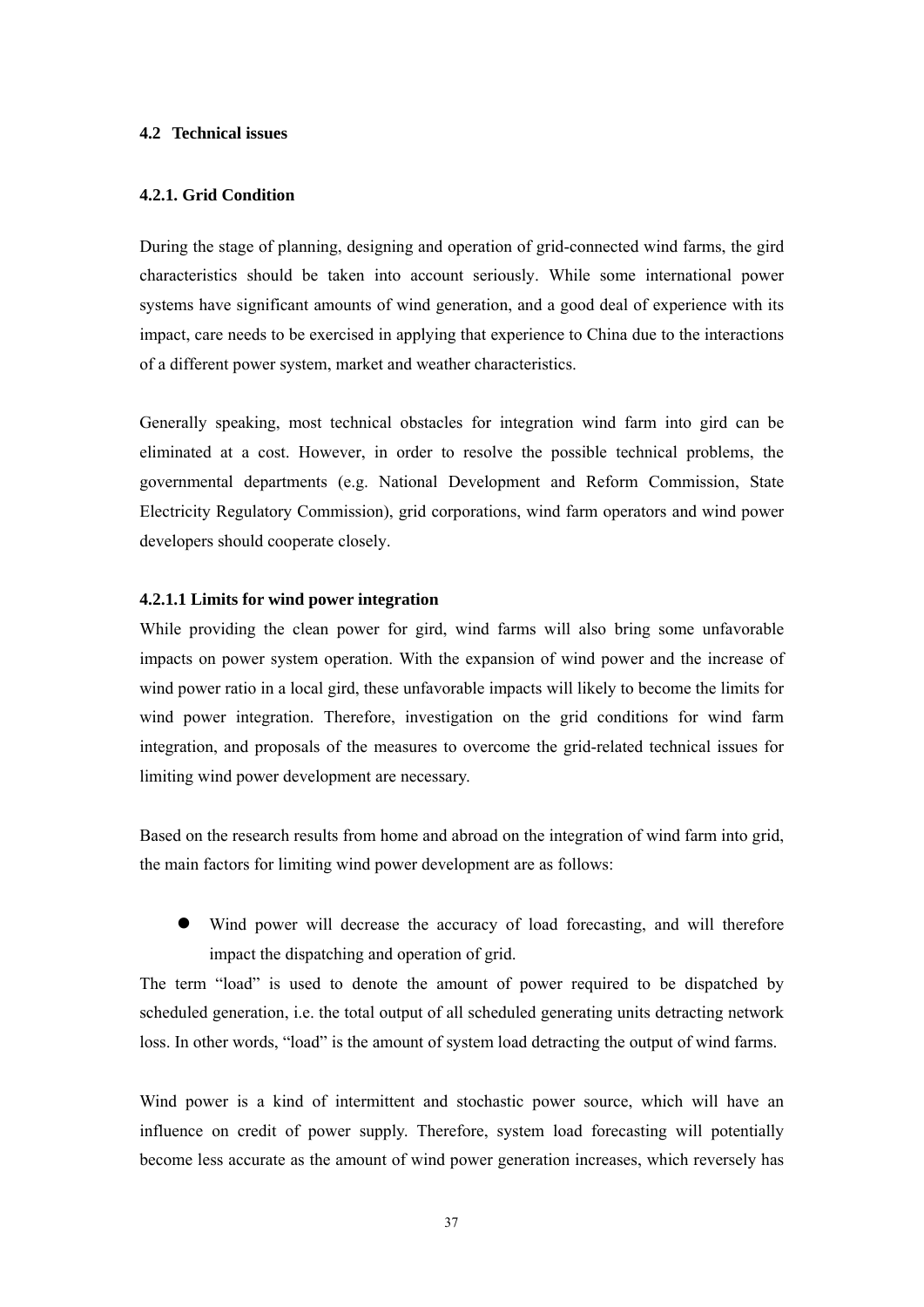### 4.2 Technical issues

#### 4.2.1. Grid Condition

During the stage of planning, designing and operation of grid-connected wind farms, the gird characteristics should be taken into account seriously. While some international power systems have significant amounts of wind generation, and a good deal of experience with its impact, care needs to be exercised in applying that experience to China due to the interactions of a different power system, market and weather characteristics.

Generally speaking, most technical obstacles for integration wind farm into gird can be eliminated at a cost. However, in order to resolve the possible technical problems, the governmental departments (e.g. National Development and Reform Commission, State Electricity Regulatory Commission), grid corporations, wind farm operators and wind power developers should cooperate closely.

**4.2.1.1 Limits for wind power integration**

While providing the clean power for gird, wind farms will also bring some unfavorable impacts on power system operation. With the expansion of wind power and the increase of wind power ratio in a local gird, these unfavorable impacts will likely to become the limits for wind power integration. Therefore, investigation on the grid conditions for wind farm integration, and proposals of the measures to overcome the grid-related technical issues for limiting wind power development are necessary.

Based on the research results from home and abroad on the integration of wind farm into grid, the main factors for limiting wind power development are as follows:

- Wind power will decrease the accuracy of load forecasting, and will therefore impact the dispatching and operation of grid.

The term “load” is used to denote the amount of power required to be dispatched by scheduled generation, i.e. the total output of all scheduled generating units detracting network loss. In other words, “load” is the amount of system load detracting the output of wind farms.

Wind power is a kind of intermittent and stochastic power source, which will have an influence on credit of power supply. Therefore, system load forecasting will potentially become less accurate as the amount of wind power generation increases, which reversely has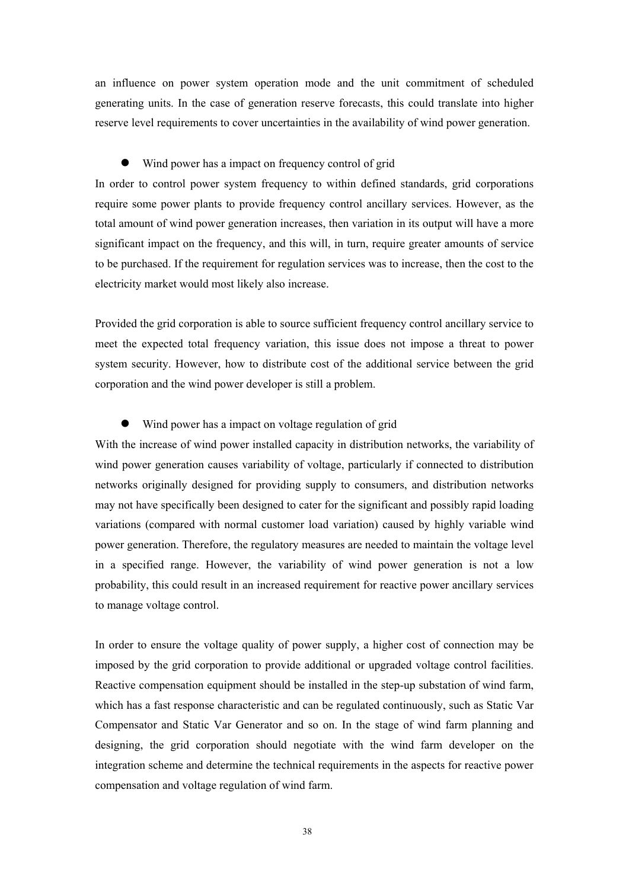an influence on power system operation mode and the unit commitment of scheduled generating units. In the case of generation reserve forecasts, this could translate into higher reserve level requirements to cover uncertainties in the availability of wind power generation.

- Wind power has a impact on frequency control of grid

In order to control power system frequency to within defined standards, grid corporations require some power plants to provide frequency control ancillary services. However, as the total amount of wind power generation increases, then variation in its output will have a more significant impact on the frequency, and this will, in turn, require greater amounts of service to be purchased. If the requirement for regulation services was to increase, then the cost to the electricity market would most likely also increase.

Provided the grid corporation is able to source sufficient frequency control ancillary service to meet the expected total frequency variation, this issue does not impose a threat to power system security. However, how to distribute cost of the additional service between the grid corporation and the wind power developer is still a problem.

- Wind power has a impact on voltage regulation of grid

With the increase of wind power installed capacity in distribution networks, the variability of wind power generation causes variability of voltage, particularly if connected to distribution networks originally designed for providing supply to consumers, and distribution networks may not have specifically been designed to cater for the significant and possibly rapid loading variations (compared with normal customer load variation) caused by highly variable wind power generation. Therefore, the regulatory measures are needed to maintain the voltage level in a specified range. However, the variability of wind power generation is not a low probability, this could result in an increased requirement for reactive power ancillary services to manage voltage control.

In order to ensure the voltage quality of power supply, a higher cost of connection may be imposed by the grid corporation to provide additional or upgraded voltage control facilities. Reactive compensation equipment should be installed in the step-up substation of wind farm, which has a fast response characteristic and can be regulated continuously, such as Static Var Compensator and Static Var Generator and so on. In the stage of wind farm planning and designing, the grid corporation should negotiate with the wind farm developer on the integration scheme and determine the technical requirements in the aspects for reactive power compensation and voltage regulation of wind farm.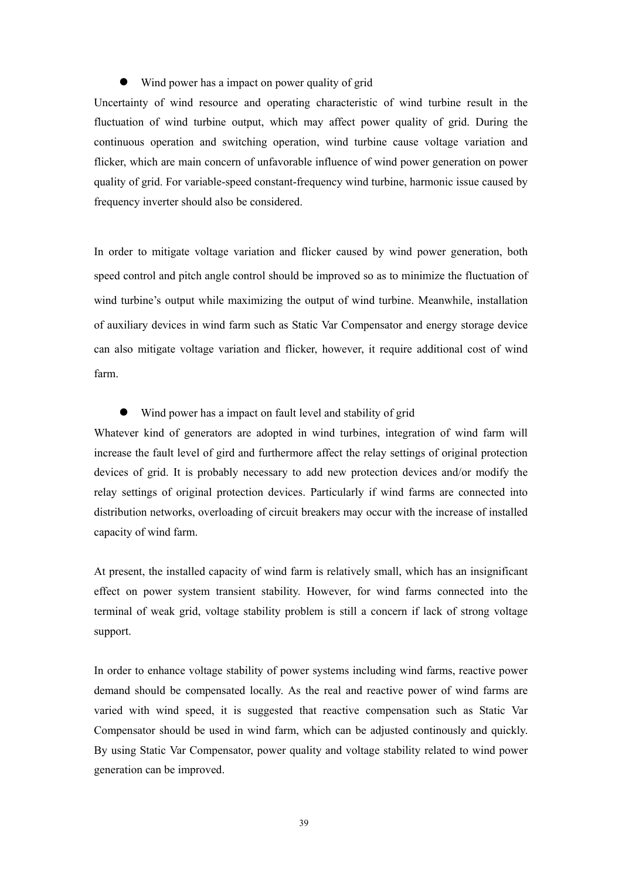- Wind power has a impact on power quality of grid

Uncertainty of wind resource and operating characteristic of wind turbine result in the fluctuation of wind turbine output, which may affect power quality of grid. During the continuous operation and switching operation, wind turbine cause voltage variation and flicker, which are main concern of unfavorable influence of wind power generation on power quality of grid. For variable-speed constant-frequency wind turbine, harmonic issue caused by frequency inverter should also be considered.

In order to mitigate voltage variation and flicker caused by wind power generation, both speed control and pitch angle control should be improved so as to minimize the fluctuation of wind turbine's output while maximizing the output of wind turbine. Meanwhile, installation of auxiliary devices in wind farm such as Static Var Compensator and energy storage device can also mitigate voltage variation and flicker, however, it require additional cost of wind farm.

- Wind power has a impact on fault level and stability of grid

Whatever kind of generators are adopted in wind turbines, integration of wind farm will increase the fault level of gird and furthermore affect the relay settings of original protection devices of grid. It is probably necessary to add new protection devices and/or modify the relay settings of original protection devices. Particularly if wind farms are connected into distribution networks, overloading of circuit breakers may occur with the increase of installed capacity of wind farm.

At present, the installed capacity of wind farm is relatively small, which has an insignificant effect on power system transient stability. However, for wind farms connected into the terminal of weak grid, voltage stability problem is still a concern if lack of strong voltage support.

In order to enhance voltage stability of power systems including wind farms, reactive power demand should be compensated locally. As the real and reactive power of wind farms are varied with wind speed, it is suggested that reactive compensation such as Static Var Compensator should be used in wind farm, which can be adjusted continously and quickly. By using Static Var Compensator, power quality and voltage stability related to wind power generation can be improved.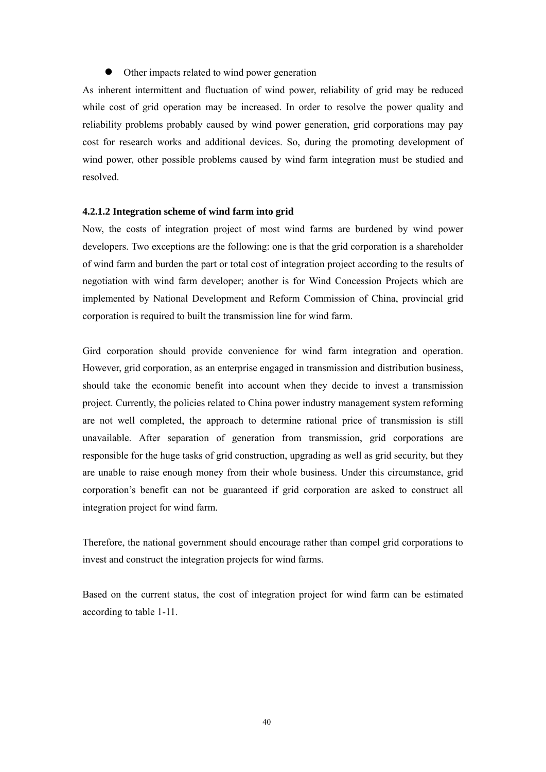- Other impacts related to wind power generation

As inherent intermittent and fluctuation of wind power, reliability of grid may be reduced while cost of grid operation may be increased. In order to resolve the power quality and reliability problems probably caused by wind power generation, grid corporations may pay cost for research works and additional devices. So, during the promoting development of wind power, other possible problems caused by wind farm integration must be studied and resolved.

#### 4.2.1.2 Integration scheme of wind farm into grid

Now, the costs of integration project of most wind farms are burdened by wind power developers. Two exceptions are the following: one is that the grid corporation is a shareholder of wind farm and burden the part or total cost of integration project according to the results of negotiation with wind farm developer; another is for Wind Concession Projects which are implemented by National Development and Reform Commission of China, provincial grid corporation is required to built the transmission line for wind farm.

Gird corporation should provide convenience for wind farm integration and operation. However, grid corporation, as an enterprise engaged in transmission and distribution business, should take the economic benefit into account when they decide to invest a transmission project. Currently, the policies related to China power industry management system reforming are not well completed, the approach to determine rational price of transmission is still unavailable. After separation of generation from transmission, grid corporations are responsible for the huge tasks of grid construction, upgrading as well as grid security, but they are unable to raise enough money from their whole business. Under this circumstance, grid corporation's benefit can not be guaranteed if grid corporation are asked to construct all integration project for wind farm.

Therefore, the national government should encourage rather than compel grid corporations to invest and construct the integration projects for wind farms.

Based on the current status, the cost of integration project for wind farm can be estimated according to table 1-11.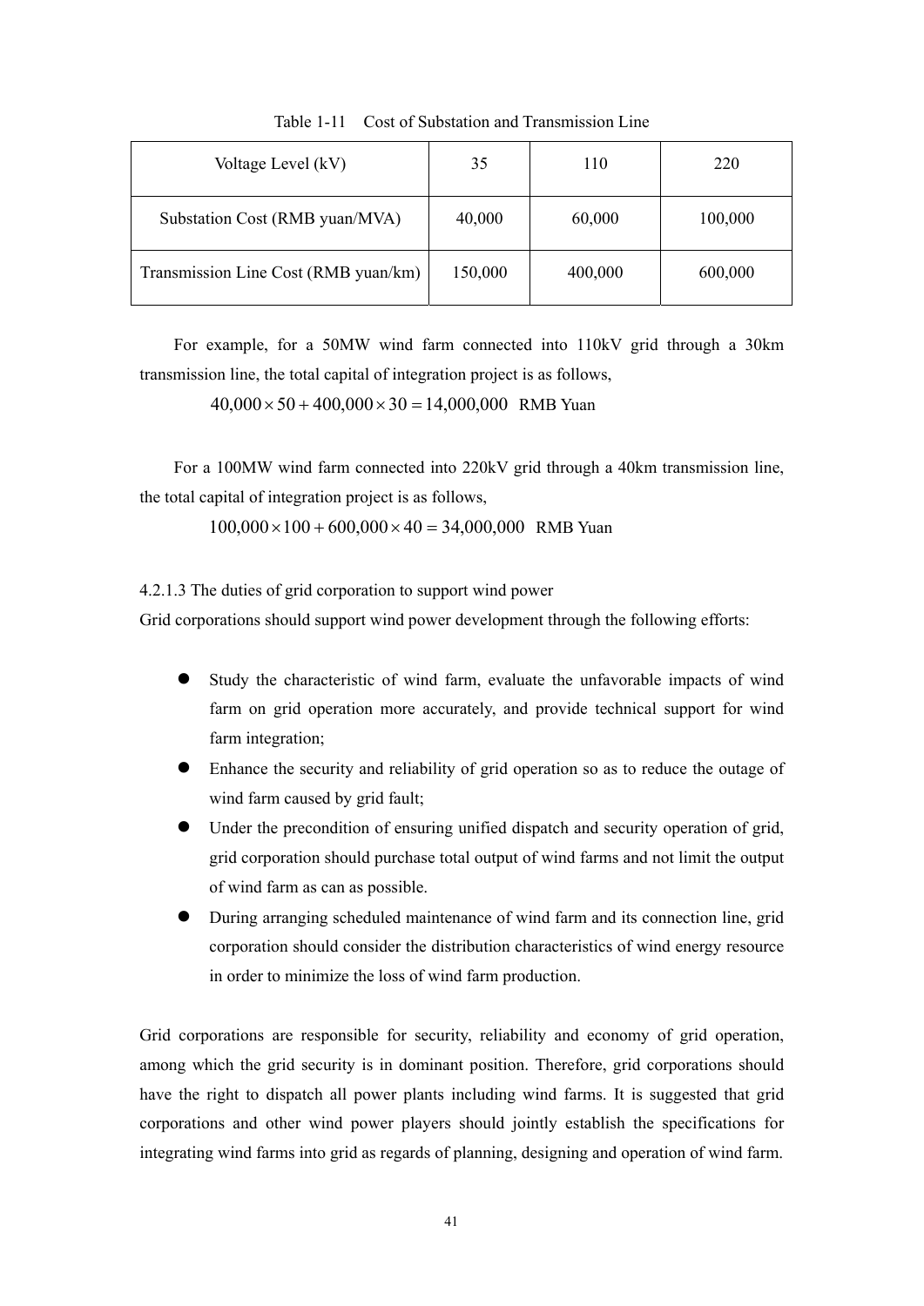Table 1-11 Cost of Substation and Transmission Line

| Voltage Level (kV) | 35 | 110 | 220 |
|---|---|---|---|
| Substation Cost (RMB yuan/MVA) | 40,000 | 60,000 | 100,000 |
| Transmission Line Cost (RMB yuan/km) | 150,000 | 400,000 | 600,000 |

For example, for a 50MW wind farm connected into 110kV grid through a 30km transmission line, the total capital of integration project is as follows,

$$40{,}000 \times 50 + 400{,}000 \times 30 = 14{,}000{,}000 \text{ RMB Yuan}$$

For a 100MW wind farm connected into 220kV grid through a 40km transmission line, the total capital of integration project is as follows,

$$100{,}000 \times 100 + 600{,}000 \times 40 = 34{,}000{,}000 \text{ RMB Yuan}$$

4.2.1.3 The duties of grid corporation to support wind power

Grid corporations should support wind power development through the following efforts:

- Study the characteristic of wind farm, evaluate the unfavorable impacts of wind farm on grid operation more accurately, and provide technical support for wind farm integration;
- Enhance the security and reliability of grid operation so as to reduce the outage of wind farm caused by grid fault;
- Under the precondition of ensuring unified dispatch and security operation of grid, grid corporation should purchase total output of wind farms and not limit the output of wind farm as can as possible.
- During arranging scheduled maintenance of wind farm and its connection line, grid corporation should consider the distribution characteristics of wind energy resource in order to minimize the loss of wind farm production.

Grid corporations are responsible for security, reliability and economy of grid operation, among which the grid security is in dominant position. Therefore, grid corporations should have the right to dispatch all power plants including wind farms. It is suggested that grid corporations and other wind power players should jointly establish the specifications for integrating wind farms into grid as regards of planning, designing and operation of wind farm.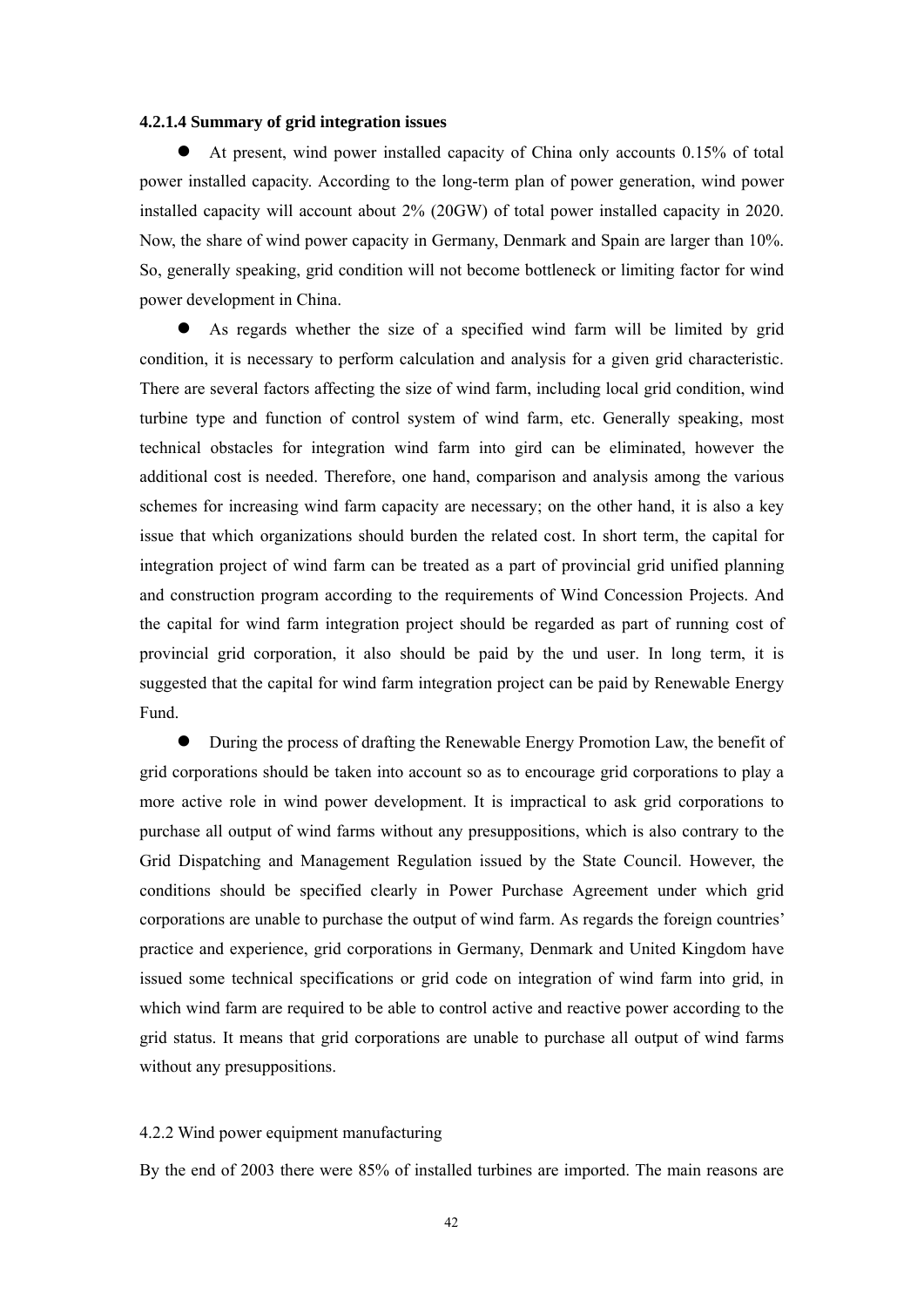#### 4.2.1.4 Summary of grid integration issues

- At present, wind power installed capacity of China only accounts 0.15% of total power installed capacity. According to the long-term plan of power generation, wind power installed capacity will account about 2% (20GW) of total power installed capacity in 2020. Now, the share of wind power capacity in Germany, Denmark and Spain are larger than 10%. So, generally speaking, grid condition will not become bottleneck or limiting factor for wind power development in China.

- As regards whether the size of a specified wind farm will be limited by grid condition, it is necessary to perform calculation and analysis for a given grid characteristic. There are several factors affecting the size of wind farm, including local grid condition, wind turbine type and function of control system of wind farm, etc. Generally speaking, most technical obstacles for integration wind farm into gird can be eliminated, however the additional cost is needed. Therefore, one hand, comparison and analysis among the various schemes for increasing wind farm capacity are necessary; on the other hand, it is also a key issue that which organizations should burden the related cost. In short term, the capital for integration project of wind farm can be treated as a part of provincial grid unified planning and construction program according to the requirements of Wind Concession Projects. And the capital for wind farm integration project should be regarded as part of running cost of provincial grid corporation, it also should be paid by the und user. In long term, it is suggested that the capital for wind farm integration project can be paid by Renewable Energy Fund.

- During the process of drafting the Renewable Energy Promotion Law, the benefit of grid corporations should be taken into account so as to encourage grid corporations to play a more active role in wind power development. It is impractical to ask grid corporations to purchase all output of wind farms without any presuppositions, which is also contrary to the Grid Dispatching and Management Regulation issued by the State Council. However, the conditions should be specified clearly in Power Purchase Agreement under which grid corporations are unable to purchase the output of wind farm. As regards the foreign countries' practice and experience, grid corporations in Germany, Denmark and United Kingdom have issued some technical specifications or grid code on integration of wind farm into grid, in which wind farm are required to be able to control active and reactive power according to the grid status. It means that grid corporations are unable to purchase all output of wind farms without any presuppositions.

### 4.2.2 Wind power equipment manufacturing

By the end of 2003 there were 85% of installed turbines are imported. The main reasons are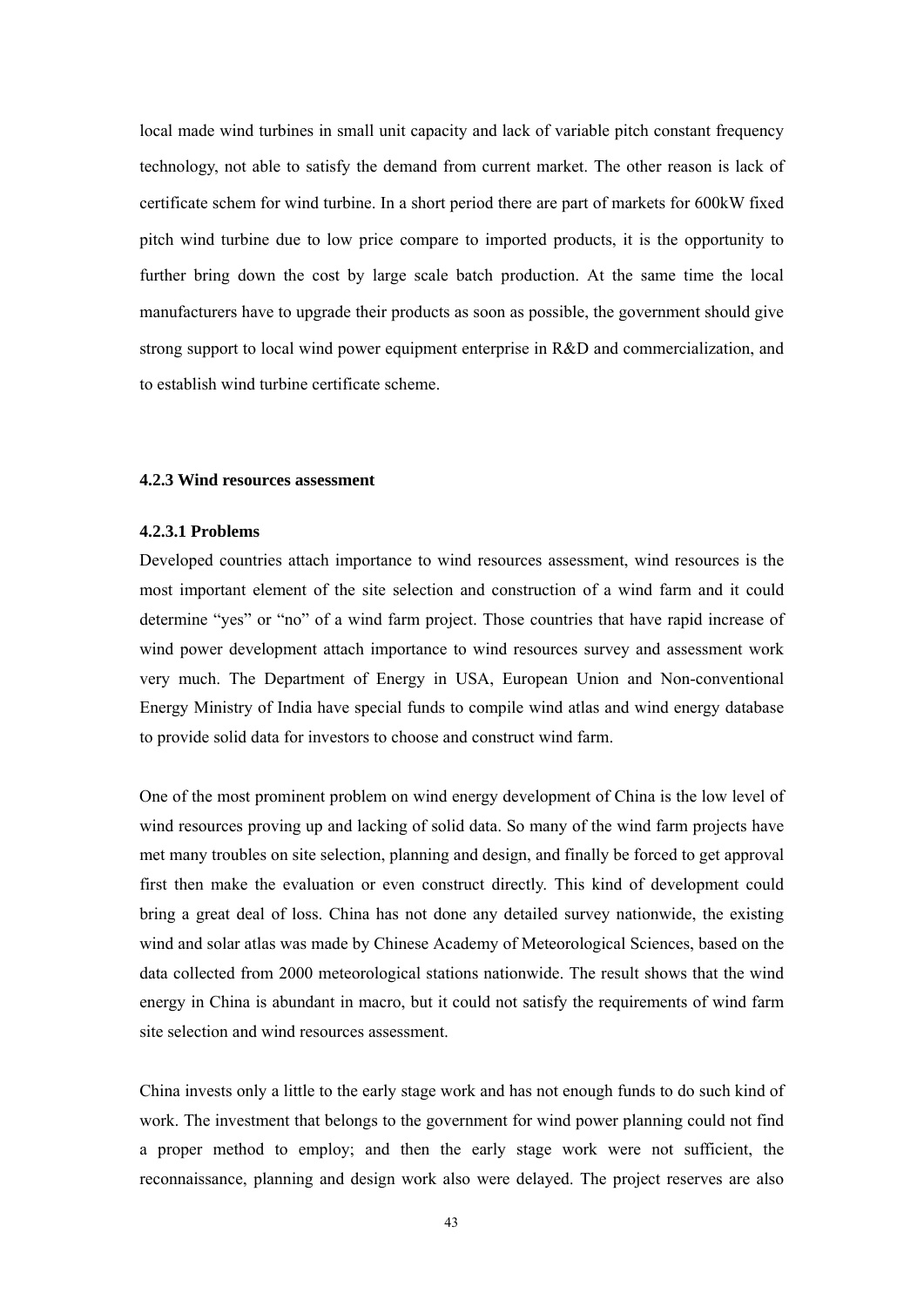local made wind turbines in small unit capacity and lack of variable pitch constant frequency technology, not able to satisfy the demand from current market. The other reason is lack of certificate schem for wind turbine. In a short period there are part of markets for 600kW fixed pitch wind turbine due to low price compare to imported products, it is the opportunity to further bring down the cost by large scale batch production. At the same time the local manufacturers have to upgrade their products as soon as possible, the government should give strong support to local wind power equipment enterprise in R&D and commercialization, and to establish wind turbine certificate scheme.

### 4.2.3 Wind resources assessment

#### 4.2.3.1 Problems

Developed countries attach importance to wind resources assessment, wind resources is the most important element of the site selection and construction of a wind farm and it could determine "yes" or "no" of a wind farm project. Those countries that have rapid increase of wind power development attach importance to wind resources survey and assessment work very much. The Department of Energy in USA, European Union and Non-conventional Energy Ministry of India have special funds to compile wind atlas and wind energy database to provide solid data for investors to choose and construct wind farm.

One of the most prominent problem on wind energy development of China is the low level of wind resources proving up and lacking of solid data. So many of the wind farm projects have met many troubles on site selection, planning and design, and finally be forced to get approval first then make the evaluation or even construct directly. This kind of development could bring a great deal of loss. China has not done any detailed survey nationwide, the existing wind and solar atlas was made by Chinese Academy of Meteorological Sciences, based on the data collected from 2000 meteorological stations nationwide. The result shows that the wind energy in China is abundant in macro, but it could not satisfy the requirements of wind farm site selection and wind resources assessment.

China invests only a little to the early stage work and has not enough funds to do such kind of work. The investment that belongs to the government for wind power planning could not find a proper method to employ; and then the early stage work were not sufficient, the reconnaissance, planning and design work also were delayed. The project reserves are also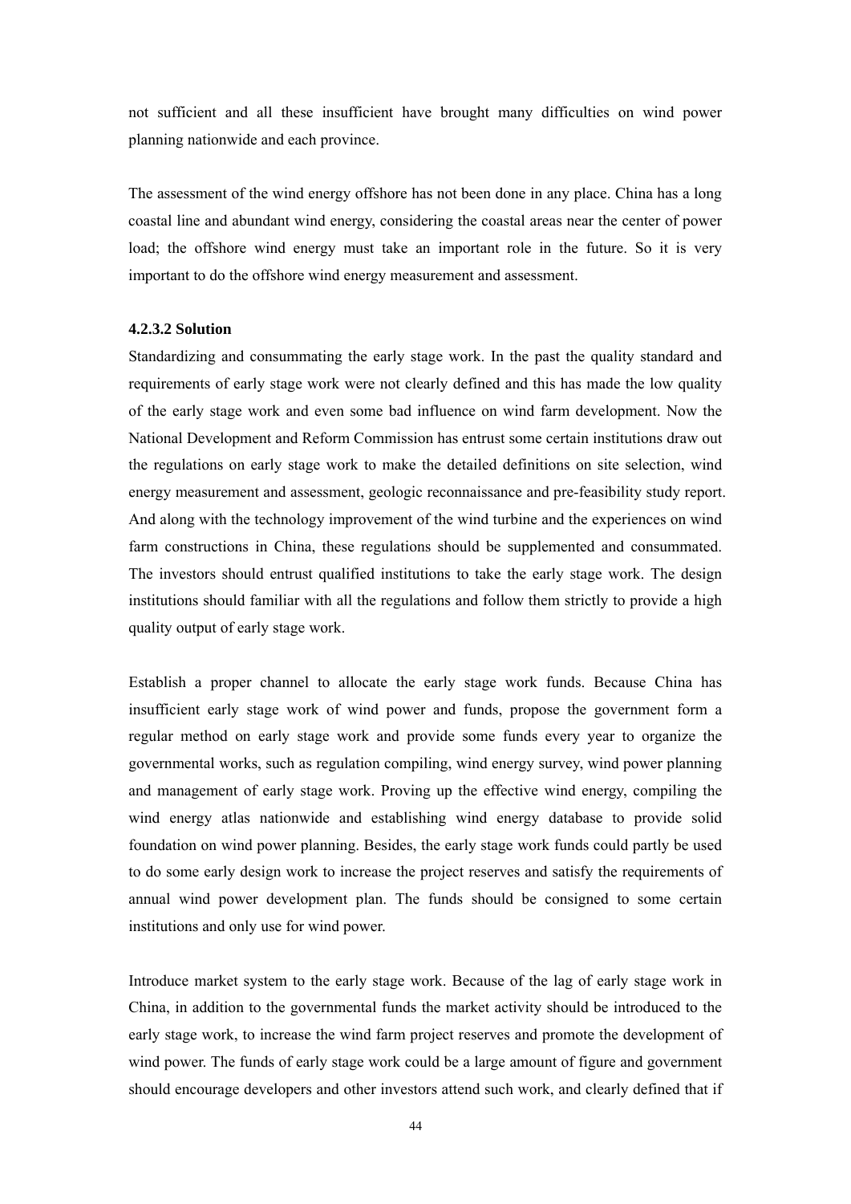not sufficient and all these insufficient have brought many difficulties on wind power planning nationwide and each province.

The assessment of the wind energy offshore has not been done in any place. China has a long coastal line and abundant wind energy, considering the coastal areas near the center of power load; the offshore wind energy must take an important role in the future. So it is very important to do the offshore wind energy measurement and assessment.

#### 4.2.3.2 Solution

Standardizing and consummating the early stage work. In the past the quality standard and requirements of early stage work were not clearly defined and this has made the low quality of the early stage work and even some bad influence on wind farm development. Now the National Development and Reform Commission has entrust some certain institutions draw out the regulations on early stage work to make the detailed definitions on site selection, wind energy measurement and assessment, geologic reconnaissance and pre-feasibility study report. And along with the technology improvement of the wind turbine and the experiences on wind farm constructions in China, these regulations should be supplemented and consummated. The investors should entrust qualified institutions to take the early stage work. The design institutions should familiar with all the regulations and follow them strictly to provide a high quality output of early stage work.

Establish a proper channel to allocate the early stage work funds. Because China has insufficient early stage work of wind power and funds, propose the government form a regular method on early stage work and provide some funds every year to organize the governmental works, such as regulation compiling, wind energy survey, wind power planning and management of early stage work. Proving up the effective wind energy, compiling the wind energy atlas nationwide and establishing wind energy database to provide solid foundation on wind power planning. Besides, the early stage work funds could partly be used to do some early design work to increase the project reserves and satisfy the requirements of annual wind power development plan. The funds should be consigned to some certain institutions and only use for wind power.

Introduce market system to the early stage work. Because of the lag of early stage work in China, in addition to the governmental funds the market activity should be introduced to the early stage work, to increase the wind farm project reserves and promote the development of wind power. The funds of early stage work could be a large amount of figure and government should encourage developers and other investors attend such work, and clearly defined that if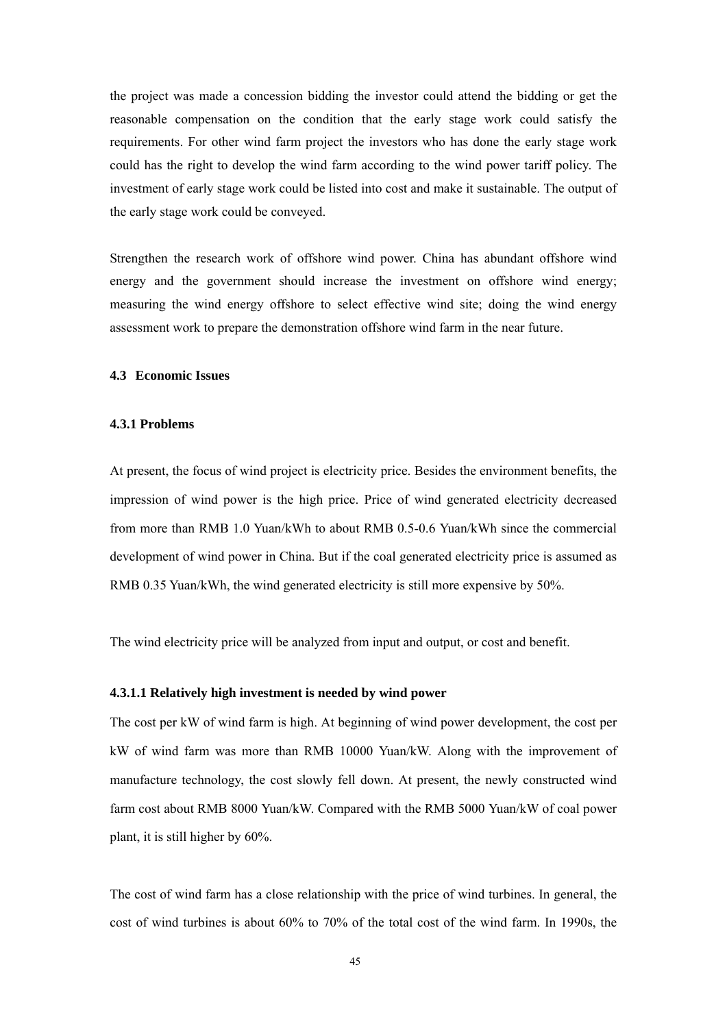the project was made a concession bidding the investor could attend the bidding or get the reasonable compensation on the condition that the early stage work could satisfy the requirements. For other wind farm project the investors who has done the early stage work could has the right to develop the wind farm according to the wind power tariff policy. The investment of early stage work could be listed into cost and make it sustainable. The output of the early stage work could be conveyed.

Strengthen the research work of offshore wind power. China has abundant offshore wind energy and the government should increase the investment on offshore wind energy; measuring the wind energy offshore to select effective wind site; doing the wind energy assessment work to prepare the demonstration offshore wind farm in the near future.

### 4.3 Economic Issues

#### 4.3.1 Problems

At present, the focus of wind project is electricity price. Besides the environment benefits, the impression of wind power is the high price. Price of wind generated electricity decreased from more than RMB 1.0 Yuan/kWh to about RMB 0.5-0.6 Yuan/kWh since the commercial development of wind power in China. But if the coal generated electricity price is assumed as RMB 0.35 Yuan/kWh, the wind generated electricity is still more expensive by 50%.

The wind electricity price will be analyzed from input and output, or cost and benefit.

##### 4.3.1.1 Relatively high investment is needed by wind power

The cost per kW of wind farm is high. At beginning of wind power development, the cost per kW of wind farm was more than RMB 10000 Yuan/kW. Along with the improvement of manufacture technology, the cost slowly fell down. At present, the newly constructed wind farm cost about RMB 8000 Yuan/kW. Compared with the RMB 5000 Yuan/kW of coal power plant, it is still higher by 60%.

The cost of wind farm has a close relationship with the price of wind turbines. In general, the cost of wind turbines is about 60% to 70% of the total cost of the wind farm. In 1990s, the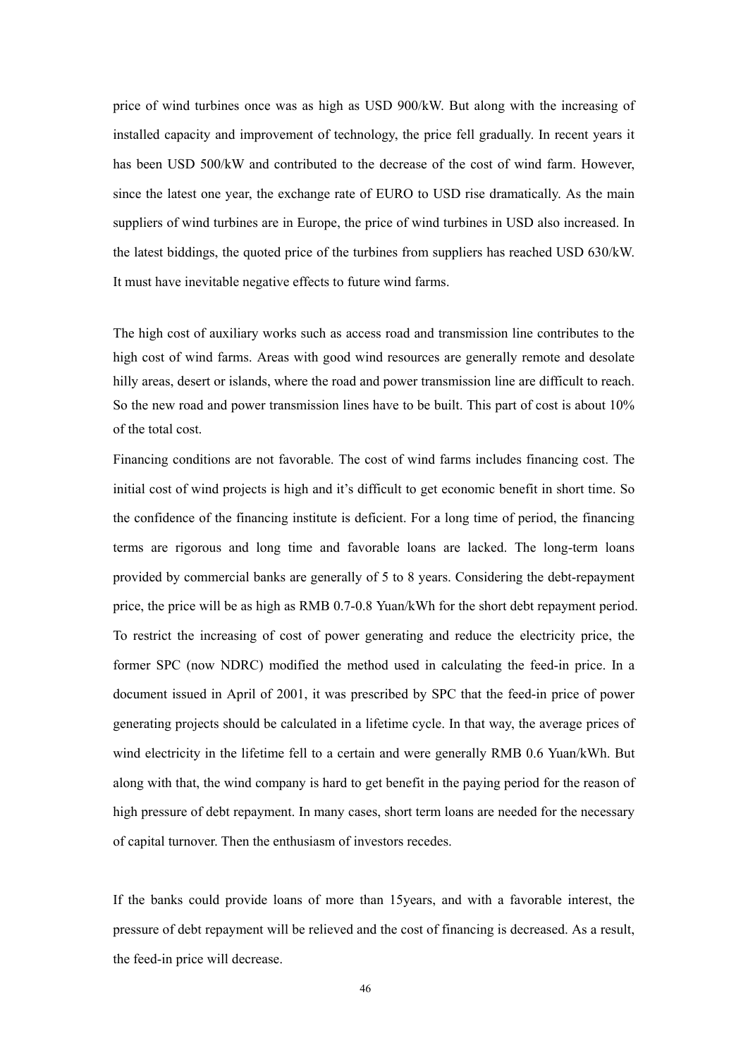price of wind turbines once was as high as USD 900/kW. But along with the increasing of installed capacity and improvement of technology, the price fell gradually. In recent years it has been USD 500/kW and contributed to the decrease of the cost of wind farm. However, since the latest one year, the exchange rate of EURO to USD rise dramatically. As the main suppliers of wind turbines are in Europe, the price of wind turbines in USD also increased. In the latest biddings, the quoted price of the turbines from suppliers has reached USD 630/kW. It must have inevitable negative effects to future wind farms.

The high cost of auxiliary works such as access road and transmission line contributes to the high cost of wind farms. Areas with good wind resources are generally remote and desolate hilly areas, desert or islands, where the road and power transmission line are difficult to reach. So the new road and power transmission lines have to be built. This part of cost is about 10% of the total cost.

Financing conditions are not favorable. The cost of wind farms includes financing cost. The initial cost of wind projects is high and it's difficult to get economic benefit in short time. So the confidence of the financing institute is deficient. For a long time of period, the financing terms are rigorous and long time and favorable loans are lacked. The long-term loans provided by commercial banks are generally of 5 to 8 years. Considering the debt-repayment price, the price will be as high as RMB 0.7-0.8 Yuan/kWh for the short debt repayment period. To restrict the increasing of cost of power generating and reduce the electricity price, the former SPC (now NDRC) modified the method used in calculating the feed-in price. In a document issued in April of 2001, it was prescribed by SPC that the feed-in price of power generating projects should be calculated in a lifetime cycle. In that way, the average prices of wind electricity in the lifetime fell to a certain and were generally RMB 0.6 Yuan/kWh. But along with that, the wind company is hard to get benefit in the paying period for the reason of high pressure of debt repayment. In many cases, short term loans are needed for the necessary of capital turnover. Then the enthusiasm of investors recedes.

If the banks could provide loans of more than 15years, and with a favorable interest, the pressure of debt repayment will be relieved and the cost of financing is decreased. As a result, the feed-in price will decrease.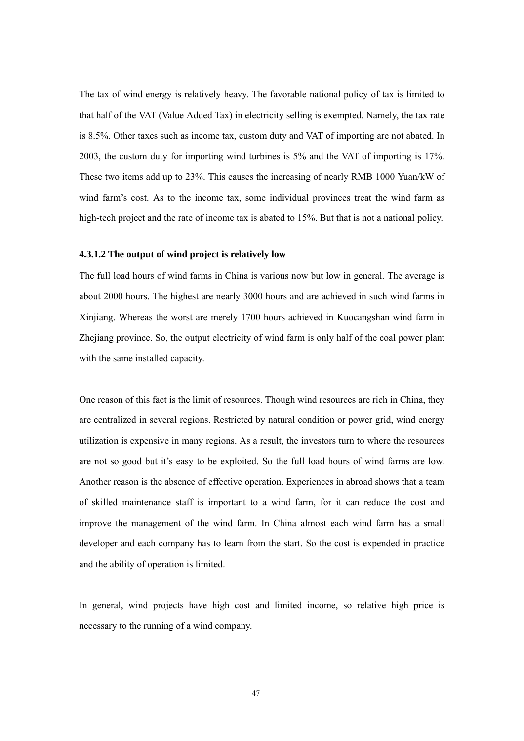The tax of wind energy is relatively heavy. The favorable national policy of tax is limited to that half of the VAT (Value Added Tax) in electricity selling is exempted. Namely, the tax rate is 8.5%. Other taxes such as income tax, custom duty and VAT of importing are not abated. In 2003, the custom duty for importing wind turbines is 5% and the VAT of importing is 17%. These two items add up to 23%. This causes the increasing of nearly RMB 1000 Yuan/kW of wind farm's cost. As to the income tax, some individual provinces treat the wind farm as high-tech project and the rate of income tax is abated to 15%. But that is not a national policy.

#### 4.3.1.2 The output of wind project is relatively low

The full load hours of wind farms in China is various now but low in general. The average is about 2000 hours. The highest are nearly 3000 hours and are achieved in such wind farms in Xinjiang. Whereas the worst are merely 1700 hours achieved in Kuocangshan wind farm in Zhejiang province. So, the output electricity of wind farm is only half of the coal power plant with the same installed capacity.

One reason of this fact is the limit of resources. Though wind resources are rich in China, they are centralized in several regions. Restricted by natural condition or power grid, wind energy utilization is expensive in many regions. As a result, the investors turn to where the resources are not so good but it's easy to be exploited. So the full load hours of wind farms are low. Another reason is the absence of effective operation. Experiences in abroad shows that a team of skilled maintenance staff is important to a wind farm, for it can reduce the cost and improve the management of the wind farm. In China almost each wind farm has a small developer and each company has to learn from the start. So the cost is expended in practice and the ability of operation is limited.

In general, wind projects have high cost and limited income, so relative high price is necessary to the running of a wind company.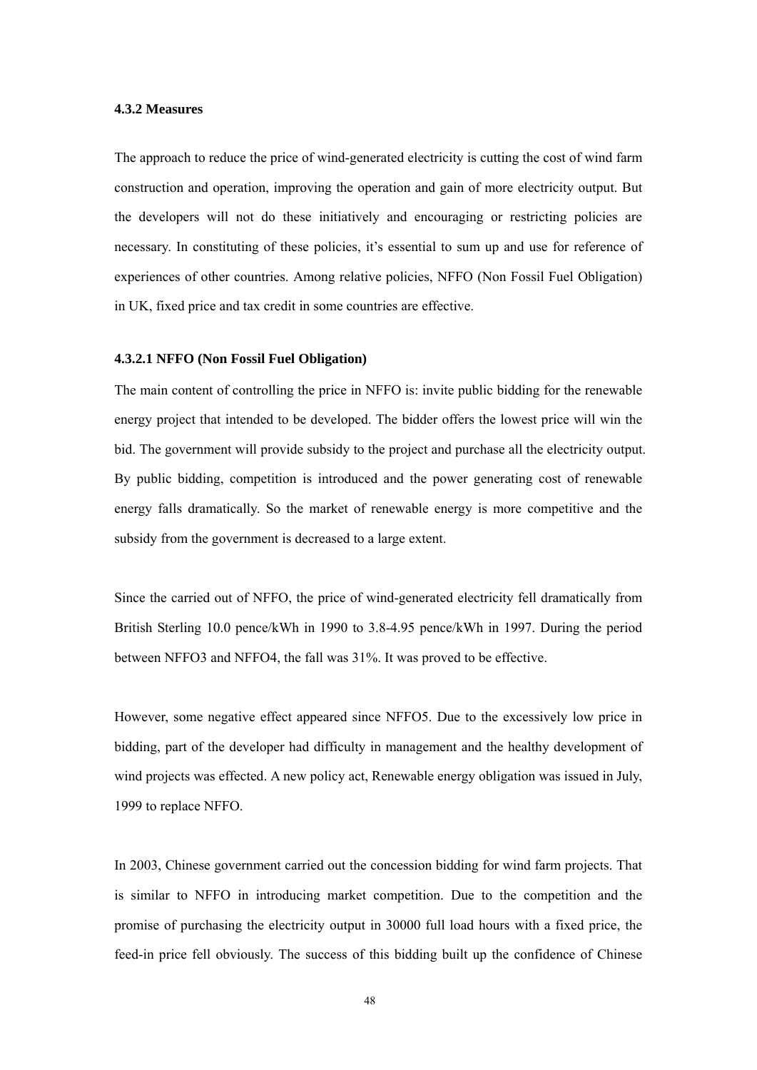### 4.3.2 Measures

The approach to reduce the price of wind-generated electricity is cutting the cost of wind farm construction and operation, improving the operation and gain of more electricity output. But the developers will not do these initiatively and encouraging or restricting policies are necessary. In constituting of these policies, it's essential to sum up and use for reference of experiences of other countries. Among relative policies, NFFO (Non Fossil Fuel Obligation) in UK, fixed price and tax credit in some countries are effective.

#### 4.3.2.1 NFFO (Non Fossil Fuel Obligation)

The main content of controlling the price in NFFO is: invite public bidding for the renewable energy project that intended to be developed. The bidder offers the lowest price will win the bid. The government will provide subsidy to the project and purchase all the electricity output. By public bidding, competition is introduced and the power generating cost of renewable energy falls dramatically. So the market of renewable energy is more competitive and the subsidy from the government is decreased to a large extent.

Since the carried out of NFFO, the price of wind-generated electricity fell dramatically from British Sterling 10.0 pence/kWh in 1990 to 3.8-4.95 pence/kWh in 1997. During the period between NFFO3 and NFFO4, the fall was 31%. It was proved to be effective.

However, some negative effect appeared since NFFO5. Due to the excessively low price in bidding, part of the developer had difficulty in management and the healthy development of wind projects was effected. A new policy act, Renewable energy obligation was issued in July, 1999 to replace NFFO.

In 2003, Chinese government carried out the concession bidding for wind farm projects. That is similar to NFFO in introducing market competition. Due to the competition and the promise of purchasing the electricity output in 30000 full load hours with a fixed price, the feed-in price fell obviously. The success of this bidding built up the confidence of Chinese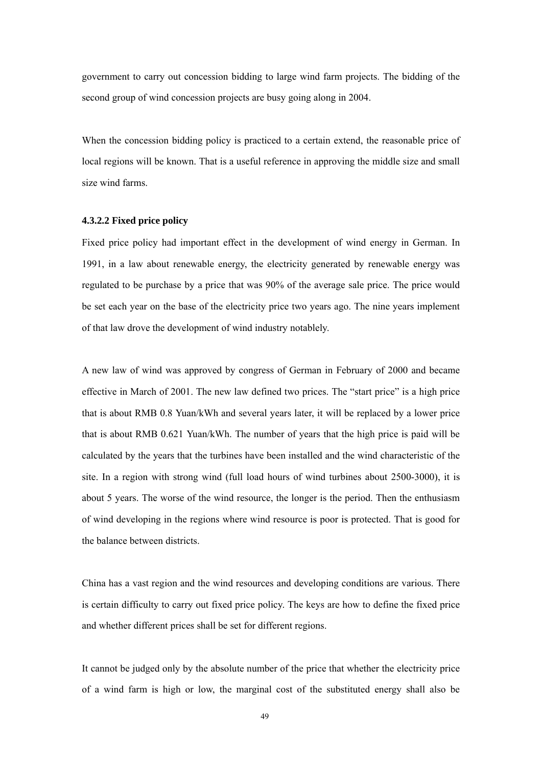government to carry out concession bidding to large wind farm projects. The bidding of the second group of wind concession projects are busy going along in 2004.

When the concession bidding policy is practiced to a certain extend, the reasonable price of local regions will be known. That is a useful reference in approving the middle size and small size wind farms.

#### 4.3.2.2 Fixed price policy

Fixed price policy had important effect in the development of wind energy in German. In 1991, in a law about renewable energy, the electricity generated by renewable energy was regulated to be purchase by a price that was 90% of the average sale price. The price would be set each year on the base of the electricity price two years ago. The nine years implement of that law drove the development of wind industry notablely.

A new law of wind was approved by congress of German in February of 2000 and became effective in March of 2001. The new law defined two prices. The "start price" is a high price that is about RMB 0.8 Yuan/kWh and several years later, it will be replaced by a lower price that is about RMB 0.621 Yuan/kWh. The number of years that the high price is paid will be calculated by the years that the turbines have been installed and the wind characteristic of the site. In a region with strong wind (full load hours of wind turbines about 2500-3000), it is about 5 years. The worse of the wind resource, the longer is the period. Then the enthusiasm of wind developing in the regions where wind resource is poor is protected. That is good for the balance between districts.

China has a vast region and the wind resources and developing conditions are various. There is certain difficulty to carry out fixed price policy. The keys are how to define the fixed price and whether different prices shall be set for different regions.

It cannot be judged only by the absolute number of the price that whether the electricity price of a wind farm is high or low, the marginal cost of the substituted energy shall also be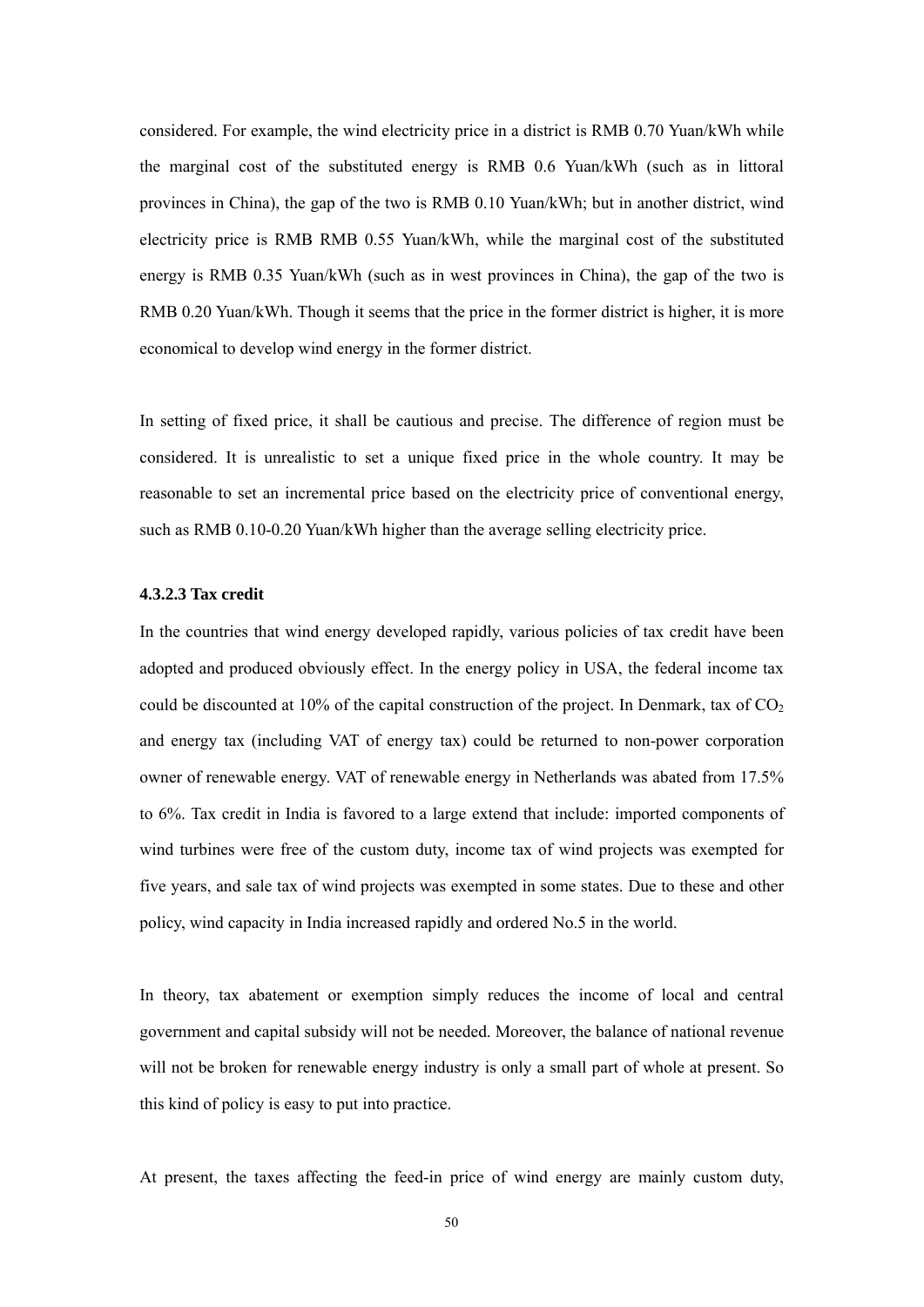considered. For example, the wind electricity price in a district is RMB 0.70 Yuan/kWh while the marginal cost of the substituted energy is RMB 0.6 Yuan/kWh (such as in littoral provinces in China), the gap of the two is RMB 0.10 Yuan/kWh; but in another district, wind electricity price is RMB RMB 0.55 Yuan/kWh, while the marginal cost of the substituted energy is RMB 0.35 Yuan/kWh (such as in west provinces in China), the gap of the two is RMB 0.20 Yuan/kWh. Though it seems that the price in the former district is higher, it is more economical to develop wind energy in the former district.

In setting of fixed price, it shall be cautious and precise. The difference of region must be considered. It is unrealistic to set a unique fixed price in the whole country. It may be reasonable to set an incremental price based on the electricity price of conventional energy, such as RMB 0.10-0.20 Yuan/kWh higher than the average selling electricity price.

#### 4.3.2.3 Tax credit

In the countries that wind energy developed rapidly, various policies of tax credit have been adopted and produced obviously effect. In the energy policy in USA, the federal income tax could be discounted at 10% of the capital construction of the project. In Denmark, tax of $CO_2$ and energy tax (including VAT of energy tax) could be returned to non-power corporation owner of renewable energy. VAT of renewable energy in Netherlands was abated from 17.5% to 6%. Tax credit in India is favored to a large extend that include: imported components of wind turbines were free of the custom duty, income tax of wind projects was exempted for five years, and sale tax of wind projects was exempted in some states. Due to these and other policy, wind capacity in India increased rapidly and ordered No.5 in the world.

In theory, tax abatement or exemption simply reduces the income of local and central government and capital subsidy will not be needed. Moreover, the balance of national revenue will not be broken for renewable energy industry is only a small part of whole at present. So this kind of policy is easy to put into practice.

At present, the taxes affecting the feed-in price of wind energy are mainly custom duty,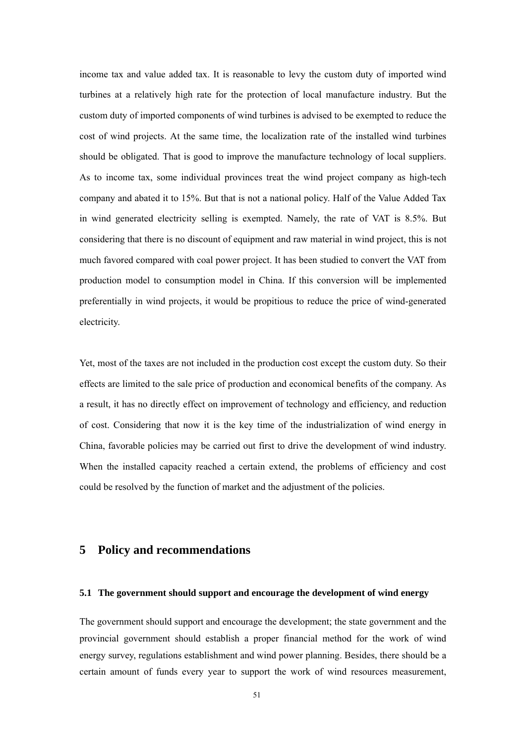income tax and value added tax. It is reasonable to levy the custom duty of imported wind turbines at a relatively high rate for the protection of local manufacture industry. But the custom duty of imported components of wind turbines is advised to be exempted to reduce the cost of wind projects. At the same time, the localization rate of the installed wind turbines should be obligated. That is good to improve the manufacture technology of local suppliers. As to income tax, some individual provinces treat the wind project company as high-tech company and abated it to 15%. But that is not a national policy. Half of the Value Added Tax in wind generated electricity selling is exempted. Namely, the rate of VAT is 8.5%. But considering that there is no discount of equipment and raw material in wind project, this is not much favored compared with coal power project. It has been studied to convert the VAT from production model to consumption model in China. If this conversion will be implemented preferentially in wind projects, it would be propitious to reduce the price of wind-generated electricity.

Yet, most of the taxes are not included in the production cost except the custom duty. So their effects are limited to the sale price of production and economical benefits of the company. As a result, it has no directly effect on improvement of technology and efficiency, and reduction of cost. Considering that now it is the key time of the industrialization of wind energy in China, favorable policies may be carried out first to drive the development of wind industry. When the installed capacity reached a certain extend, the problems of efficiency and cost could be resolved by the function of market and the adjustment of the policies.

# 5 Policy and recommendations

### 5.1 The government should support and encourage the development of wind energy

The government should support and encourage the development; the state government and the provincial government should establish a proper financial method for the work of wind energy survey, regulations establishment and wind power planning. Besides, there should be a certain amount of funds every year to support the work of wind resources measurement,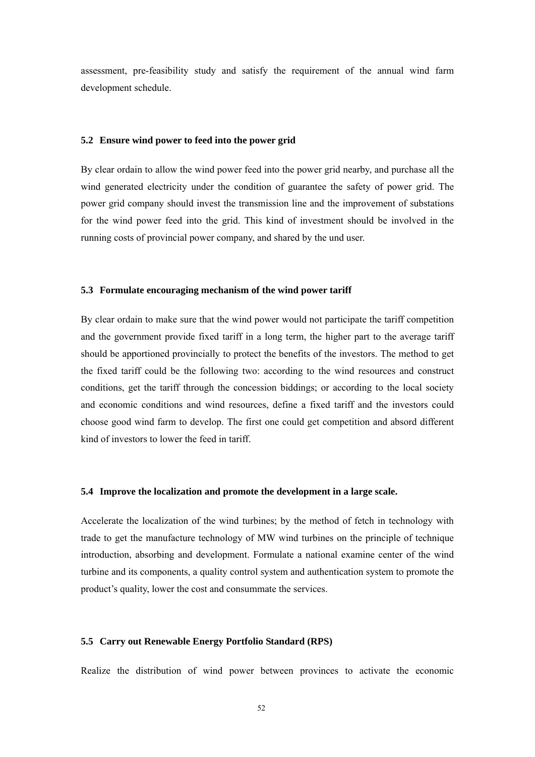assessment, pre-feasibility study and satisfy the requirement of the annual wind farm development schedule.

### 5.2 Ensure wind power to feed into the power grid

By clear ordain to allow the wind power feed into the power grid nearby, and purchase all the wind generated electricity under the condition of guarantee the safety of power grid. The power grid company should invest the transmission line and the improvement of substations for the wind power feed into the grid. This kind of investment should be involved in the running costs of provincial power company, and shared by the und user.

### 5.3 Formulate encouraging mechanism of the wind power tariff

By clear ordain to make sure that the wind power would not participate the tariff competition and the government provide fixed tariff in a long term, the higher part to the average tariff should be apportioned provincially to protect the benefits of the investors. The method to get the fixed tariff could be the following two: according to the wind resources and construct conditions, get the tariff through the concession biddings; or according to the local society and economic conditions and wind resources, define a fixed tariff and the investors could choose good wind farm to develop. The first one could get competition and absord different kind of investors to lower the feed in tariff.

### 5.4 Improve the localization and promote the development in a large scale.

Accelerate the localization of the wind turbines; by the method of fetch in technology with trade to get the manufacture technology of MW wind turbines on the principle of technique introduction, absorbing and development. Formulate a national examine center of the wind turbine and its components, a quality control system and authentication system to promote the product's quality, lower the cost and consummate the services.

### 5.5 Carry out Renewable Energy Portfolio Standard (RPS)

Realize the distribution of wind power between provinces to activate the economic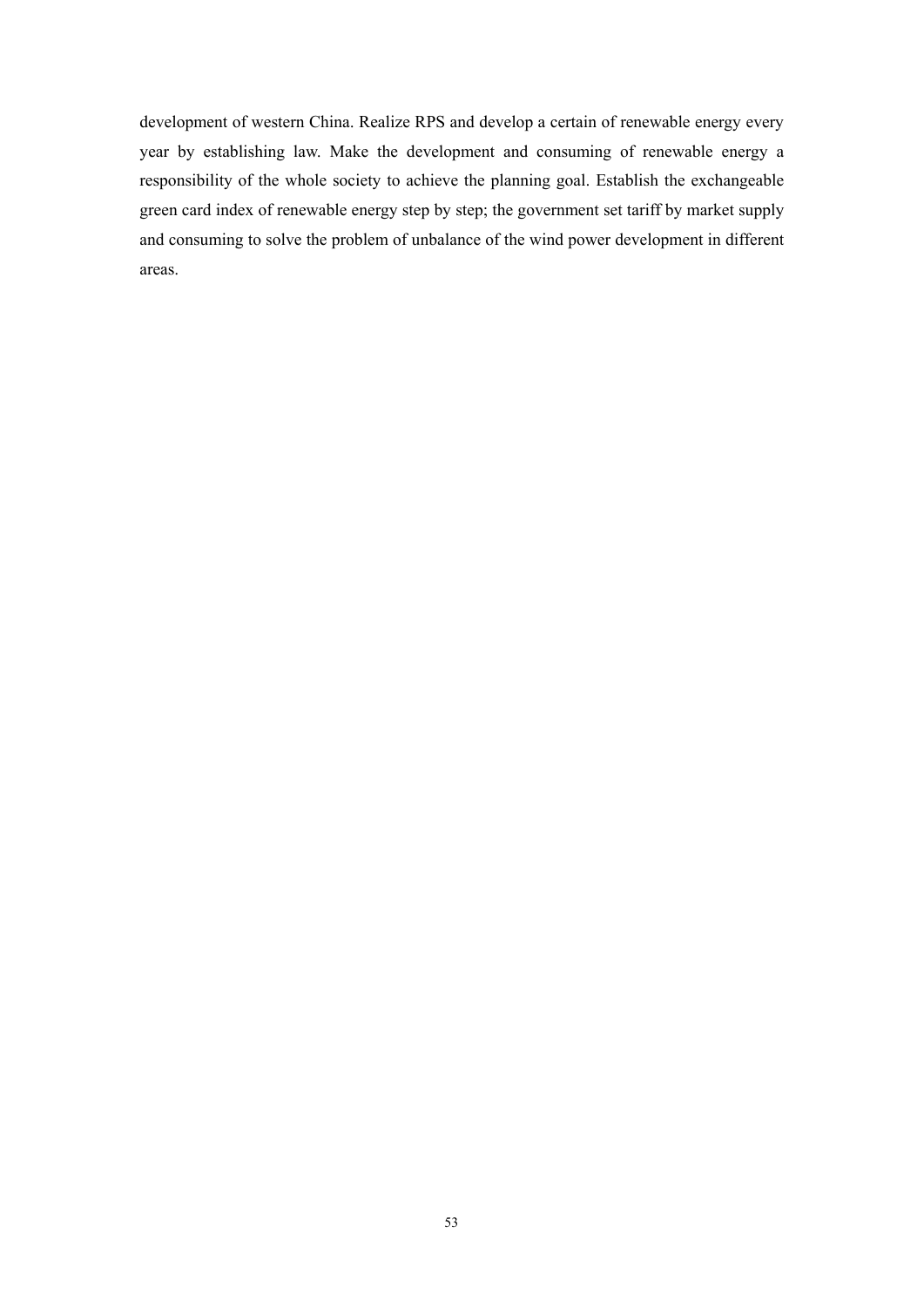development of western China. Realize RPS and develop a certain of renewable energy every year by establishing law. Make the development and consuming of renewable energy a responsibility of the whole society to achieve the planning goal. Establish the exchangeable green card index of renewable energy step by step; the government set tariff by market supply and consuming to solve the problem of unbalance of the wind power development in different areas.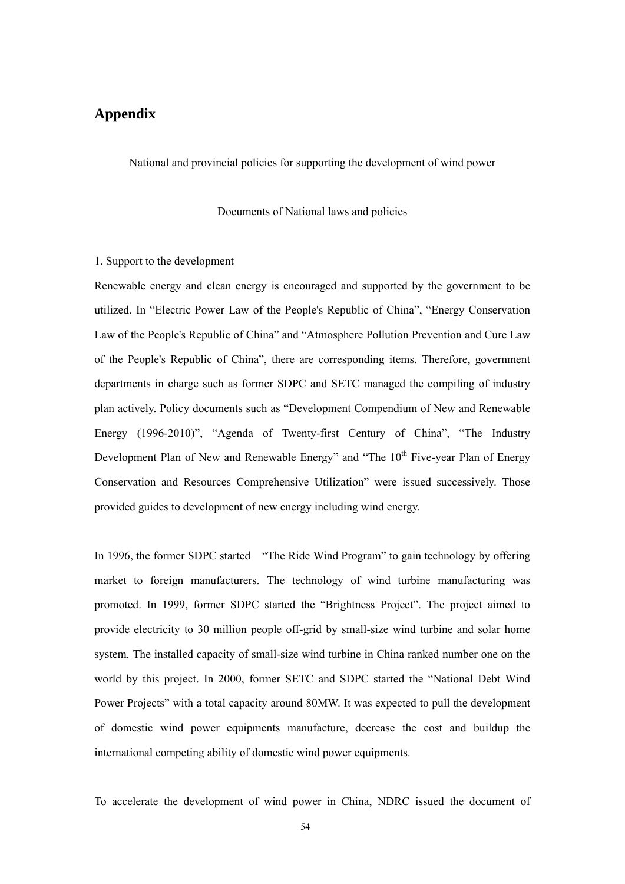# Appendix

National and provincial policies for supporting the development of wind power

Documents of National laws and policies

1. Support to the development

Renewable energy and clean energy is encouraged and supported by the government to be utilized. In "Electric Power Law of the People's Republic of China", "Energy Conservation Law of the People's Republic of China" and "Atmosphere Pollution Prevention and Cure Law of the People's Republic of China", there are corresponding items. Therefore, government departments in charge such as former SDPC and SETC managed the compiling of industry plan actively. Policy documents such as "Development Compendium of New and Renewable Energy (1996-2010)", "Agenda of Twenty-first Century of China", "The Industry Development Plan of New and Renewable Energy" and "The 10th Five-year Plan of Energy Conservation and Resources Comprehensive Utilization" were issued successively. Those provided guides to development of new energy including wind energy.

In 1996, the former SDPC started "The Ride Wind Program" to gain technology by offering market to foreign manufacturers. The technology of wind turbine manufacturing was promoted. In 1999, former SDPC started the "Brightness Project". The project aimed to provide electricity to 30 million people off-grid by small-size wind turbine and solar home system. The installed capacity of small-size wind turbine in China ranked number one on the world by this project. In 2000, former SETC and SDPC started the "National Debt Wind Power Projects" with a total capacity around 80MW. It was expected to pull the development of domestic wind power equipments manufacture, decrease the cost and buildup the international competing ability of domestic wind power equipments.

To accelerate the development of wind power in China, NDRC issued the document of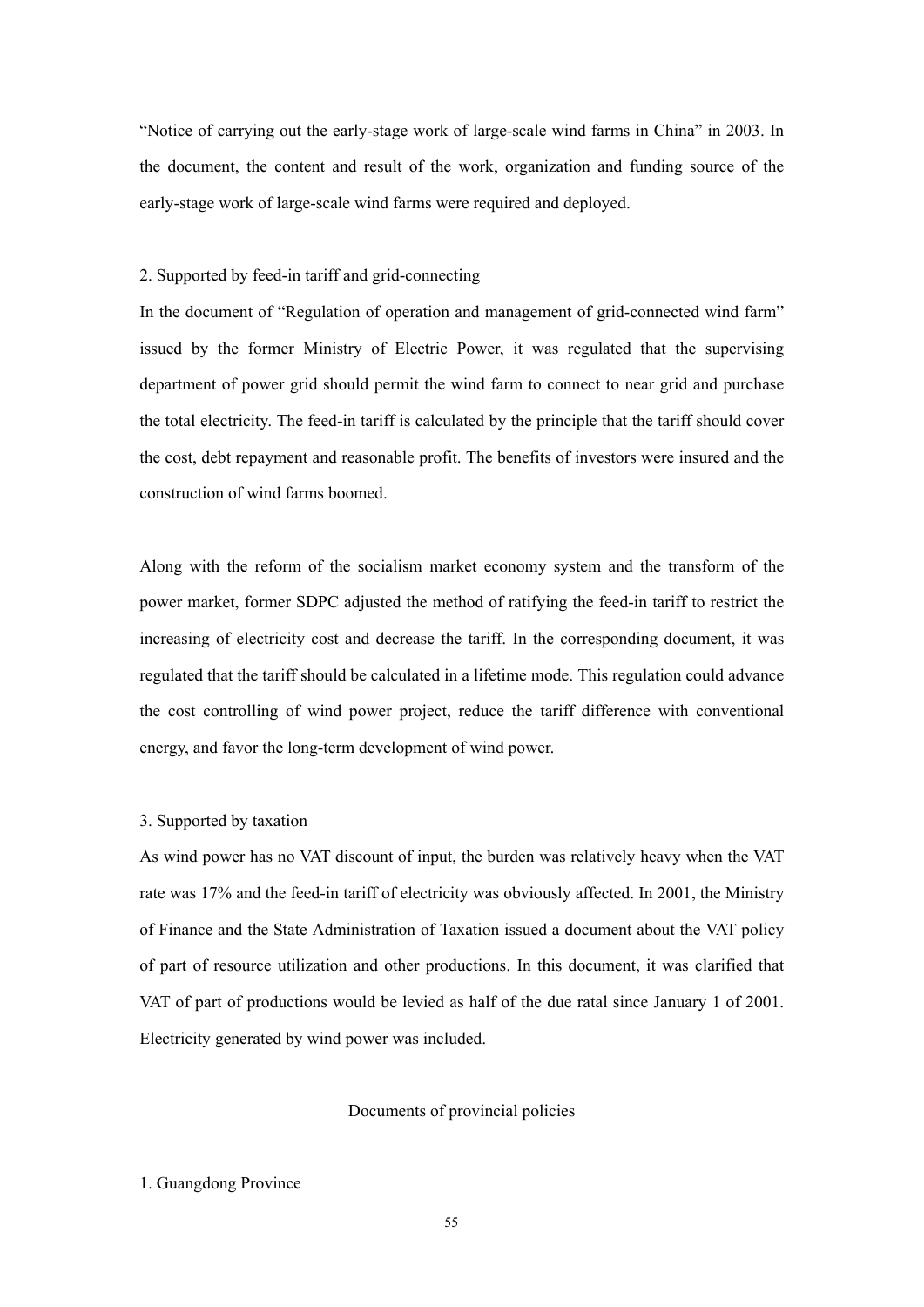"Notice of carrying out the early-stage work of large-scale wind farms in China" in 2003. In the document, the content and result of the work, organization and funding source of the early-stage work of large-scale wind farms were required and deployed.

2. Supported by feed-in tariff and grid-connecting

In the document of "Regulation of operation and management of grid-connected wind farm" issued by the former Ministry of Electric Power, it was regulated that the supervising department of power grid should permit the wind farm to connect to near grid and purchase the total electricity. The feed-in tariff is calculated by the principle that the tariff should cover the cost, debt repayment and reasonable profit. The benefits of investors were insured and the construction of wind farms boomed.

Along with the reform of the socialism market economy system and the transform of the power market, former SDPC adjusted the method of ratifying the feed-in tariff to restrict the increasing of electricity cost and decrease the tariff. In the corresponding document, it was regulated that the tariff should be calculated in a lifetime mode. This regulation could advance the cost controlling of wind power project, reduce the tariff difference with conventional energy, and favor the long-term development of wind power.

3. Supported by taxation

As wind power has no VAT discount of input, the burden was relatively heavy when the VAT rate was 17% and the feed-in tariff of electricity was obviously affected. In 2001, the Ministry of Finance and the State Administration of Taxation issued a document about the VAT policy of part of resource utilization and other productions. In this document, it was clarified that VAT of part of productions would be levied as half of the due ratal since January 1 of 2001. Electricity generated by wind power was included.

Documents of provincial policies

1. Guangdong Province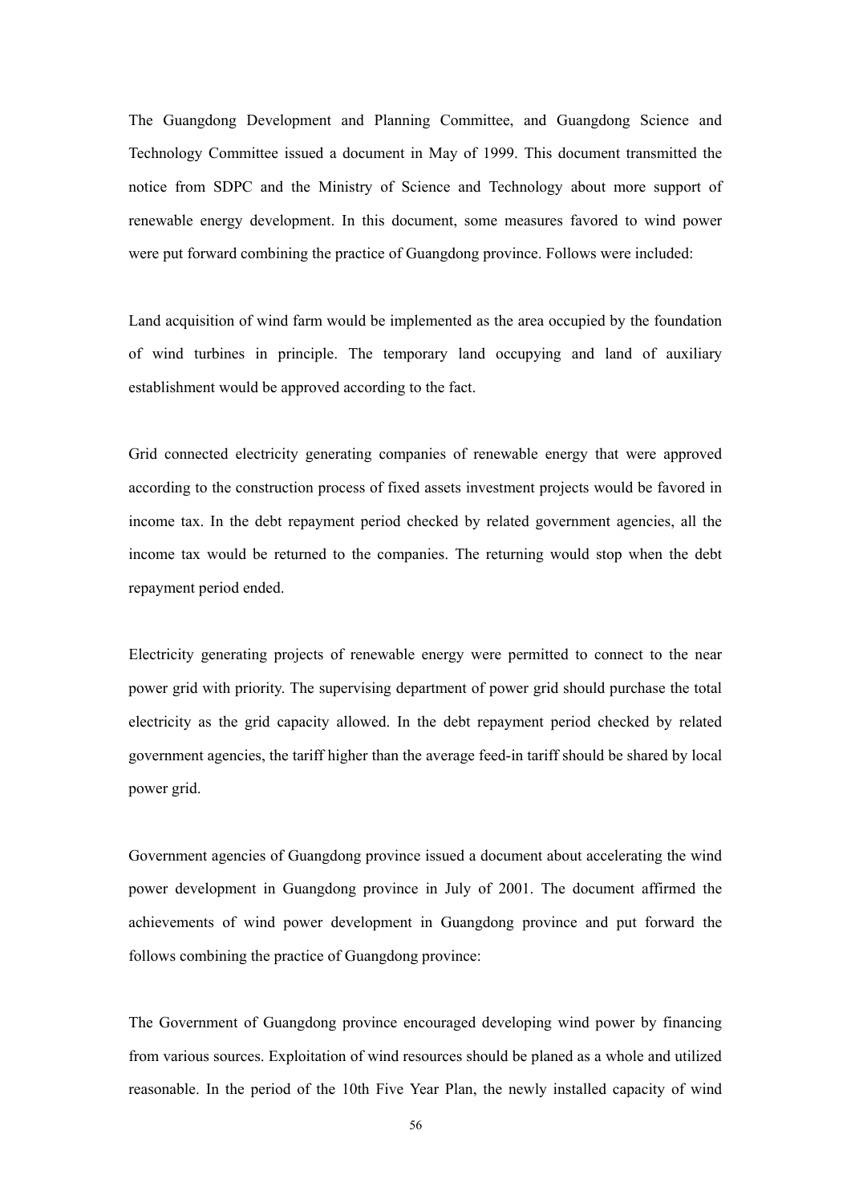The Guangdong Development and Planning Committee, and Guangdong Science and Technology Committee issued a document in May of 1999. This document transmitted the notice from SDPC and the Ministry of Science and Technology about more support of renewable energy development. In this document, some measures favored to wind power were put forward combining the practice of Guangdong province. Follows were included:

Land acquisition of wind farm would be implemented as the area occupied by the foundation of wind turbines in principle. The temporary land occupying and land of auxiliary establishment would be approved according to the fact.

Grid connected electricity generating companies of renewable energy that were approved according to the construction process of fixed assets investment projects would be favored in income tax. In the debt repayment period checked by related government agencies, all the income tax would be returned to the companies. The returning would stop when the debt repayment period ended.

Electricity generating projects of renewable energy were permitted to connect to the near power grid with priority. The supervising department of power grid should purchase the total electricity as the grid capacity allowed. In the debt repayment period checked by related government agencies, the tariff higher than the average feed-in tariff should be shared by local power grid.

Government agencies of Guangdong province issued a document about accelerating the wind power development in Guangdong province in July of 2001. The document affirmed the achievements of wind power development in Guangdong province and put forward the follows combining the practice of Guangdong province:

The Government of Guangdong province encouraged developing wind power by financing from various sources. Exploitation of wind resources should be planed as a whole and utilized reasonable. In the period of the 10th Five Year Plan, the newly installed capacity of wind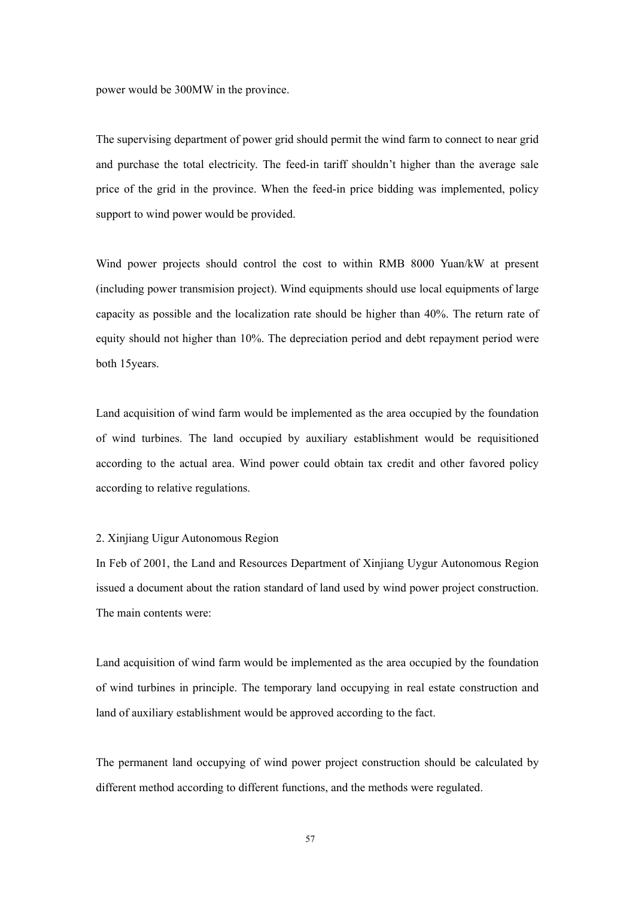power would be 300MW in the province.

The supervising department of power grid should permit the wind farm to connect to near grid and purchase the total electricity. The feed-in tariff shouldn't higher than the average sale price of the grid in the province. When the feed-in price bidding was implemented, policy support to wind power would be provided.

Wind power projects should control the cost to within RMB 8000 Yuan/kW at present (including power transmision project). Wind equipments should use local equipments of large capacity as possible and the localization rate should be higher than 40%. The return rate of equity should not higher than 10%. The depreciation period and debt repayment period were both 15years.

Land acquisition of wind farm would be implemented as the area occupied by the foundation of wind turbines. The land occupied by auxiliary establishment would be requisitioned according to the actual area. Wind power could obtain tax credit and other favored policy according to relative regulations.

2. Xinjiang Uigur Autonomous Region

In Feb of 2001, the Land and Resources Department of Xinjiang Uygur Autonomous Region issued a document about the ration standard of land used by wind power project construction. The main contents were:

Land acquisition of wind farm would be implemented as the area occupied by the foundation of wind turbines in principle. The temporary land occupying in real estate construction and land of auxiliary establishment would be approved according to the fact.

The permanent land occupying of wind power project construction should be calculated by different method according to different functions, and the methods were regulated.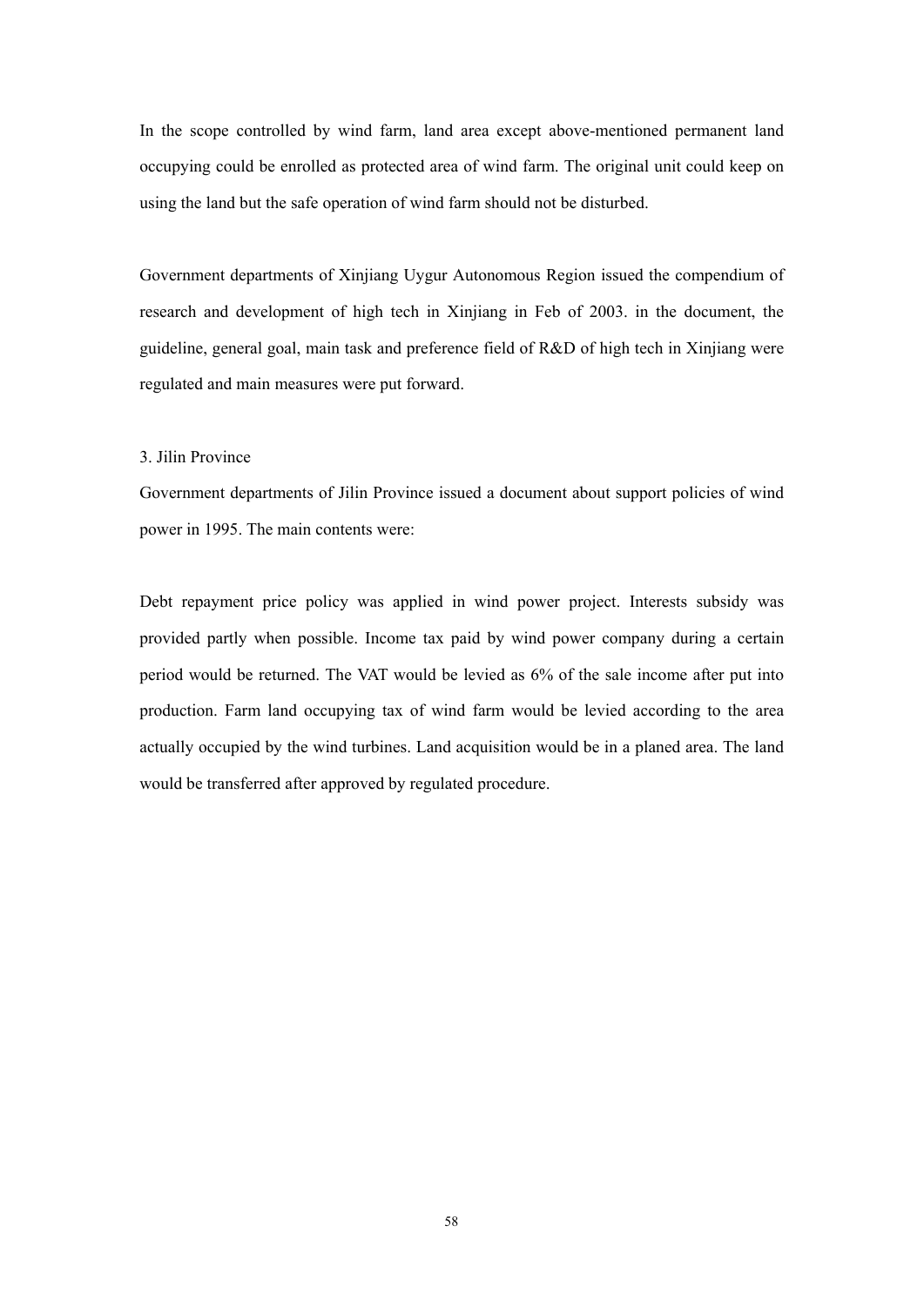In the scope controlled by wind farm, land area except above-mentioned permanent land occupying could be enrolled as protected area of wind farm. The original unit could keep on using the land but the safe operation of wind farm should not be disturbed.

Government departments of Xinjiang Uygur Autonomous Region issued the compendium of research and development of high tech in Xinjiang in Feb of 2003. in the document, the guideline, general goal, main task and preference field of R&D of high tech in Xinjiang were regulated and main measures were put forward.

3. Jilin Province

Government departments of Jilin Province issued a document about support policies of wind power in 1995. The main contents were:

Debt repayment price policy was applied in wind power project. Interests subsidy was provided partly when possible. Income tax paid by wind power company during a certain period would be returned. The VAT would be levied as 6% of the sale income after put into production. Farm land occupying tax of wind farm would be levied according to the area actually occupied by the wind turbines. Land acquisition would be in a planed area. The land would be transferred after approved by regulated procedure.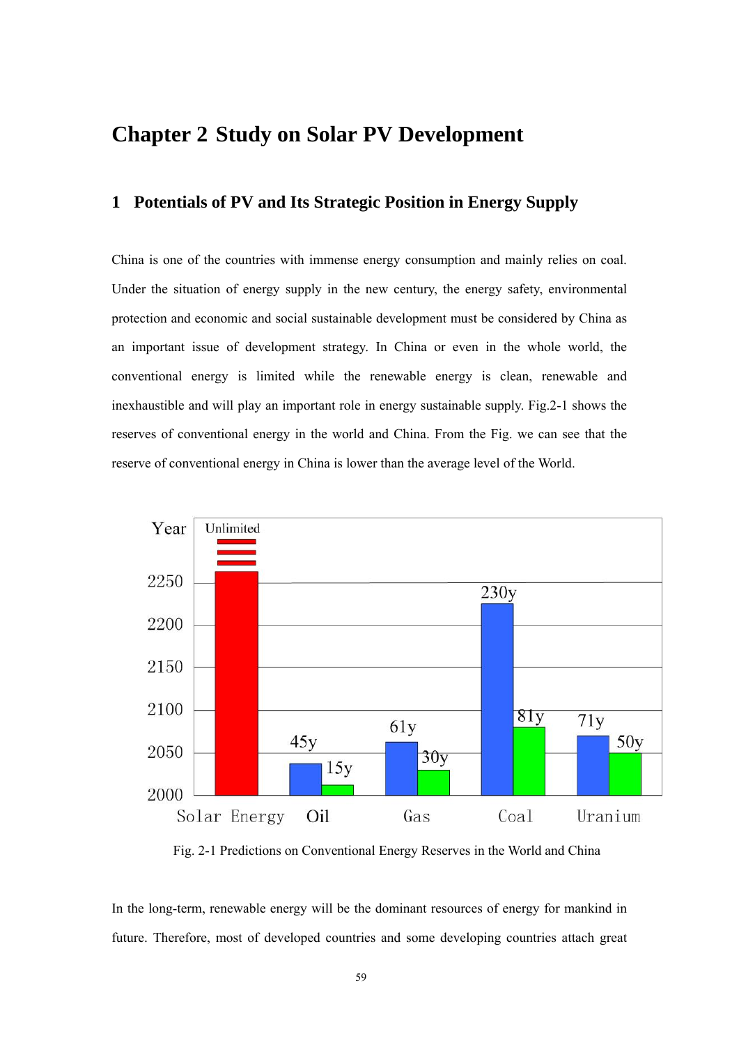# Chapter 2 Study on Solar PV Development

## 1 Potentials of PV and Its Strategic Position in Energy Supply

China is one of the countries with immense energy consumption and mainly relies on coal. Under the situation of energy supply in the new century, the energy safety, environmental protection and economic and social sustainable development must be considered by China as an important issue of development strategy. In China or even in the whole world, the conventional energy is limited while the renewable energy is clean, renewable and inexhaustible and will play an important role in energy sustainable supply. Fig.2-1 shows the reserves of conventional energy in the world and China. From the Fig. we can see that the reserve of conventional energy in China is lower than the average level of the World.

Year
Unlimited
2250
2200
2150
2100
2050
2000
230y
81y
71y
50y
61y
30y
45y
15y
Solar Energy
Oil
Gas
Coal
Uranium

Fig. 2-1 Predictions on Conventional Energy Reserves in the World and China

In the long-term, renewable energy will be the dominant resources of energy for mankind in future. Therefore, most of developed countries and some developing countries attach great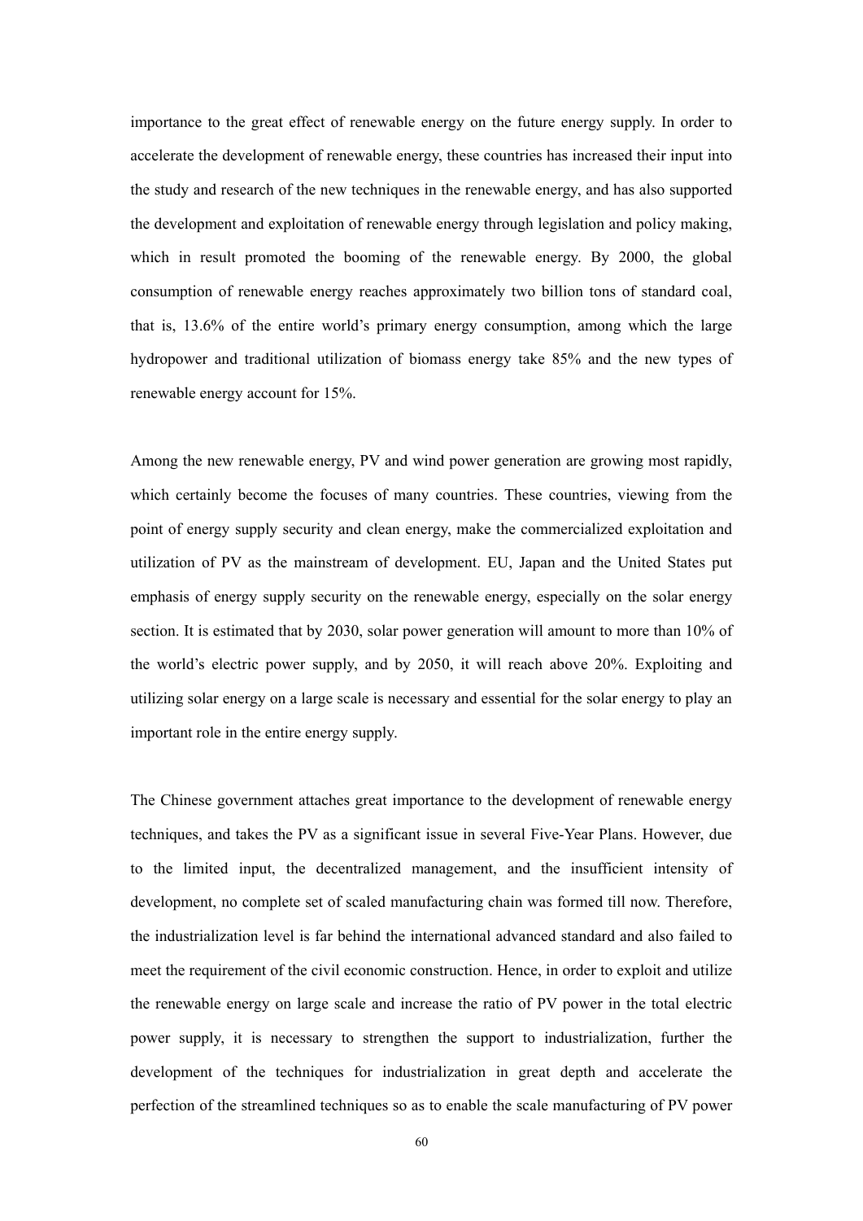importance to the great effect of renewable energy on the future energy supply. In order to accelerate the development of renewable energy, these countries has increased their input into the study and research of the new techniques in the renewable energy, and has also supported the development and exploitation of renewable energy through legislation and policy making, which in result promoted the booming of the renewable energy. By 2000, the global consumption of renewable energy reaches approximately two billion tons of standard coal, that is, 13.6% of the entire world's primary energy consumption, among which the large hydropower and traditional utilization of biomass energy take 85% and the new types of renewable energy account for 15%.

Among the new renewable energy, PV and wind power generation are growing most rapidly, which certainly become the focuses of many countries. These countries, viewing from the point of energy supply security and clean energy, make the commercialized exploitation and utilization of PV as the mainstream of development. EU, Japan and the United States put emphasis of energy supply security on the renewable energy, especially on the solar energy section. It is estimated that by 2030, solar power generation will amount to more than 10% of the world's electric power supply, and by 2050, it will reach above 20%. Exploiting and utilizing solar energy on a large scale is necessary and essential for the solar energy to play an important role in the entire energy supply.

The Chinese government attaches great importance to the development of renewable energy techniques, and takes the PV as a significant issue in several Five-Year Plans. However, due to the limited input, the decentralized management, and the insufficient intensity of development, no complete set of scaled manufacturing chain was formed till now. Therefore, the industrialization level is far behind the international advanced standard and also failed to meet the requirement of the civil economic construction. Hence, in order to exploit and utilize the renewable energy on large scale and increase the ratio of PV power in the total electric power supply, it is necessary to strengthen the support to industrialization, further the development of the techniques for industrialization in great depth and accelerate the perfection of the streamlined techniques so as to enable the scale manufacturing of PV power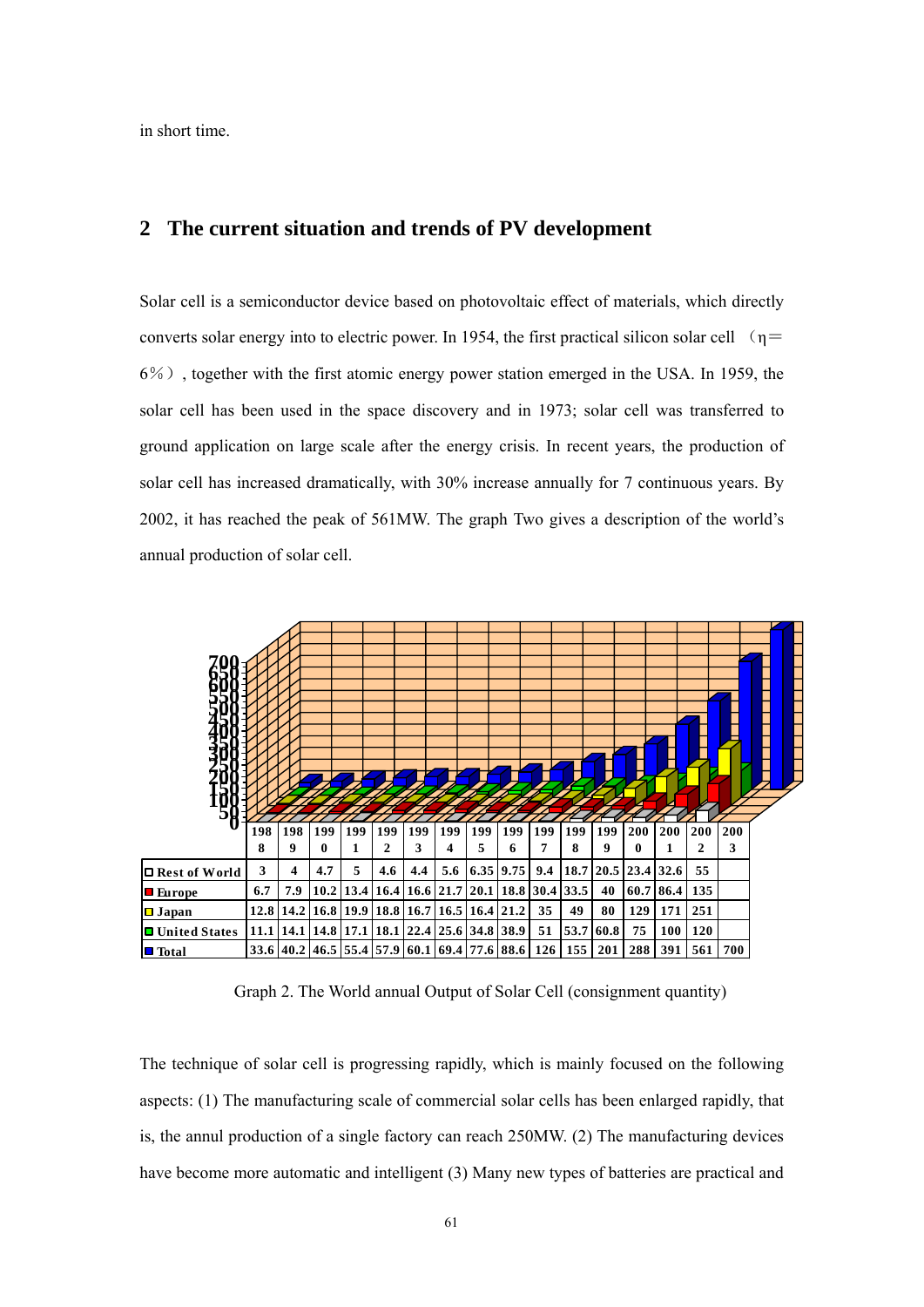in short time.

## 2 The current situation and trends of PV development

Solar cell is a semiconductor device based on photovoltaic effect of materials, which directly converts solar energy into to electric power. In 1954, the first practical silicon solar cell （η＝6％）, together with the first atomic energy power station emerged in the USA. In 1959, the solar cell has been used in the space discovery and in 1973; solar cell was transferred to ground application on large scale after the energy crisis. In recent years, the production of solar cell has increased dramatically, with 30% increase annually for 7 continuous years. By 2002, it has reached the peak of 561MW. The graph Two gives a description of the world's annual production of solar cell.

700
650
600
550
500
450
400
350
300
250
200
150
100
50
0

| | 1988 | 1989 | 1990 | 1991 | 1992 | 1993 | 1994 | 1995 | 1996 | 1997 | 1998 | 1999 | 2000 | 2001 | 2002 | 2003 |
|---|---|---|---|---|---|---|---|---|---|---|---|---|---|---|---|---|
| Rest of World | 3 | 4 | 4.7 | 5 | 4.6 | 4.4 | 5.6 | 6.35 | 9.75 | 9.4 | 18.7 | 20.5 | 23.4 | 32.6 | 55 | |
| Europe | 6.7 | 7.9 | 10.2 | 13.4 | 16.4 | 16.6 | 21.7 | 20.1 | 18.8 | 30.4 | 33.5 | 40 | 60.7 | 86.4 | 135 | |
| Japan | 12.8 | 14.2 | 16.8 | 19.9 | 18.8 | 16.7 | 16.5 | 16.4 | 21.2 | 35 | 49 | 80 | 129 | 171 | 251 | |
| United States | 11.1 | 14.1 | 14.8 | 17.1 | 18.1 | 22.4 | 25.6 | 34.8 | 38.9 | 51 | 53.7 | 60.8 | 75 | 100 | 120 | |
| Total | 33.6 | 40.2 | 46.5 | 55.4 | 57.9 | 60.1 | 69.4 | 77.6 | 88.6 | 126 | 155 | 201 | 288 | 391 | 561 | 700 |

Graph 2. The World annual Output of Solar Cell (consignment quantity)

The technique of solar cell is progressing rapidly, which is mainly focused on the following aspects: (1) The manufacturing scale of commercial solar cells has been enlarged rapidly, that is, the annul production of a single factory can reach 250MW. (2) The manufacturing devices have become more automatic and intelligent (3) Many new types of batteries are practical and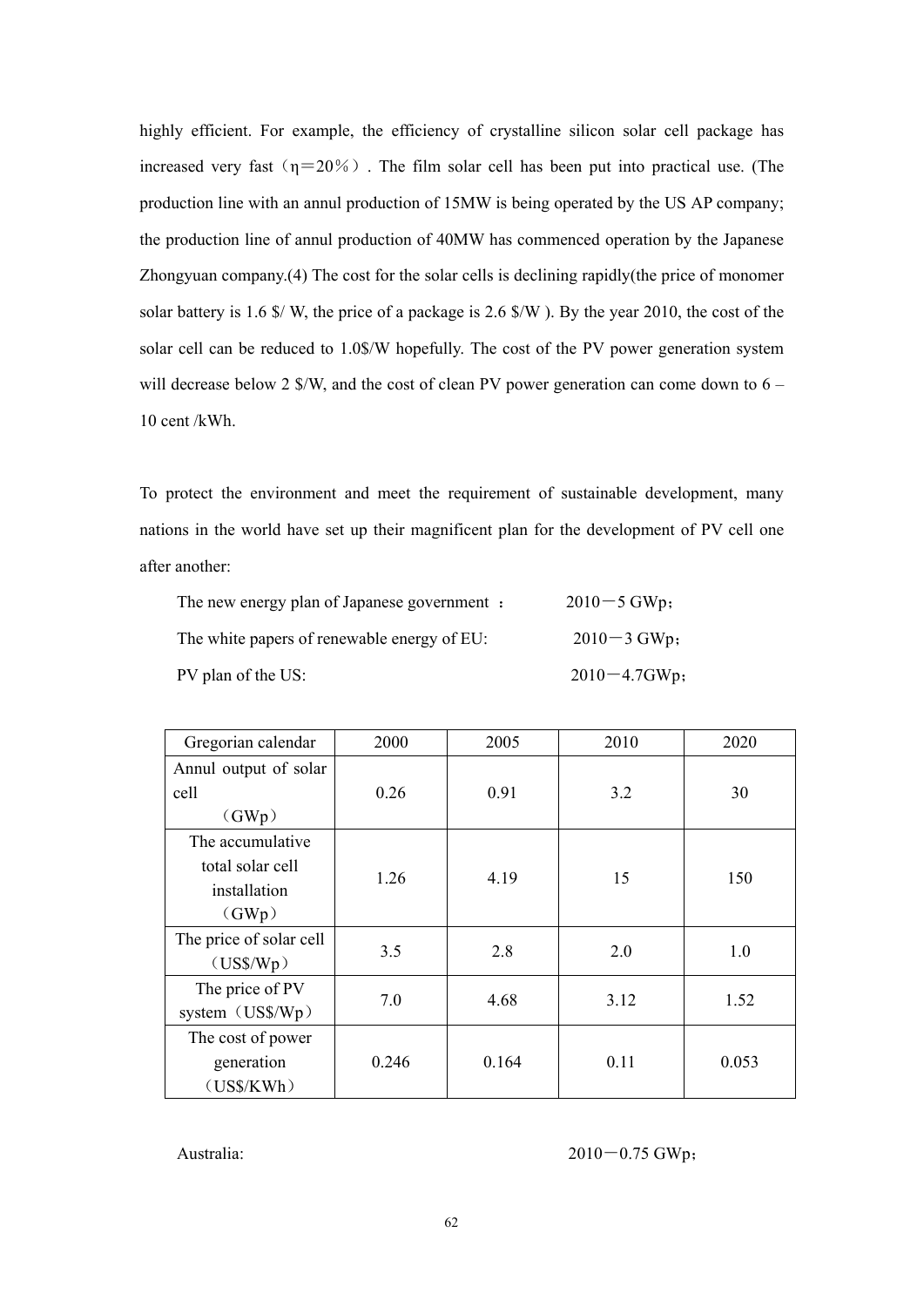highly efficient. For example, the efficiency of crystalline silicon solar cell package has increased very fast（η＝20％）. The film solar cell has been put into practical use. (The production line with an annul production of 15MW is being operated by the US AP company; the production line of annul production of 40MW has commenced operation by the Japanese Zhongyuan company.(4) The cost for the solar cells is declining rapidly(the price of monomer solar battery is 1.6 $/ W, the price of a package is 2.6 $/W ). By the year 2010, the cost of the solar cell can be reduced to 1.0$/W hopefully. The cost of the PV power generation system will decrease below 2 $/W, and the cost of clean PV power generation can come down to 6 – 10 cent /kWh.

To protect the environment and meet the requirement of sustainable development, many nations in the world have set up their magnificent plan for the development of PV cell one after another:

The new energy plan of Japanese government ： 2010－5 GWp；

The white papers of renewable energy of EU: 2010－3 GWp；

PV plan of the US: 2010－4.7GWp；

| Gregorian calendar | 2000 | 2005 | 2010 | 2020 |
|---|---|---|---|---|
| Annul output of solar cell （GWp） | 0.26 | 0.91 | 3.2 | 30 |
| The accumulative total solar cell installation （GWp） | 1.26 | 4.19 | 15 | 150 |
| The price of solar cell （US$/Wp） | 3.5 | 2.8 | 2.0 | 1.0 |
| The price of PV system（US$/Wp） | 7.0 | 4.68 | 3.12 | 1.52 |
| The cost of power generation （US$/KWh） | 0.246 | 0.164 | 0.11 | 0.053 |

Australia: 2010－0.75 GWp；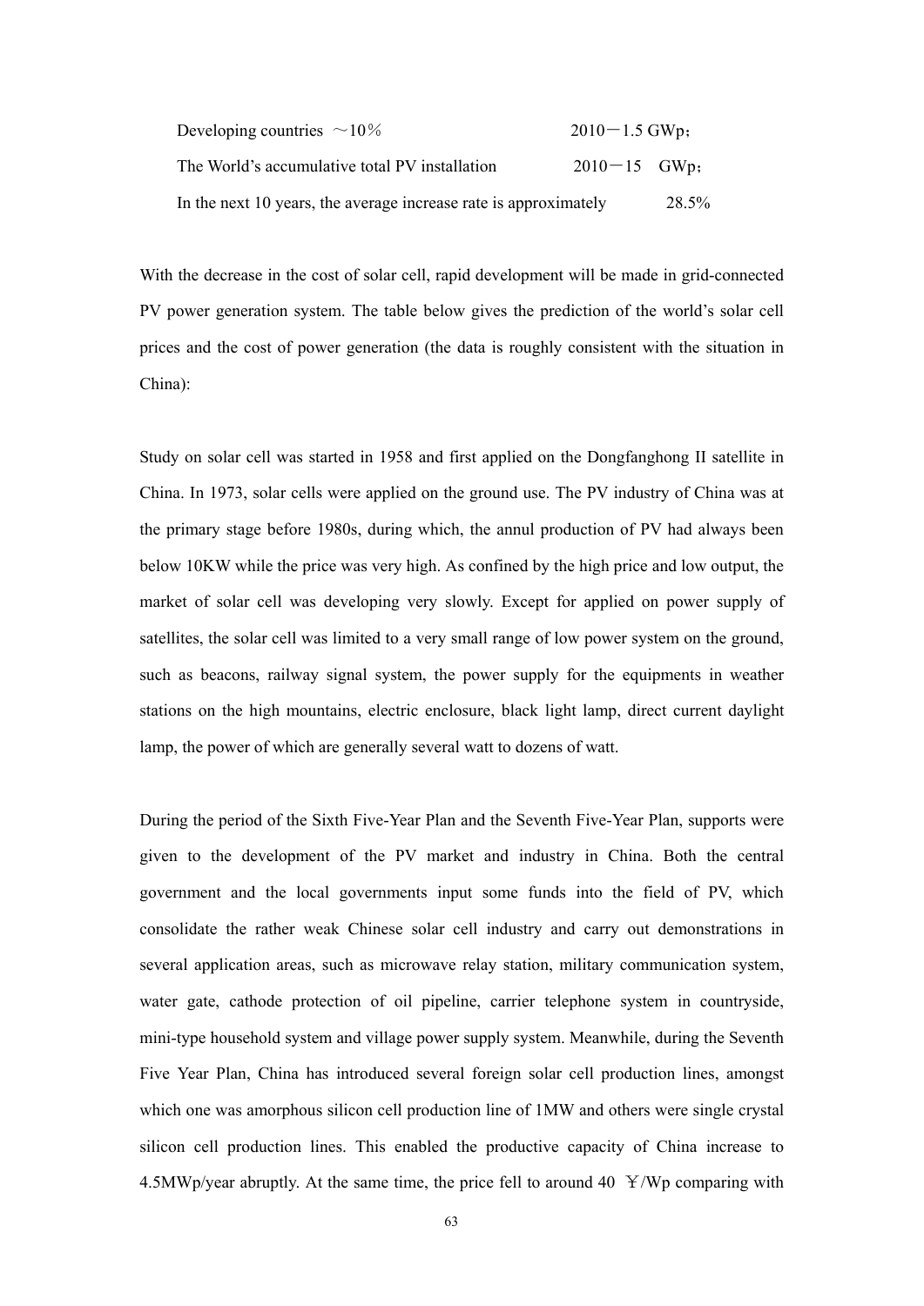Developing countries ～10％　　　　　　　　　　　2010－1.5 GWp；

The World's accumulative total PV installation　　　　2010－15　GWp；

In the next 10 years, the average increase rate is approximately　　　28.5%

With the decrease in the cost of solar cell, rapid development will be made in grid-connected PV power generation system. The table below gives the prediction of the world's solar cell prices and the cost of power generation (the data is roughly consistent with the situation in China):

Study on solar cell was started in 1958 and first applied on the Dongfanghong II satellite in China. In 1973, solar cells were applied on the ground use. The PV industry of China was at the primary stage before 1980s, during which, the annul production of PV had always been below 10KW while the price was very high. As confined by the high price and low output, the market of solar cell was developing very slowly. Except for applied on power supply of satellites, the solar cell was limited to a very small range of low power system on the ground, such as beacons, railway signal system, the power supply for the equipments in weather stations on the high mountains, electric enclosure, black light lamp, direct current daylight lamp, the power of which are generally several watt to dozens of watt.

During the period of the Sixth Five-Year Plan and the Seventh Five-Year Plan, supports were given to the development of the PV market and industry in China. Both the central government and the local governments input some funds into the field of PV, which consolidate the rather weak Chinese solar cell industry and carry out demonstrations in several application areas, such as microwave relay station, military communication system, water gate, cathode protection of oil pipeline, carrier telephone system in countryside, mini-type household system and village power supply system. Meanwhile, during the Seventh Five Year Plan, China has introduced several foreign solar cell production lines, amongst which one was amorphous silicon cell production line of 1MW and others were single crystal silicon cell production lines. This enabled the productive capacity of China increase to 4.5MWp/year abruptly. At the same time, the price fell to around 40 ￥/Wp comparing with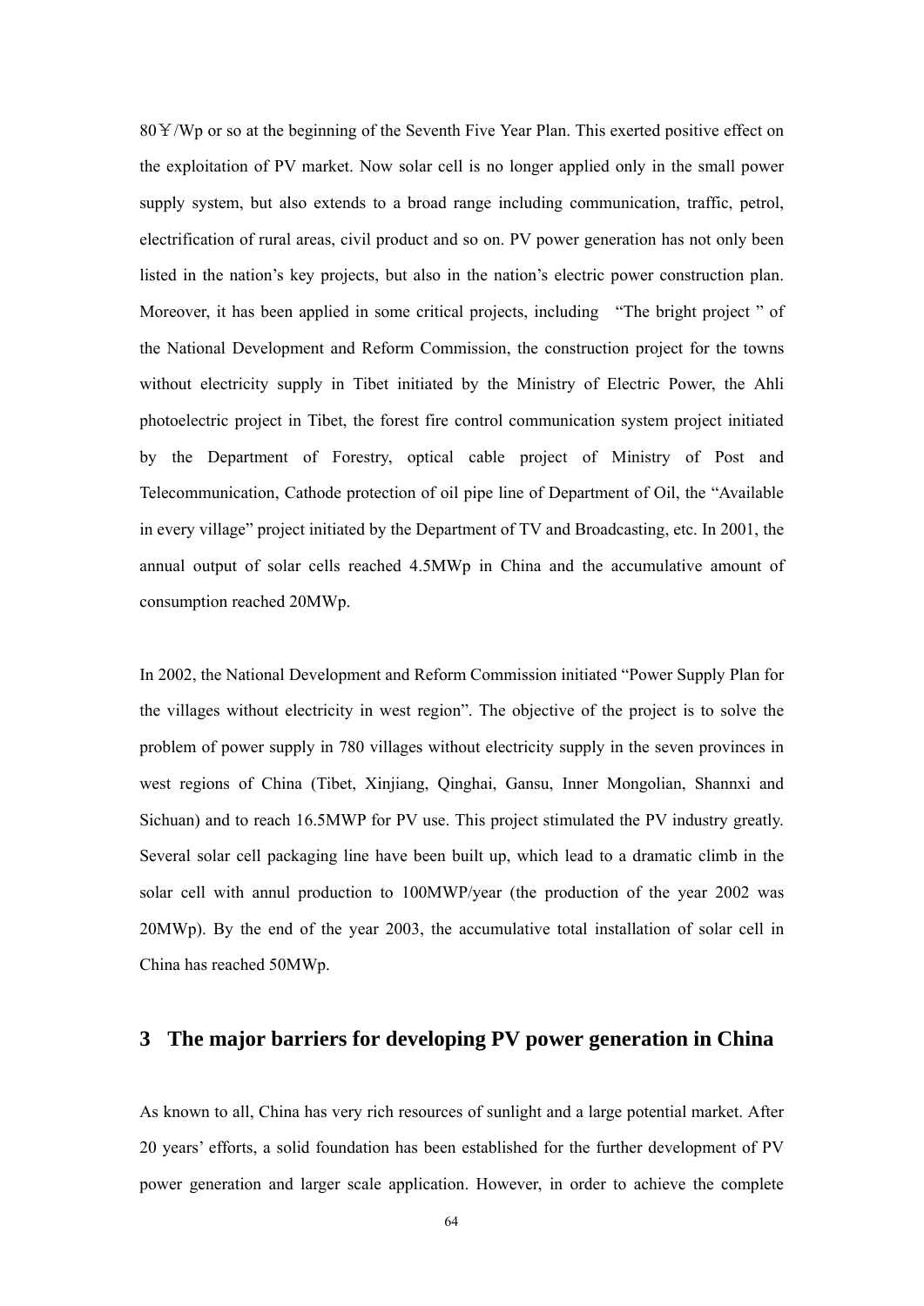80￥/Wp or so at the beginning of the Seventh Five Year Plan. This exerted positive effect on the exploitation of PV market. Now solar cell is no longer applied only in the small power supply system, but also extends to a broad range including communication, traffic, petrol, electrification of rural areas, civil product and so on. PV power generation has not only been listed in the nation's key projects, but also in the nation's electric power construction plan. Moreover, it has been applied in some critical projects, including "The bright project " of the National Development and Reform Commission, the construction project for the towns without electricity supply in Tibet initiated by the Ministry of Electric Power, the Ahli photoelectric project in Tibet, the forest fire control communication system project initiated by the Department of Forestry, optical cable project of Ministry of Post and Telecommunication, Cathode protection of oil pipe line of Department of Oil, the "Available in every village" project initiated by the Department of TV and Broadcasting, etc. In 2001, the annual output of solar cells reached 4.5MWp in China and the accumulative amount of consumption reached 20MWp.

In 2002, the National Development and Reform Commission initiated "Power Supply Plan for the villages without electricity in west region". The objective of the project is to solve the problem of power supply in 780 villages without electricity supply in the seven provinces in west regions of China (Tibet, Xinjiang, Qinghai, Gansu, Inner Mongolian, Shannxi and Sichuan) and to reach 16.5MWP for PV use. This project stimulated the PV industry greatly. Several solar cell packaging line have been built up, which lead to a dramatic climb in the solar cell with annul production to 100MWP/year (the production of the year 2002 was 20MWp). By the end of the year 2003, the accumulative total installation of solar cell in China has reached 50MWp.

## 3 The major barriers for developing PV power generation in China

As known to all, China has very rich resources of sunlight and a large potential market. After 20 years' efforts, a solid foundation has been established for the further development of PV power generation and larger scale application. However, in order to achieve the complete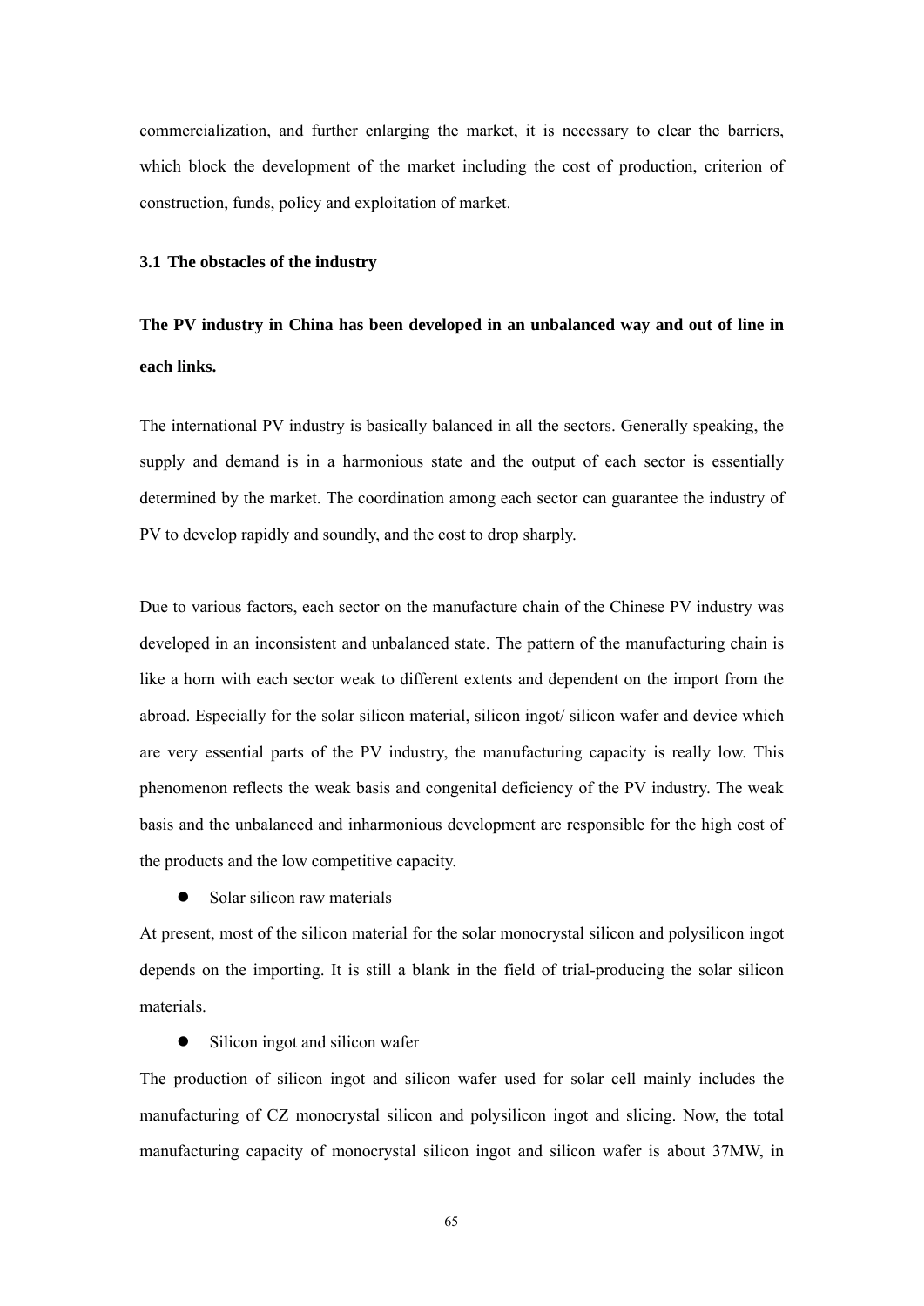commercialization, and further enlarging the market, it is necessary to clear the barriers, which block the development of the market including the cost of production, criterion of construction, funds, policy and exploitation of market.

### 3.1 The obstacles of the industry

**The PV industry in China has been developed in an unbalanced way and out of line in each links.**

The international PV industry is basically balanced in all the sectors. Generally speaking, the supply and demand is in a harmonious state and the output of each sector is essentially determined by the market. The coordination among each sector can guarantee the industry of PV to develop rapidly and soundly, and the cost to drop sharply.

Due to various factors, each sector on the manufacture chain of the Chinese PV industry was developed in an inconsistent and unbalanced state. The pattern of the manufacturing chain is like a horn with each sector weak to different extents and dependent on the import from the abroad. Especially for the solar silicon material, silicon ingot/ silicon wafer and device which are very essential parts of the PV industry, the manufacturing capacity is really low. This phenomenon reflects the weak basis and congenital deficiency of the PV industry. The weak basis and the unbalanced and inharmonious development are responsible for the high cost of the products and the low competitive capacity.

- Solar silicon raw materials

At present, most of the silicon material for the solar monocrystal silicon and polysilicon ingot depends on the importing. It is still a blank in the field of trial-producing the solar silicon materials.

- Silicon ingot and silicon wafer

The production of silicon ingot and silicon wafer used for solar cell mainly includes the manufacturing of CZ monocrystal silicon and polysilicon ingot and slicing. Now, the total manufacturing capacity of monocrystal silicon ingot and silicon wafer is about 37MW, in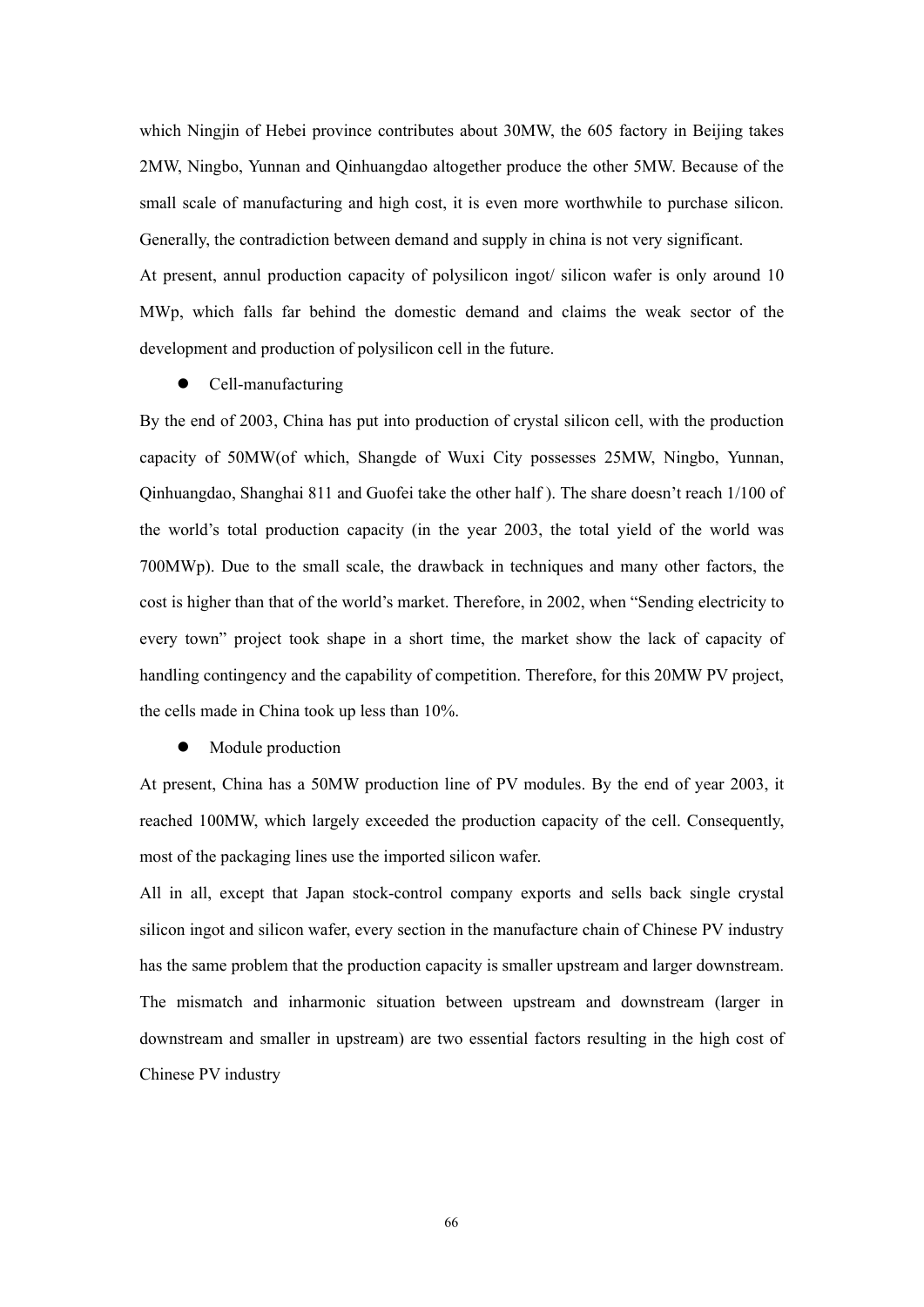which Ningjin of Hebei province contributes about 30MW, the 605 factory in Beijing takes 2MW, Ningbo, Yunnan and Qinhuangdao altogether produce the other 5MW. Because of the small scale of manufacturing and high cost, it is even more worthwhile to purchase silicon. Generally, the contradiction between demand and supply in china is not very significant.

At present, annul production capacity of polysilicon ingot/ silicon wafer is only around 10 MWp, which falls far behind the domestic demand and claims the weak sector of the development and production of polysilicon cell in the future.

- Cell-manufacturing

By the end of 2003, China has put into production of crystal silicon cell, with the production capacity of 50MW(of which, Shangde of Wuxi City possesses 25MW, Ningbo, Yunnan, Qinhuangdao, Shanghai 811 and Guofei take the other half ). The share doesn't reach 1/100 of the world's total production capacity (in the year 2003, the total yield of the world was 700MWp). Due to the small scale, the drawback in techniques and many other factors, the cost is higher than that of the world's market. Therefore, in 2002, when "Sending electricity to every town" project took shape in a short time, the market show the lack of capacity of handling contingency and the capability of competition. Therefore, for this 20MW PV project, the cells made in China took up less than 10%.

- Module production

At present, China has a 50MW production line of PV modules. By the end of year 2003, it reached 100MW, which largely exceeded the production capacity of the cell. Consequently, most of the packaging lines use the imported silicon wafer.

All in all, except that Japan stock-control company exports and sells back single crystal silicon ingot and silicon wafer, every section in the manufacture chain of Chinese PV industry has the same problem that the production capacity is smaller upstream and larger downstream. The mismatch and inharmonic situation between upstream and downstream (larger in downstream and smaller in upstream) are two essential factors resulting in the high cost of Chinese PV industry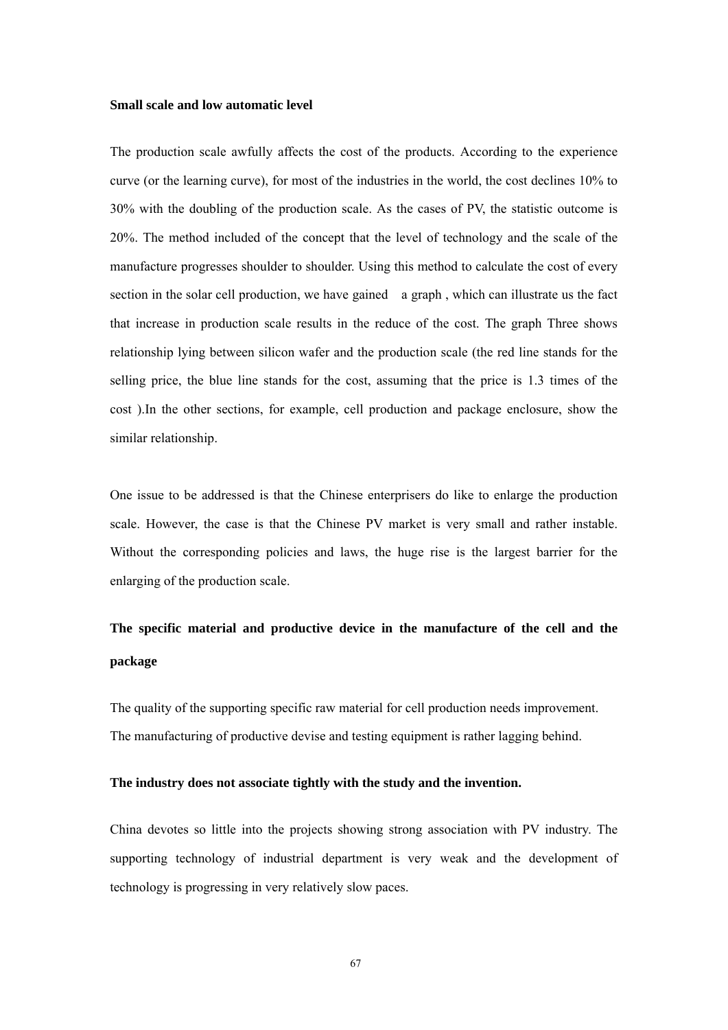**Small scale and low automatic level**

The production scale awfully affects the cost of the products. According to the experience curve (or the learning curve), for most of the industries in the world, the cost declines 10% to 30% with the doubling of the production scale. As the cases of PV, the statistic outcome is 20%. The method included of the concept that the level of technology and the scale of the manufacture progresses shoulder to shoulder. Using this method to calculate the cost of every section in the solar cell production, we have gained a graph , which can illustrate us the fact that increase in production scale results in the reduce of the cost. The graph Three shows relationship lying between silicon wafer and the production scale (the red line stands for the selling price, the blue line stands for the cost, assuming that the price is 1.3 times of the cost ).In the other sections, for example, cell production and package enclosure, show the similar relationship.

One issue to be addressed is that the Chinese enterprisers do like to enlarge the production scale. However, the case is that the Chinese PV market is very small and rather instable. Without the corresponding policies and laws, the huge rise is the largest barrier for the enlarging of the production scale.

**The specific material and productive device in the manufacture of the cell and the package**

The quality of the supporting specific raw material for cell production needs improvement.
The manufacturing of productive devise and testing equipment is rather lagging behind.

**The industry does not associate tightly with the study and the invention.**

China devotes so little into the projects showing strong association with PV industry. The supporting technology of industrial department is very weak and the development of technology is progressing in very relatively slow paces.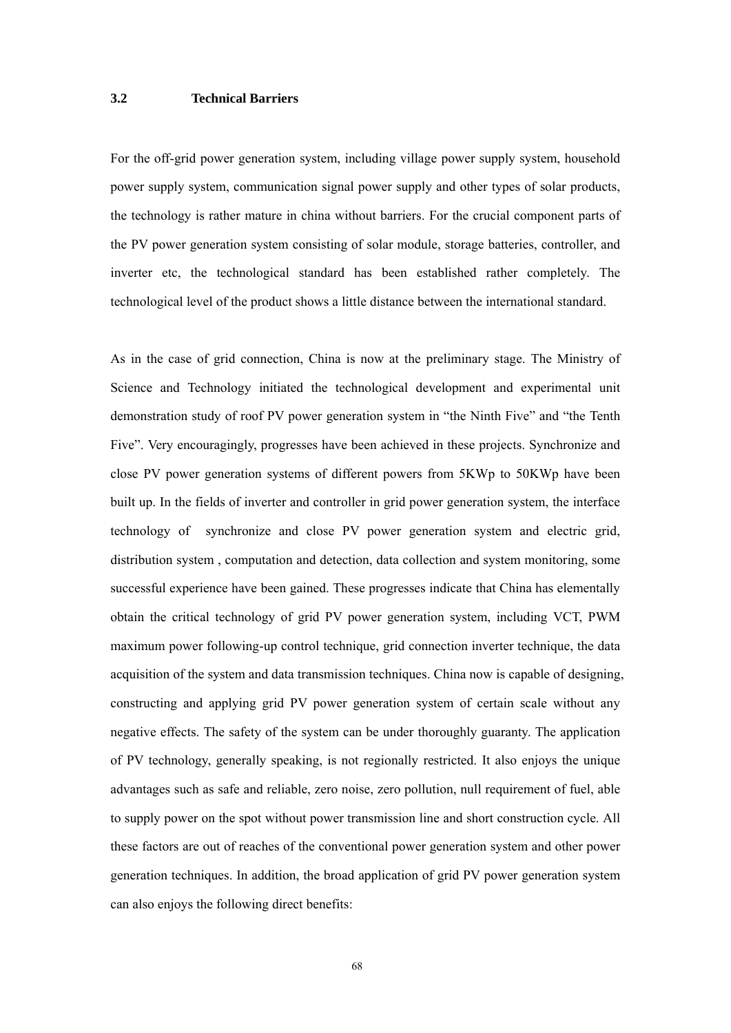### 3.2 Technical Barriers

For the off-grid power generation system, including village power supply system, household power supply system, communication signal power supply and other types of solar products, the technology is rather mature in china without barriers. For the crucial component parts of the PV power generation system consisting of solar module, storage batteries, controller, and inverter etc, the technological standard has been established rather completely. The technological level of the product shows a little distance between the international standard.

As in the case of grid connection, China is now at the preliminary stage. The Ministry of Science and Technology initiated the technological development and experimental unit demonstration study of roof PV power generation system in "the Ninth Five" and "the Tenth Five". Very encouragingly, progresses have been achieved in these projects. Synchronize and close PV power generation systems of different powers from 5KWp to 50KWp have been built up. In the fields of inverter and controller in grid power generation system, the interface technology of synchronize and close PV power generation system and electric grid, distribution system , computation and detection, data collection and system monitoring, some successful experience have been gained. These progresses indicate that China has elementally obtain the critical technology of grid PV power generation system, including VCT, PWM maximum power following-up control technique, grid connection inverter technique, the data acquisition of the system and data transmission techniques. China now is capable of designing, constructing and applying grid PV power generation system of certain scale without any negative effects. The safety of the system can be under thoroughly guaranty. The application of PV technology, generally speaking, is not regionally restricted. It also enjoys the unique advantages such as safe and reliable, zero noise, zero pollution, null requirement of fuel, able to supply power on the spot without power transmission line and short construction cycle. All these factors are out of reaches of the conventional power generation system and other power generation techniques. In addition, the broad application of grid PV power generation system can also enjoys the following direct benefits: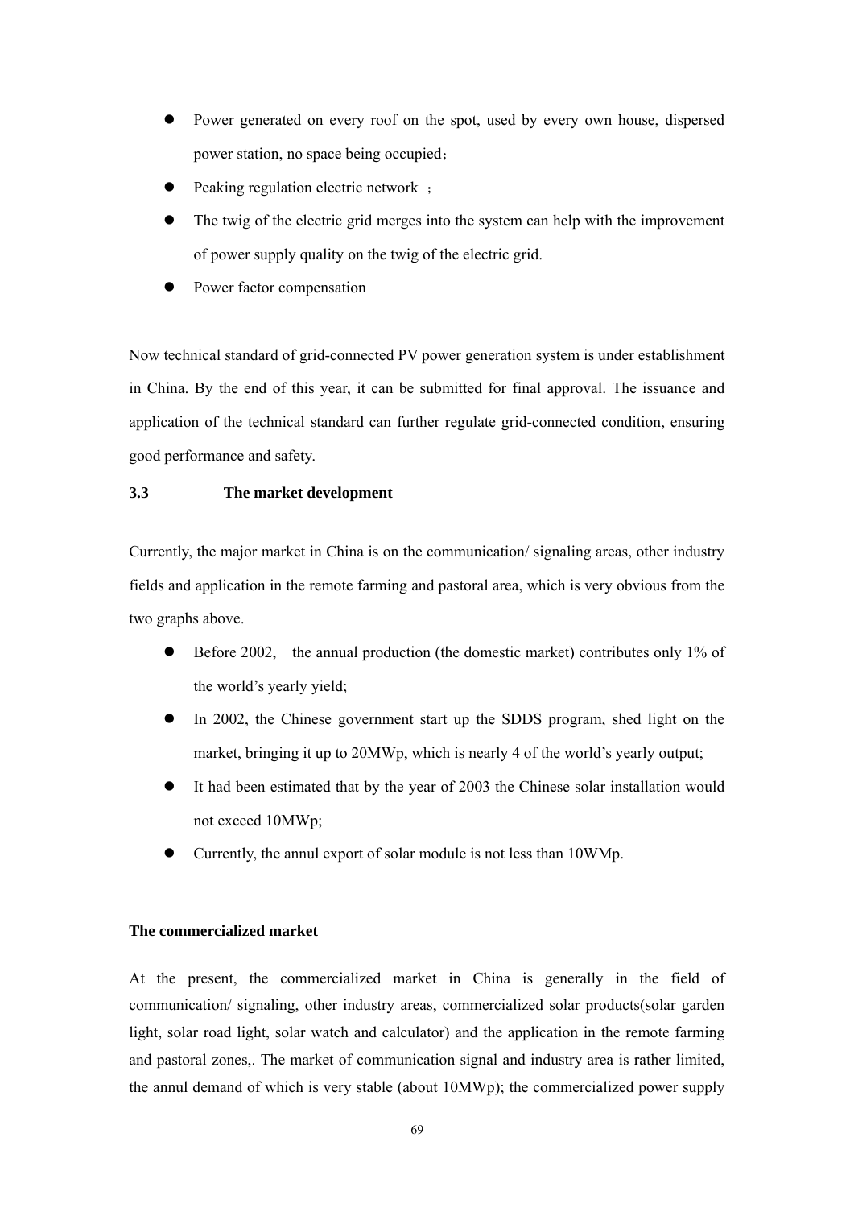- Power generated on every roof on the spot, used by every own house, dispersed power station, no space being occupied；
- Peaking regulation electric network ；
- The twig of the electric grid merges into the system can help with the improvement of power supply quality on the twig of the electric grid.
- Power factor compensation

Now technical standard of grid-connected PV power generation system is under establishment in China. By the end of this year, it can be submitted for final approval. The issuance and application of the technical standard can further regulate grid-connected condition, ensuring good performance and safety.

### 3.3 The market development

Currently, the major market in China is on the communication/ signaling areas, other industry fields and application in the remote farming and pastoral area, which is very obvious from the two graphs above.

- Before 2002, the annual production (the domestic market) contributes only 1% of the world's yearly yield;
- In 2002, the Chinese government start up the SDDS program, shed light on the market, bringing it up to 20MWp, which is nearly 4 of the world's yearly output;
- It had been estimated that by the year of 2003 the Chinese solar installation would not exceed 10MWp;
- Currently, the annul export of solar module is not less than 10WMp.

**The commercialized market**

At the present, the commercialized market in China is generally in the field of communication/ signaling, other industry areas, commercialized solar products(solar garden light, solar road light, solar watch and calculator) and the application in the remote farming and pastoral zones,. The market of communication signal and industry area is rather limited, the annul demand of which is very stable (about 10MWp); the commercialized power supply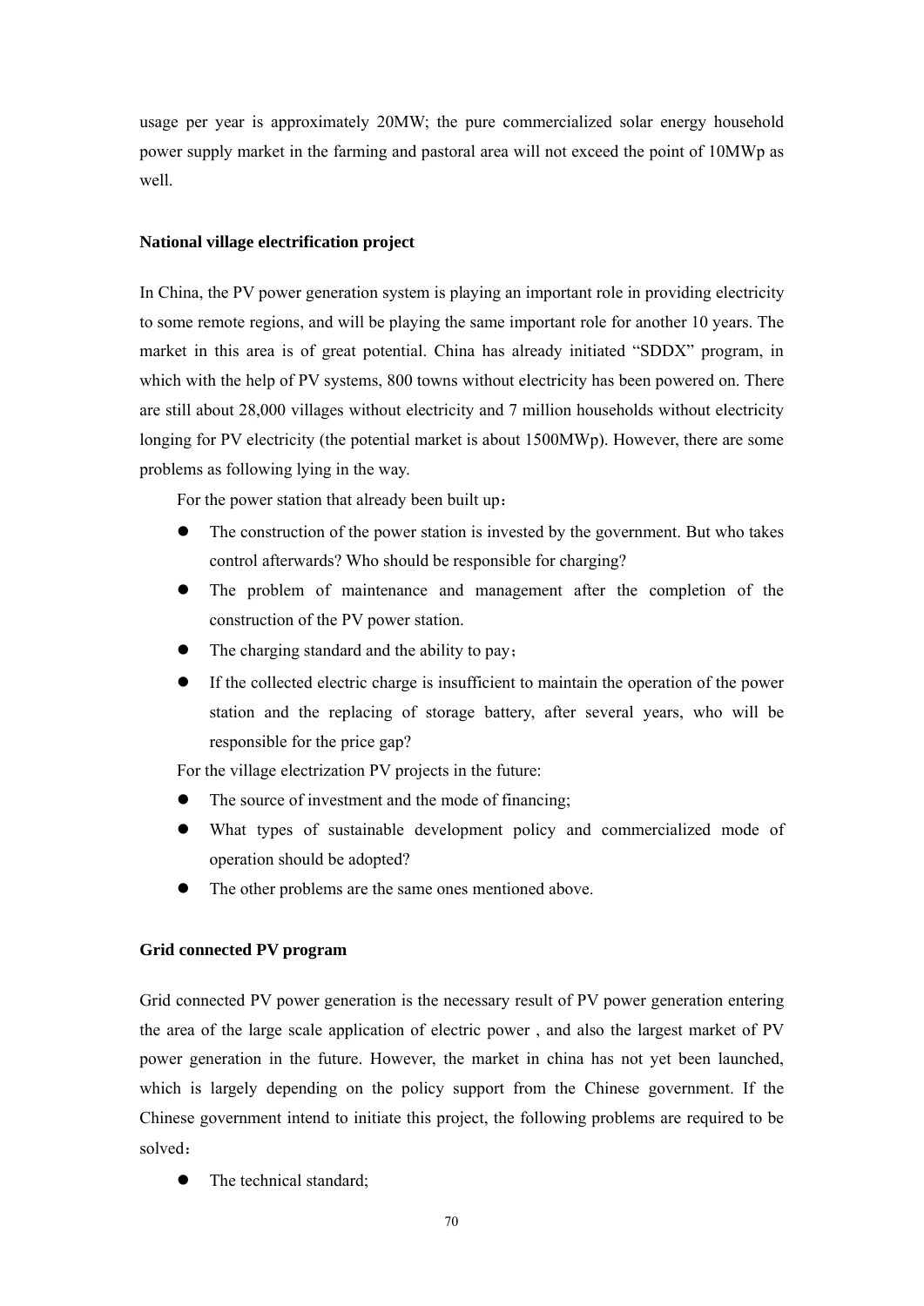usage per year is approximately 20MW; the pure commercialized solar energy household power supply market in the farming and pastoral area will not exceed the point of 10MWp as well.

**National village electrification project**

In China, the PV power generation system is playing an important role in providing electricity to some remote regions, and will be playing the same important role for another 10 years. The market in this area is of great potential. China has already initiated "SDDX" program, in which with the help of PV systems, 800 towns without electricity has been powered on. There are still about 28,000 villages without electricity and 7 million households without electricity longing for PV electricity (the potential market is about 1500MWp). However, there are some problems as following lying in the way.

For the power station that already been built up：

- The construction of the power station is invested by the government. But who takes control afterwards? Who should be responsible for charging?
- The problem of maintenance and management after the completion of the construction of the PV power station.
- The charging standard and the ability to pay；
- If the collected electric charge is insufficient to maintain the operation of the power station and the replacing of storage battery, after several years, who will be responsible for the price gap?

For the village electrization PV projects in the future:

- The source of investment and the mode of financing;
- What types of sustainable development policy and commercialized mode of operation should be adopted?
- The other problems are the same ones mentioned above.

**Grid connected PV program**

Grid connected PV power generation is the necessary result of PV power generation entering the area of the large scale application of electric power , and also the largest market of PV power generation in the future. However, the market in china has not yet been launched, which is largely depending on the policy support from the Chinese government. If the Chinese government intend to initiate this project, the following problems are required to be solved：

- The technical standard;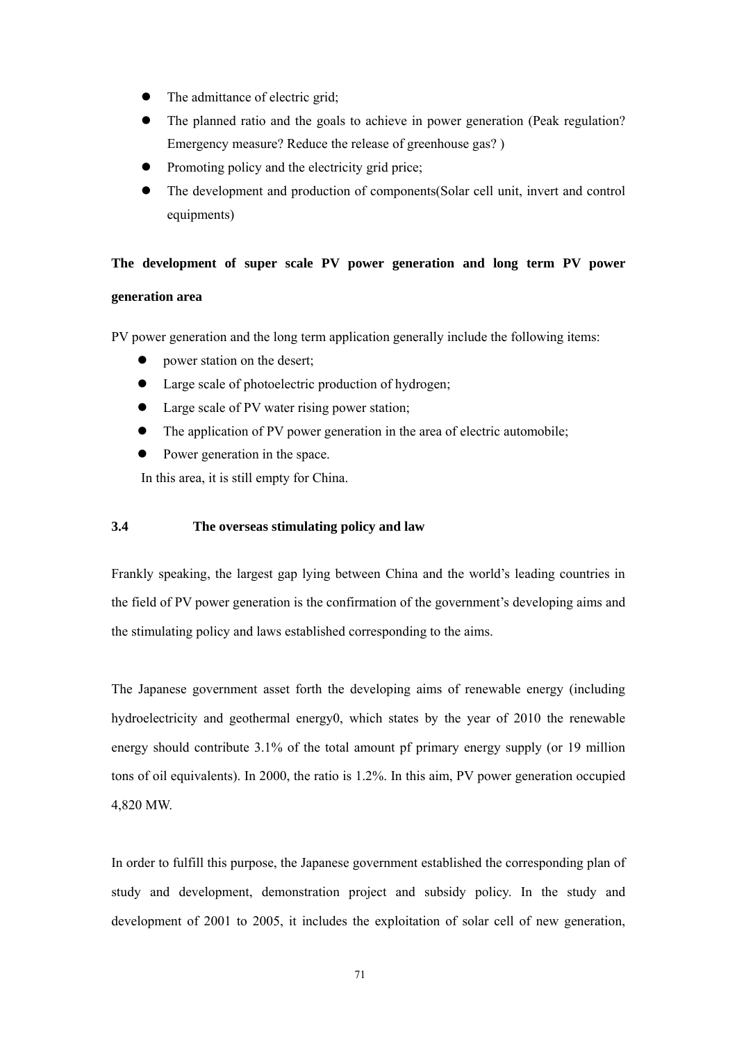- The admittance of electric grid;
- The planned ratio and the goals to achieve in power generation (Peak regulation? Emergency measure? Reduce the release of greenhouse gas? )
- Promoting policy and the electricity grid price;
- The development and production of components(Solar cell unit, invert and control equipments)

**The development of super scale PV power generation and long term PV power generation area**

PV power generation and the long term application generally include the following items:

- power station on the desert;
- Large scale of photoelectric production of hydrogen;
- Large scale of PV water rising power station;
- The application of PV power generation in the area of electric automobile;
- Power generation in the space.

In this area, it is still empty for China.

### 3.4 The overseas stimulating policy and law

Frankly speaking, the largest gap lying between China and the world's leading countries in the field of PV power generation is the confirmation of the government's developing aims and the stimulating policy and laws established corresponding to the aims.

The Japanese government asset forth the developing aims of renewable energy (including hydroelectricity and geothermal energy0, which states by the year of 2010 the renewable energy should contribute 3.1% of the total amount pf primary energy supply (or 19 million tons of oil equivalents). In 2000, the ratio is 1.2%. In this aim, PV power generation occupied 4,820 MW.

In order to fulfill this purpose, the Japanese government established the corresponding plan of study and development, demonstration project and subsidy policy. In the study and development of 2001 to 2005, it includes the exploitation of solar cell of new generation,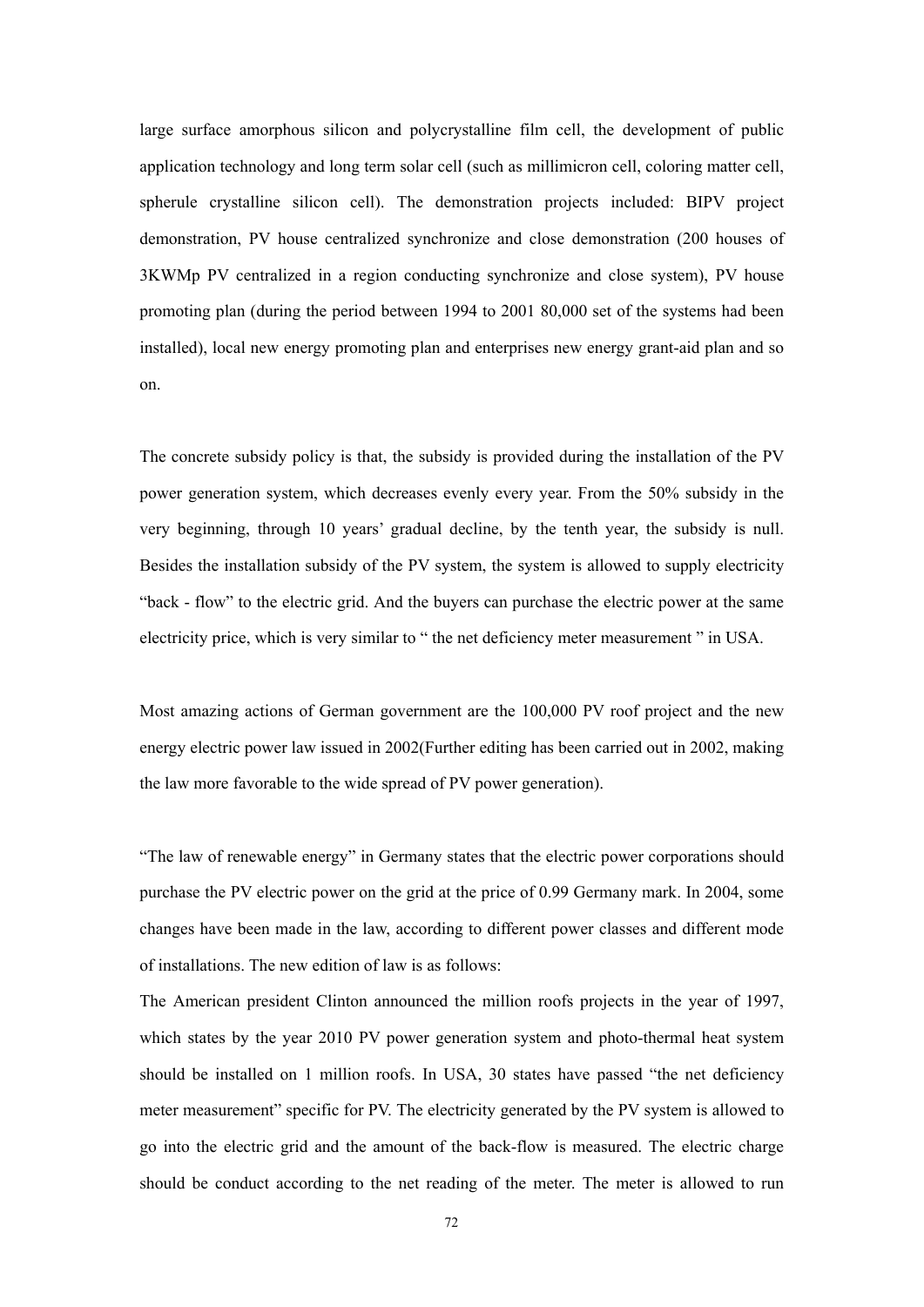large surface amorphous silicon and polycrystalline film cell, the development of public application technology and long term solar cell (such as millimicron cell, coloring matter cell, spherule crystalline silicon cell). The demonstration projects included: BIPV project demonstration, PV house centralized synchronize and close demonstration (200 houses of 3KWMp PV centralized in a region conducting synchronize and close system), PV house promoting plan (during the period between 1994 to 2001 80,000 set of the systems had been installed), local new energy promoting plan and enterprises new energy grant-aid plan and so on.

The concrete subsidy policy is that, the subsidy is provided during the installation of the PV power generation system, which decreases evenly every year. From the 50% subsidy in the very beginning, through 10 years' gradual decline, by the tenth year, the subsidy is null. Besides the installation subsidy of the PV system, the system is allowed to supply electricity "back - flow" to the electric grid. And the buyers can purchase the electric power at the same electricity price, which is very similar to " the net deficiency meter measurement " in USA.

Most amazing actions of German government are the 100,000 PV roof project and the new energy electric power law issued in 2002(Further editing has been carried out in 2002, making the law more favorable to the wide spread of PV power generation).

"The law of renewable energy" in Germany states that the electric power corporations should purchase the PV electric power on the grid at the price of 0.99 Germany mark. In 2004, some changes have been made in the law, according to different power classes and different mode of installations. The new edition of law is as follows:

The American president Clinton announced the million roofs projects in the year of 1997, which states by the year 2010 PV power generation system and photo-thermal heat system should be installed on 1 million roofs. In USA, 30 states have passed "the net deficiency meter measurement" specific for PV. The electricity generated by the PV system is allowed to go into the electric grid and the amount of the back-flow is measured. The electric charge should be conduct according to the net reading of the meter. The meter is allowed to run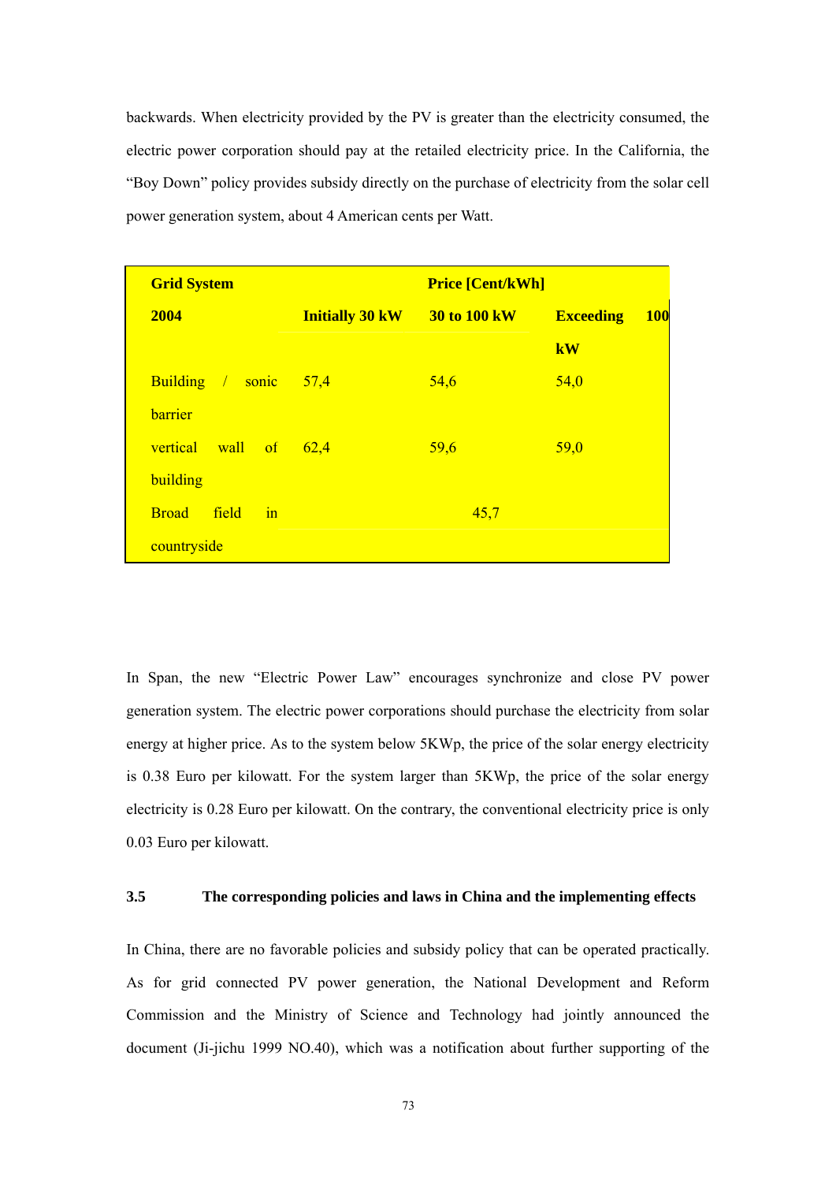backwards. When electricity provided by the PV is greater than the electricity consumed, the electric power corporation should pay at the retailed electricity price. In the California, the "Boy Down" policy provides subsidy directly on the purchase of electricity from the solar cell power generation system, about 4 American cents per Watt.

| **Grid System** | | **Price [Cent/kWh]** | |
|---|---|---|---|
| **2004** | **Initially 30 kW** | **30 to 100 kW** | **Exceeding 100 kW** |
| Building / sonic barrier | 57,4 | 54,6 | 54,0 |
| vertical wall of building | 62,4 | 59,6 | 59,0 |
| Broad field in countryside | | 45,7 | |

In Span, the new "Electric Power Law" encourages synchronize and close PV power generation system. The electric power corporations should purchase the electricity from solar energy at higher price. As to the system below 5KWp, the price of the solar energy electricity is 0.38 Euro per kilowatt. For the system larger than 5KWp, the price of the solar energy electricity is 0.28 Euro per kilowatt. On the contrary, the conventional electricity price is only 0.03 Euro per kilowatt.

### 3.5 The corresponding policies and laws in China and the implementing effects

In China, there are no favorable policies and subsidy policy that can be operated practically. As for grid connected PV power generation, the National Development and Reform Commission and the Ministry of Science and Technology had jointly announced the document (Ji-jichu 1999 NO.40), which was a notification about further supporting of the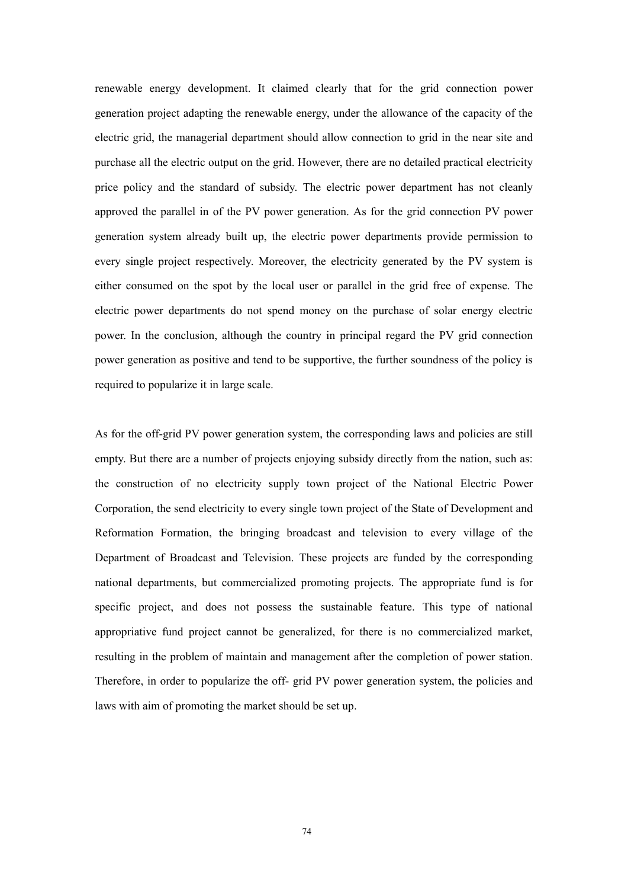renewable energy development. It claimed clearly that for the grid connection power generation project adapting the renewable energy, under the allowance of the capacity of the electric grid, the managerial department should allow connection to grid in the near site and purchase all the electric output on the grid. However, there are no detailed practical electricity price policy and the standard of subsidy. The electric power department has not cleanly approved the parallel in of the PV power generation. As for the grid connection PV power generation system already built up, the electric power departments provide permission to every single project respectively. Moreover, the electricity generated by the PV system is either consumed on the spot by the local user or parallel in the grid free of expense. The electric power departments do not spend money on the purchase of solar energy electric power. In the conclusion, although the country in principal regard the PV grid connection power generation as positive and tend to be supportive, the further soundness of the policy is required to popularize it in large scale.

As for the off-grid PV power generation system, the corresponding laws and policies are still empty. But there are a number of projects enjoying subsidy directly from the nation, such as: the construction of no electricity supply town project of the National Electric Power Corporation, the send electricity to every single town project of the State of Development and Reformation Formation, the bringing broadcast and television to every village of the Department of Broadcast and Television. These projects are funded by the corresponding national departments, but commercialized promoting projects. The appropriate fund is for specific project, and does not possess the sustainable feature. This type of national appropriative fund project cannot be generalized, for there is no commercialized market, resulting in the problem of maintain and management after the completion of power station. Therefore, in order to popularize the off- grid PV power generation system, the policies and laws with aim of promoting the market should be set up.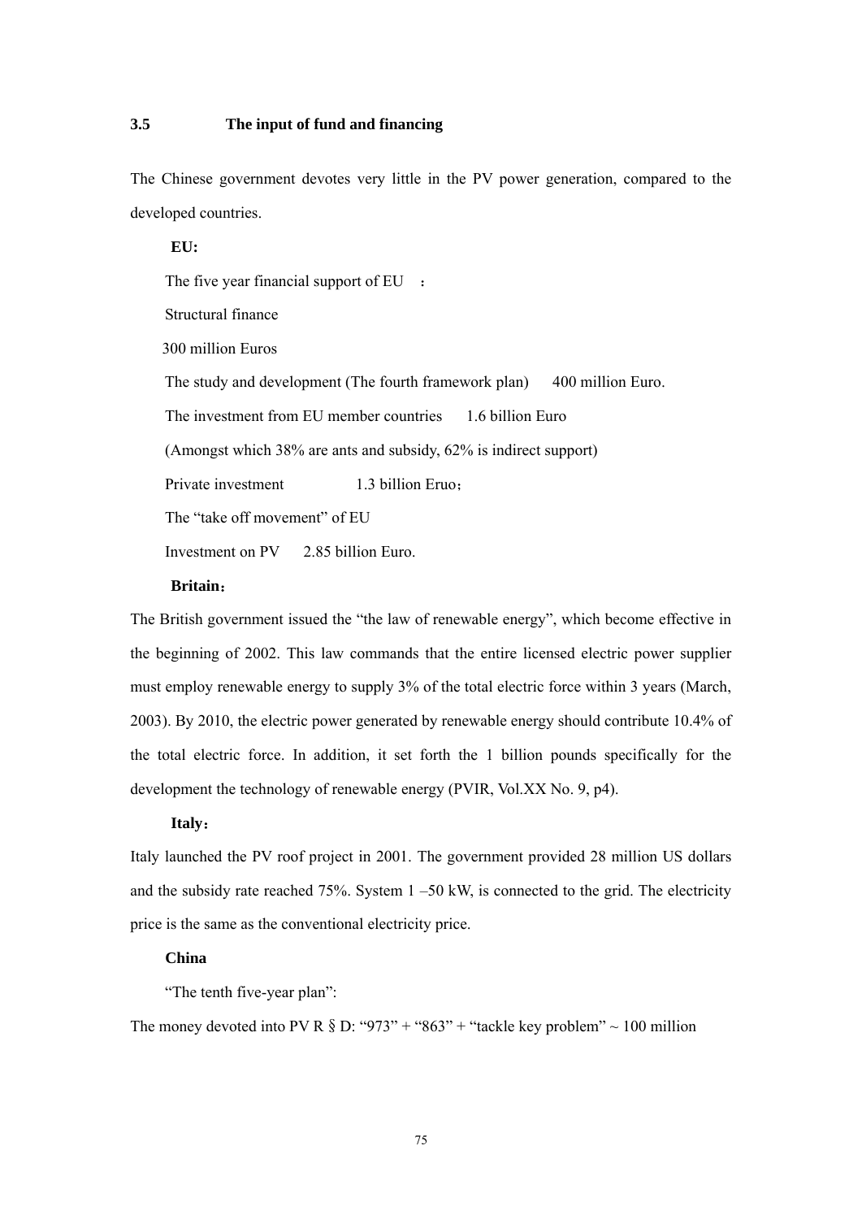### 3.5 The input of fund and financing

The Chinese government devotes very little in the PV power generation, compared to the developed countries.

**EU:**

The five year financial support of EU ：

Structural finance

300 million Euros

The study and development (The fourth framework plan) 400 million Euro.

The investment from EU member countries 1.6 billion Euro

(Amongst which 38% are ants and subsidy, 62% is indirect support)

Private investment 1.3 billion Eruo；

The “take off movement” of EU

Investment on PV 2.85 billion Euro.

**Britain：**

The British government issued the “the law of renewable energy”, which become effective in the beginning of 2002. This law commands that the entire licensed electric power supplier must employ renewable energy to supply 3% of the total electric force within 3 years (March, 2003). By 2010, the electric power generated by renewable energy should contribute 10.4% of the total electric force. In addition, it set forth the 1 billion pounds specifically for the development the technology of renewable energy (PVIR, Vol.XX No. 9, p4).

**Italy：**

Italy launched the PV roof project in 2001. The government provided 28 million US dollars and the subsidy rate reached 75%. System 1 –50 kW, is connected to the grid. The electricity price is the same as the conventional electricity price.

**China**

“The tenth five-year plan”:

The money devoted into PV R § D: “973” + “863” + “tackle key problem” ~ 100 million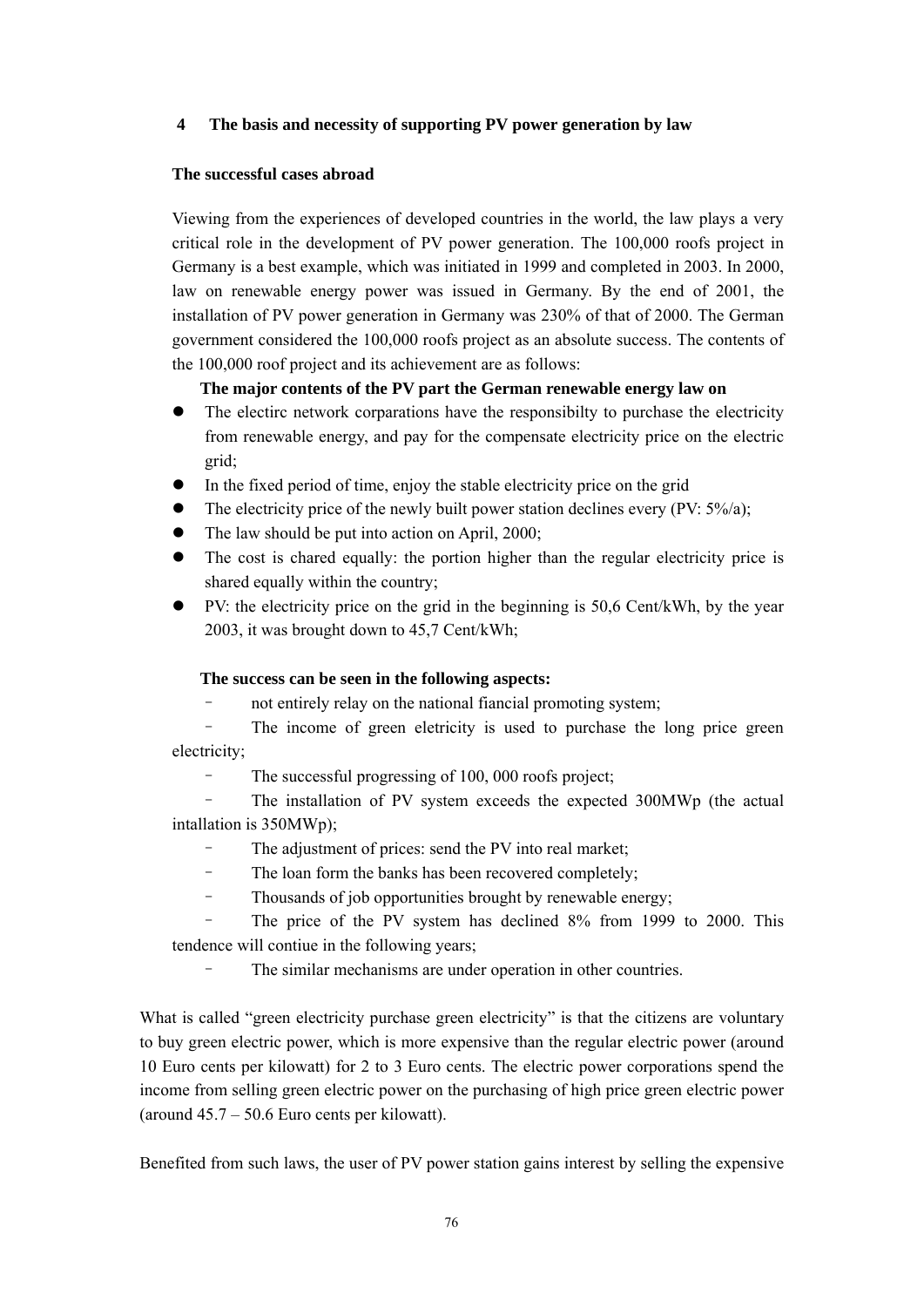## 4 The basis and necessity of supporting PV power generation by law

### The successful cases abroad

Viewing from the experiences of developed countries in the world, the law plays a very critical role in the development of PV power generation. The 100,000 roofs project in Germany is a best example, which was initiated in 1999 and completed in 2003. In 2000, law on renewable energy power was issued in Germany. By the end of 2001, the installation of PV power generation in Germany was 230% of that of 2000. The German government considered the 100,000 roofs project as an absolute success. The contents of the 100,000 roof project and its achievement are as follows:

**The major contents of the PV part the German renewable energy law on**

- The electirc network corparations have the responsibilty to purchase the electricity from renewable energy, and pay for the compensate electricity price on the electric grid;
- In the fixed period of time, enjoy the stable electricity price on the grid
- The electricity price of the newly built power station declines every (PV: 5%/a);
- The law should be put into action on April, 2000;
- The cost is chared equally: the portion higher than the regular electricity price is shared equally within the country;
- PV: the electricity price on the grid in the beginning is 50,6 Cent/kWh, by the year 2003, it was brought down to 45,7 Cent/kWh;

**The success can be seen in the following aspects:**

- not entirely relay on the national fiancial promoting system;
- The income of green eletricity is used to purchase the long price green electricity;
- The successful progressing of 100, 000 roofs project;
- The installation of PV system exceeds the expected 300MWp (the actual intallation is 350MWp);
- The adjustment of prices: send the PV into real market;
- The loan form the banks has been recovered completely;
- Thousands of job opportunities brought by renewable energy;
- The price of the PV system has declined 8% from 1999 to 2000. This tendence will contiue in the following years;
- The similar mechanisms are under operation in other countries.

What is called "green electricity purchase green electricity" is that the citizens are voluntary to buy green electric power, which is more expensive than the regular electric power (around 10 Euro cents per kilowatt) for 2 to 3 Euro cents. The electric power corporations spend the income from selling green electric power on the purchasing of high price green electric power (around 45.7 – 50.6 Euro cents per kilowatt).

Benefited from such laws, the user of PV power station gains interest by selling the expensive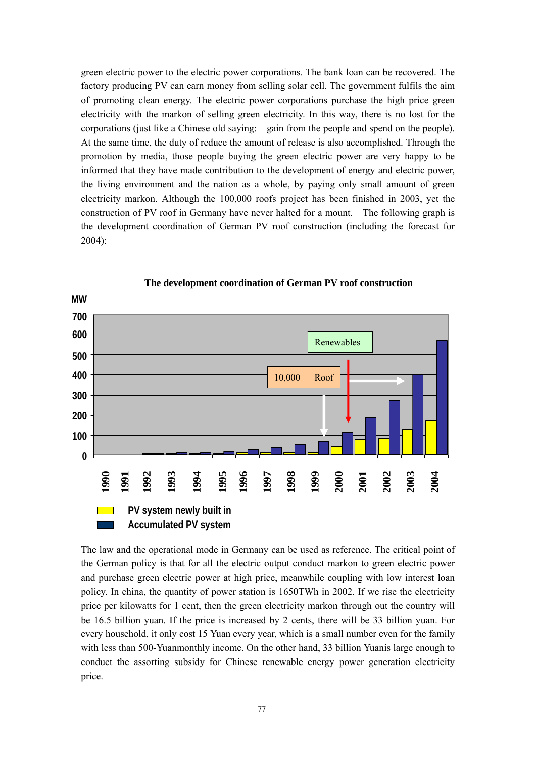green electric power to the electric power corporations. The bank loan can be recovered. The factory producing PV can earn money from selling solar cell. The government fulfils the aim of promoting clean energy. The electric power corporations purchase the high price green electricity with the markon of selling green electricity. In this way, there is no lost for the corporations (just like a Chinese old saying: gain from the people and spend on the people). At the same time, the duty of reduce the amount of release is also accomplished. Through the promotion by media, those people buying the green electric power are very happy to be informed that they have made contribution to the development of energy and electric power, the living environment and the nation as a whole, by paying only small amount of green electricity markon. Although the 100,000 roofs project has been finished in 2003, yet the construction of PV roof in Germany have never halted for a mount. The following graph is the development coordination of German PV roof construction (including the forecast for 2004):

**The development coordination of German PV roof construction**

MW

700
600
500
400
300
200
100
0

Renewables

10,000 Roof

1990 1991 1992 1993 1994 1995 1996 1997 1998 1999 2000 2001 2002 2003 2004

PV system newly built in

Accumulated PV system

The law and the operational mode in Germany can be used as reference. The critical point of the German policy is that for all the electric output conduct markon to green electric power and purchase green electric power at high price, meanwhile coupling with low interest loan policy. In china, the quantity of power station is 1650TWh in 2002. If we rise the electricity price per kilowatts for 1 cent, then the green electricity markon through out the country will be 16.5 billion yuan. If the price is increased by 2 cents, there will be 33 billion yuan. For every household, it only cost 15 Yuan every year, which is a small number even for the family with less than 500-Yuanmonthly income. On the other hand, 33 billion Yuanis large enough to conduct the assorting subsidy for Chinese renewable energy power generation electricity price.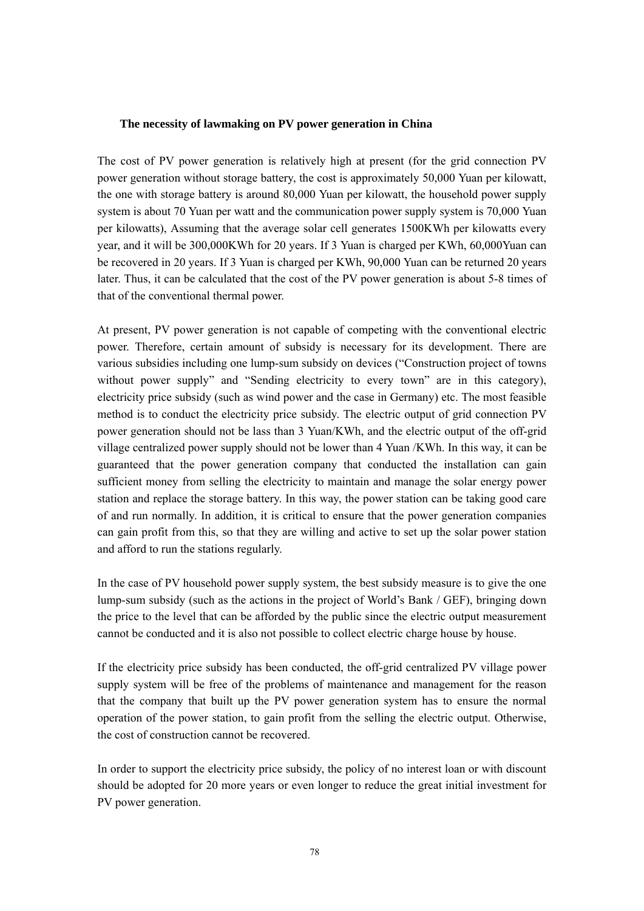**The necessity of lawmaking on PV power generation in China**

The cost of PV power generation is relatively high at present (for the grid connection PV power generation without storage battery, the cost is approximately 50,000 Yuan per kilowatt, the one with storage battery is around 80,000 Yuan per kilowatt, the household power supply system is about 70 Yuan per watt and the communication power supply system is 70,000 Yuan per kilowatts), Assuming that the average solar cell generates 1500KWh per kilowatts every year, and it will be 300,000KWh for 20 years. If 3 Yuan is charged per KWh, 60,000Yuan can be recovered in 20 years. If 3 Yuan is charged per KWh, 90,000 Yuan can be returned 20 years later. Thus, it can be calculated that the cost of the PV power generation is about 5-8 times of that of the conventional thermal power.

At present, PV power generation is not capable of competing with the conventional electric power. Therefore, certain amount of subsidy is necessary for its development. There are various subsidies including one lump-sum subsidy on devices ("Construction project of towns without power supply" and "Sending electricity to every town" are in this category), electricity price subsidy (such as wind power and the case in Germany) etc. The most feasible method is to conduct the electricity price subsidy. The electric output of grid connection PV power generation should not be lass than 3 Yuan/KWh, and the electric output of the off-grid village centralized power supply should not be lower than 4 Yuan /KWh. In this way, it can be guaranteed that the power generation company that conducted the installation can gain sufficient money from selling the electricity to maintain and manage the solar energy power station and replace the storage battery. In this way, the power station can be taking good care of and run normally. In addition, it is critical to ensure that the power generation companies can gain profit from this, so that they are willing and active to set up the solar power station and afford to run the stations regularly.

In the case of PV household power supply system, the best subsidy measure is to give the one lump-sum subsidy (such as the actions in the project of World's Bank / GEF), bringing down the price to the level that can be afforded by the public since the electric output measurement cannot be conducted and it is also not possible to collect electric charge house by house.

If the electricity price subsidy has been conducted, the off-grid centralized PV village power supply system will be free of the problems of maintenance and management for the reason that the company that built up the PV power generation system has to ensure the normal operation of the power station, to gain profit from the selling the electric output. Otherwise, the cost of construction cannot be recovered.

In order to support the electricity price subsidy, the policy of no interest loan or with discount should be adopted for 20 more years or even longer to reduce the great initial investment for PV power generation.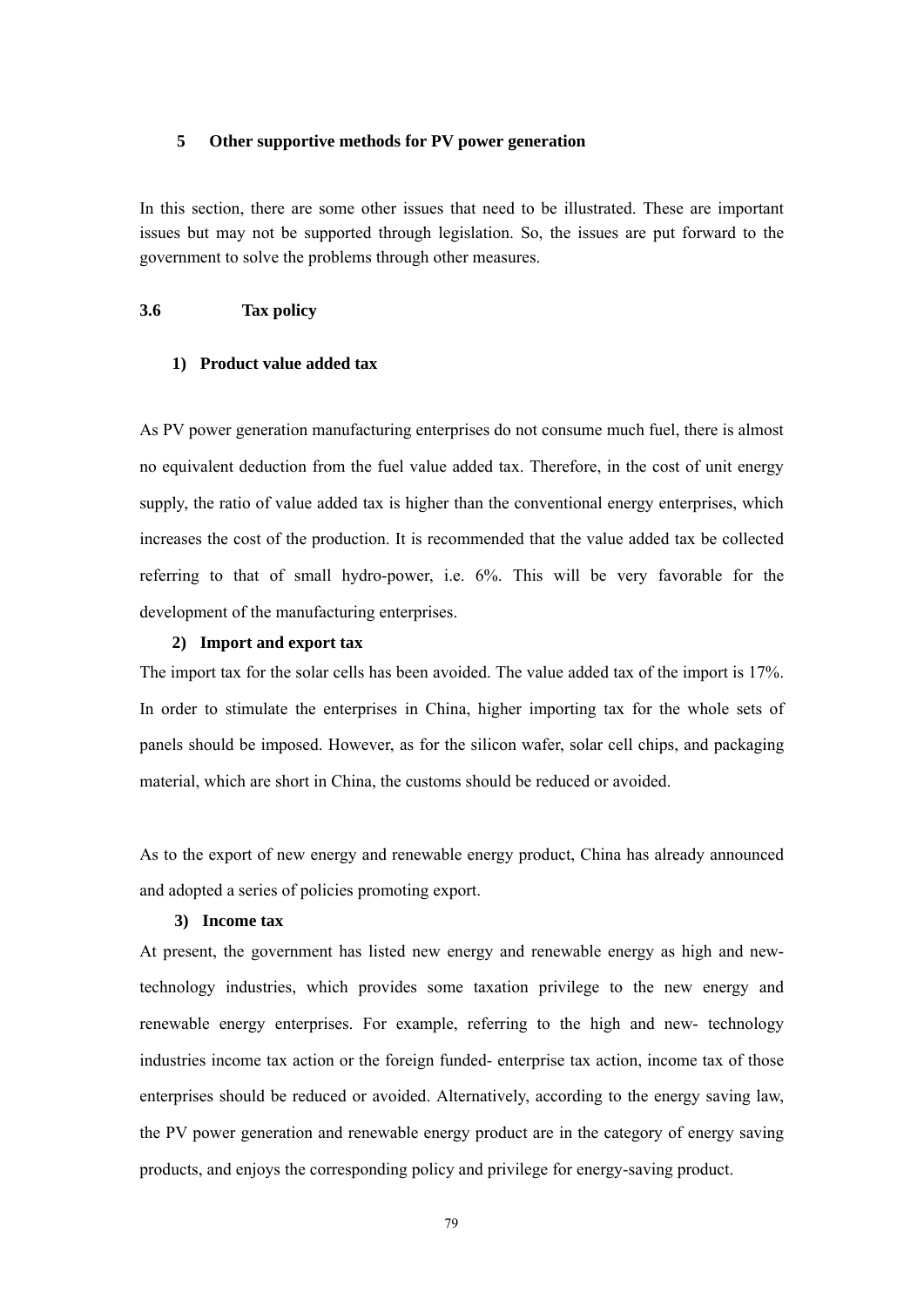## 5 Other supportive methods for PV power generation

In this section, there are some other issues that need to be illustrated. These are important issues but may not be supported through legislation. So, the issues are put forward to the government to solve the problems through other measures.

### 3.6 Tax policy

**1) Product value added tax**

As PV power generation manufacturing enterprises do not consume much fuel, there is almost no equivalent deduction from the fuel value added tax. Therefore, in the cost of unit energy supply, the ratio of value added tax is higher than the conventional energy enterprises, which increases the cost of the production. It is recommended that the value added tax be collected referring to that of small hydro-power, i.e. 6%. This will be very favorable for the development of the manufacturing enterprises.

**2) Import and export tax**

The import tax for the solar cells has been avoided. The value added tax of the import is 17%. In order to stimulate the enterprises in China, higher importing tax for the whole sets of panels should be imposed. However, as for the silicon wafer, solar cell chips, and packaging material, which are short in China, the customs should be reduced or avoided.

As to the export of new energy and renewable energy product, China has already announced and adopted a series of policies promoting export.

**3) Income tax**

At present, the government has listed new energy and renewable energy as high and new-technology industries, which provides some taxation privilege to the new energy and renewable energy enterprises. For example, referring to the high and new- technology industries income tax action or the foreign funded- enterprise tax action, income tax of those enterprises should be reduced or avoided. Alternatively, according to the energy saving law, the PV power generation and renewable energy product are in the category of energy saving products, and enjoys the corresponding policy and privilege for energy-saving product.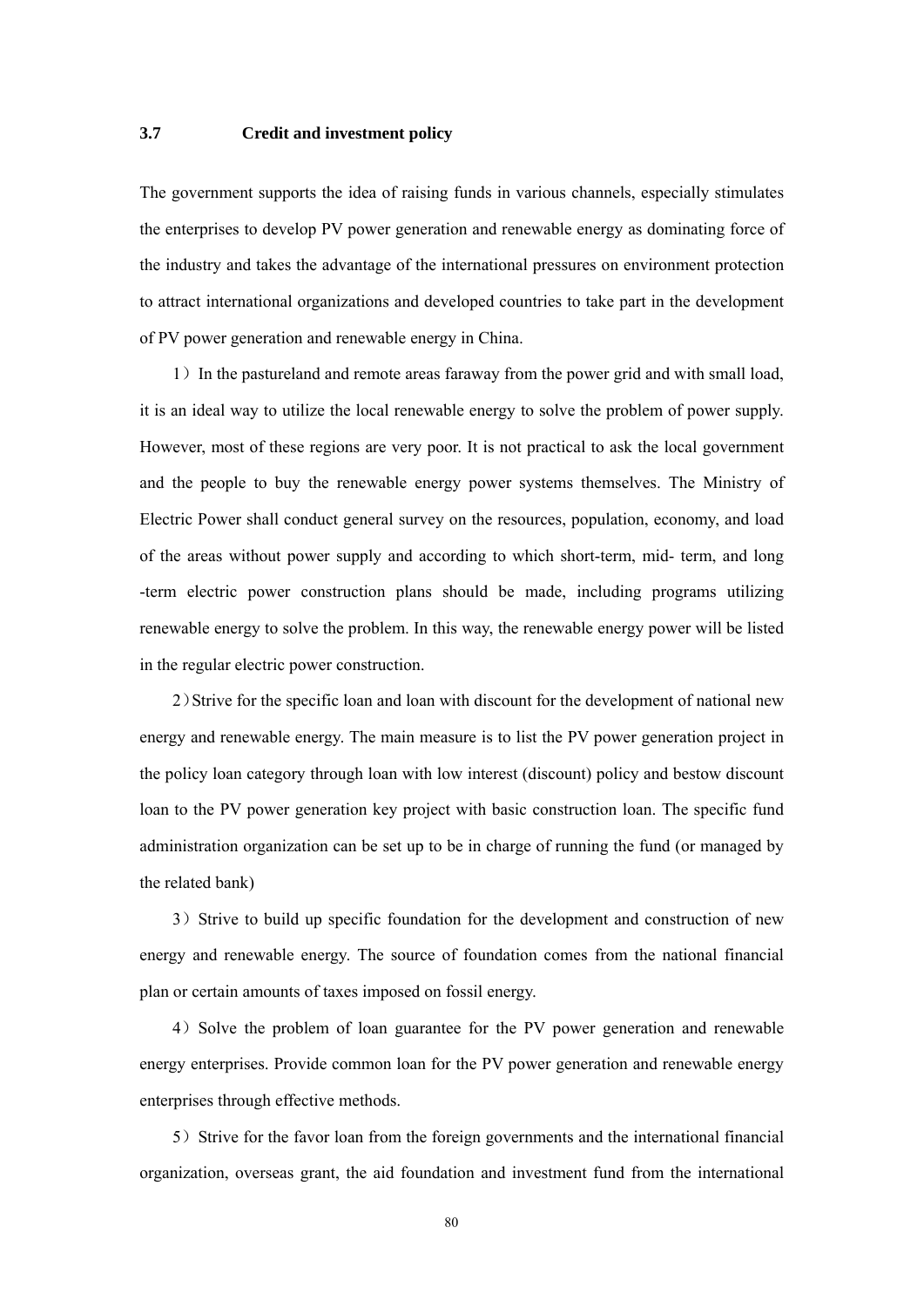### 3.7 Credit and investment policy

The government supports the idea of raising funds in various channels, especially stimulates the enterprises to develop PV power generation and renewable energy as dominating force of the industry and takes the advantage of the international pressures on environment protection to attract international organizations and developed countries to take part in the development of PV power generation and renewable energy in China.

1）In the pastureland and remote areas faraway from the power grid and with small load, it is an ideal way to utilize the local renewable energy to solve the problem of power supply. However, most of these regions are very poor. It is not practical to ask the local government and the people to buy the renewable energy power systems themselves. The Ministry of Electric Power shall conduct general survey on the resources, population, economy, and load of the areas without power supply and according to which short-term, mid- term, and long -term electric power construction plans should be made, including programs utilizing renewable energy to solve the problem. In this way, the renewable energy power will be listed in the regular electric power construction.

2）Strive for the specific loan and loan with discount for the development of national new energy and renewable energy. The main measure is to list the PV power generation project in the policy loan category through loan with low interest (discount) policy and bestow discount loan to the PV power generation key project with basic construction loan. The specific fund administration organization can be set up to be in charge of running the fund (or managed by the related bank)

3）Strive to build up specific foundation for the development and construction of new energy and renewable energy. The source of foundation comes from the national financial plan or certain amounts of taxes imposed on fossil energy.

4）Solve the problem of loan guarantee for the PV power generation and renewable energy enterprises. Provide common loan for the PV power generation and renewable energy enterprises through effective methods.

5）Strive for the favor loan from the foreign governments and the international financial organization, overseas grant, the aid foundation and investment fund from the international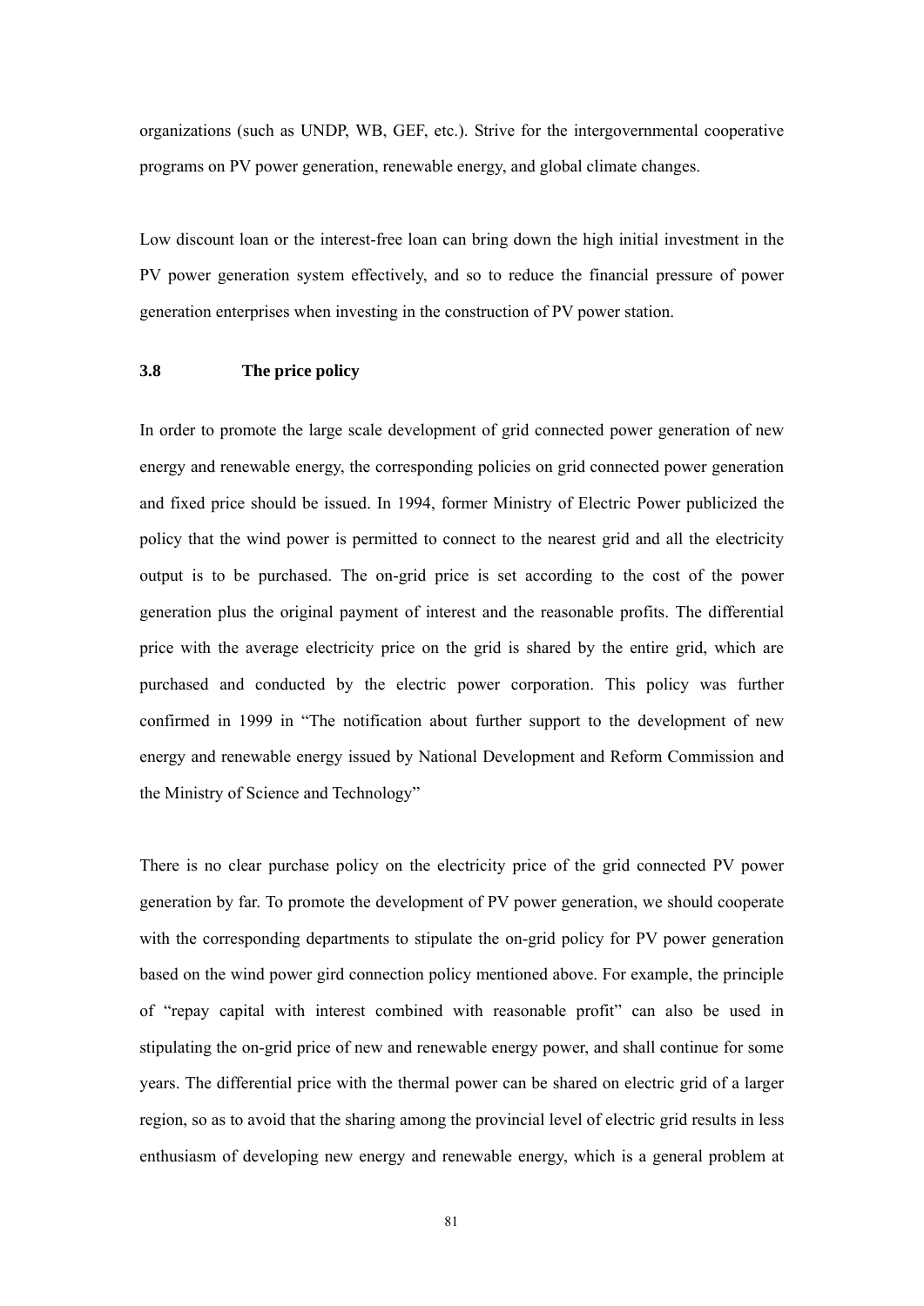organizations (such as UNDP, WB, GEF, etc.). Strive for the intergovernmental cooperative programs on PV power generation, renewable energy, and global climate changes.

Low discount loan or the interest-free loan can bring down the high initial investment in the PV power generation system effectively, and so to reduce the financial pressure of power generation enterprises when investing in the construction of PV power station.

### 3.8 The price policy

In order to promote the large scale development of grid connected power generation of new energy and renewable energy, the corresponding policies on grid connected power generation and fixed price should be issued. In 1994, former Ministry of Electric Power publicized the policy that the wind power is permitted to connect to the nearest grid and all the electricity output is to be purchased. The on-grid price is set according to the cost of the power generation plus the original payment of interest and the reasonable profits. The differential price with the average electricity price on the grid is shared by the entire grid, which are purchased and conducted by the electric power corporation. This policy was further confirmed in 1999 in "The notification about further support to the development of new energy and renewable energy issued by National Development and Reform Commission and the Ministry of Science and Technology"

There is no clear purchase policy on the electricity price of the grid connected PV power generation by far. To promote the development of PV power generation, we should cooperate with the corresponding departments to stipulate the on-grid policy for PV power generation based on the wind power gird connection policy mentioned above. For example, the principle of "repay capital with interest combined with reasonable profit" can also be used in stipulating the on-grid price of new and renewable energy power, and shall continue for some years. The differential price with the thermal power can be shared on electric grid of a larger region, so as to avoid that the sharing among the provincial level of electric grid results in less enthusiasm of developing new energy and renewable energy, which is a general problem at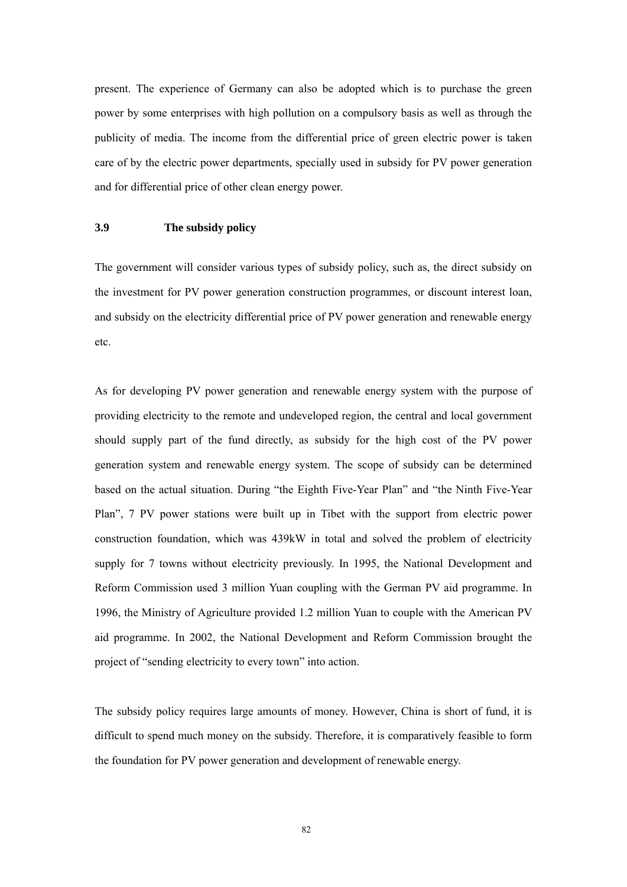present. The experience of Germany can also be adopted which is to purchase the green power by some enterprises with high pollution on a compulsory basis as well as through the publicity of media. The income from the differential price of green electric power is taken care of by the electric power departments, specially used in subsidy for PV power generation and for differential price of other clean energy power.

### 3.9 The subsidy policy

The government will consider various types of subsidy policy, such as, the direct subsidy on the investment for PV power generation construction programmes, or discount interest loan, and subsidy on the electricity differential price of PV power generation and renewable energy etc.

As for developing PV power generation and renewable energy system with the purpose of providing electricity to the remote and undeveloped region, the central and local government should supply part of the fund directly, as subsidy for the high cost of the PV power generation system and renewable energy system. The scope of subsidy can be determined based on the actual situation. During "the Eighth Five-Year Plan" and "the Ninth Five-Year Plan", 7 PV power stations were built up in Tibet with the support from electric power construction foundation, which was 439kW in total and solved the problem of electricity supply for 7 towns without electricity previously. In 1995, the National Development and Reform Commission used 3 million Yuan coupling with the German PV aid programme. In 1996, the Ministry of Agriculture provided 1.2 million Yuan to couple with the American PV aid programme. In 2002, the National Development and Reform Commission brought the project of "sending electricity to every town" into action.

The subsidy policy requires large amounts of money. However, China is short of fund, it is difficult to spend much money on the subsidy. Therefore, it is comparatively feasible to form the foundation for PV power generation and development of renewable energy.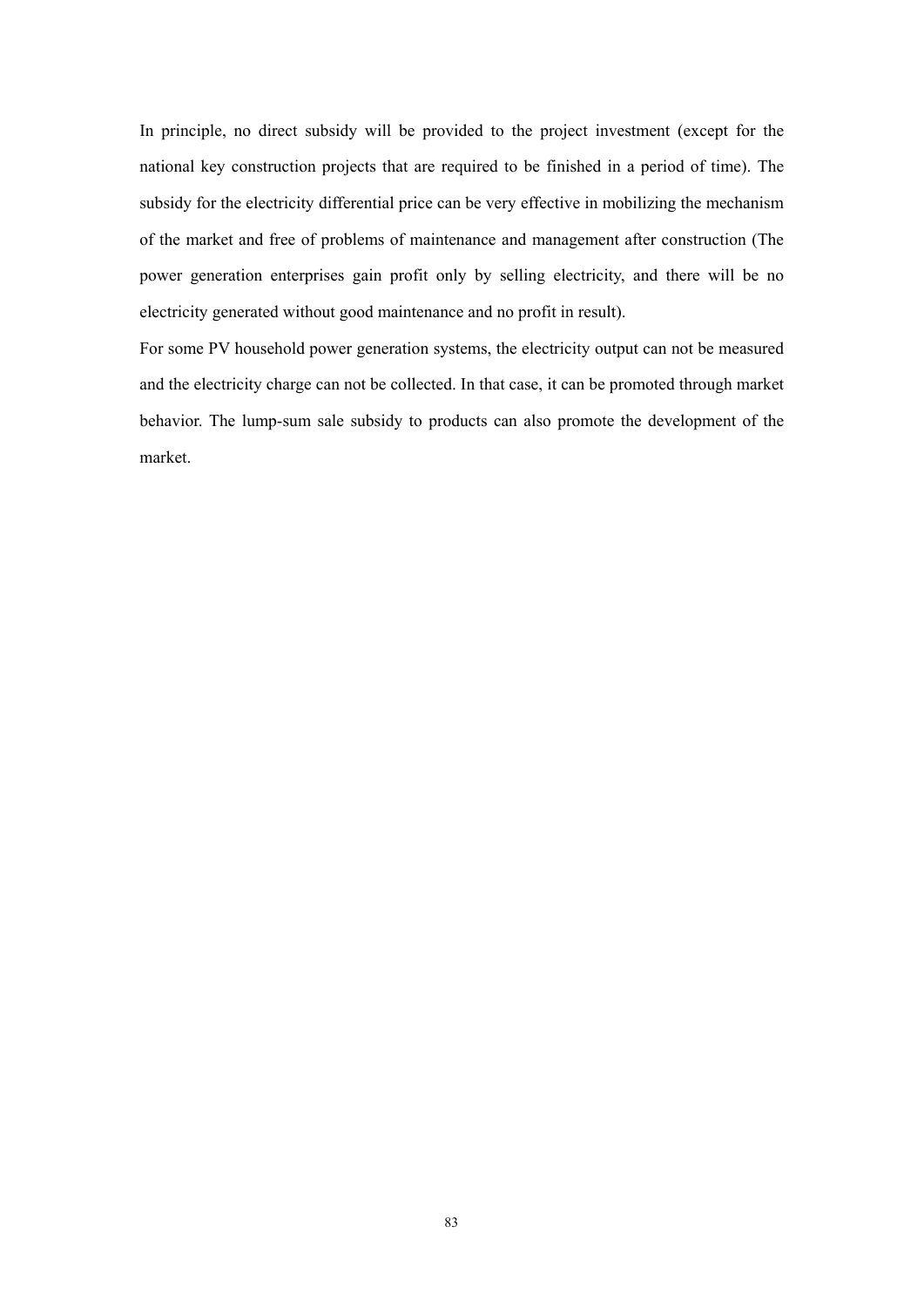In principle, no direct subsidy will be provided to the project investment (except for the national key construction projects that are required to be finished in a period of time). The subsidy for the electricity differential price can be very effective in mobilizing the mechanism of the market and free of problems of maintenance and management after construction (The power generation enterprises gain profit only by selling electricity, and there will be no electricity generated without good maintenance and no profit in result).

For some PV household power generation systems, the electricity output can not be measured and the electricity charge can not be collected. In that case, it can be promoted through market behavior. The lump-sum sale subsidy to products can also promote the development of the market.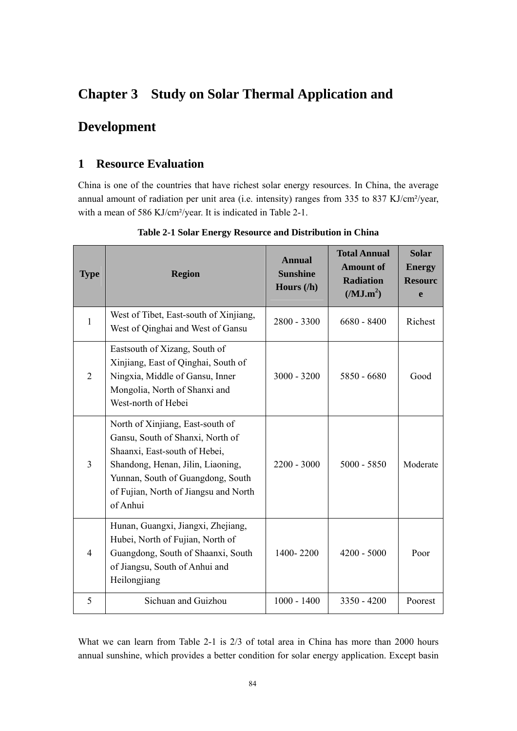# Chapter 3 Study on Solar Thermal Application and Development

## 1 Resource Evaluation

China is one of the countries that have richest solar energy resources. In China, the average annual amount of radiation per unit area (i.e. intensity) ranges from 335 to 837 KJ/cm²/year, with a mean of 586 KJ/cm²/year. It is indicated in Table 2-1.

**Table 2-1 Solar Energy Resource and Distribution in China**

| Type | Region | Annual Sunshine Hours (/h) | Total Annual Amount of Radiation (/MJ.m$^2$) | Solar Energy Resource |
|---|---|---|---|---|
| 1 | West of Tibet, East-south of Xinjiang, West of Qinghai and West of Gansu | 2800 - 3300 | 6680 - 8400 | Richest |
| 2 | Eastsouth of Xizang, South of Xinjiang, East of Qinghai, South of Ningxia, Middle of Gansu, Inner Mongolia, North of Shanxi and West-north of Hebei | 3000 - 3200 | 5850 - 6680 | Good |
| 3 | North of Xinjiang, East-south of Gansu, South of Shanxi, North of Shaanxi, East-south of Hebei, Shandong, Henan, Jilin, Liaoning, Yunnan, South of Guangdong, South of Fujian, North of Jiangsu and North of Anhui | 2200 - 3000 | 5000 - 5850 | Moderate |
| 4 | Hunan, Guangxi, Jiangxi, Zhejiang, Hubei, North of Fujian, North of Guangdong, South of Shaanxi, South of Jiangsu, South of Anhui and Heilongjiang | 1400- 2200 | 4200 - 5000 | Poor |
| 5 | Sichuan and Guizhou | 1000 - 1400 | 3350 - 4200 | Poorest |

What we can learn from Table 2-1 is 2/3 of total area in China has more than 2000 hours annual sunshine, which provides a better condition for solar energy application. Except basin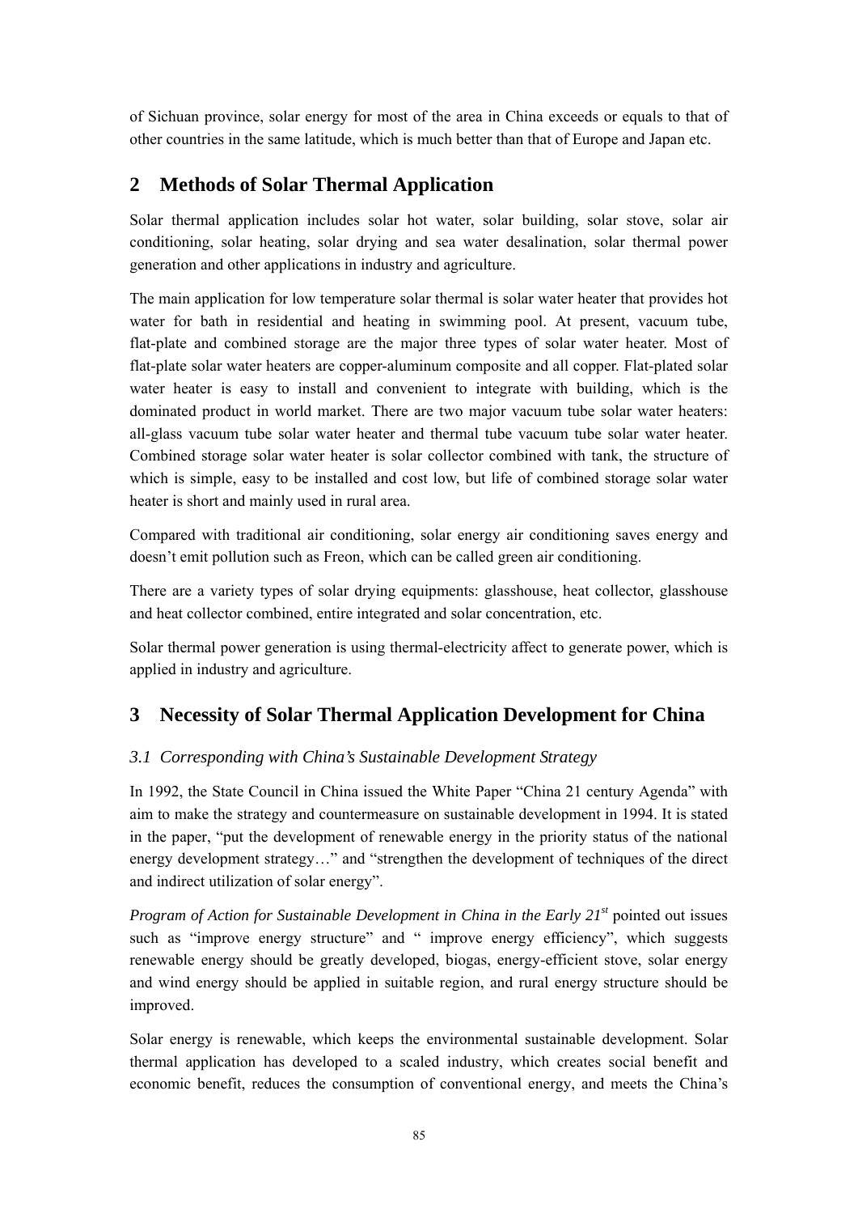of Sichuan province, solar energy for most of the area in China exceeds or equals to that of other countries in the same latitude, which is much better than that of Europe and Japan etc.

## 2 Methods of Solar Thermal Application

Solar thermal application includes solar hot water, solar building, solar stove, solar air conditioning, solar heating, solar drying and sea water desalination, solar thermal power generation and other applications in industry and agriculture.

The main application for low temperature solar thermal is solar water heater that provides hot water for bath in residential and heating in swimming pool. At present, vacuum tube, flat-plate and combined storage are the major three types of solar water heater. Most of flat-plate solar water heaters are copper-aluminum composite and all copper. Flat-plated solar water heater is easy to install and convenient to integrate with building, which is the dominated product in world market. There are two major vacuum tube solar water heaters: all-glass vacuum tube solar water heater and thermal tube vacuum tube solar water heater. Combined storage solar water heater is solar collector combined with tank, the structure of which is simple, easy to be installed and cost low, but life of combined storage solar water heater is short and mainly used in rural area.

Compared with traditional air conditioning, solar energy air conditioning saves energy and doesn't emit pollution such as Freon, which can be called green air conditioning.

There are a variety types of solar drying equipments: glasshouse, heat collector, glasshouse and heat collector combined, entire integrated and solar concentration, etc.

Solar thermal power generation is using thermal-electricity affect to generate power, which is applied in industry and agriculture.

## 3 Necessity of Solar Thermal Application Development for China

### *3.1 Corresponding with China's Sustainable Development Strategy*

In 1992, the State Council in China issued the White Paper "China 21 century Agenda" with aim to make the strategy and countermeasure on sustainable development in 1994. It is stated in the paper, "put the development of renewable energy in the priority status of the national energy development strategy…" and "strengthen the development of techniques of the direct and indirect utilization of solar energy".

*Program of Action for Sustainable Development in China in the Early 21st* pointed out issues such as "improve energy structure" and " improve energy efficiency", which suggests renewable energy should be greatly developed, biogas, energy-efficient stove, solar energy and wind energy should be applied in suitable region, and rural energy structure should be improved.

Solar energy is renewable, which keeps the environmental sustainable development. Solar thermal application has developed to a scaled industry, which creates social benefit and economic benefit, reduces the consumption of conventional energy, and meets the China's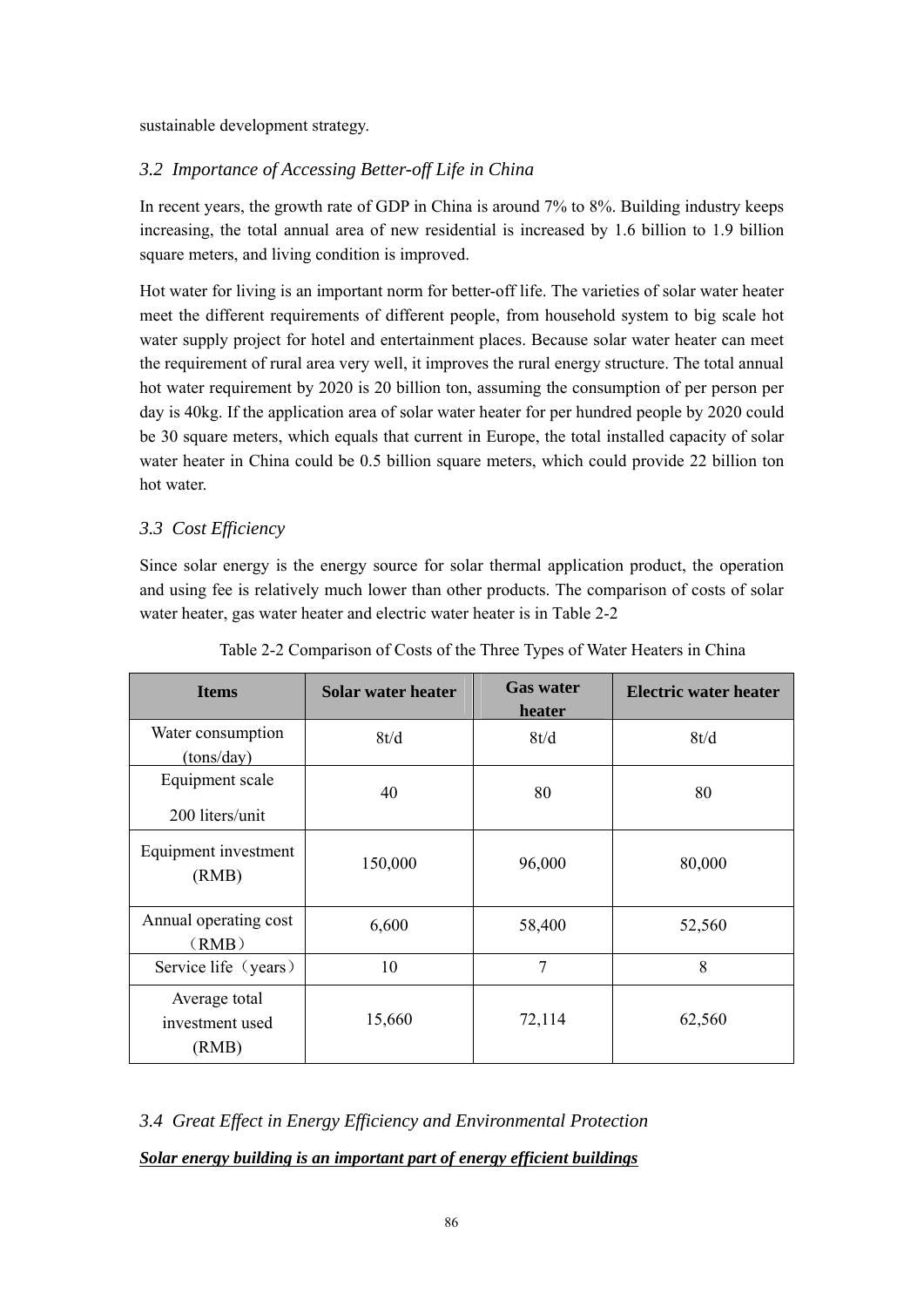sustainable development strategy.

### *3.2 Importance of Accessing Better-off Life in China*

In recent years, the growth rate of GDP in China is around 7% to 8%. Building industry keeps increasing, the total annual area of new residential is increased by 1.6 billion to 1.9 billion square meters, and living condition is improved.

Hot water for living is an important norm for better-off life. The varieties of solar water heater meet the different requirements of different people, from household system to big scale hot water supply project for hotel and entertainment places. Because solar water heater can meet the requirement of rural area very well, it improves the rural energy structure. The total annual hot water requirement by 2020 is 20 billion ton, assuming the consumption of per person per day is 40kg. If the application area of solar water heater for per hundred people by 2020 could be 30 square meters, which equals that current in Europe, the total installed capacity of solar water heater in China could be 0.5 billion square meters, which could provide 22 billion ton hot water.

### *3.3 Cost Efficiency*

Since solar energy is the energy source for solar thermal application product, the operation and using fee is relatively much lower than other products. The comparison of costs of solar water heater, gas water heater and electric water heater is in Table 2-2

Table 2-2 Comparison of Costs of the Three Types of Water Heaters in China

| Items | Solar water heater | Gas water heater | Electric water heater |
|---|---|---|---|
| Water consumption (tons/day) | 8t/d | 8t/d | 8t/d |
| Equipment scale 200 liters/unit | 40 | 80 | 80 |
| Equipment investment (RMB) | 150,000 | 96,000 | 80,000 |
| Annual operating cost （RMB） | 6,600 | 58,400 | 52,560 |
| Service life（years） | 10 | 7 | 8 |
| Average total investment used (RMB) | 15,660 | 72,114 | 62,560 |

### *3.4 Great Effect in Energy Efficiency and Environmental Protection*

***Solar energy building is an important part of energy efficient buildings***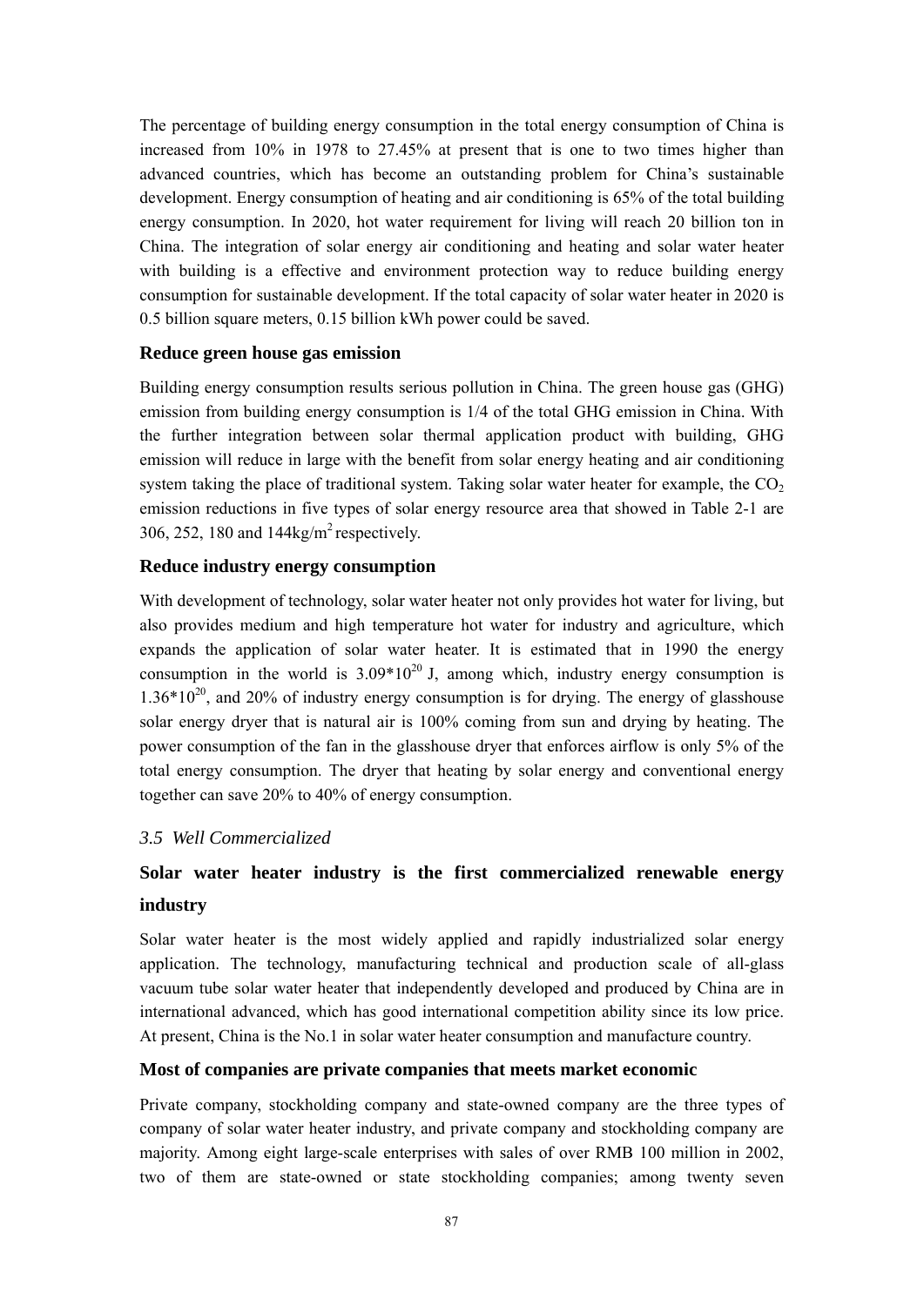The percentage of building energy consumption in the total energy consumption of China is increased from 10% in 1978 to 27.45% at present that is one to two times higher than advanced countries, which has become an outstanding problem for China's sustainable development. Energy consumption of heating and air conditioning is 65% of the total building energy consumption. In 2020, hot water requirement for living will reach 20 billion ton in China. The integration of solar energy air conditioning and heating and solar water heater with building is a effective and environment protection way to reduce building energy consumption for sustainable development. If the total capacity of solar water heater in 2020 is 0.5 billion square meters, 0.15 billion kWh power could be saved.

### Reduce green house gas emission

Building energy consumption results serious pollution in China. The green house gas (GHG) emission from building energy consumption is 1/4 of the total GHG emission in China. With the further integration between solar thermal application product with building, GHG emission will reduce in large with the benefit from solar energy heating and air conditioning system taking the place of traditional system. Taking solar water heater for example, the $CO_2$ emission reductions in five types of solar energy resource area that showed in Table 2-1 are 306, 252, 180 and 144kg/m$^2$ respectively.

### Reduce industry energy consumption

With development of technology, solar water heater not only provides hot water for living, but also provides medium and high temperature hot water for industry and agriculture, which expands the application of solar water heater. It is estimated that in 1990 the energy consumption in the world is $3.09*10^{20}$ J, among which, industry energy consumption is $1.36*10^{20}$, and 20% of industry energy consumption is for drying. The energy of glasshouse solar energy dryer that is natural air is 100% coming from sun and drying by heating. The power consumption of the fan in the glasshouse dryer that enforces airflow is only 5% of the total energy consumption. The dryer that heating by solar energy and conventional energy together can save 20% to 40% of energy consumption.

## *3.5 Well Commercialized*

### Solar water heater industry is the first commercialized renewable energy industry

Solar water heater is the most widely applied and rapidly industrialized solar energy application. The technology, manufacturing technical and production scale of all-glass vacuum tube solar water heater that independently developed and produced by China are in international advanced, which has good international competition ability since its low price. At present, China is the No.1 in solar water heater consumption and manufacture country.

### Most of companies are private companies that meets market economic

Private company, stockholding company and state-owned company are the three types of company of solar water heater industry, and private company and stockholding company are majority. Among eight large-scale enterprises with sales of over RMB 100 million in 2002, two of them are state-owned or state stockholding companies; among twenty seven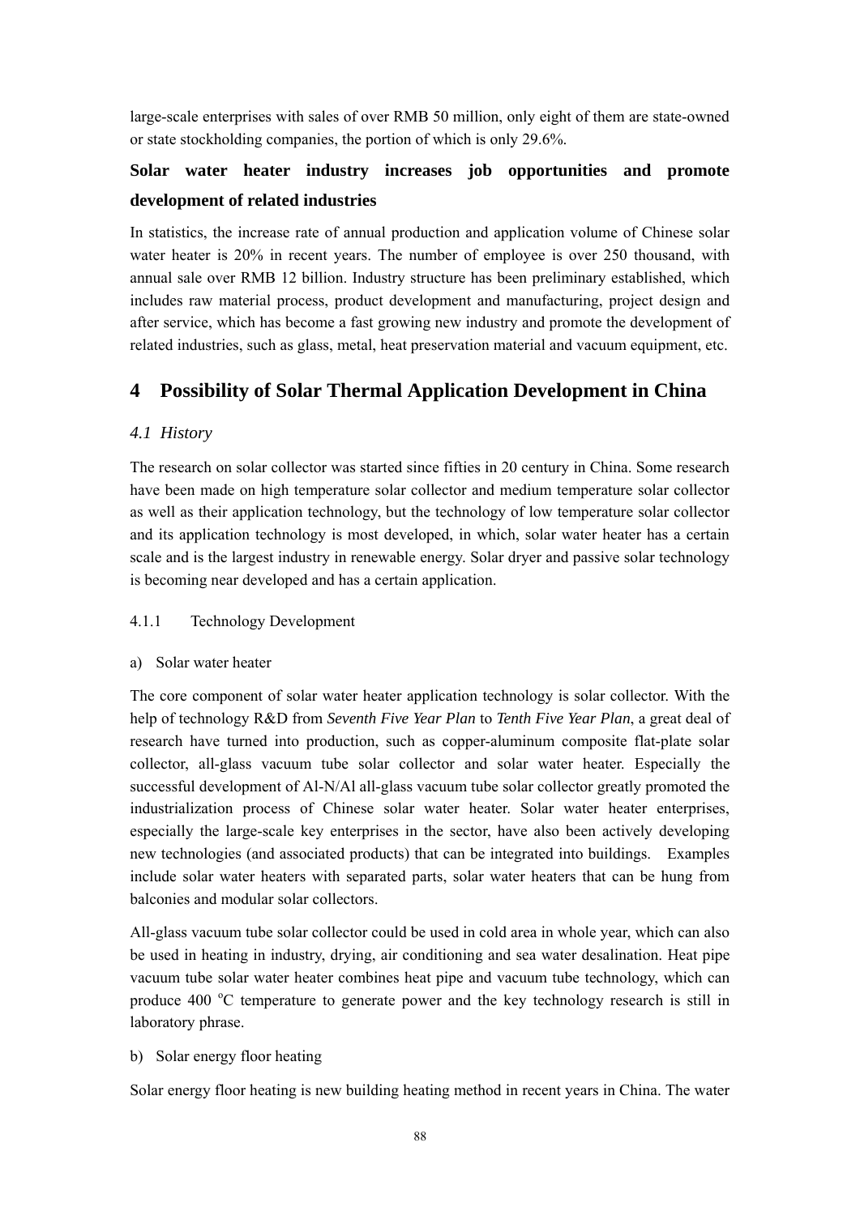large-scale enterprises with sales of over RMB 50 million, only eight of them are state-owned or state stockholding companies, the portion of which is only 29.6%.

**Solar water heater industry increases job opportunities and promote development of related industries**

In statistics, the increase rate of annual production and application volume of Chinese solar water heater is 20% in recent years. The number of employee is over 250 thousand, with annual sale over RMB 12 billion. Industry structure has been preliminary established, which includes raw material process, product development and manufacturing, project design and after service, which has become a fast growing new industry and promote the development of related industries, such as glass, metal, heat preservation material and vacuum equipment, etc.

# 4 Possibility of Solar Thermal Application Development in China

## *4.1 History*

The research on solar collector was started since fifties in 20 century in China. Some research have been made on high temperature solar collector and medium temperature solar collector as well as their application technology, but the technology of low temperature solar collector and its application technology is most developed, in which, solar water heater has a certain scale and is the largest industry in renewable energy. Solar dryer and passive solar technology is becoming near developed and has a certain application.

### 4.1.1 Technology Development

a) Solar water heater

The core component of solar water heater application technology is solar collector. With the help of technology R&D from *Seventh Five Year Plan* to *Tenth Five Year Plan*, a great deal of research have turned into production, such as copper-aluminum composite flat-plate solar collector, all-glass vacuum tube solar collector and solar water heater. Especially the successful development of Al-N/Al all-glass vacuum tube solar collector greatly promoted the industrialization process of Chinese solar water heater. Solar water heater enterprises, especially the large-scale key enterprises in the sector, have also been actively developing new technologies (and associated products) that can be integrated into buildings. Examples include solar water heaters with separated parts, solar water heaters that can be hung from balconies and modular solar collectors.

All-glass vacuum tube solar collector could be used in cold area in whole year, which can also be used in heating in industry, drying, air conditioning and sea water desalination. Heat pipe vacuum tube solar water heater combines heat pipe and vacuum tube technology, which can produce 400 $^{o}$C temperature to generate power and the key technology research is still in laboratory phrase.

b) Solar energy floor heating

Solar energy floor heating is new building heating method in recent years in China. The water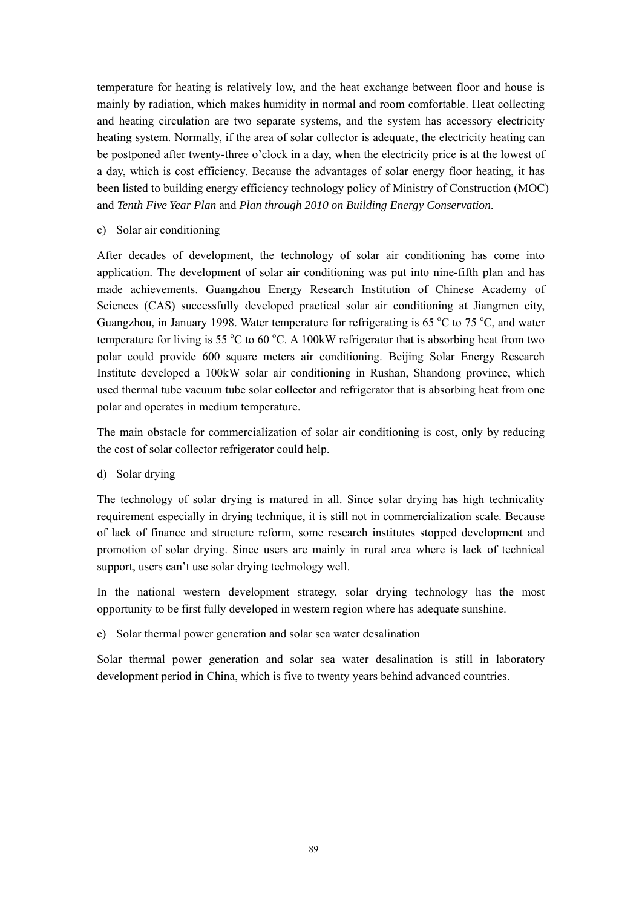temperature for heating is relatively low, and the heat exchange between floor and house is mainly by radiation, which makes humidity in normal and room comfortable. Heat collecting and heating circulation are two separate systems, and the system has accessory electricity heating system. Normally, if the area of solar collector is adequate, the electricity heating can be postponed after twenty-three o'clock in a day, when the electricity price is at the lowest of a day, which is cost efficiency. Because the advantages of solar energy floor heating, it has been listed to building energy efficiency technology policy of Ministry of Construction (MOC) and *Tenth Five Year Plan* and *Plan through 2010 on Building Energy Conservation*.

c) Solar air conditioning

After decades of development, the technology of solar air conditioning has come into application. The development of solar air conditioning was put into nine-fifth plan and has made achievements. Guangzhou Energy Research Institution of Chinese Academy of Sciences (CAS) successfully developed practical solar air conditioning at Jiangmen city, Guangzhou, in January 1998. Water temperature for refrigerating is 65 $^{o}$C to 75 $^{o}$C, and water temperature for living is 55 $^{o}$C to 60 $^{o}$C. A 100kW refrigerator that is absorbing heat from two polar could provide 600 square meters air conditioning. Beijing Solar Energy Research Institute developed a 100kW solar air conditioning in Rushan, Shandong province, which used thermal tube vacuum tube solar collector and refrigerator that is absorbing heat from one polar and operates in medium temperature.

The main obstacle for commercialization of solar air conditioning is cost, only by reducing the cost of solar collector refrigerator could help.

d) Solar drying

The technology of solar drying is matured in all. Since solar drying has high technicality requirement especially in drying technique, it is still not in commercialization scale. Because of lack of finance and structure reform, some research institutes stopped development and promotion of solar drying. Since users are mainly in rural area where is lack of technical support, users can't use solar drying technology well.

In the national western development strategy, solar drying technology has the most opportunity to be first fully developed in western region where has adequate sunshine.

e) Solar thermal power generation and solar sea water desalination

Solar thermal power generation and solar sea water desalination is still in laboratory development period in China, which is five to twenty years behind advanced countries.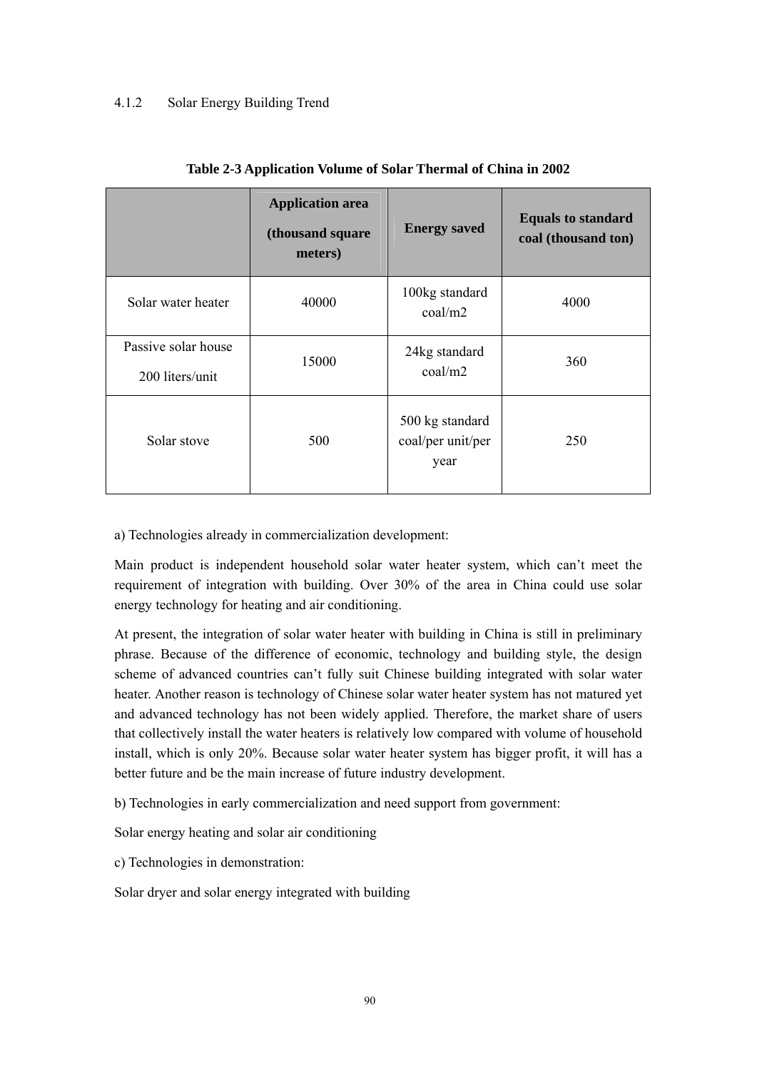#### 4.1.2 Solar Energy Building Trend

**Table 2-3 Application Volume of Solar Thermal of China in 2002**

| | Application area (thousand square meters) | Energy saved | Equals to standard coal (thousand ton) |
|---|---|---|---|
| Solar water heater | 40000 | 100kg standard coal/m2 | 4000 |
| Passive solar house 200 liters/unit | 15000 | 24kg standard coal/m2 | 360 |
| Solar stove | 500 | 500 kg standard coal/per unit/per year | 250 |

a) Technologies already in commercialization development:

Main product is independent household solar water heater system, which can't meet the requirement of integration with building. Over 30% of the area in China could use solar energy technology for heating and air conditioning.

At present, the integration of solar water heater with building in China is still in preliminary phrase. Because of the difference of economic, technology and building style, the design scheme of advanced countries can't fully suit Chinese building integrated with solar water heater. Another reason is technology of Chinese solar water heater system has not matured yet and advanced technology has not been widely applied. Therefore, the market share of users that collectively install the water heaters is relatively low compared with volume of household install, which is only 20%. Because solar water heater system has bigger profit, it will has a better future and be the main increase of future industry development.

b) Technologies in early commercialization and need support from government:

Solar energy heating and solar air conditioning

c) Technologies in demonstration:

Solar dryer and solar energy integrated with building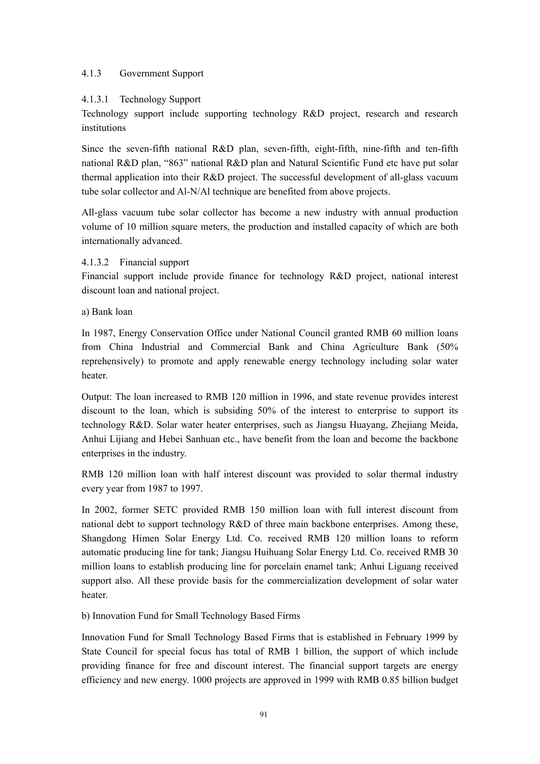#### 4.1.3 Government Support

##### 4.1.3.1 Technology Support

Technology support include supporting technology R&D project, research and research institutions

Since the seven-fifth national R&D plan, seven-fifth, eight-fifth, nine-fifth and ten-fifth national R&D plan, "863" national R&D plan and Natural Scientific Fund etc have put solar thermal application into their R&D project. The successful development of all-glass vacuum tube solar collector and Al-N/Al technique are benefited from above projects.

All-glass vacuum tube solar collector has become a new industry with annual production volume of 10 million square meters, the production and installed capacity of which are both internationally advanced.

##### 4.1.3.2 Financial support

Financial support include provide finance for technology R&D project, national interest discount loan and national project.

a) Bank loan

In 1987, Energy Conservation Office under National Council granted RMB 60 million loans from China Industrial and Commercial Bank and China Agriculture Bank (50% reprehensively) to promote and apply renewable energy technology including solar water heater.

Output: The loan increased to RMB 120 million in 1996, and state revenue provides interest discount to the loan, which is subsiding 50% of the interest to enterprise to support its technology R&D. Solar water heater enterprises, such as Jiangsu Huayang, Zhejiang Meida, Anhui Lijiang and Hebei Sanhuan etc., have benefit from the loan and become the backbone enterprises in the industry.

RMB 120 million loan with half interest discount was provided to solar thermal industry every year from 1987 to 1997.

In 2002, former SETC provided RMB 150 million loan with full interest discount from national debt to support technology R&D of three main backbone enterprises. Among these, Shangdong Himen Solar Energy Ltd. Co. received RMB 120 million loans to reform automatic producing line for tank; Jiangsu Huihuang Solar Energy Ltd. Co. received RMB 30 million loans to establish producing line for porcelain enamel tank; Anhui Liguang received support also. All these provide basis for the commercialization development of solar water heater.

b) Innovation Fund for Small Technology Based Firms

Innovation Fund for Small Technology Based Firms that is established in February 1999 by State Council for special focus has total of RMB 1 billion, the support of which include providing finance for free and discount interest. The financial support targets are energy efficiency and new energy. 1000 projects are approved in 1999 with RMB 0.85 billion budget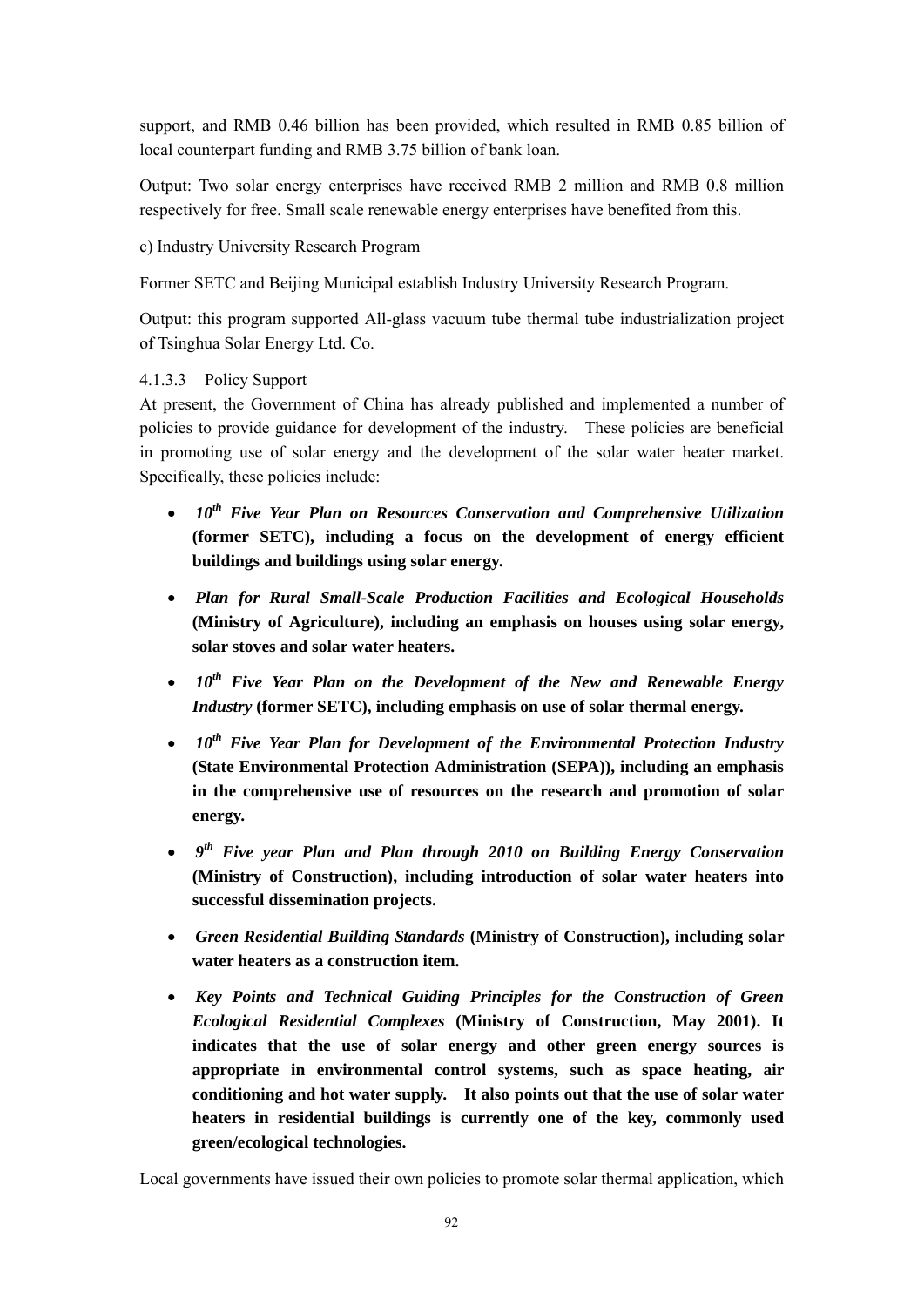support, and RMB 0.46 billion has been provided, which resulted in RMB 0.85 billion of local counterpart funding and RMB 3.75 billion of bank loan.

Output: Two solar energy enterprises have received RMB 2 million and RMB 0.8 million respectively for free. Small scale renewable energy enterprises have benefited from this.

c) Industry University Research Program

Former SETC and Beijing Municipal establish Industry University Research Program.

Output: this program supported All-glass vacuum tube thermal tube industrialization project of Tsinghua Solar Energy Ltd. Co.

4.1.3.3 Policy Support

At present, the Government of China has already published and implemented a number of policies to provide guidance for development of the industry. These policies are beneficial in promoting use of solar energy and the development of the solar water heater market. Specifically, these policies include:

- ***10th Five Year Plan on Resources Conservation and Comprehensive Utilization* (former SETC), including a focus on the development of energy efficient buildings and buildings using solar energy.**
- ***Plan for Rural Small-Scale Production Facilities and Ecological Households* (Ministry of Agriculture), including an emphasis on houses using solar energy, solar stoves and solar water heaters.**
- ***10th Five Year Plan on the Development of the New and Renewable Energy Industry* (former SETC), including emphasis on use of solar thermal energy.**
- ***10th Five Year Plan for Development of the Environmental Protection Industry* (State Environmental Protection Administration (SEPA)), including an emphasis in the comprehensive use of resources on the research and promotion of solar energy.**
- ***9th Five year Plan and Plan through 2010 on Building Energy Conservation* (Ministry of Construction), including introduction of solar water heaters into successful dissemination projects.**
- ***Green Residential Building Standards* (Ministry of Construction), including solar water heaters as a construction item.**
- ***Key Points and Technical Guiding Principles for the Construction of Green Ecological Residential Complexes* (Ministry of Construction, May 2001). It indicates that the use of solar energy and other green energy sources is appropriate in environmental control systems, such as space heating, air conditioning and hot water supply. It also points out that the use of solar water heaters in residential buildings is currently one of the key, commonly used green/ecological technologies.**

Local governments have issued their own policies to promote solar thermal application, which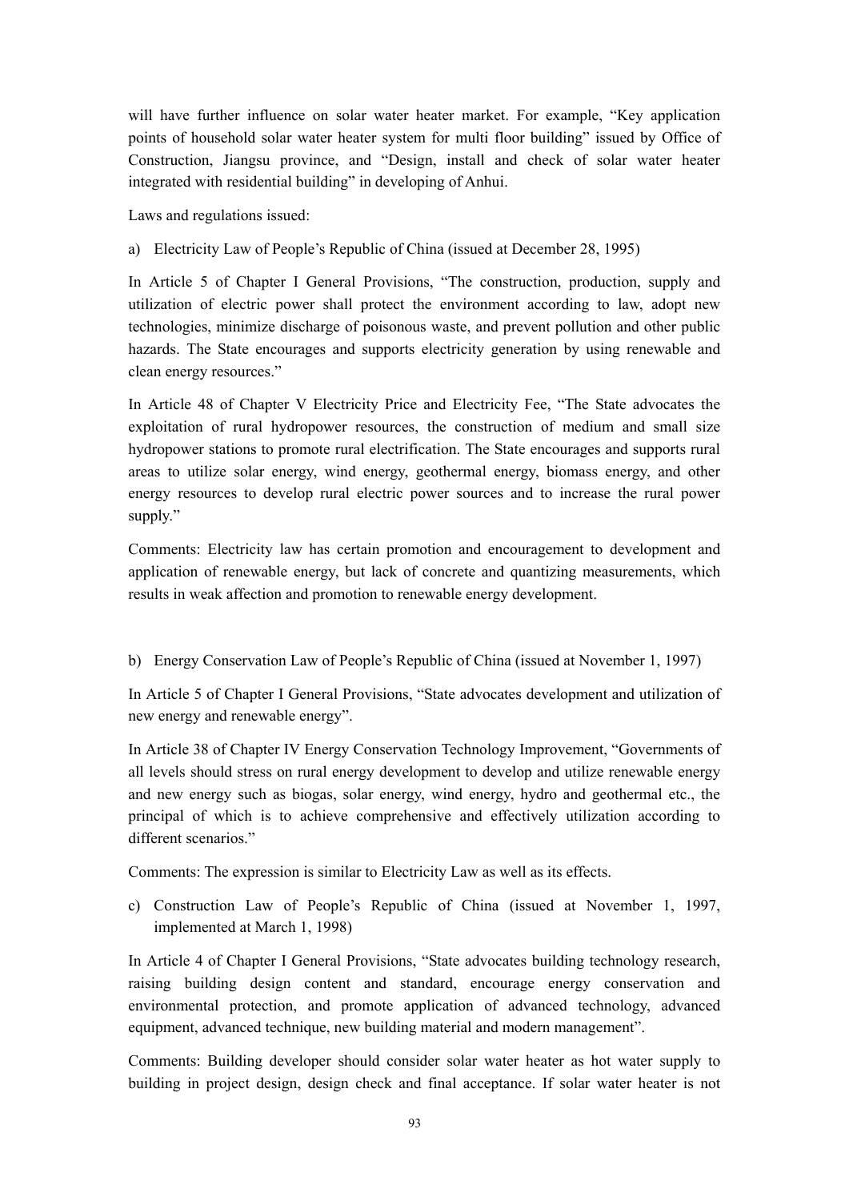will have further influence on solar water heater market. For example, "Key application points of household solar water heater system for multi floor building" issued by Office of Construction, Jiangsu province, and "Design, install and check of solar water heater integrated with residential building" in developing of Anhui.

Laws and regulations issued:

a) Electricity Law of People's Republic of China (issued at December 28, 1995)

In Article 5 of Chapter I General Provisions, "The construction, production, supply and utilization of electric power shall protect the environment according to law, adopt new technologies, minimize discharge of poisonous waste, and prevent pollution and other public hazards. The State encourages and supports electricity generation by using renewable and clean energy resources."

In Article 48 of Chapter V Electricity Price and Electricity Fee, "The State advocates the exploitation of rural hydropower resources, the construction of medium and small size hydropower stations to promote rural electrification. The State encourages and supports rural areas to utilize solar energy, wind energy, geothermal energy, biomass energy, and other energy resources to develop rural electric power sources and to increase the rural power supply."

Comments: Electricity law has certain promotion and encouragement to development and application of renewable energy, but lack of concrete and quantizing measurements, which results in weak affection and promotion to renewable energy development.

b) Energy Conservation Law of People's Republic of China (issued at November 1, 1997)

In Article 5 of Chapter I General Provisions, "State advocates development and utilization of new energy and renewable energy".

In Article 38 of Chapter IV Energy Conservation Technology Improvement, "Governments of all levels should stress on rural energy development to develop and utilize renewable energy and new energy such as biogas, solar energy, wind energy, hydro and geothermal etc., the principal of which is to achieve comprehensive and effectively utilization according to different scenarios."

Comments: The expression is similar to Electricity Law as well as its effects.

c) Construction Law of People's Republic of China (issued at November 1, 1997, implemented at March 1, 1998)

In Article 4 of Chapter I General Provisions, "State advocates building technology research, raising building design content and standard, encourage energy conservation and environmental protection, and promote application of advanced technology, advanced equipment, advanced technique, new building material and modern management".

Comments: Building developer should consider solar water heater as hot water supply to building in project design, design check and final acceptance. If solar water heater is not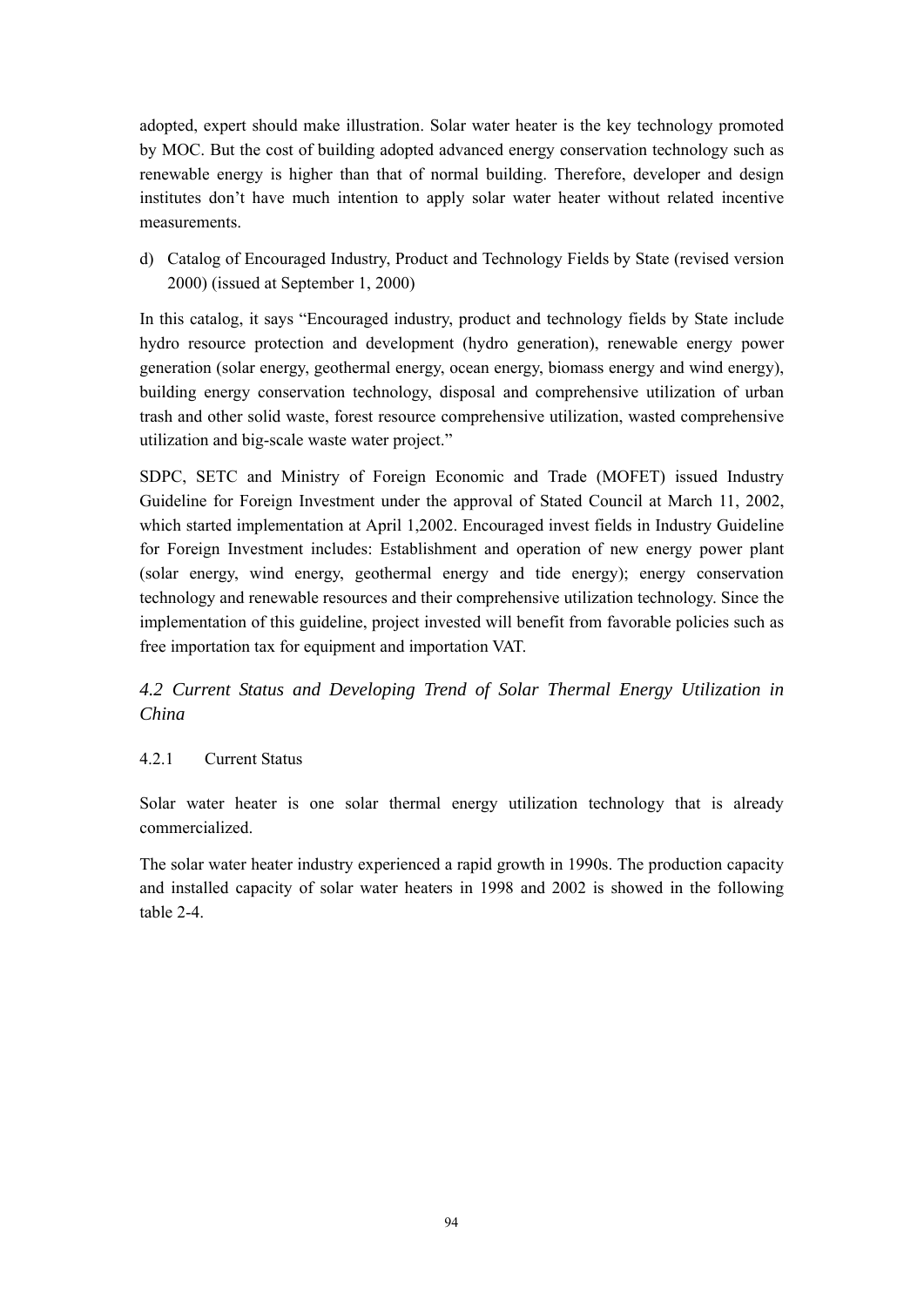adopted, expert should make illustration. Solar water heater is the key technology promoted by MOC. But the cost of building adopted advanced energy conservation technology such as renewable energy is higher than that of normal building. Therefore, developer and design institutes don't have much intention to apply solar water heater without related incentive measurements.

d) Catalog of Encouraged Industry, Product and Technology Fields by State (revised version 2000) (issued at September 1, 2000)

In this catalog, it says "Encouraged industry, product and technology fields by State include hydro resource protection and development (hydro generation), renewable energy power generation (solar energy, geothermal energy, ocean energy, biomass energy and wind energy), building energy conservation technology, disposal and comprehensive utilization of urban trash and other solid waste, forest resource comprehensive utilization, wasted comprehensive utilization and big-scale waste water project."

SDPC, SETC and Ministry of Foreign Economic and Trade (MOFET) issued Industry Guideline for Foreign Investment under the approval of Stated Council at March 11, 2002, which started implementation at April 1,2002. Encouraged invest fields in Industry Guideline for Foreign Investment includes: Establishment and operation of new energy power plant (solar energy, wind energy, geothermal energy and tide energy); energy conservation technology and renewable resources and their comprehensive utilization technology. Since the implementation of this guideline, project invested will benefit from favorable policies such as free importation tax for equipment and importation VAT.

## *4.2 Current Status and Developing Trend of Solar Thermal Energy Utilization in China*

### 4.2.1 Current Status

Solar water heater is one solar thermal energy utilization technology that is already commercialized.

The solar water heater industry experienced a rapid growth in 1990s. The production capacity and installed capacity of solar water heaters in 1998 and 2002 is showed in the following table 2-4.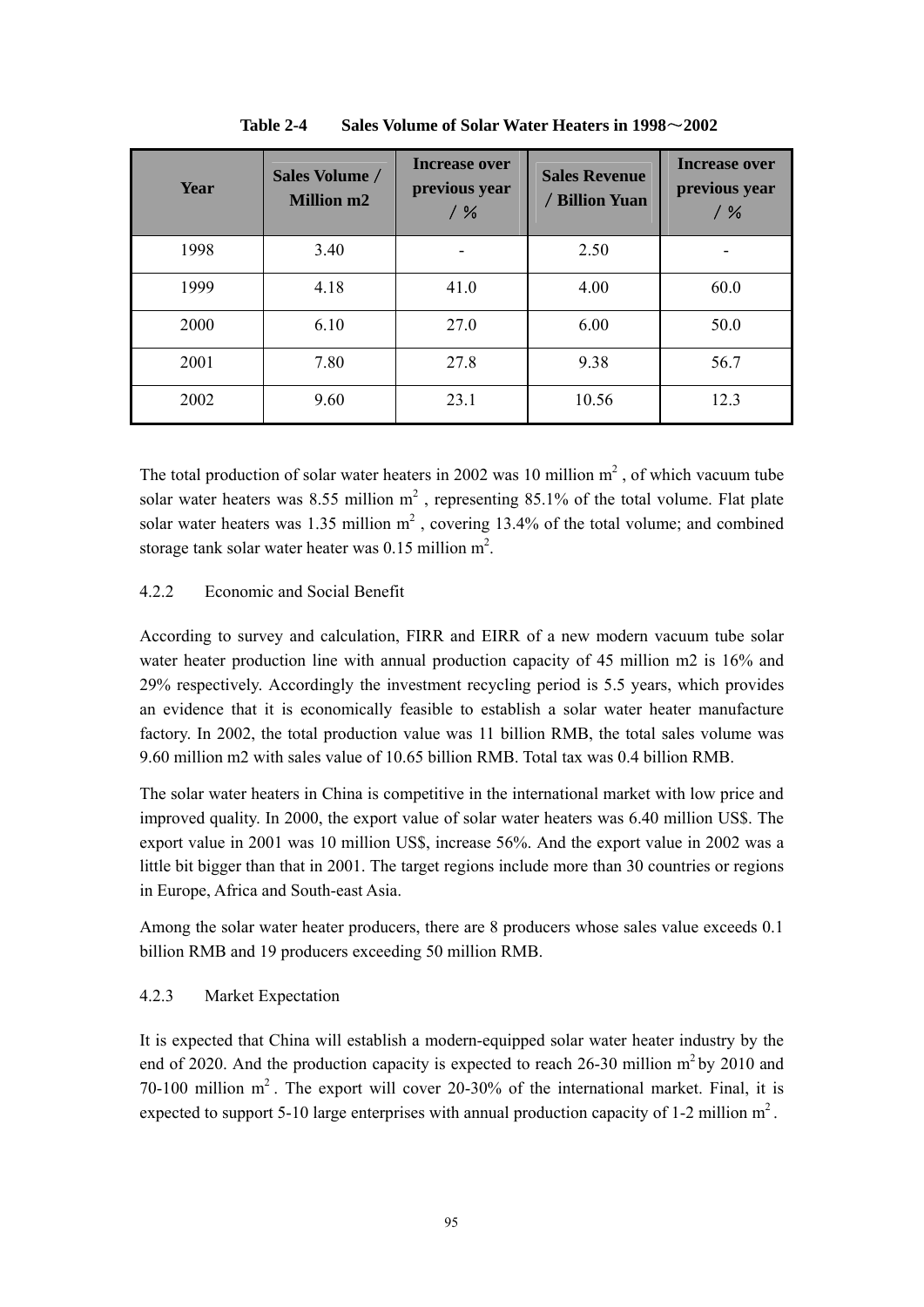**Table 2-4 Sales Volume of Solar Water Heaters in 1998～2002**

| Year | Sales Volume / Million m2 | Increase over previous year / % | Sales Revenue / Billion Yuan | Increase over previous year / % |
| --- | --- | --- | --- | --- |
| 1998 | 3.40 | - | 2.50 | - |
| 1999 | 4.18 | 41.0 | 4.00 | 60.0 |
| 2000 | 6.10 | 27.0 | 6.00 | 50.0 |
| 2001 | 7.80 | 27.8 | 9.38 | 56.7 |
| 2002 | 9.60 | 23.1 | 10.56 | 12.3 |

The total production of solar water heaters in 2002 was 10 million $m^2$ , of which vacuum tube solar water heaters was 8.55 million $m^2$ , representing 85.1% of the total volume. Flat plate solar water heaters was 1.35 million $m^2$ , covering 13.4% of the total volume; and combined storage tank solar water heater was 0.15 million $m^2$.

4.2.2 Economic and Social Benefit

According to survey and calculation, FIRR and EIRR of a new modern vacuum tube solar water heater production line with annual production capacity of 45 million m2 is 16% and 29% respectively. Accordingly the investment recycling period is 5.5 years, which provides an evidence that it is economically feasible to establish a solar water heater manufacture factory. In 2002, the total production value was 11 billion RMB, the total sales volume was 9.60 million m2 with sales value of 10.65 billion RMB. Total tax was 0.4 billion RMB.

The solar water heaters in China is competitive in the international market with low price and improved quality. In 2000, the export value of solar water heaters was 6.40 million US$. The export value in 2001 was 10 million US$, increase 56%. And the export value in 2002 was a little bit bigger than that in 2001. The target regions include more than 30 countries or regions in Europe, Africa and South-east Asia.

Among the solar water heater producers, there are 8 producers whose sales value exceeds 0.1 billion RMB and 19 producers exceeding 50 million RMB.

4.2.3 Market Expectation

It is expected that China will establish a modern-equipped solar water heater industry by the end of 2020. And the production capacity is expected to reach 26-30 million $m^2$ by 2010 and 70-100 million $m^2$ . The export will cover 20-30% of the international market. Final, it is expected to support 5-10 large enterprises with annual production capacity of 1-2 million $m^2$ .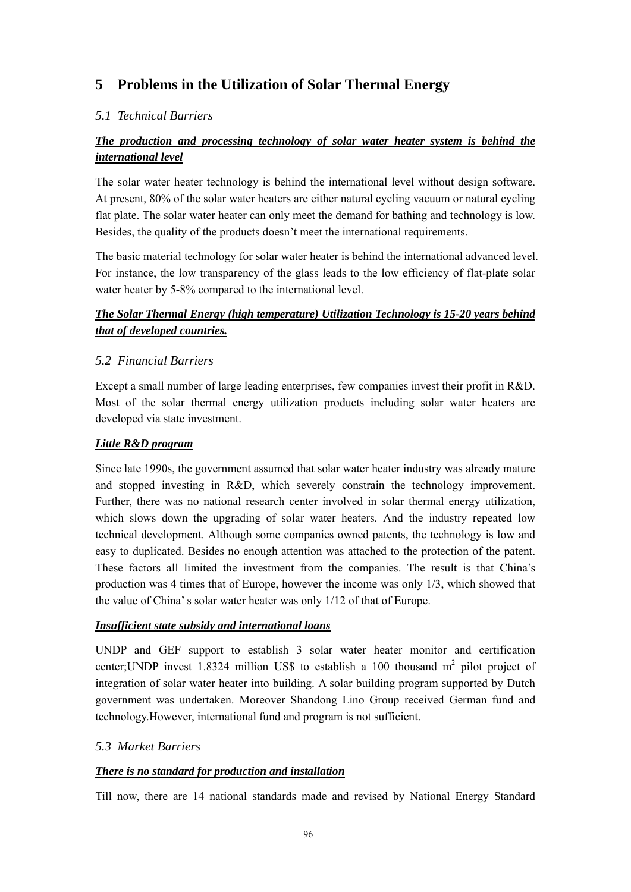# 5 Problems in the Utilization of Solar Thermal Energy

## *5.1 Technical Barriers*

***The production and processing technology of solar water heater system is behind the international level***

The solar water heater technology is behind the international level without design software. At present, 80% of the solar water heaters are either natural cycling vacuum or natural cycling flat plate. The solar water heater can only meet the demand for bathing and technology is low. Besides, the quality of the products doesn't meet the international requirements.

The basic material technology for solar water heater is behind the international advanced level. For instance, the low transparency of the glass leads to the low efficiency of flat-plate solar water heater by 5-8% compared to the international level.

***The Solar Thermal Energy (high temperature) Utilization Technology is 15-20 years behind that of developed countries.***

## *5.2 Financial Barriers*

Except a small number of large leading enterprises, few companies invest their profit in R&D. Most of the solar thermal energy utilization products including solar water heaters are developed via state investment.

***Little R&D program***

Since late 1990s, the government assumed that solar water heater industry was already mature and stopped investing in R&D, which severely constrain the technology improvement. Further, there was no national research center involved in solar thermal energy utilization, which slows down the upgrading of solar water heaters. And the industry repeated low technical development. Although some companies owned patents, the technology is low and easy to duplicated. Besides no enough attention was attached to the protection of the patent. These factors all limited the investment from the companies. The result is that China's production was 4 times that of Europe, however the income was only 1/3, which showed that the value of China' s solar water heater was only 1/12 of that of Europe.

***Insufficient state subsidy and international loans***

UNDP and GEF support to establish 3 solar water heater monitor and certification center;UNDP invest 1.8324 million US$ to establish a 100 thousand $m^2$ pilot project of integration of solar water heater into building. A solar building program supported by Dutch government was undertaken. Moreover Shandong Lino Group received German fund and technology.However, international fund and program is not sufficient.

## *5.3 Market Barriers*

***There is no standard for production and installation***

Till now, there are 14 national standards made and revised by National Energy Standard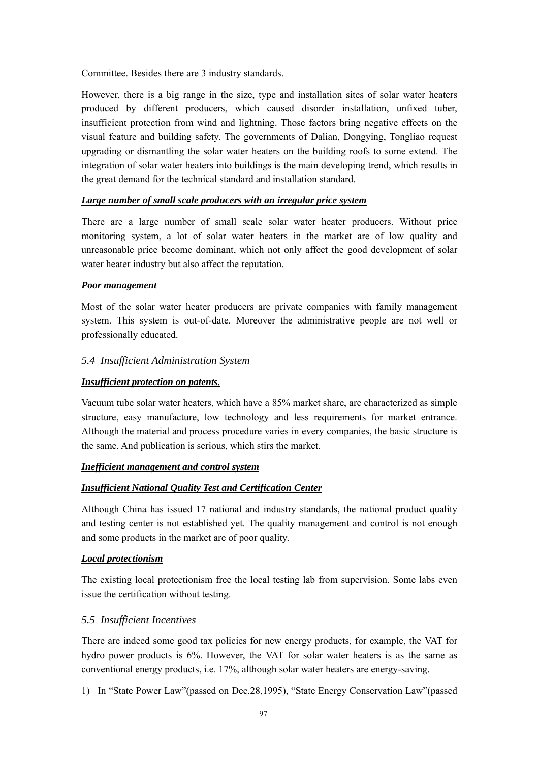Committee. Besides there are 3 industry standards.

However, there is a big range in the size, type and installation sites of solar water heaters produced by different producers, which caused disorder installation, unfixed tuber, insufficient protection from wind and lightning. Those factors bring negative effects on the visual feature and building safety. The governments of Dalian, Dongying, Tongliao request upgrading or dismantling the solar water heaters on the building roofs to some extend. The integration of solar water heaters into buildings is the main developing trend, which results in the great demand for the technical standard and installation standard.

***Large number of small scale producers with an irregular price system***

There are a large number of small scale solar water heater producers. Without price monitoring system, a lot of solar water heaters in the market are of low quality and unreasonable price become dominant, which not only affect the good development of solar water heater industry but also affect the reputation.

***Poor management***

Most of the solar water heater producers are private companies with family management system. This system is out-of-date. Moreover the administrative people are not well or professionally educated.

### *5.4 Insufficient Administration System*

***Insufficient protection on patents.***

Vacuum tube solar water heaters, which have a 85% market share, are characterized as simple structure, easy manufacture, low technology and less requirements for market entrance. Although the material and process procedure varies in every companies, the basic structure is the same. And publication is serious, which stirs the market.

***Inefficient management and control system***

***Insufficient National Quality Test and Certification Center***

Although China has issued 17 national and industry standards, the national product quality and testing center is not established yet. The quality management and control is not enough and some products in the market are of poor quality.

***Local protectionism***

The existing local protectionism free the local testing lab from supervision. Some labs even issue the certification without testing.

### *5.5 Insufficient Incentives*

There are indeed some good tax policies for new energy products, for example, the VAT for hydro power products is 6%. However, the VAT for solar water heaters is as the same as conventional energy products, i.e. 17%, although solar water heaters are energy-saving.

1) In "State Power Law"(passed on Dec.28,1995), "State Energy Conservation Law"(passed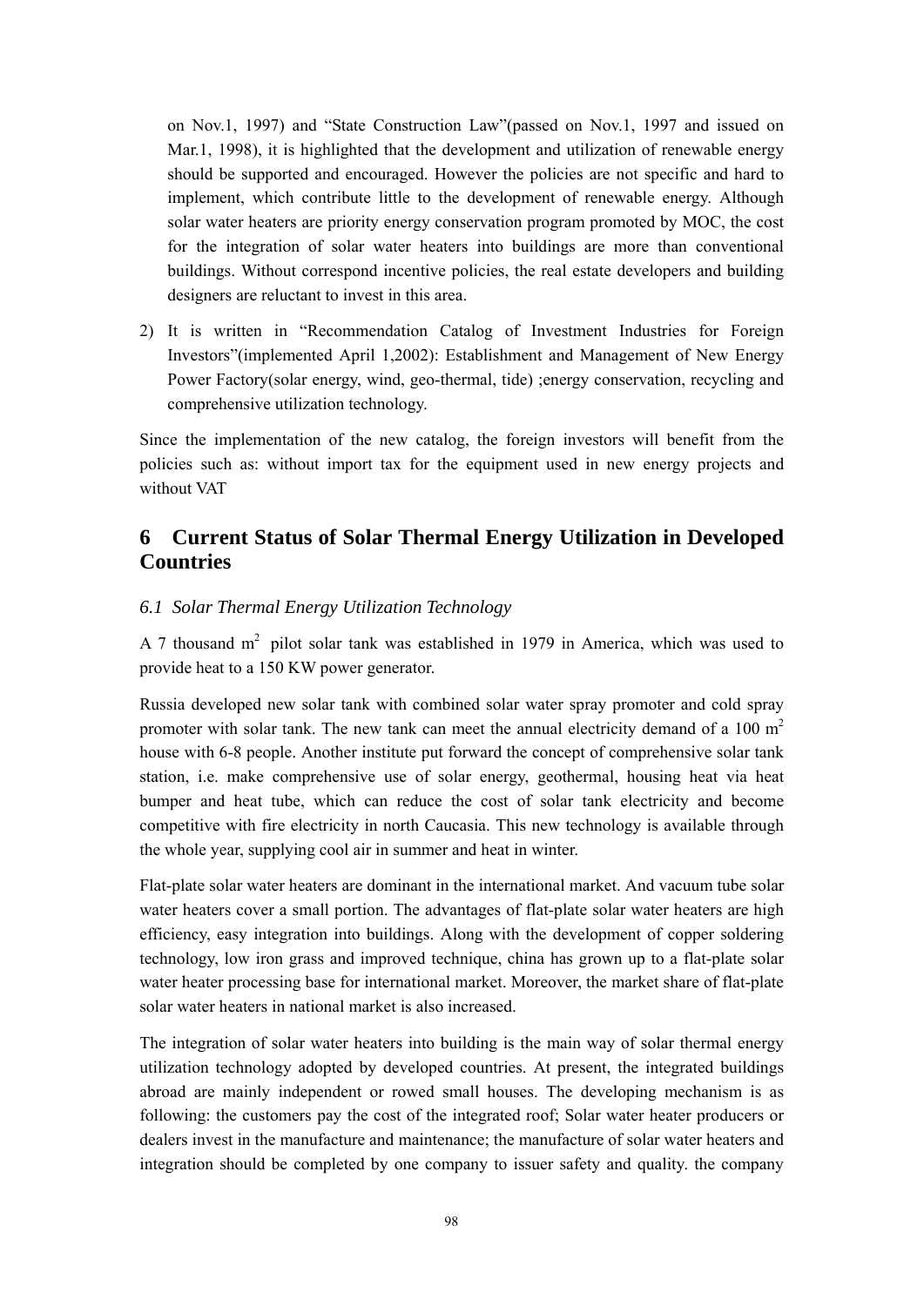on Nov.1, 1997) and "State Construction Law"(passed on Nov.1, 1997 and issued on Mar.1, 1998), it is highlighted that the development and utilization of renewable energy should be supported and encouraged. However the policies are not specific and hard to implement, which contribute little to the development of renewable energy. Although solar water heaters are priority energy conservation program promoted by MOC, the cost for the integration of solar water heaters into buildings are more than conventional buildings. Without correspond incentive policies, the real estate developers and building designers are reluctant to invest in this area.

2) It is written in "Recommendation Catalog of Investment Industries for Foreign Investors"(implemented April 1,2002): Establishment and Management of New Energy Power Factory(solar energy, wind, geo-thermal, tide) ;energy conservation, recycling and comprehensive utilization technology.

Since the implementation of the new catalog, the foreign investors will benefit from the policies such as: without import tax for the equipment used in new energy projects and without VAT

## 6 Current Status of Solar Thermal Energy Utilization in Developed Countries

### *6.1 Solar Thermal Energy Utilization Technology*

A 7 thousand $m^2$ pilot solar tank was established in 1979 in America, which was used to provide heat to a 150 KW power generator.

Russia developed new solar tank with combined solar water spray promoter and cold spray promoter with solar tank. The new tank can meet the annual electricity demand of a 100 $m^2$ house with 6-8 people. Another institute put forward the concept of comprehensive solar tank station, i.e. make comprehensive use of solar energy, geothermal, housing heat via heat bumper and heat tube, which can reduce the cost of solar tank electricity and become competitive with fire electricity in north Caucasia. This new technology is available through the whole year, supplying cool air in summer and heat in winter.

Flat-plate solar water heaters are dominant in the international market. And vacuum tube solar water heaters cover a small portion. The advantages of flat-plate solar water heaters are high efficiency, easy integration into buildings. Along with the development of copper soldering technology, low iron grass and improved technique, china has grown up to a flat-plate solar water heater processing base for international market. Moreover, the market share of flat-plate solar water heaters in national market is also increased.

The integration of solar water heaters into building is the main way of solar thermal energy utilization technology adopted by developed countries. At present, the integrated buildings abroad are mainly independent or rowed small houses. The developing mechanism is as following: the customers pay the cost of the integrated roof; Solar water heater producers or dealers invest in the manufacture and maintenance; the manufacture of solar water heaters and integration should be completed by one company to issuer safety and quality. the company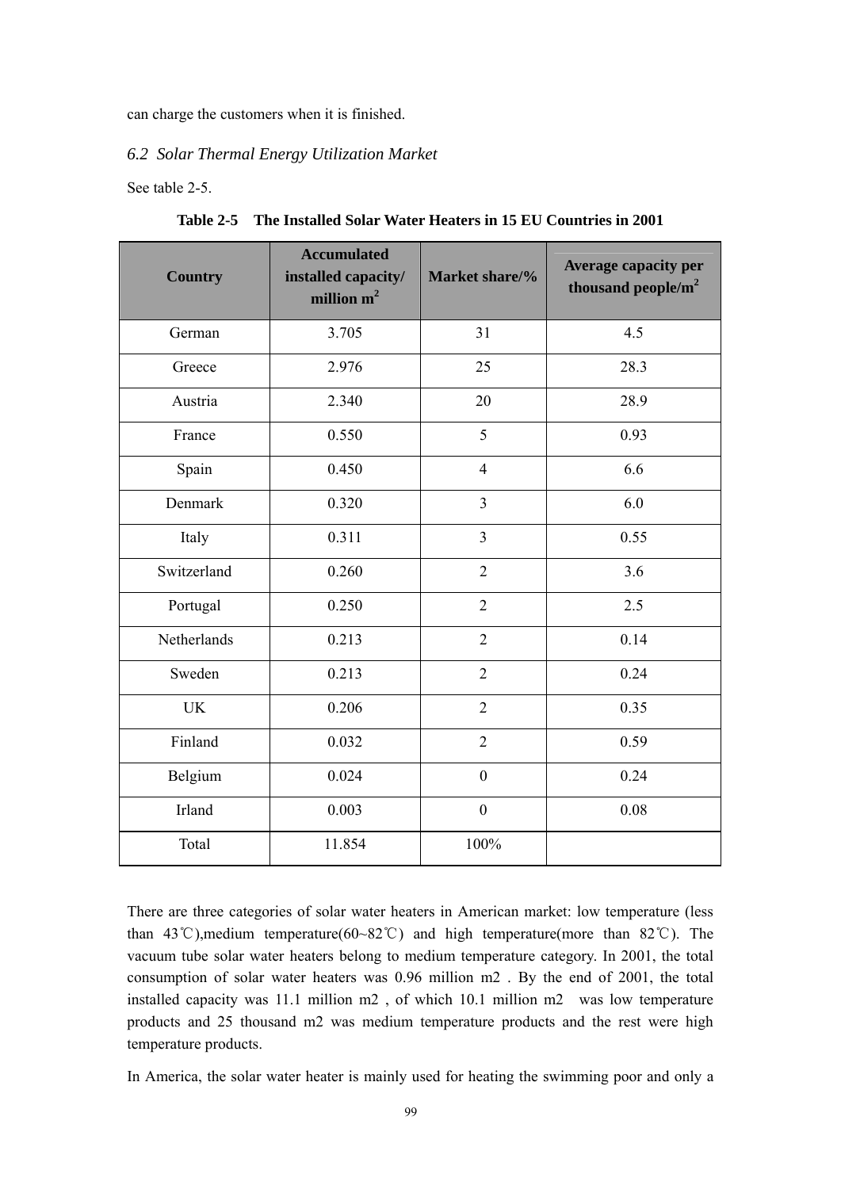can charge the customers when it is finished.

### *6.2 Solar Thermal Energy Utilization Market*

See table 2-5.

**Table 2-5 The Installed Solar Water Heaters in 15 EU Countries in 2001**

| Country | Accumulated installed capacity/ million $m^2$ | Market share/% | Average capacity per thousand people/$m^2$ |
|---|---|---|---|
| German | 3.705 | 31 | 4.5 |
| Greece | 2.976 | 25 | 28.3 |
| Austria | 2.340 | 20 | 28.9 |
| France | 0.550 | 5 | 0.93 |
| Spain | 0.450 | 4 | 6.6 |
| Denmark | 0.320 | 3 | 6.0 |
| Italy | 0.311 | 3 | 0.55 |
| Switzerland | 0.260 | 2 | 3.6 |
| Portugal | 0.250 | 2 | 2.5 |
| Netherlands | 0.213 | 2 | 0.14 |
| Sweden | 0.213 | 2 | 0.24 |
| UK | 0.206 | 2 | 0.35 |
| Finland | 0.032 | 2 | 0.59 |
| Belgium | 0.024 | 0 | 0.24 |
| Irland | 0.003 | 0 | 0.08 |
| Total | 11.854 | 100% | |

There are three categories of solar water heaters in American market: low temperature (less than 43℃),medium temperature(60~82℃) and high temperature(more than 82℃). The vacuum tube solar water heaters belong to medium temperature category. In 2001, the total consumption of solar water heaters was 0.96 million m2 . By the end of 2001, the total installed capacity was 11.1 million m2 , of which 10.1 million m2 was low temperature products and 25 thousand m2 was medium temperature products and the rest were high temperature products.

In America, the solar water heater is mainly used for heating the swimming poor and only a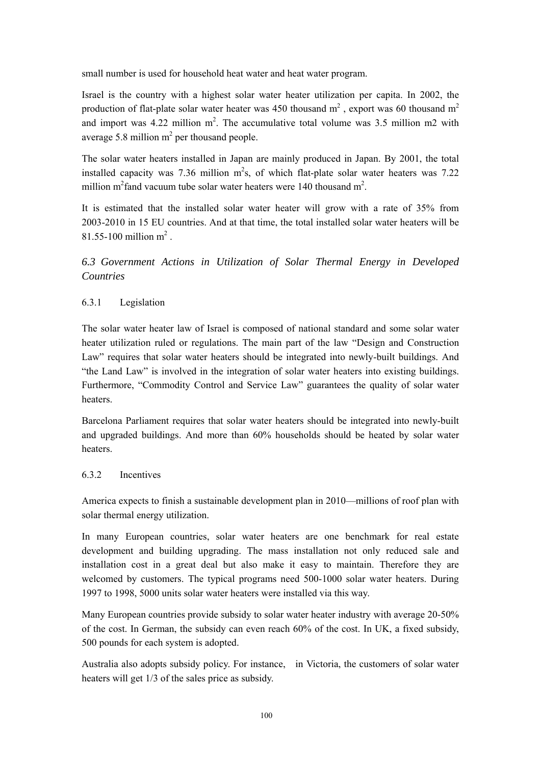small number is used for household heat water and heat water program.

Israel is the country with a highest solar water heater utilization per capita. In 2002, the production of flat-plate solar water heater was 450 thousand $m^2$ , export was 60 thousand $m^2$ and import was 4.22 million $m^2$. The accumulative total volume was 3.5 million m2 with average 5.8 million $m^2$ per thousand people.

The solar water heaters installed in Japan are mainly produced in Japan. By 2001, the total installed capacity was 7.36 million $m^2$s, of which flat-plate solar water heaters was 7.22 million $m^2$fand vacuum tube solar water heaters were 140 thousand $m^2$.

It is estimated that the installed solar water heater will grow with a rate of 35% from 2003-2010 in 15 EU countries. And at that time, the total installed solar water heaters will be 81.55-100 million $m^2$ .

## *6.3 Government Actions in Utilization of Solar Thermal Energy in Developed Countries*

### 6.3.1 Legislation

The solar water heater law of Israel is composed of national standard and some solar water heater utilization ruled or regulations. The main part of the law "Design and Construction Law" requires that solar water heaters should be integrated into newly-built buildings. And "the Land Law" is involved in the integration of solar water heaters into existing buildings. Furthermore, "Commodity Control and Service Law" guarantees the quality of solar water heaters.

Barcelona Parliament requires that solar water heaters should be integrated into newly-built and upgraded buildings. And more than 60% households should be heated by solar water heaters.

### 6.3.2 Incentives

America expects to finish a sustainable development plan in 2010—millions of roof plan with solar thermal energy utilization.

In many European countries, solar water heaters are one benchmark for real estate development and building upgrading. The mass installation not only reduced sale and installation cost in a great deal but also make it easy to maintain. Therefore they are welcomed by customers. The typical programs need 500-1000 solar water heaters. During 1997 to 1998, 5000 units solar water heaters were installed via this way.

Many European countries provide subsidy to solar water heater industry with average 20-50% of the cost. In German, the subsidy can even reach 60% of the cost. In UK, a fixed subsidy, 500 pounds for each system is adopted.

Australia also adopts subsidy policy. For instance, in Victoria, the customers of solar water heaters will get 1/3 of the sales price as subsidy.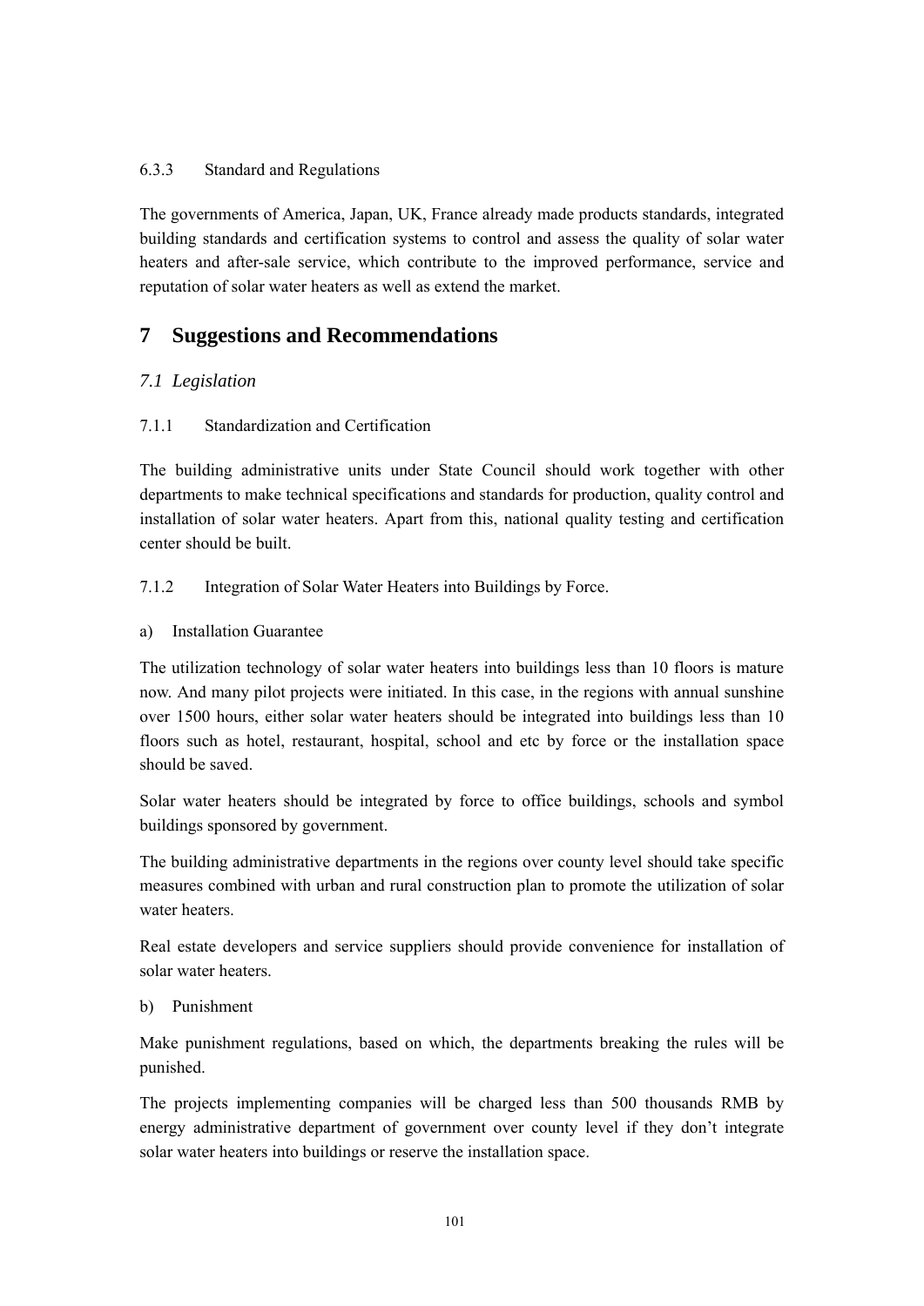#### 6.3.3 Standard and Regulations

The governments of America, Japan, UK, France already made products standards, integrated building standards and certification systems to control and assess the quality of solar water heaters and after-sale service, which contribute to the improved performance, service and reputation of solar water heaters as well as extend the market.

# 7 Suggestions and Recommendations

## *7.1 Legislation*

#### 7.1.1 Standardization and Certification

The building administrative units under State Council should work together with other departments to make technical specifications and standards for production, quality control and installation of solar water heaters. Apart from this, national quality testing and certification center should be built.

#### 7.1.2 Integration of Solar Water Heaters into Buildings by Force.

a) Installation Guarantee

The utilization technology of solar water heaters into buildings less than 10 floors is mature now. And many pilot projects were initiated. In this case, in the regions with annual sunshine over 1500 hours, either solar water heaters should be integrated into buildings less than 10 floors such as hotel, restaurant, hospital, school and etc by force or the installation space should be saved.

Solar water heaters should be integrated by force to office buildings, schools and symbol buildings sponsored by government.

The building administrative departments in the regions over county level should take specific measures combined with urban and rural construction plan to promote the utilization of solar water heaters.

Real estate developers and service suppliers should provide convenience for installation of solar water heaters.

b) Punishment

Make punishment regulations, based on which, the departments breaking the rules will be punished.

The projects implementing companies will be charged less than 500 thousands RMB by energy administrative department of government over county level if they don't integrate solar water heaters into buildings or reserve the installation space.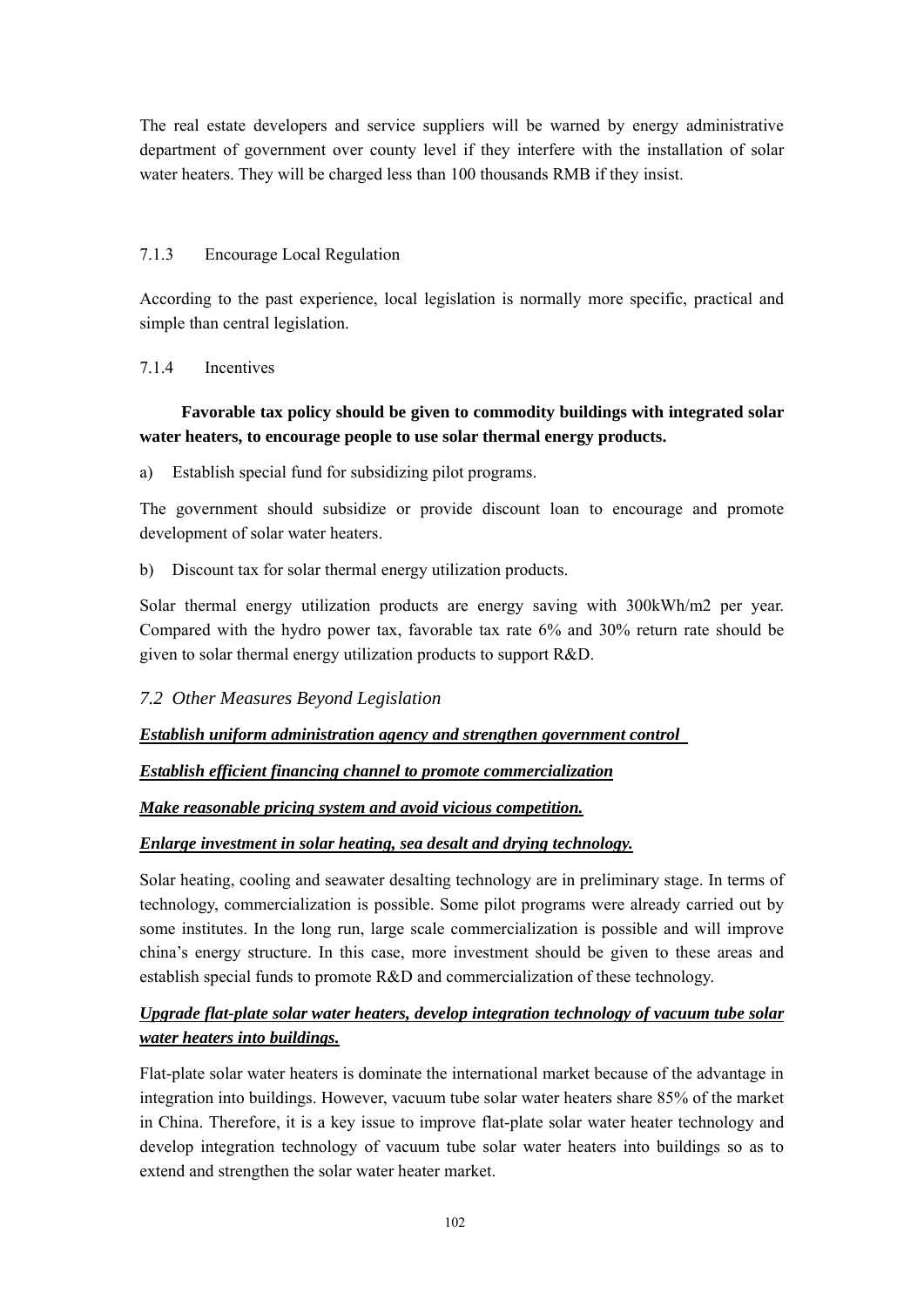The real estate developers and service suppliers will be warned by energy administrative department of government over county level if they interfere with the installation of solar water heaters. They will be charged less than 100 thousands RMB if they insist.

#### 7.1.3 Encourage Local Regulation

According to the past experience, local legislation is normally more specific, practical and simple than central legislation.

#### 7.1.4 Incentives

**Favorable tax policy should be given to commodity buildings with integrated solar water heaters, to encourage people to use solar thermal energy products.**

a) Establish special fund for subsidizing pilot programs.

The government should subsidize or provide discount loan to encourage and promote development of solar water heaters.

b) Discount tax for solar thermal energy utilization products.

Solar thermal energy utilization products are energy saving with 300kWh/m2 per year. Compared with the hydro power tax, favorable tax rate 6% and 30% return rate should be given to solar thermal energy utilization products to support R&D.

### *7.2 Other Measures Beyond Legislation*

***Establish uniform administration agency and strengthen government control***

***Establish efficient financing channel to promote commercialization***

***Make reasonable pricing system and avoid vicious competition.***

***Enlarge investment in solar heating, sea desalt and drying technology.***

Solar heating, cooling and seawater desalting technology are in preliminary stage. In terms of technology, commercialization is possible. Some pilot programs were already carried out by some institutes. In the long run, large scale commercialization is possible and will improve china's energy structure. In this case, more investment should be given to these areas and establish special funds to promote R&D and commercialization of these technology.

***Upgrade flat-plate solar water heaters, develop integration technology of vacuum tube solar water heaters into buildings.***

Flat-plate solar water heaters is dominate the international market because of the advantage in integration into buildings. However, vacuum tube solar water heaters share 85% of the market in China. Therefore, it is a key issue to improve flat-plate solar water heater technology and develop integration technology of vacuum tube solar water heaters into buildings so as to extend and strengthen the solar water heater market.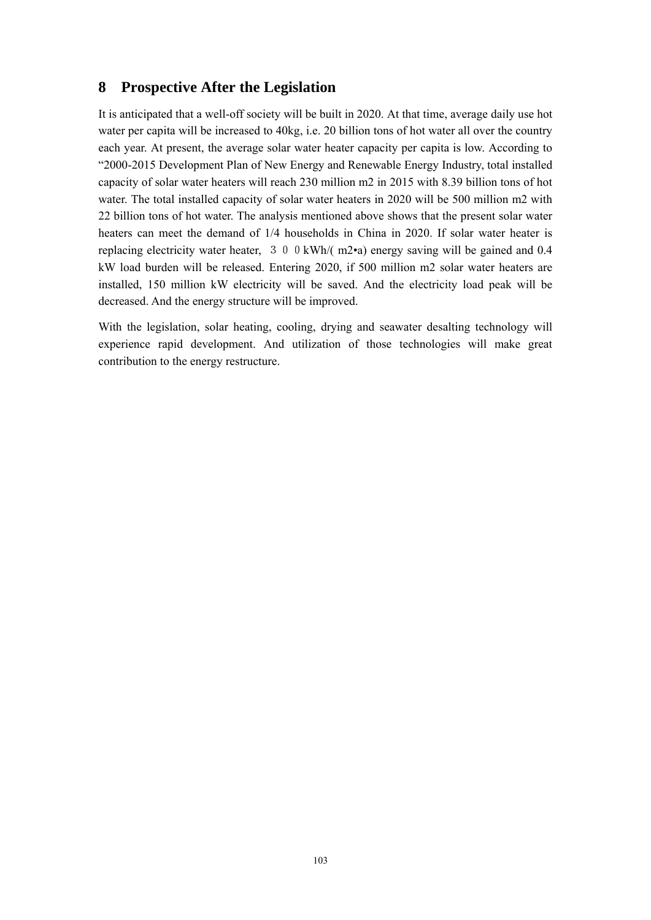## 8 Prospective After the Legislation

It is anticipated that a well-off society will be built in 2020. At that time, average daily use hot water per capita will be increased to 40kg, i.e. 20 billion tons of hot water all over the country each year. At present, the average solar water heater capacity per capita is low. According to "2000-2015 Development Plan of New Energy and Renewable Energy Industry, total installed capacity of solar water heaters will reach 230 million m2 in 2015 with 8.39 billion tons of hot water. The total installed capacity of solar water heaters in 2020 will be 500 million m2 with 22 billion tons of hot water. The analysis mentioned above shows that the present solar water heaters can meet the demand of 1/4 households in China in 2020. If solar water heater is replacing electricity water heater, ３００kWh/( m2•a) energy saving will be gained and 0.4 kW load burden will be released. Entering 2020, if 500 million m2 solar water heaters are installed, 150 million kW electricity will be saved. And the electricity load peak will be decreased. And the energy structure will be improved.

With the legislation, solar heating, cooling, drying and seawater desalting technology will experience rapid development. And utilization of those technologies will make great contribution to the energy restructure.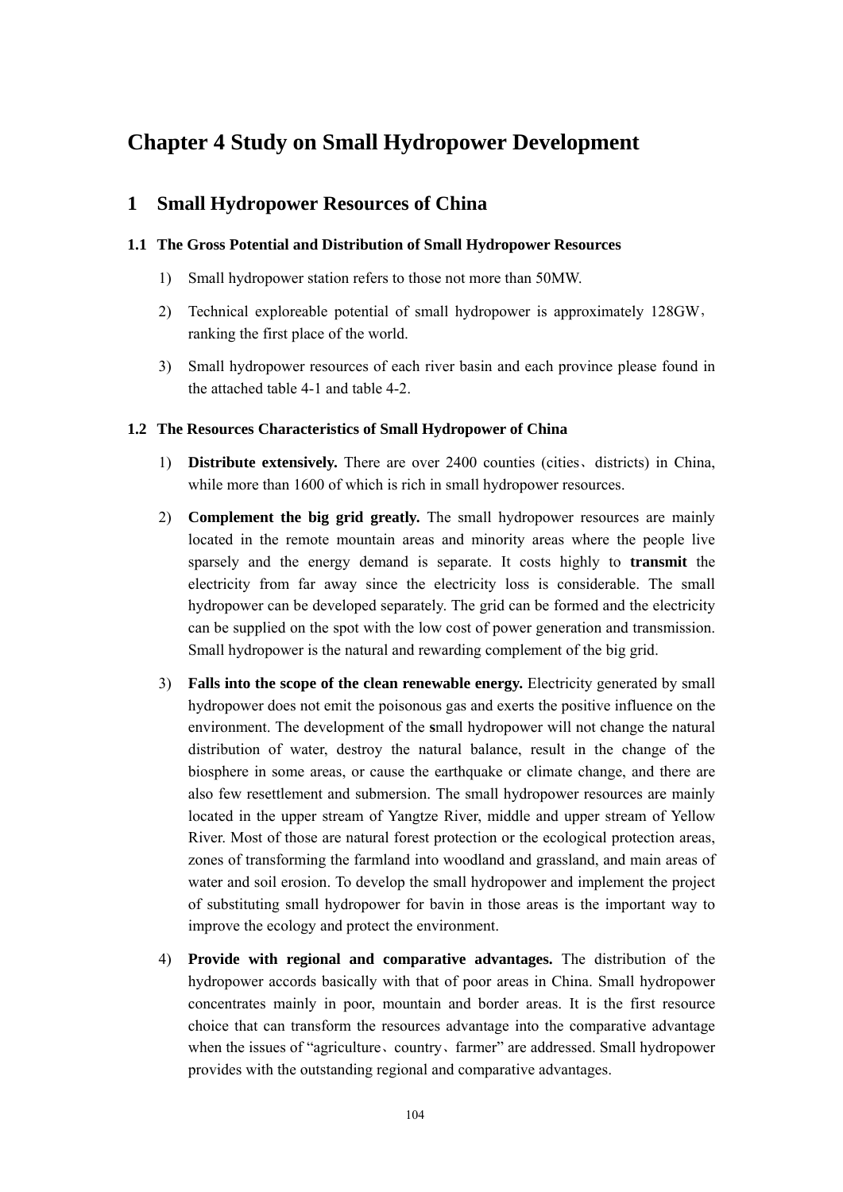# Chapter 4 Study on Small Hydropower Development

## 1 Small Hydropower Resources of China

### 1.1 The Gross Potential and Distribution of Small Hydropower Resources

1) Small hydropower station refers to those not more than 50MW.

2) Technical exploreable potential of small hydropower is approximately 128GW, ranking the first place of the world.

3) Small hydropower resources of each river basin and each province please found in the attached table 4-1 and table 4-2.

### 1.2 The Resources Characteristics of Small Hydropower of China

1) **Distribute extensively.** There are over 2400 counties (cities、districts) in China, while more than 1600 of which is rich in small hydropower resources.

2) **Complement the big grid greatly.** The small hydropower resources are mainly located in the remote mountain areas and minority areas where the people live sparsely and the energy demand is separate. It costs highly to **transmit** the electricity from far away since the electricity loss is considerable. The small hydropower can be developed separately. The grid can be formed and the electricity can be supplied on the spot with the low cost of power generation and transmission. Small hydropower is the natural and rewarding complement of the big grid.

3) **Falls into the scope of the clean renewable energy.** Electricity generated by small hydropower does not emit the poisonous gas and exerts the positive influence on the environment. The development of the **s**mall hydropower will not change the natural distribution of water, destroy the natural balance, result in the change of the biosphere in some areas, or cause the earthquake or climate change, and there are also few resettlement and submersion. The small hydropower resources are mainly located in the upper stream of Yangtze River, middle and upper stream of Yellow River. Most of those are natural forest protection or the ecological protection areas, zones of transforming the farmland into woodland and grassland, and main areas of water and soil erosion. To develop the small hydropower and implement the project of substituting small hydropower for bavin in those areas is the important way to improve the ecology and protect the environment.

4) **Provide with regional and comparative advantages.** The distribution of the hydropower accords basically with that of poor areas in China. Small hydropower concentrates mainly in poor, mountain and border areas. It is the first resource choice that can transform the resources advantage into the comparative advantage when the issues of "agriculture、country、farmer" are addressed. Small hydropower provides with the outstanding regional and comparative advantages.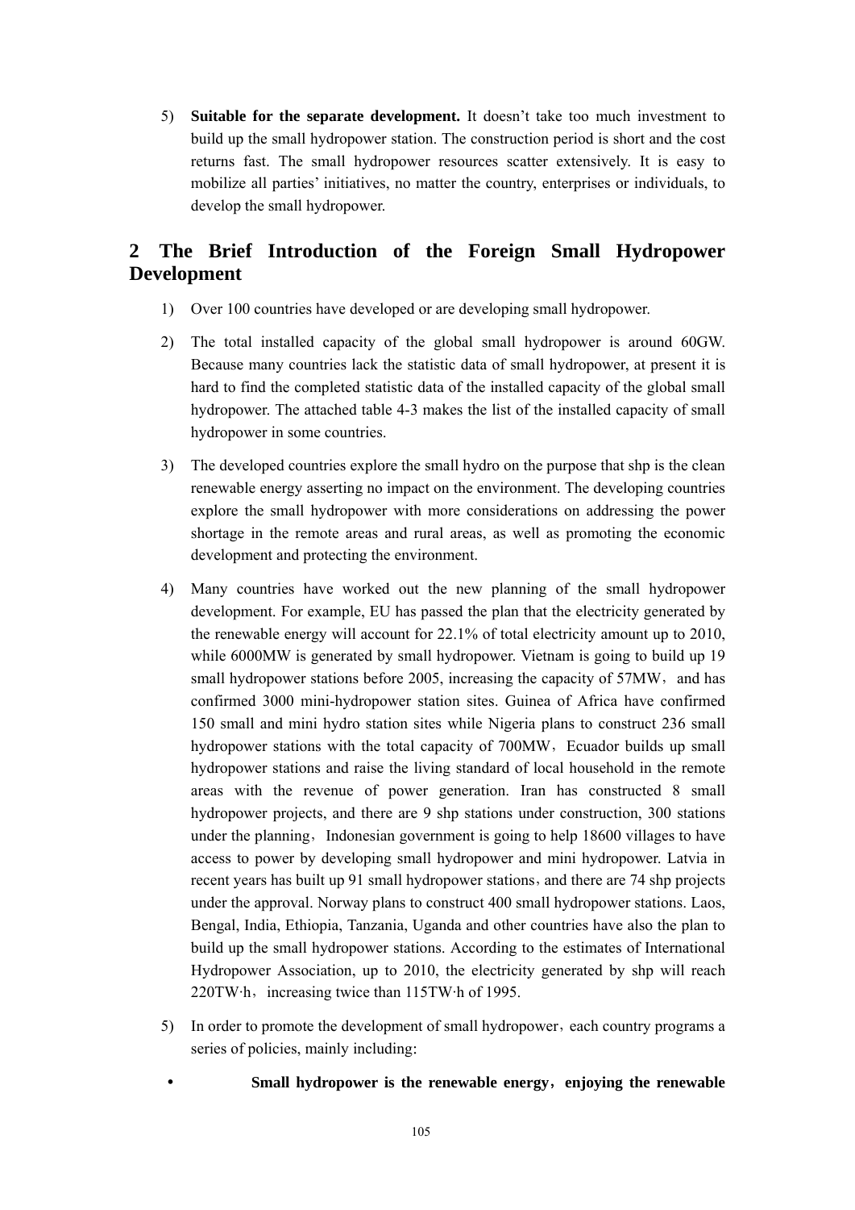5) **Suitable for the separate development.** It doesn't take too much investment to build up the small hydropower station. The construction period is short and the cost returns fast. The small hydropower resources scatter extensively. It is easy to mobilize all parties' initiatives, no matter the country, enterprises or individuals, to develop the small hydropower.

## 2 The Brief Introduction of the Foreign Small Hydropower Development

1) Over 100 countries have developed or are developing small hydropower.

2) The total installed capacity of the global small hydropower is around 60GW. Because many countries lack the statistic data of small hydropower, at present it is hard to find the completed statistic data of the installed capacity of the global small hydropower. The attached table 4-3 makes the list of the installed capacity of small hydropower in some countries.

3) The developed countries explore the small hydro on the purpose that shp is the clean renewable energy asserting no impact on the environment. The developing countries explore the small hydropower with more considerations on addressing the power shortage in the remote areas and rural areas, as well as promoting the economic development and protecting the environment.

4) Many countries have worked out the new planning of the small hydropower development. For example, EU has passed the plan that the electricity generated by the renewable energy will account for 22.1% of total electricity amount up to 2010, while 6000MW is generated by small hydropower. Vietnam is going to build up 19 small hydropower stations before 2005, increasing the capacity of 57MW， and has confirmed 3000 mini-hydropower station sites. Guinea of Africa have confirmed 150 small and mini hydro station sites while Nigeria plans to construct 236 small hydropower stations with the total capacity of 700MW，Ecuador builds up small hydropower stations and raise the living standard of local household in the remote areas with the revenue of power generation. Iran has constructed 8 small hydropower projects, and there are 9 shp stations under construction, 300 stations under the planning，Indonesian government is going to help 18600 villages to have access to power by developing small hydropower and mini hydropower. Latvia in recent years has built up 91 small hydropower stations，and there are 74 shp projects under the approval. Norway plans to construct 400 small hydropower stations. Laos, Bengal, India, Ethiopia, Tanzania, Uganda and other countries have also the plan to build up the small hydropower stations. According to the estimates of International Hydropower Association, up to 2010, the electricity generated by shp will reach 220TW·h， increasing twice than 115TW·h of 1995.

5) In order to promote the development of small hydropower，each country programs a series of policies, mainly including:

- **Small hydropower is the renewable energy，enjoying the renewable**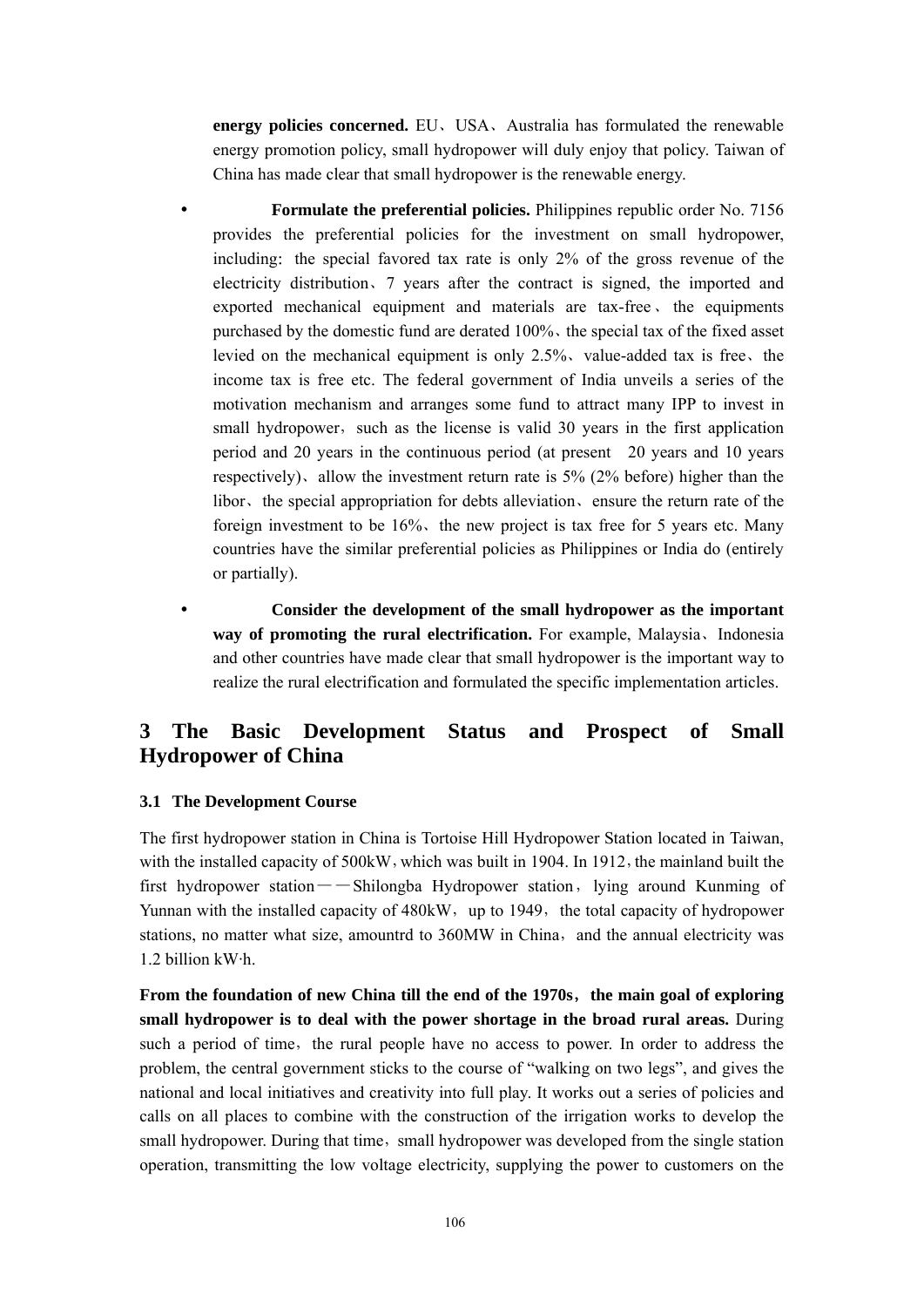**energy policies concerned.** EU、USA、Australia has formulated the renewable energy promotion policy, small hydropower will duly enjoy that policy. Taiwan of China has made clear that small hydropower is the renewable energy.

- **Formulate the preferential policies.** Philippines republic order No. 7156 provides the preferential policies for the investment on small hydropower, including: the special favored tax rate is only 2% of the gross revenue of the electricity distribution、7 years after the contract is signed, the imported and exported mechanical equipment and materials are tax-free、the equipments purchased by the domestic fund are derated 100%、the special tax of the fixed asset levied on the mechanical equipment is only 2.5%、value-added tax is free、the income tax is free etc. The federal government of India unveils a series of the motivation mechanism and arranges some fund to attract many IPP to invest in small hydropower，such as the license is valid 30 years in the first application period and 20 years in the continuous period (at present 20 years and 10 years respectively)、allow the investment return rate is 5% (2% before) higher than the libor、the special appropriation for debts alleviation、ensure the return rate of the foreign investment to be 16%、the new project is tax free for 5 years etc. Many countries have the similar preferential policies as Philippines or India do (entirely or partially).
- **Consider the development of the small hydropower as the important way of promoting the rural electrification.** For example, Malaysia、Indonesia and other countries have made clear that small hydropower is the important way to realize the rural electrification and formulated the specific implementation articles.

## 3 The Basic Development Status and Prospect of Small Hydropower of China

### 3.1 The Development Course

The first hydropower station in China is Tortoise Hill Hydropower Station located in Taiwan, with the installed capacity of 500kW，which was built in 1904. In 1912，the mainland built the first hydropower station——Shilongba Hydropower station，lying around Kunming of Yunnan with the installed capacity of 480kW，up to 1949，the total capacity of hydropower stations, no matter what size, amountrd to 360MW in China，and the annual electricity was 1.2 billion kW·h.

**From the foundation of new China till the end of the 1970s，the main goal of exploring small hydropower is to deal with the power shortage in the broad rural areas.** During such a period of time，the rural people have no access to power. In order to address the problem, the central government sticks to the course of "walking on two legs", and gives the national and local initiatives and creativity into full play. It works out a series of policies and calls on all places to combine with the construction of the irrigation works to develop the small hydropower. During that time，small hydropower was developed from the single station operation, transmitting the low voltage electricity, supplying the power to customers on the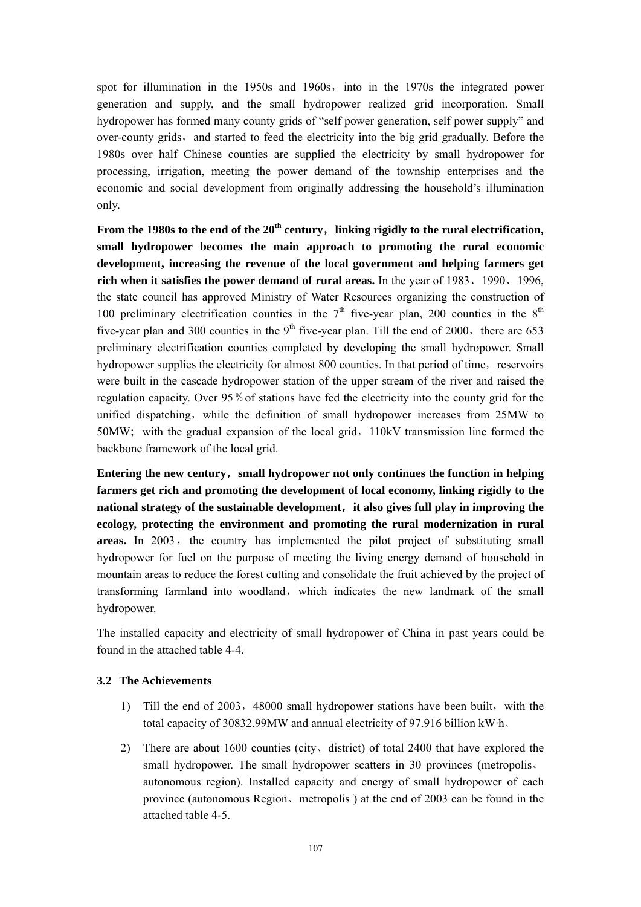spot for illumination in the 1950s and 1960s, into in the 1970s the integrated power generation and supply, and the small hydropower realized grid incorporation. Small hydropower has formed many county grids of "self power generation, self power supply" and over-county grids, and started to feed the electricity into the big grid gradually. Before the 1980s over half Chinese counties are supplied the electricity by small hydropower for processing, irrigation, meeting the power demand of the township enterprises and the economic and social development from originally addressing the household's illumination only.

**From the 1980s to the end of the 20th century, linking rigidly to the rural electrification, small hydropower becomes the main approach to promoting the rural economic development, increasing the revenue of the local government and helping farmers get rich when it satisfies the power demand of rural areas.** In the year of 1983、1990、1996, the state council has approved Ministry of Water Resources organizing the construction of 100 preliminary electrification counties in the 7th five-year plan, 200 counties in the 8th five-year plan and 300 counties in the 9th five-year plan. Till the end of 2000, there are 653 preliminary electrification counties completed by developing the small hydropower. Small hydropower supplies the electricity for almost 800 counties. In that period of time, reservoirs were built in the cascade hydropower station of the upper stream of the river and raised the regulation capacity. Over 95% of stations have fed the electricity into the county grid for the unified dispatching, while the definition of small hydropower increases from 25MW to 50MW; with the gradual expansion of the local grid, 110kV transmission line formed the backbone framework of the local grid.

**Entering the new century, small hydropower not only continues the function in helping farmers get rich and promoting the development of local economy, linking rigidly to the national strategy of the sustainable development, it also gives full play in improving the ecology, protecting the environment and promoting the rural modernization in rural areas.** In 2003, the country has implemented the pilot project of substituting small hydropower for fuel on the purpose of meeting the living energy demand of household in mountain areas to reduce the forest cutting and consolidate the fruit achieved by the project of transforming farmland into woodland, which indicates the new landmark of the small hydropower.

The installed capacity and electricity of small hydropower of China in past years could be found in the attached table 4-4.

### 3.2 The Achievements

1) Till the end of 2003, 48000 small hydropower stations have been built, with the total capacity of 30832.99MW and annual electricity of 97.916 billion kW·h。
2) There are about 1600 counties (city、district) of total 2400 that have explored the small hydropower. The small hydropower scatters in 30 provinces (metropolis、autonomous region). Installed capacity and energy of small hydropower of each province (autonomous Region、metropolis ) at the end of 2003 can be found in the attached table 4-5.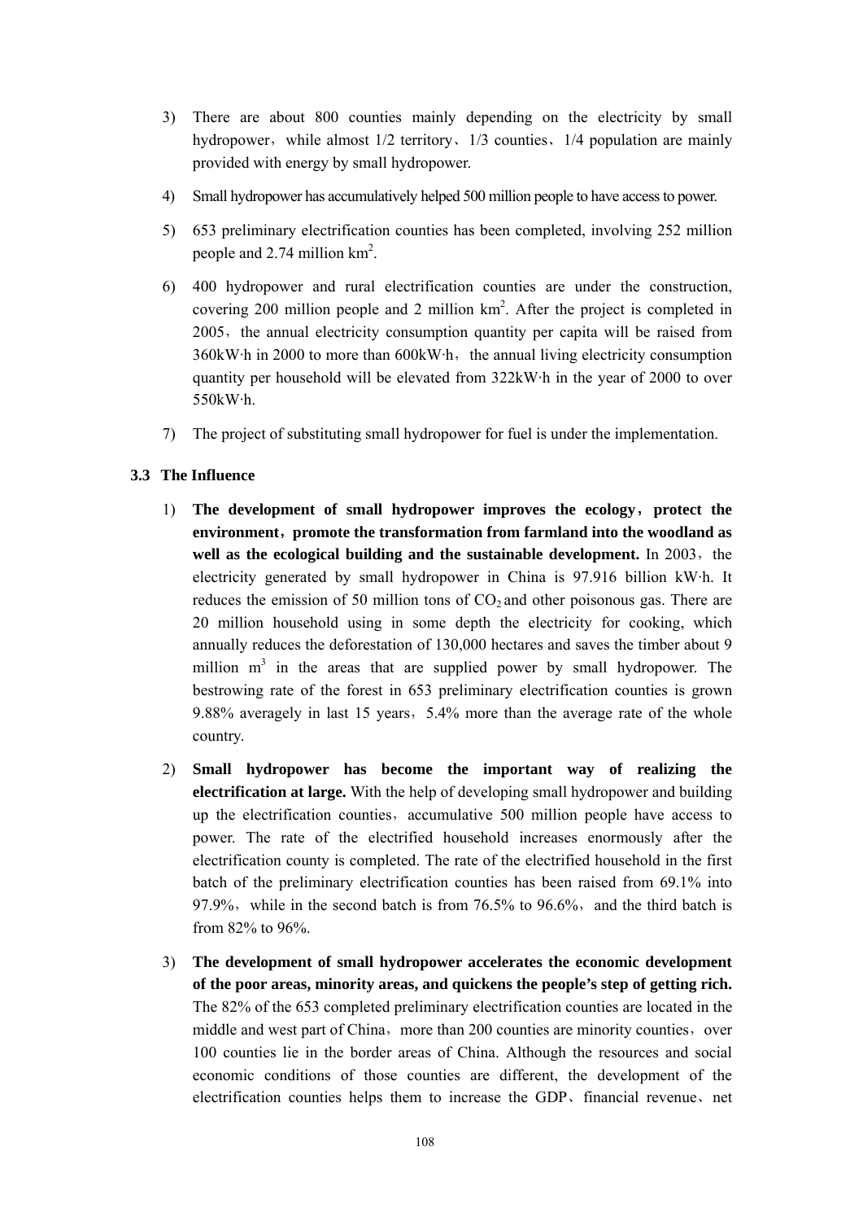3) There are about 800 counties mainly depending on the electricity by small hydropower，while almost 1/2 territory、1/3 counties、1/4 population are mainly provided with energy by small hydropower.

4) Small hydropower has accumulatively helped 500 million people to have access to power.

5) 653 preliminary electrification counties has been completed, involving 252 million people and 2.74 million $km^2$.

6) 400 hydropower and rural electrification counties are under the construction, covering 200 million people and 2 million $km^2$. After the project is completed in 2005，the annual electricity consumption quantity per capita will be raised from 360kW·h in 2000 to more than 600kW·h，the annual living electricity consumption quantity per household will be elevated from 322kW·h in the year of 2000 to over 550kW·h.

7) The project of substituting small hydropower for fuel is under the implementation.

### 3.3 The Influence

1) **The development of small hydropower improves the ecology，protect the environment，promote the transformation from farmland into the woodland as well as the ecological building and the sustainable development.** In 2003，the electricity generated by small hydropower in China is 97.916 billion kW·h. It reduces the emission of 50 million tons of $CO_2$ and other poisonous gas. There are 20 million household using in some depth the electricity for cooking, which annually reduces the deforestation of 130,000 hectares and saves the timber about 9 million $m^3$ in the areas that are supplied power by small hydropower. The bestrowing rate of the forest in 653 preliminary electrification counties is grown 9.88% averagely in last 15 years，5.4% more than the average rate of the whole country.

2) **Small hydropower has become the important way of realizing the electrification at large.** With the help of developing small hydropower and building up the electrification counties，accumulative 500 million people have access to power. The rate of the electrified household increases enormously after the electrification county is completed. The rate of the electrified household in the first batch of the preliminary electrification counties has been raised from 69.1% into 97.9%，while in the second batch is from 76.5% to 96.6%，and the third batch is from 82% to 96%.

3) **The development of small hydropower accelerates the economic development of the poor areas, minority areas, and quickens the people's step of getting rich.** The 82% of the 653 completed preliminary electrification counties are located in the middle and west part of China，more than 200 counties are minority counties，over 100 counties lie in the border areas of China. Although the resources and social economic conditions of those counties are different, the development of the electrification counties helps them to increase the GDP、financial revenue、net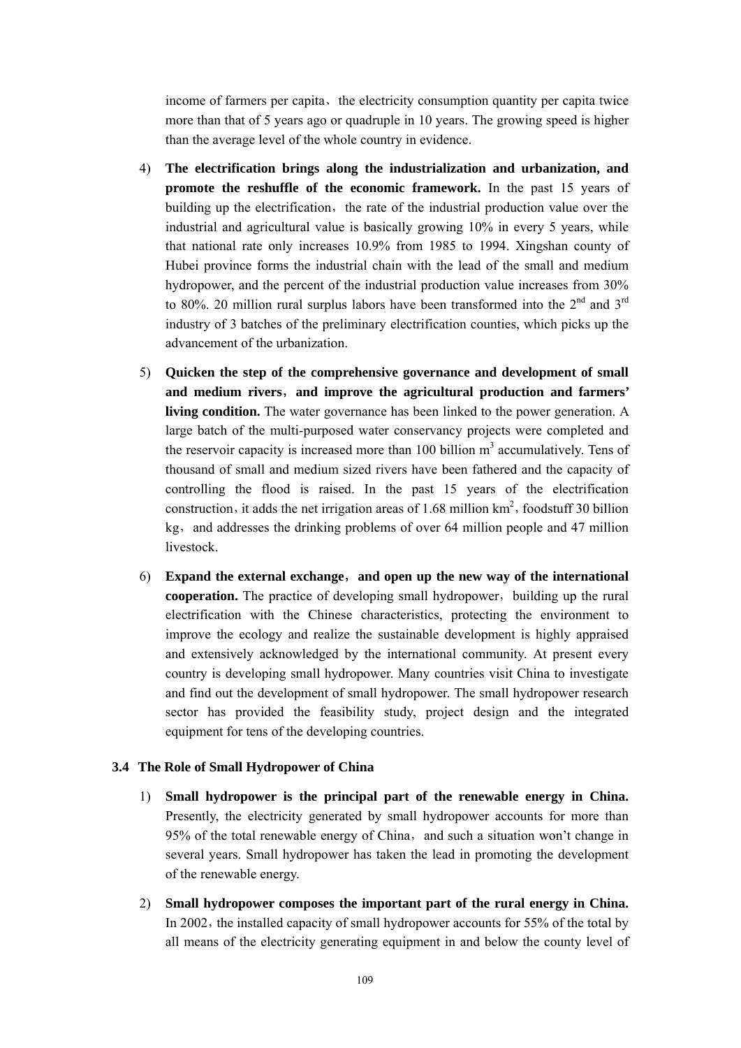income of farmers per capita、the electricity consumption quantity per capita twice more than that of 5 years ago or quadruple in 10 years. The growing speed is higher than the average level of the whole country in evidence.

4) **The electrification brings along the industrialization and urbanization, and promote the reshuffle of the economic framework.** In the past 15 years of building up the electrification，the rate of the industrial production value over the industrial and agricultural value is basically growing 10% in every 5 years, while that national rate only increases 10.9% from 1985 to 1994. Xingshan county of Hubei province forms the industrial chain with the lead of the small and medium hydropower, and the percent of the industrial production value increases from 30% to 80%. 20 million rural surplus labors have been transformed into the $2^{nd}$ and $3^{rd}$ industry of 3 batches of the preliminary electrification counties, which picks up the advancement of the urbanization.

5) **Quicken the step of the comprehensive governance and development of small and medium rivers，and improve the agricultural production and farmers' living condition.** The water governance has been linked to the power generation. A large batch of the multi-purposed water conservancy projects were completed and the reservoir capacity is increased more than 100 billion $m^3$ accumulatively. Tens of thousand of small and medium sized rivers have been fathered and the capacity of controlling the flood is raised. In the past 15 years of the electrification construction，it adds the net irrigation areas of 1.68 million $km^2$，foodstuff 30 billion kg，and addresses the drinking problems of over 64 million people and 47 million livestock.

6) **Expand the external exchange，and open up the new way of the international cooperation.** The practice of developing small hydropower，building up the rural electrification with the Chinese characteristics, protecting the environment to improve the ecology and realize the sustainable development is highly appraised and extensively acknowledged by the international community. At present every country is developing small hydropower. Many countries visit China to investigate and find out the development of small hydropower. The small hydropower research sector has provided the feasibility study, project design and the integrated equipment for tens of the developing countries.

### 3.4 The Role of Small Hydropower of China

1) **Small hydropower is the principal part of the renewable energy in China.** Presently, the electricity generated by small hydropower accounts for more than 95% of the total renewable energy of China，and such a situation won't change in several years. Small hydropower has taken the lead in promoting the development of the renewable energy.

2) **Small hydropower composes the important part of the rural energy in China.** In 2002，the installed capacity of small hydropower accounts for 55% of the total by all means of the electricity generating equipment in and below the county level of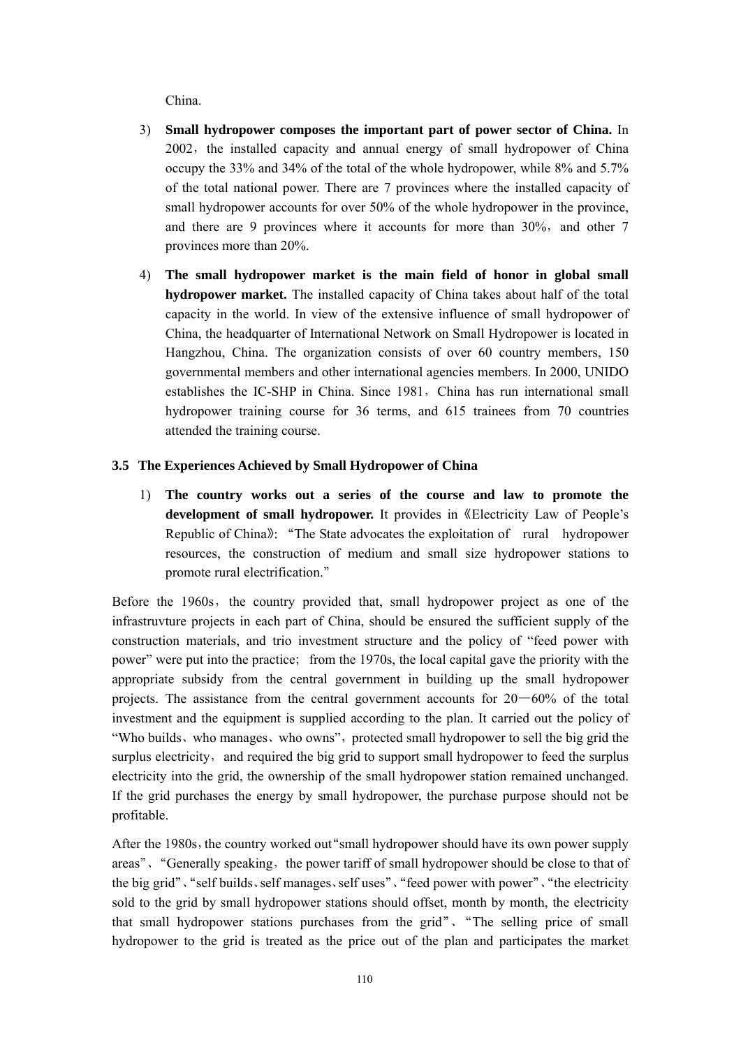China.

3) **Small hydropower composes the important part of power sector of China.** In 2002，the installed capacity and annual energy of small hydropower of China occupy the 33% and 34% of the total of the whole hydropower, while 8% and 5.7% of the total national power. There are 7 provinces where the installed capacity of small hydropower accounts for over 50% of the whole hydropower in the province, and there are 9 provinces where it accounts for more than 30%，and other 7 provinces more than 20%.

4) **The small hydropower market is the main field of honor in global small hydropower market.** The installed capacity of China takes about half of the total capacity in the world. In view of the extensive influence of small hydropower of China, the headquarter of International Network on Small Hydropower is located in Hangzhou, China. The organization consists of over 60 country members, 150 governmental members and other international agencies members. In 2000, UNIDO establishes the IC-SHP in China. Since 1981，China has run international small hydropower training course for 36 terms, and 615 trainees from 70 countries attended the training course.

### 3.5 The Experiences Achieved by Small Hydropower of China

1) **The country works out a series of the course and law to promote the development of small hydropower.** It provides in《Electricity Law of People's Republic of China》: "The State advocates the exploitation of rural hydropower resources, the construction of medium and small size hydropower stations to promote rural electrification."

Before the 1960s，the country provided that, small hydropower project as one of the infrastruvture projects in each part of China, should be ensured the sufficient supply of the construction materials, and trio investment structure and the policy of "feed power with power" were put into the practice; from the 1970s, the local capital gave the priority with the appropriate subsidy from the central government in building up the small hydropower projects. The assistance from the central government accounts for 20－60% of the total investment and the equipment is supplied according to the plan. It carried out the policy of "Who builds、who manages、who owns"，protected small hydropower to sell the big grid the surplus electricity， and required the big grid to support small hydropower to feed the surplus electricity into the grid, the ownership of the small hydropower station remained unchanged. If the grid purchases the energy by small hydropower, the purchase purpose should not be profitable.

After the 1980s，the country worked out"small hydropower should have its own power supply areas"、"Generally speaking，the power tariff of small hydropower should be close to that of the big grid"、"self builds、self manages、self uses"、"feed power with power"、"the electricity sold to the grid by small hydropower stations should offset, month by month, the electricity that small hydropower stations purchases from the grid"、"The selling price of small hydropower to the grid is treated as the price out of the plan and participates the market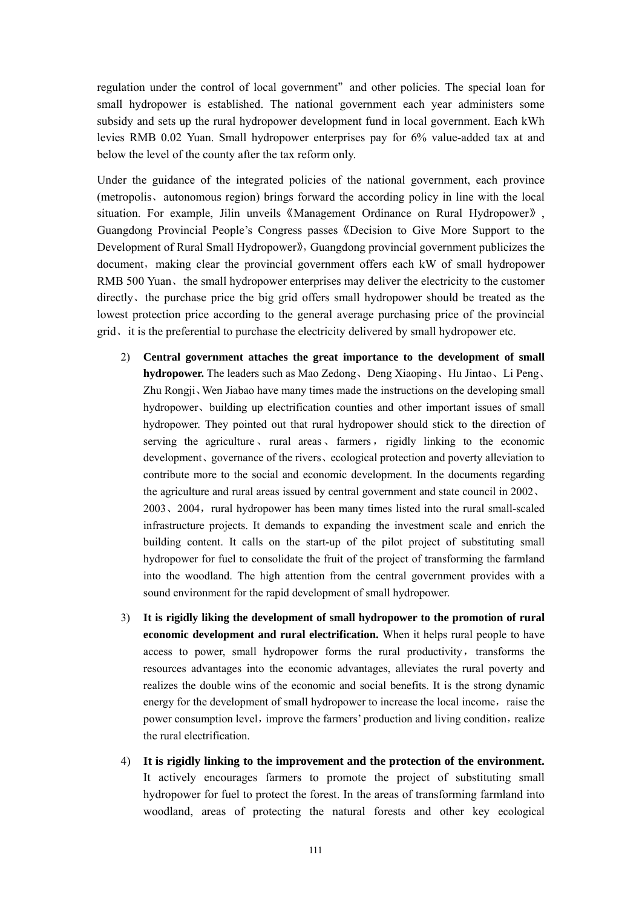regulation under the control of local government" and other policies. The special loan for small hydropower is established. The national government each year administers some subsidy and sets up the rural hydropower development fund in local government. Each kWh levies RMB 0.02 Yuan. Small hydropower enterprises pay for 6% value-added tax at and below the level of the county after the tax reform only.

Under the guidance of the integrated policies of the national government, each province (metropolis、autonomous region) brings forward the according policy in line with the local situation. For example, Jilin unveils《Management Ordinance on Rural Hydropower》, Guangdong Provincial People's Congress passes《Decision to Give More Support to the Development of Rural Small Hydropower》, Guangdong provincial government publicizes the document，making clear the provincial government offers each kW of small hydropower RMB 500 Yuan、the small hydropower enterprises may deliver the electricity to the customer directly、the purchase price the big grid offers small hydropower should be treated as the lowest protection price according to the general average purchasing price of the provincial grid、it is the preferential to purchase the electricity delivered by small hydropower etc.

2) **Central government attaches the great importance to the development of small hydropower.** The leaders such as Mao Zedong、Deng Xiaoping、Hu Jintao、Li Peng、Zhu Rongji、Wen Jiabao have many times made the instructions on the developing small hydropower、building up electrification counties and other important issues of small hydropower. They pointed out that rural hydropower should stick to the direction of serving the agriculture、rural areas、farmers，rigidly linking to the economic development、governance of the rivers、ecological protection and poverty alleviation to contribute more to the social and economic development. In the documents regarding the agriculture and rural areas issued by central government and state council in 2002、2003、2004，rural hydropower has been many times listed into the rural small-scaled infrastructure projects. It demands to expanding the investment scale and enrich the building content. It calls on the start-up of the pilot project of substituting small hydropower for fuel to consolidate the fruit of the project of transforming the farmland into the woodland. The high attention from the central government provides with a sound environment for the rapid development of small hydropower.

3) **It is rigidly liking the development of small hydropower to the promotion of rural economic development and rural electrification.** When it helps rural people to have access to power, small hydropower forms the rural productivity，transforms the resources advantages into the economic advantages, alleviates the rural poverty and realizes the double wins of the economic and social benefits. It is the strong dynamic energy for the development of small hydropower to increase the local income，raise the power consumption level，improve the farmers' production and living condition，realize the rural electrification.

4) **It is rigidly linking to the improvement and the protection of the environment.** It actively encourages farmers to promote the project of substituting small hydropower for fuel to protect the forest. In the areas of transforming farmland into woodland, areas of protecting the natural forests and other key ecological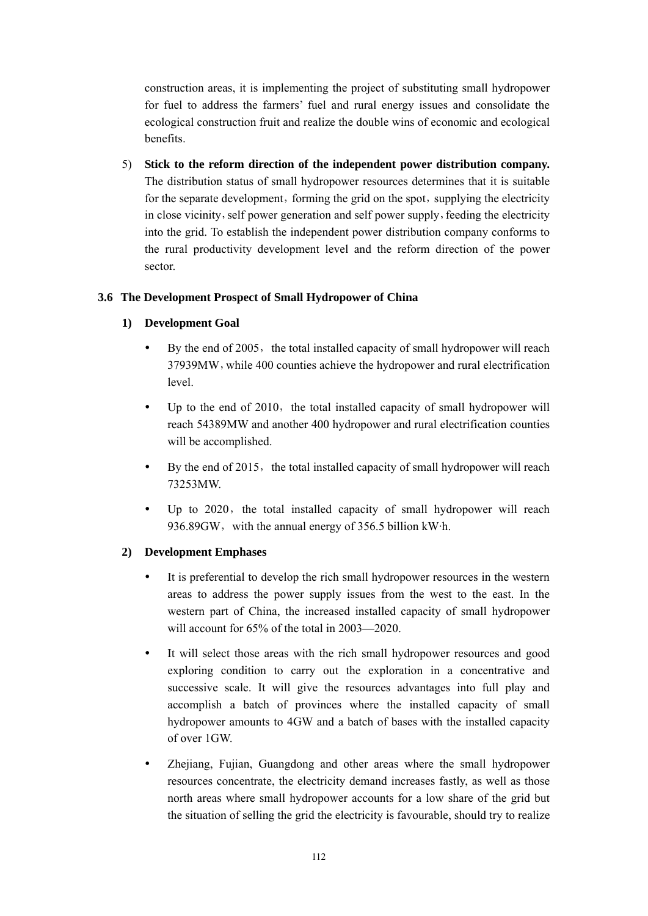construction areas, it is implementing the project of substituting small hydropower for fuel to address the farmers' fuel and rural energy issues and consolidate the ecological construction fruit and realize the double wins of economic and ecological benefits.

5) **Stick to the reform direction of the independent power distribution company.** The distribution status of small hydropower resources determines that it is suitable for the separate development，forming the grid on the spot，supplying the electricity in close vicinity，self power generation and self power supply，feeding the electricity into the grid. To establish the independent power distribution company conforms to the rural productivity development level and the reform direction of the power sector.

### 3.6 The Development Prospect of Small Hydropower of China

#### 1) Development Goal

- By the end of 2005， the total installed capacity of small hydropower will reach 37939MW，while 400 counties achieve the hydropower and rural electrification level.
- Up to the end of 2010， the total installed capacity of small hydropower will reach 54389MW and another 400 hydropower and rural electrification counties will be accomplished.
- By the end of 2015， the total installed capacity of small hydropower will reach 73253MW.
- Up to 2020， the total installed capacity of small hydropower will reach 936.89GW， with the annual energy of 356.5 billion kW·h.

#### 2) Development Emphases

- It is preferential to develop the rich small hydropower resources in the western areas to address the power supply issues from the west to the east. In the western part of China, the increased installed capacity of small hydropower will account for 65% of the total in 2003—2020.
- It will select those areas with the rich small hydropower resources and good exploring condition to carry out the exploration in a concentrative and successive scale. It will give the resources advantages into full play and accomplish a batch of provinces where the installed capacity of small hydropower amounts to 4GW and a batch of bases with the installed capacity of over 1GW.
- Zhejiang, Fujian, Guangdong and other areas where the small hydropower resources concentrate, the electricity demand increases fastly, as well as those north areas where small hydropower accounts for a low share of the grid but the situation of selling the grid the electricity is favourable, should try to realize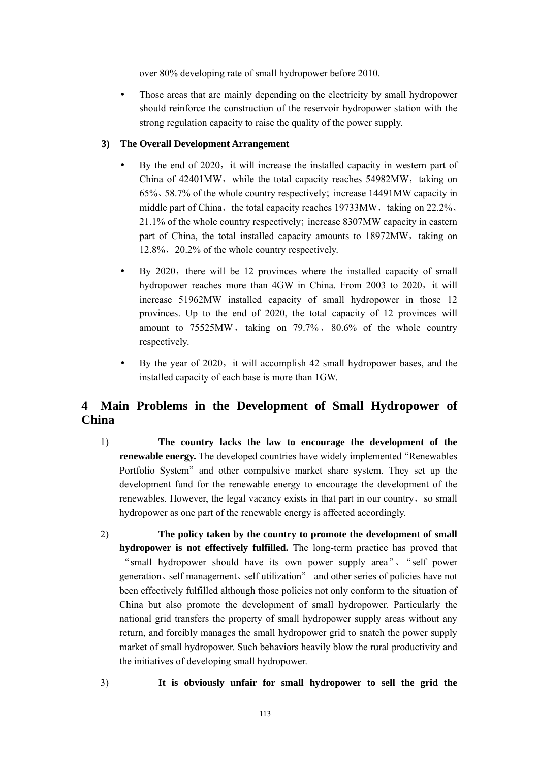over 80% developing rate of small hydropower before 2010.

- Those areas that are mainly depending on the electricity by small hydropower should reinforce the construction of the reservoir hydropower station with the strong regulation capacity to raise the quality of the power supply.

**3) The Overall Development Arrangement**

- By the end of 2020，it will increase the installed capacity in western part of China of 42401MW，while the total capacity reaches 54982MW，taking on 65%、58.7% of the whole country respectively; increase 14491MW capacity in middle part of China，the total capacity reaches 19733MW，taking on 22.2%、21.1% of the whole country respectively; increase 8307MW capacity in eastern part of China, the total installed capacity amounts to 18972MW，taking on 12.8%、20.2% of the whole country respectively.

- By 2020，there will be 12 provinces where the installed capacity of small hydropower reaches more than 4GW in China. From 2003 to 2020，it will increase 51962MW installed capacity of small hydropower in those 12 provinces. Up to the end of 2020, the total capacity of 12 provinces will amount to 75525MW，taking on 79.7%、80.6% of the whole country respectively.

- By the year of 2020，it will accomplish 42 small hydropower bases, and the installed capacity of each base is more than 1GW.

## 4 Main Problems in the Development of Small Hydropower of China

1) **The country lacks the law to encourage the development of the renewable energy.** The developed countries have widely implemented "Renewables Portfolio System" and other compulsive market share system. They set up the development fund for the renewable energy to encourage the development of the renewables. However, the legal vacancy exists in that part in our country，so small hydropower as one part of the renewable energy is affected accordingly.

2) **The policy taken by the country to promote the development of small hydropower is not effectively fulfilled.** The long-term practice has proved that "small hydropower should have its own power supply area"、"self power generation、self management、self utilization" and other series of policies have not been effectively fulfilled although those policies not only conform to the situation of China but also promote the development of small hydropower. Particularly the national grid transfers the property of small hydropower supply areas without any return, and forcibly manages the small hydropower grid to snatch the power supply market of small hydropower. Such behaviors heavily blow the rural productivity and the initiatives of developing small hydropower.

3) **It is obviously unfair for small hydropower to sell the grid the**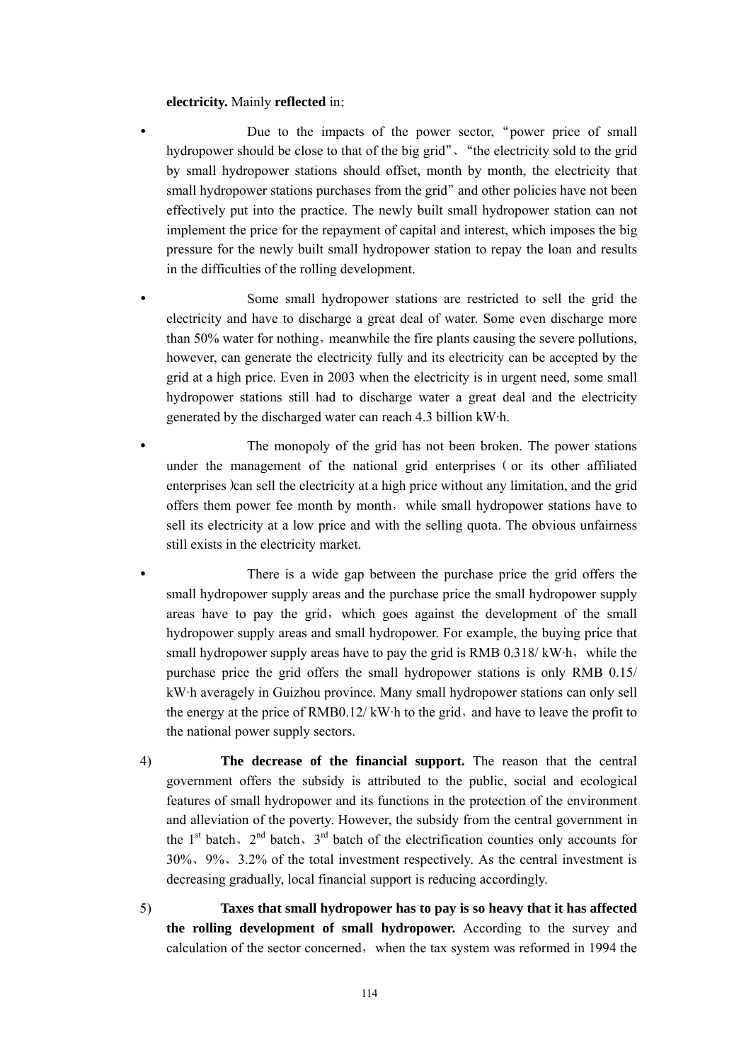**electricity.** Mainly **reflected** in:

- Due to the impacts of the power sector, "power price of small hydropower should be close to that of the big grid"、"the electricity sold to the grid by small hydropower stations should offset, month by month, the electricity that small hydropower stations purchases from the grid" and other policies have not been effectively put into the practice. The newly built small hydropower station can not implement the price for the repayment of capital and interest, which imposes the big pressure for the newly built small hydropower station to repay the loan and results in the difficulties of the rolling development.
- Some small hydropower stations are restricted to sell the grid the electricity and have to discharge a great deal of water. Some even discharge more than 50% water for nothing，meanwhile the fire plants causing the severe pollutions, however, can generate the electricity fully and its electricity can be accepted by the grid at a high price. Even in 2003 when the electricity is in urgent need, some small hydropower stations still had to discharge water a great deal and the electricity generated by the discharged water can reach 4.3 billion kW·h.
- The monopoly of the grid has not been broken. The power stations under the management of the national grid enterprises（or its other affiliated enterprises）can sell the electricity at a high price without any limitation, and the grid offers them power fee month by month，while small hydropower stations have to sell its electricity at a low price and with the selling quota. The obvious unfairness still exists in the electricity market.
- There is a wide gap between the purchase price the grid offers the small hydropower supply areas and the purchase price the small hydropower supply areas have to pay the grid，which goes against the development of the small hydropower supply areas and small hydropower. For example, the buying price that small hydropower supply areas have to pay the grid is RMB 0.318/ kW·h，while the purchase price the grid offers the small hydropower stations is only RMB 0.15/ kW·h averagely in Guizhou province. Many small hydropower stations can only sell the energy at the price of RMB0.12/ kW·h to the grid，and have to leave the profit to the national power supply sectors.

4) **The decrease of the financial support.** The reason that the central government offers the subsidy is attributed to the public, social and ecological features of small hydropower and its functions in the protection of the environment and alleviation of the poverty. However, the subsidy from the central government in the 1st batch、2nd batch、3rd batch of the electrification counties only accounts for 30%、9%、3.2% of the total investment respectively. As the central investment is decreasing gradually, local financial support is reducing accordingly.

5) **Taxes that small hydropower has to pay is so heavy that it has affected the rolling development of small hydropower.** According to the survey and calculation of the sector concerned，when the tax system was reformed in 1994 the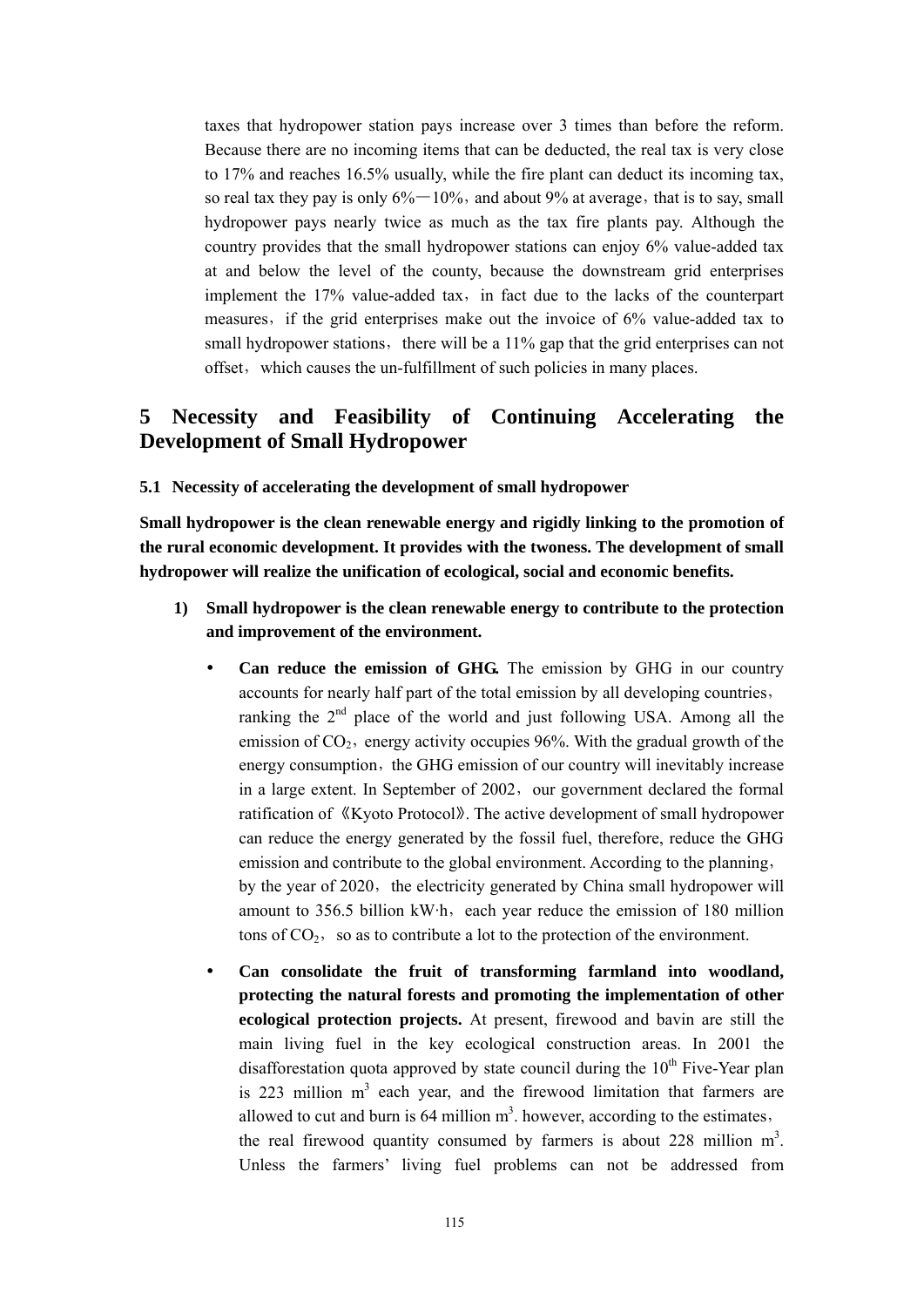taxes that hydropower station pays increase over 3 times than before the reform. Because there are no incoming items that can be deducted, the real tax is very close to 17% and reaches 16.5% usually, while the fire plant can deduct its incoming tax, so real tax they pay is only 6%—10%，and about 9% at average，that is to say, small hydropower pays nearly twice as much as the tax fire plants pay. Although the country provides that the small hydropower stations can enjoy 6% value-added tax at and below the level of the county, because the downstream grid enterprises implement the 17% value-added tax，in fact due to the lacks of the counterpart measures，if the grid enterprises make out the invoice of 6% value-added tax to small hydropower stations，there will be a 11% gap that the grid enterprises can not offset，which causes the un-fulfillment of such policies in many places.

## 5 Necessity and Feasibility of Continuing Accelerating the Development of Small Hydropower

### 5.1 Necessity of accelerating the development of small hydropower

**Small hydropower is the clean renewable energy and rigidly linking to the promotion of the rural economic development. It provides with the twoness. The development of small hydropower will realize the unification of ecological, social and economic benefits.**

1) **Small hydropower is the clean renewable energy to contribute to the protection and improvement of the environment.**

   - **Can reduce the emission of GHG.** The emission by GHG in our country accounts for nearly half part of the total emission by all developing countries，ranking the 2nd place of the world and just following USA. Among all the emission of $CO_2$，energy activity occupies 96%. With the gradual growth of the energy consumption，the GHG emission of our country will inevitably increase in a large extent. In September of 2002，our government declared the formal ratification of《Kyoto Protocol》. The active development of small hydropower can reduce the energy generated by the fossil fuel, therefore, reduce the GHG emission and contribute to the global environment. According to the planning，by the year of 2020，the electricity generated by China small hydropower will amount to 356.5 billion kW·h，each year reduce the emission of 180 million tons of $CO_2$， so as to contribute a lot to the protection of the environment.

   - **Can consolidate the fruit of transforming farmland into woodland, protecting the natural forests and promoting the implementation of other ecological protection projects.** At present, firewood and bavin are still the main living fuel in the key ecological construction areas. In 2001 the disafforestation quota approved by state council during the 10th Five-Year plan is 223 million $m^3$ each year, and the firewood limitation that farmers are allowed to cut and burn is 64 million $m^3$. however, according to the estimates，the real firewood quantity consumed by farmers is about 228 million $m^3$. Unless the farmers' living fuel problems can not be addressed from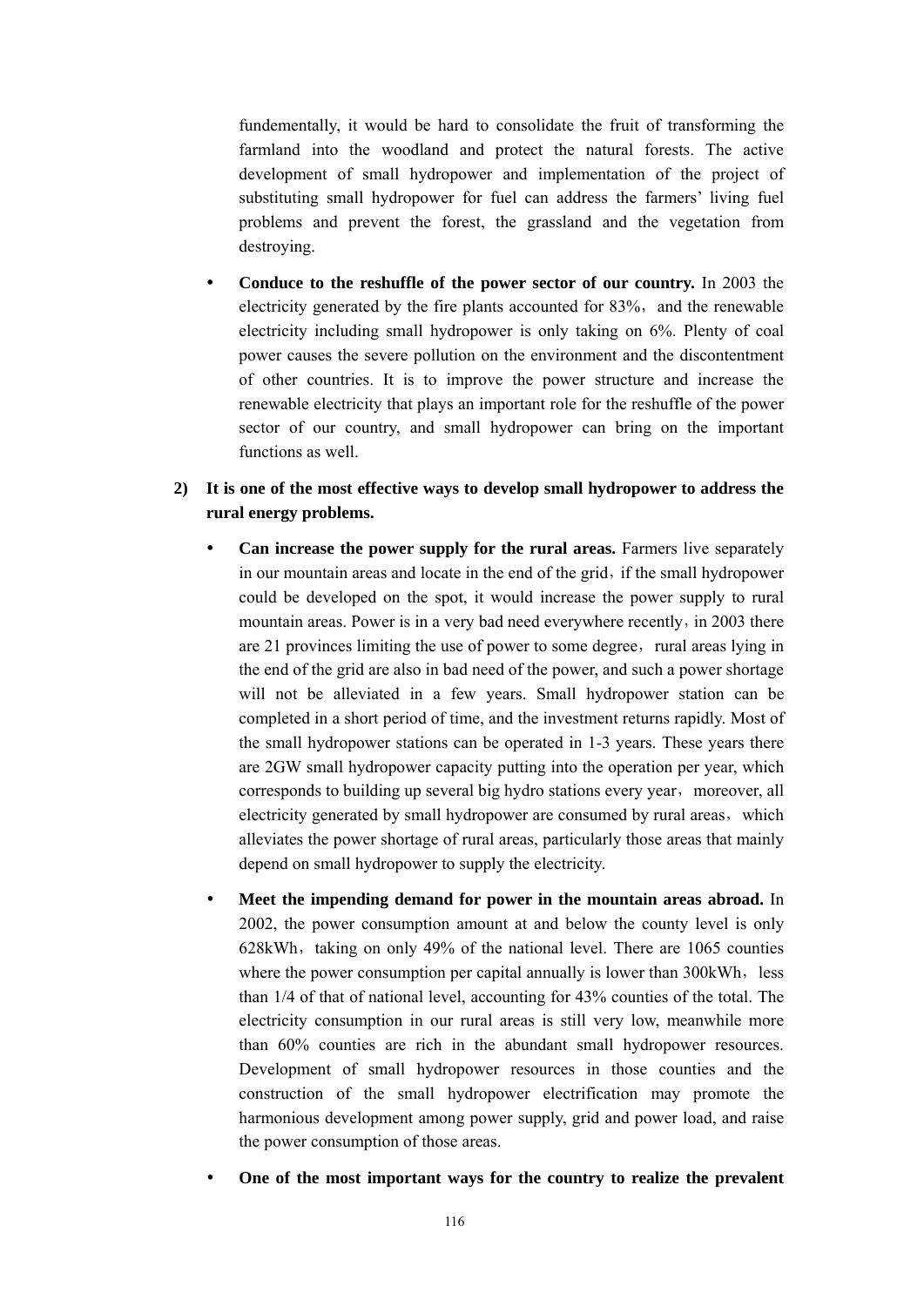fundementally, it would be hard to consolidate the fruit of transforming the farmland into the woodland and protect the natural forests. The active development of small hydropower and implementation of the project of substituting small hydropower for fuel can address the farmers' living fuel problems and prevent the forest, the grassland and the vegetation from destroying.

- **Conduce to the reshuffle of the power sector of our country.** In 2003 the electricity generated by the fire plants accounted for 83%, and the renewable electricity including small hydropower is only taking on 6%. Plenty of coal power causes the severe pollution on the environment and the discontentment of other countries. It is to improve the power structure and increase the renewable electricity that plays an important role for the reshuffle of the power sector of our country, and small hydropower can bring on the important functions as well.

2) **It is one of the most effective ways to develop small hydropower to address the rural energy problems.**

- **Can increase the power supply for the rural areas.** Farmers live separately in our mountain areas and locate in the end of the grid, if the small hydropower could be developed on the spot, it would increase the power supply to rural mountain areas. Power is in a very bad need everywhere recently, in 2003 there are 21 provinces limiting the use of power to some degree, rural areas lying in the end of the grid are also in bad need of the power, and such a power shortage will not be alleviated in a few years. Small hydropower station can be completed in a short period of time, and the investment returns rapidly. Most of the small hydropower stations can be operated in 1-3 years. These years there are 2GW small hydropower capacity putting into the operation per year, which corresponds to building up several big hydro stations every year, moreover, all electricity generated by small hydropower are consumed by rural areas, which alleviates the power shortage of rural areas, particularly those areas that mainly depend on small hydropower to supply the electricity.

- **Meet the impending demand for power in the mountain areas abroad.** In 2002, the power consumption amount at and below the county level is only 628kWh, taking on only 49% of the national level. There are 1065 counties where the power consumption per capital annually is lower than 300kWh, less than 1/4 of that of national level, accounting for 43% counties of the total. The electricity consumption in our rural areas is still very low, meanwhile more than 60% counties are rich in the abundant small hydropower resources. Development of small hydropower resources in those counties and the construction of the small hydropower electrification may promote the harmonious development among power supply, grid and power load, and raise the power consumption of those areas.

- **One of the most important ways for the country to realize the prevalent**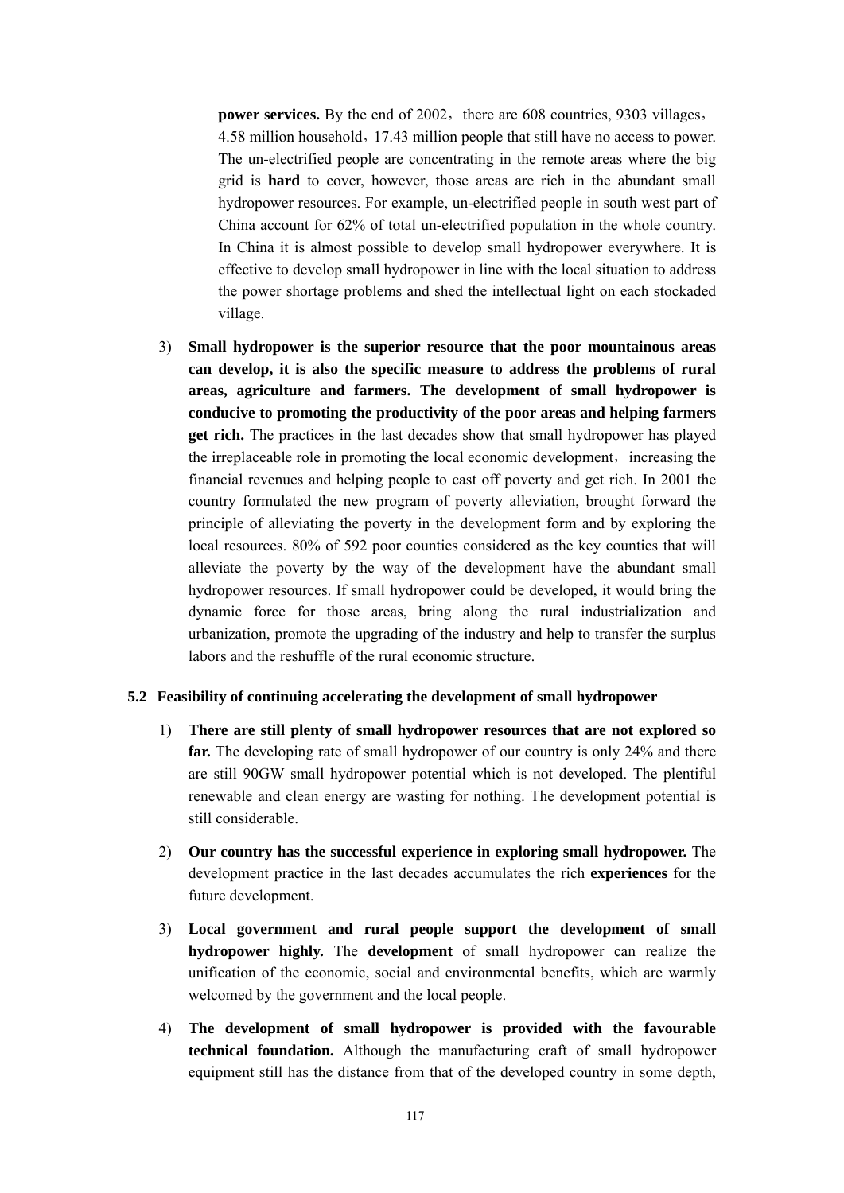**power services.** By the end of 2002，there are 608 countries, 9303 villages，4.58 million household，17.43 million people that still have no access to power. The un-electrified people are concentrating in the remote areas where the big grid is **hard** to cover, however, those areas are rich in the abundant small hydropower resources. For example, un-electrified people in south west part of China account for 62% of total un-electrified population in the whole country. In China it is almost possible to develop small hydropower everywhere. It is effective to develop small hydropower in line with the local situation to address the power shortage problems and shed the intellectual light on each stockaded village.

3) **Small hydropower is the superior resource that the poor mountainous areas can develop, it is also the specific measure to address the problems of rural areas, agriculture and farmers. The development of small hydropower is conducive to promoting the productivity of the poor areas and helping farmers get rich.** The practices in the last decades show that small hydropower has played the irreplaceable role in promoting the local economic development，increasing the financial revenues and helping people to cast off poverty and get rich. In 2001 the country formulated the new program of poverty alleviation, brought forward the principle of alleviating the poverty in the development form and by exploring the local resources. 80% of 592 poor counties considered as the key counties that will alleviate the poverty by the way of the development have the abundant small hydropower resources. If small hydropower could be developed, it would bring the dynamic force for those areas, bring along the rural industrialization and urbanization, promote the upgrading of the industry and help to transfer the surplus labors and the reshuffle of the rural economic structure.

### 5.2 Feasibility of continuing accelerating the development of small hydropower

1) **There are still plenty of small hydropower resources that are not explored so far.** The developing rate of small hydropower of our country is only 24% and there are still 90GW small hydropower potential which is not developed. The plentiful renewable and clean energy are wasting for nothing. The development potential is still considerable.

2) **Our country has the successful experience in exploring small hydropower.** The development practice in the last decades accumulates the rich **experiences** for the future development.

3) **Local government and rural people support the development of small hydropower highly.** The **development** of small hydropower can realize the unification of the economic, social and environmental benefits, which are warmly welcomed by the government and the local people.

4) **The development of small hydropower is provided with the favourable technical foundation.** Although the manufacturing craft of small hydropower equipment still has the distance from that of the developed country in some depth,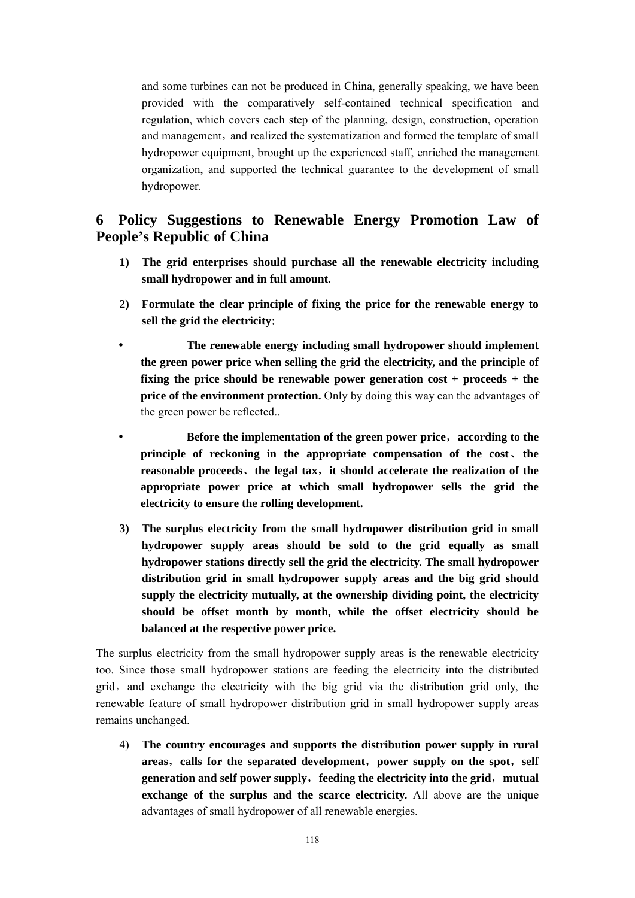and some turbines can not be produced in China, generally speaking, we have been provided with the comparatively self-contained technical specification and regulation, which covers each step of the planning, design, construction, operation and management, and realized the systematization and formed the template of small hydropower equipment, brought up the experienced staff, enriched the management organization, and supported the technical guarantee to the development of small hydropower.

## 6 Policy Suggestions to Renewable Energy Promotion Law of People's Republic of China

1) **The grid enterprises should purchase all the renewable electricity including small hydropower and in full amount.**

2) **Formulate the clear principle of fixing the price for the renewable energy to sell the grid the electricity:**

- **The renewable energy including small hydropower should implement the green power price when selling the grid the electricity, and the principle of fixing the price should be renewable power generation cost + proceeds + the price of the environment protection.** Only by doing this way can the advantages of the green power be reflected..

- **Before the implementation of the green power price, according to the principle of reckoning in the appropriate compensation of the cost、the reasonable proceeds、the legal tax, it should accelerate the realization of the appropriate power price at which small hydropower sells the grid the electricity to ensure the rolling development.**

3) **The surplus electricity from the small hydropower distribution grid in small hydropower supply areas should be sold to the grid equally as small hydropower stations directly sell the grid the electricity. The small hydropower distribution grid in small hydropower supply areas and the big grid should supply the electricity mutually, at the ownership dividing point, the electricity should be offset month by month, while the offset electricity should be balanced at the respective power price.**

The surplus electricity from the small hydropower supply areas is the renewable electricity too. Since those small hydropower stations are feeding the electricity into the distributed grid, and exchange the electricity with the big grid via the distribution grid only, the renewable feature of small hydropower distribution grid in small hydropower supply areas remains unchanged.

4) **The country encourages and supports the distribution power supply in rural areas, calls for the separated development, power supply on the spot, self generation and self power supply, feeding the electricity into the grid, mutual exchange of the surplus and the scarce electricity.** All above are the unique advantages of small hydropower of all renewable energies.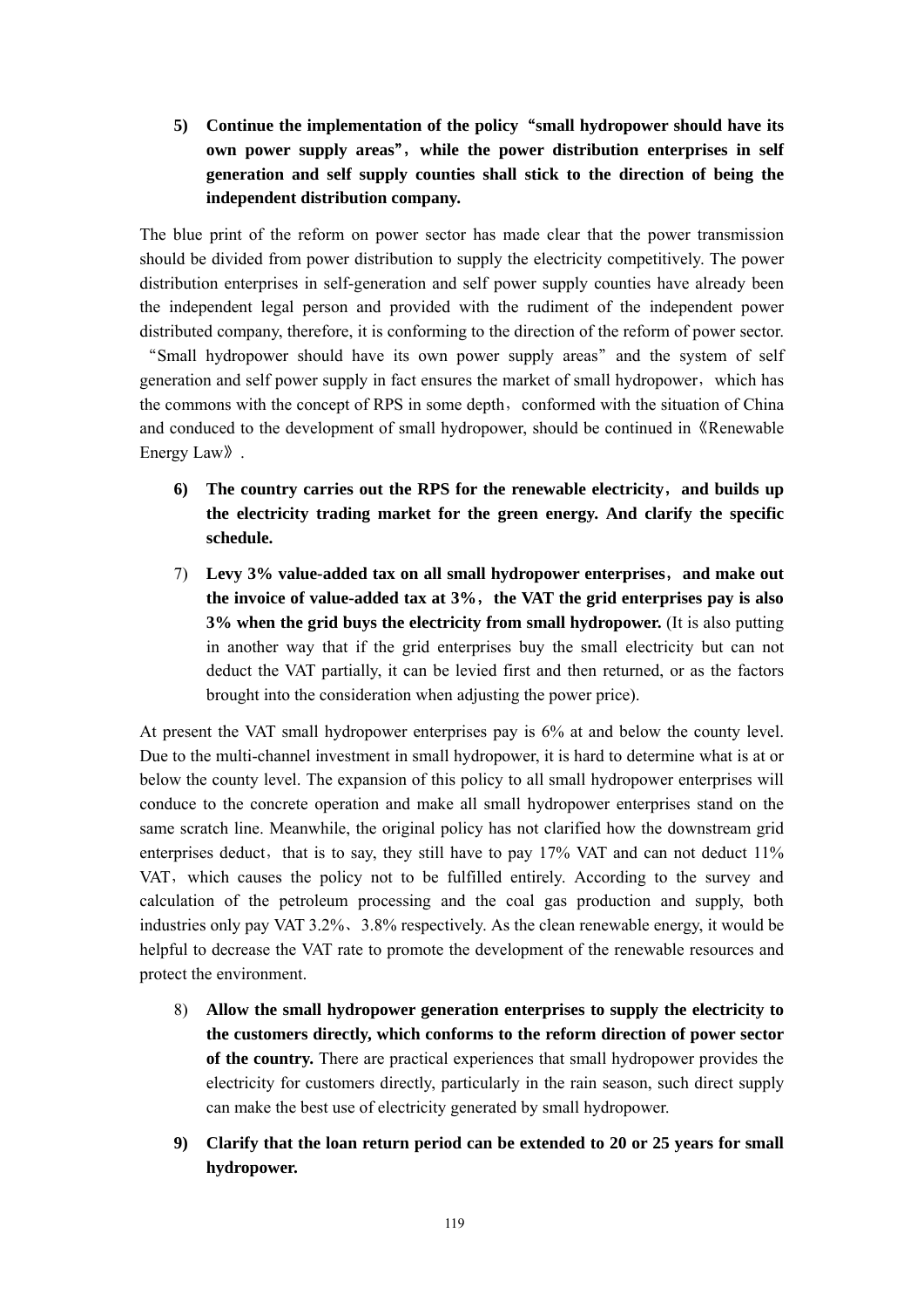5) **Continue the implementation of the policy "small hydropower should have its own power supply areas", while the power distribution enterprises in self generation and self supply counties shall stick to the direction of being the independent distribution company.**

The blue print of the reform on power sector has made clear that the power transmission should be divided from power distribution to supply the electricity competitively. The power distribution enterprises in self-generation and self power supply counties have already been the independent legal person and provided with the rudiment of the independent power distributed company, therefore, it is conforming to the direction of the reform of power sector. "Small hydropower should have its own power supply areas" and the system of self generation and self power supply in fact ensures the market of small hydropower, which has the commons with the concept of RPS in some depth, conformed with the situation of China and conduced to the development of small hydropower, should be continued in 《Renewable Energy Law》.

6) **The country carries out the RPS for the renewable electricity, and builds up the electricity trading market for the green energy. And clarify the specific schedule.**

7) **Levy 3% value-added tax on all small hydropower enterprises, and make out the invoice of value-added tax at 3%, the VAT the grid enterprises pay is also 3% when the grid buys the electricity from small hydropower.** (It is also putting in another way that if the grid enterprises buy the small electricity but can not deduct the VAT partially, it can be levied first and then returned, or as the factors brought into the consideration when adjusting the power price).

At present the VAT small hydropower enterprises pay is 6% at and below the county level. Due to the multi-channel investment in small hydropower, it is hard to determine what is at or below the county level. The expansion of this policy to all small hydropower enterprises will conduce to the concrete operation and make all small hydropower enterprises stand on the same scratch line. Meanwhile, the original policy has not clarified how the downstream grid enterprises deduct, that is to say, they still have to pay 17% VAT and can not deduct 11% VAT, which causes the policy not to be fulfilled entirely. According to the survey and calculation of the petroleum processing and the coal gas production and supply, both industries only pay VAT 3.2%、3.8% respectively. As the clean renewable energy, it would be helpful to decrease the VAT rate to promote the development of the renewable resources and protect the environment.

8) **Allow the small hydropower generation enterprises to supply the electricity to the customers directly, which conforms to the reform direction of power sector of the country.** There are practical experiences that small hydropower provides the electricity for customers directly, particularly in the rain season, such direct supply can make the best use of electricity generated by small hydropower.

9) **Clarify that the loan return period can be extended to 20 or 25 years for small hydropower.**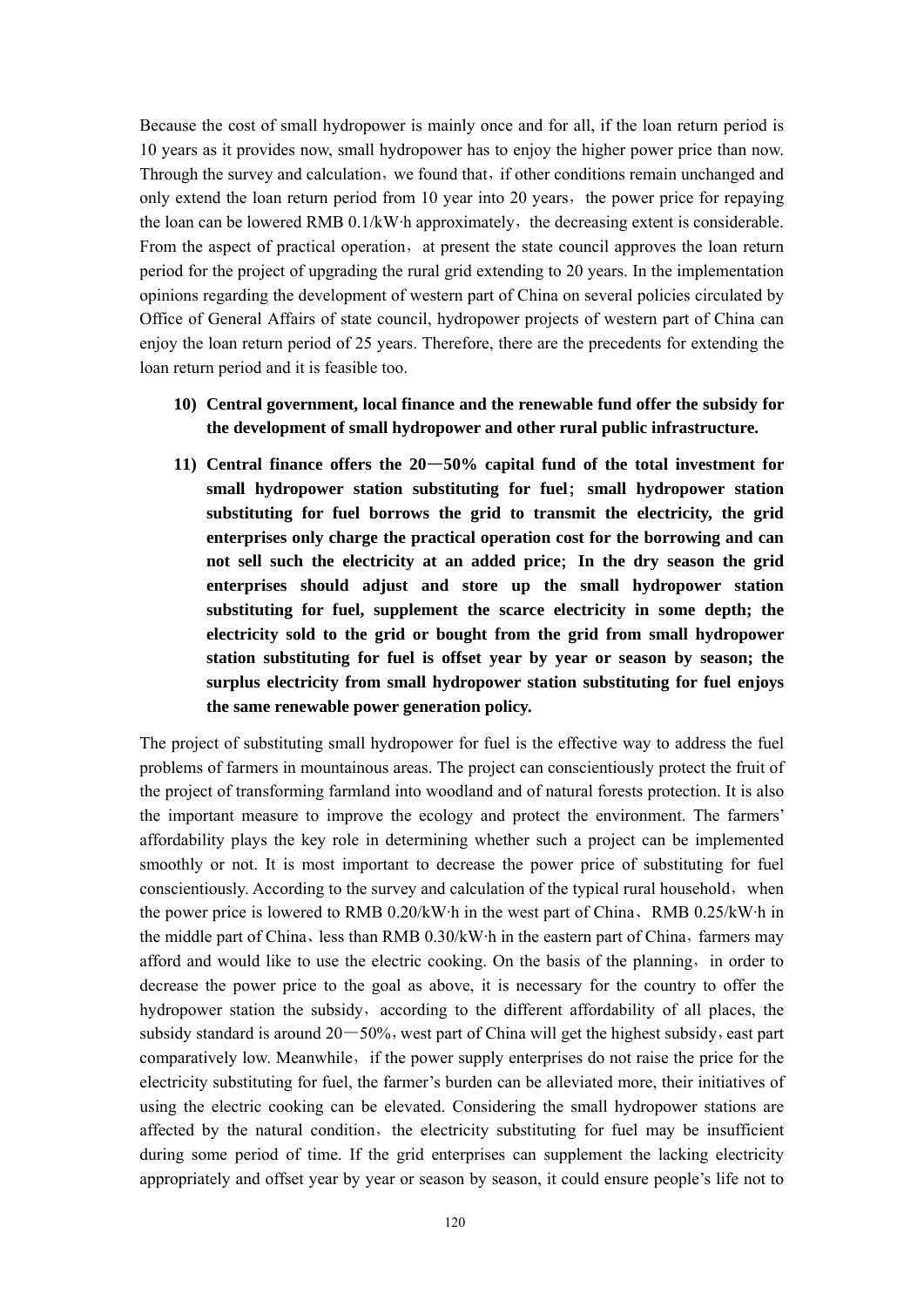Because the cost of small hydropower is mainly once and for all, if the loan return period is 10 years as it provides now, small hydropower has to enjoy the higher power price than now. Through the survey and calculation，we found that，if other conditions remain unchanged and only extend the loan return period from 10 year into 20 years，the power price for repaying the loan can be lowered RMB 0.1/kW·h approximately，the decreasing extent is considerable. From the aspect of practical operation，at present the state council approves the loan return period for the project of upgrading the rural grid extending to 20 years. In the implementation opinions regarding the development of western part of China on several policies circulated by Office of General Affairs of state council, hydropower projects of western part of China can enjoy the loan return period of 25 years. Therefore, there are the precedents for extending the loan return period and it is feasible too.

10) **Central government, local finance and the renewable fund offer the subsidy for the development of small hydropower and other rural public infrastructure.**

11) **Central finance offers the 20—50% capital fund of the total investment for small hydropower station substituting for fuel; small hydropower station substituting for fuel borrows the grid to transmit the electricity, the grid enterprises only charge the practical operation cost for the borrowing and can not sell such the electricity at an added price; In the dry season the grid enterprises should adjust and store up the small hydropower station substituting for fuel, supplement the scarce electricity in some depth; the electricity sold to the grid or bought from the grid from small hydropower station substituting for fuel is offset year by year or season by season; the surplus electricity from small hydropower station substituting for fuel enjoys the same renewable power generation policy.**

The project of substituting small hydropower for fuel is the effective way to address the fuel problems of farmers in mountainous areas. The project can conscientiously protect the fruit of the project of transforming farmland into woodland and of natural forests protection. It is also the important measure to improve the ecology and protect the environment. The farmers' affordability plays the key role in determining whether such a project can be implemented smoothly or not. It is most important to decrease the power price of substituting for fuel conscientiously. According to the survey and calculation of the typical rural household，when the power price is lowered to RMB 0.20/kW·h in the west part of China、RMB 0.25/kW·h in the middle part of China、less than RMB 0.30/kW·h in the eastern part of China，farmers may afford and would like to use the electric cooking. On the basis of the planning，in order to decrease the power price to the goal as above, it is necessary for the country to offer the hydropower station the subsidy，according to the different affordability of all places, the subsidy standard is around 20—50%，west part of China will get the highest subsidy，east part comparatively low. Meanwhile，if the power supply enterprises do not raise the price for the electricity substituting for fuel, the farmer's burden can be alleviated more, their initiatives of using the electric cooking can be elevated. Considering the small hydropower stations are affected by the natural condition，the electricity substituting for fuel may be insufficient during some period of time. If the grid enterprises can supplement the lacking electricity appropriately and offset year by year or season by season, it could ensure people's life not to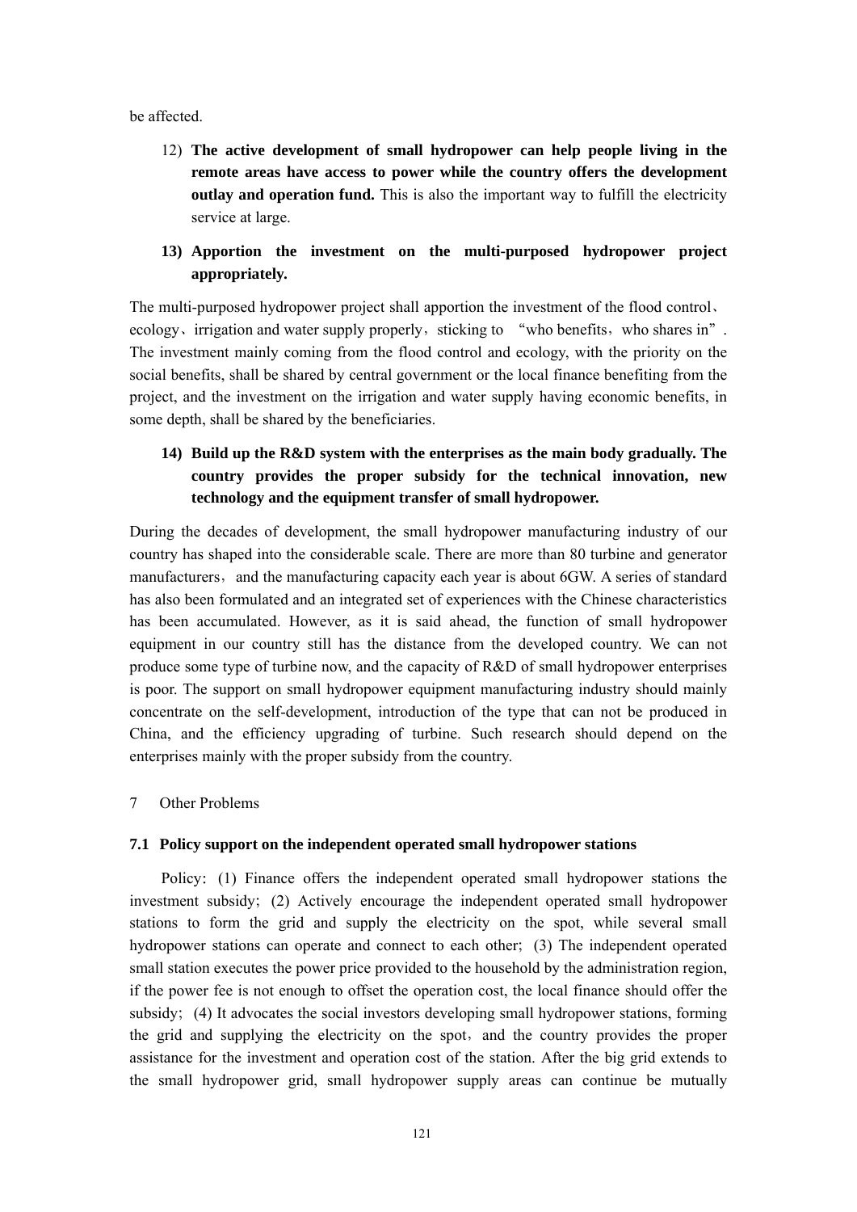be affected.

12) **The active development of small hydropower can help people living in the remote areas have access to power while the country offers the development outlay and operation fund.** This is also the important way to fulfill the electricity service at large.

13) **Apportion the investment on the multi-purposed hydropower project appropriately.**

The multi-purposed hydropower project shall apportion the investment of the flood control、ecology、irrigation and water supply properly，sticking to “who benefits，who shares in”. The investment mainly coming from the flood control and ecology, with the priority on the social benefits, shall be shared by central government or the local finance benefiting from the project, and the investment on the irrigation and water supply having economic benefits, in some depth, shall be shared by the beneficiaries.

14) **Build up the R&D system with the enterprises as the main body gradually. The country provides the proper subsidy for the technical innovation, new technology and the equipment transfer of small hydropower.**

During the decades of development, the small hydropower manufacturing industry of our country has shaped into the considerable scale. There are more than 80 turbine and generator manufacturers，and the manufacturing capacity each year is about 6GW. A series of standard has also been formulated and an integrated set of experiences with the Chinese characteristics has been accumulated. However, as it is said ahead, the function of small hydropower equipment in our country still has the distance from the developed country. We can not produce some type of turbine now, and the capacity of R&D of small hydropower enterprises is poor. The support on small hydropower equipment manufacturing industry should mainly concentrate on the self-development, introduction of the type that can not be produced in China, and the efficiency upgrading of turbine. Such research should depend on the enterprises mainly with the proper subsidy from the country.

## 7 Other Problems

### 7.1 Policy support on the independent operated small hydropower stations

Policy: (1) Finance offers the independent operated small hydropower stations the investment subsidy; (2) Actively encourage the independent operated small hydropower stations to form the grid and supply the electricity on the spot, while several small hydropower stations can operate and connect to each other; (3) The independent operated small station executes the power price provided to the household by the administration region, if the power fee is not enough to offset the operation cost, the local finance should offer the subsidy; (4) It advocates the social investors developing small hydropower stations, forming the grid and supplying the electricity on the spot，and the country provides the proper assistance for the investment and operation cost of the station. After the big grid extends to the small hydropower grid, small hydropower supply areas can continue be mutually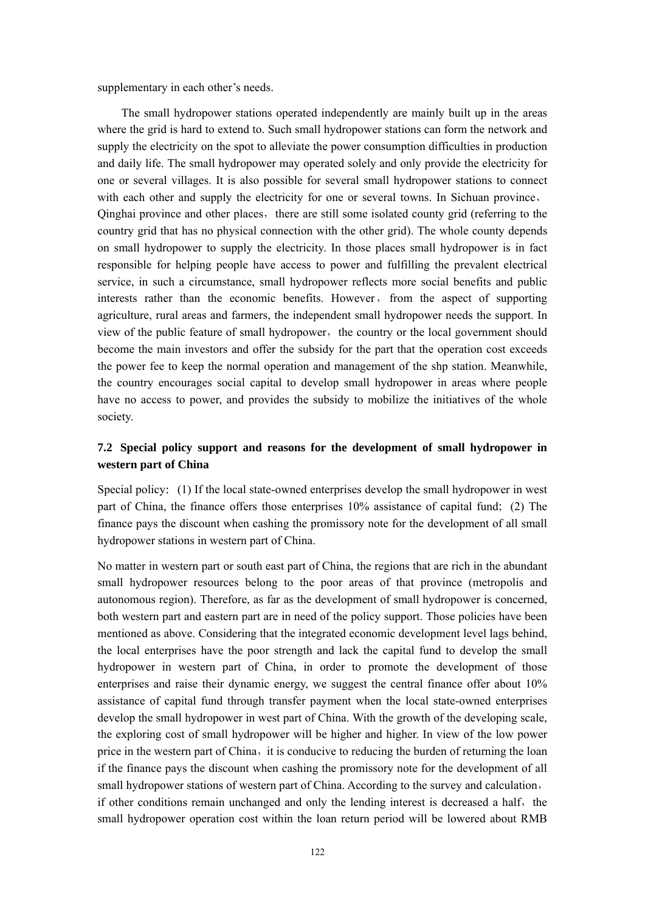supplementary in each other's needs.

The small hydropower stations operated independently are mainly built up in the areas where the grid is hard to extend to. Such small hydropower stations can form the network and supply the electricity on the spot to alleviate the power consumption difficulties in production and daily life. The small hydropower may operated solely and only provide the electricity for one or several villages. It is also possible for several small hydropower stations to connect with each other and supply the electricity for one or several towns. In Sichuan province、Qinghai province and other places，there are still some isolated county grid (referring to the country grid that has no physical connection with the other grid). The whole county depends on small hydropower to supply the electricity. In those places small hydropower is in fact responsible for helping people have access to power and fulfilling the prevalent electrical service, in such a circumstance, small hydropower reflects more social benefits and public interests rather than the economic benefits. However，from the aspect of supporting agriculture, rural areas and farmers, the independent small hydropower needs the support. In view of the public feature of small hydropower，the country or the local government should become the main investors and offer the subsidy for the part that the operation cost exceeds the power fee to keep the normal operation and management of the shp station. Meanwhile, the country encourages social capital to develop small hydropower in areas where people have no access to power, and provides the subsidy to mobilize the initiatives of the whole society.

### 7.2 Special policy support and reasons for the development of small hydropower in western part of China

Special policy: (1) If the local state-owned enterprises develop the small hydropower in west part of China, the finance offers those enterprises 10% assistance of capital fund; (2) The finance pays the discount when cashing the promissory note for the development of all small hydropower stations in western part of China.

No matter in western part or south east part of China, the regions that are rich in the abundant small hydropower resources belong to the poor areas of that province (metropolis and autonomous region). Therefore, as far as the development of small hydropower is concerned, both western part and eastern part are in need of the policy support. Those policies have been mentioned as above. Considering that the integrated economic development level lags behind, the local enterprises have the poor strength and lack the capital fund to develop the small hydropower in western part of China, in order to promote the development of those enterprises and raise their dynamic energy, we suggest the central finance offer about 10% assistance of capital fund through transfer payment when the local state-owned enterprises develop the small hydropower in west part of China. With the growth of the developing scale, the exploring cost of small hydropower will be higher and higher. In view of the low power price in the western part of China，it is conducive to reducing the burden of returning the loan if the finance pays the discount when cashing the promissory note for the development of all small hydropower stations of western part of China. According to the survey and calculation，if other conditions remain unchanged and only the lending interest is decreased a half，the small hydropower operation cost within the loan return period will be lowered about RMB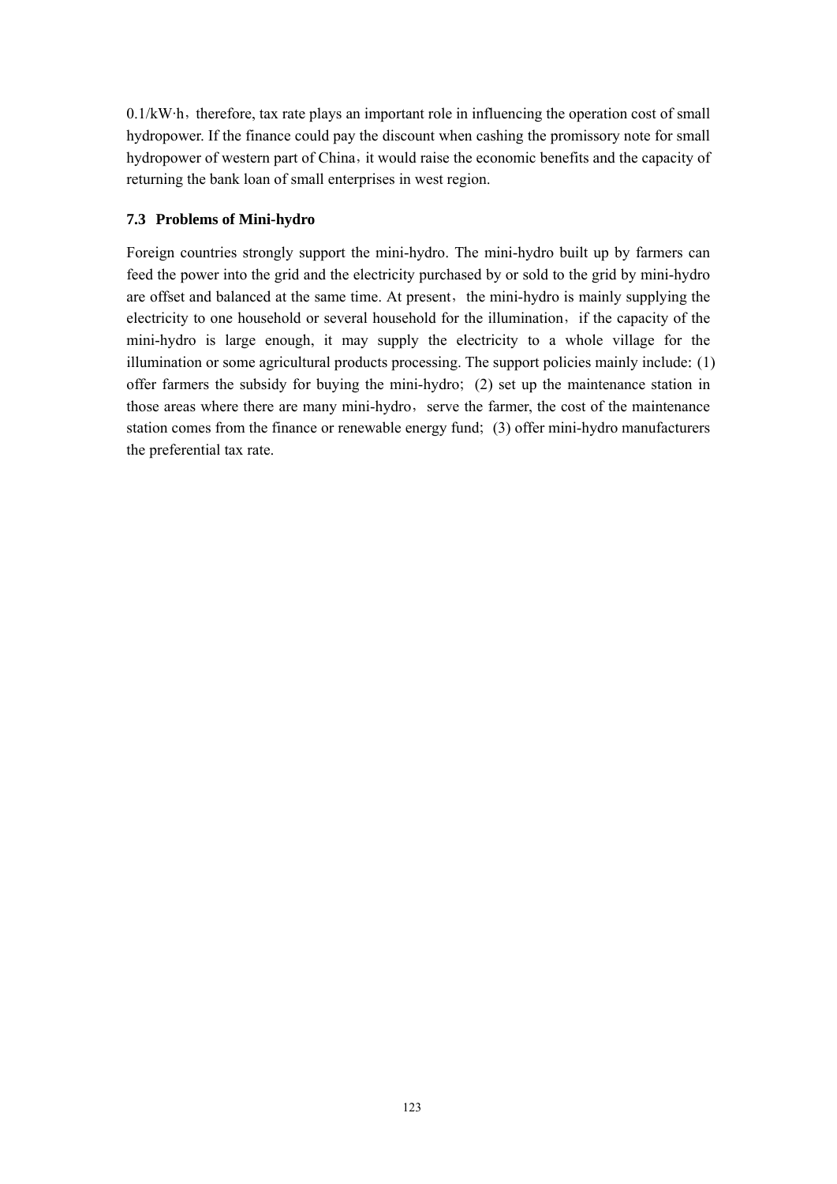0.1/kW·h，therefore, tax rate plays an important role in influencing the operation cost of small hydropower. If the finance could pay the discount when cashing the promissory note for small hydropower of western part of China，it would raise the economic benefits and the capacity of returning the bank loan of small enterprises in west region.

### 7.3 Problems of Mini-hydro

Foreign countries strongly support the mini-hydro. The mini-hydro built up by farmers can feed the power into the grid and the electricity purchased by or sold to the grid by mini-hydro are offset and balanced at the same time. At present，the mini-hydro is mainly supplying the electricity to one household or several household for the illumination，if the capacity of the mini-hydro is large enough, it may supply the electricity to a whole village for the illumination or some agricultural products processing. The support policies mainly include: (1) offer farmers the subsidy for buying the mini-hydro; (2) set up the maintenance station in those areas where there are many mini-hydro，serve the farmer, the cost of the maintenance station comes from the finance or renewable energy fund; (3) offer mini-hydro manufacturers the preferential tax rate.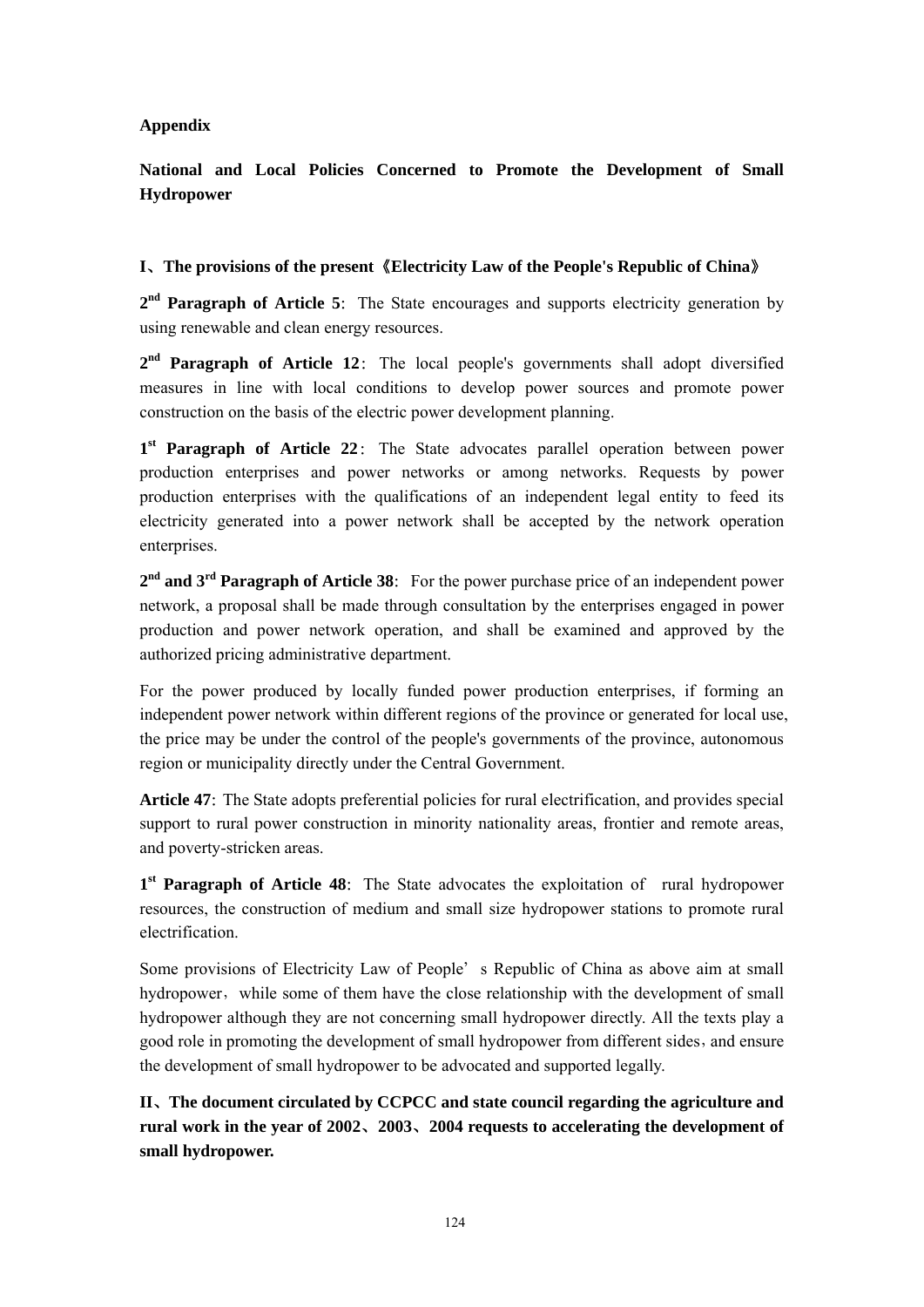**Appendix**

**National and Local Policies Concerned to Promote the Development of Small Hydropower**

**I、The provisions of the present《Electricity Law of the People's Republic of China》**

**2nd Paragraph of Article 5**: The State encourages and supports electricity generation by using renewable and clean energy resources.

**2nd Paragraph of Article 12**: The local people's governments shall adopt diversified measures in line with local conditions to develop power sources and promote power construction on the basis of the electric power development planning.

**1st Paragraph of Article 22**: The State advocates parallel operation between power production enterprises and power networks or among networks. Requests by power production enterprises with the qualifications of an independent legal entity to feed its electricity generated into a power network shall be accepted by the network operation enterprises.

**2nd and 3rd Paragraph of Article 38**: For the power purchase price of an independent power network, a proposal shall be made through consultation by the enterprises engaged in power production and power network operation, and shall be examined and approved by the authorized pricing administrative department.

For the power produced by locally funded power production enterprises, if forming an independent power network within different regions of the province or generated for local use, the price may be under the control of the people's governments of the province, autonomous region or municipality directly under the Central Government.

**Article 47**: The State adopts preferential policies for rural electrification, and provides special support to rural power construction in minority nationality areas, frontier and remote areas, and poverty-stricken areas.

**1st Paragraph of Article 48**: The State advocates the exploitation of rural hydropower resources, the construction of medium and small size hydropower stations to promote rural electrification.

Some provisions of Electricity Law of People' s Republic of China as above aim at small hydropower, while some of them have the close relationship with the development of small hydropower although they are not concerning small hydropower directly. All the texts play a good role in promoting the development of small hydropower from different sides, and ensure the development of small hydropower to be advocated and supported legally.

**II、The document circulated by CCPCC and state council regarding the agriculture and rural work in the year of 2002、2003、2004 requests to accelerating the development of small hydropower.**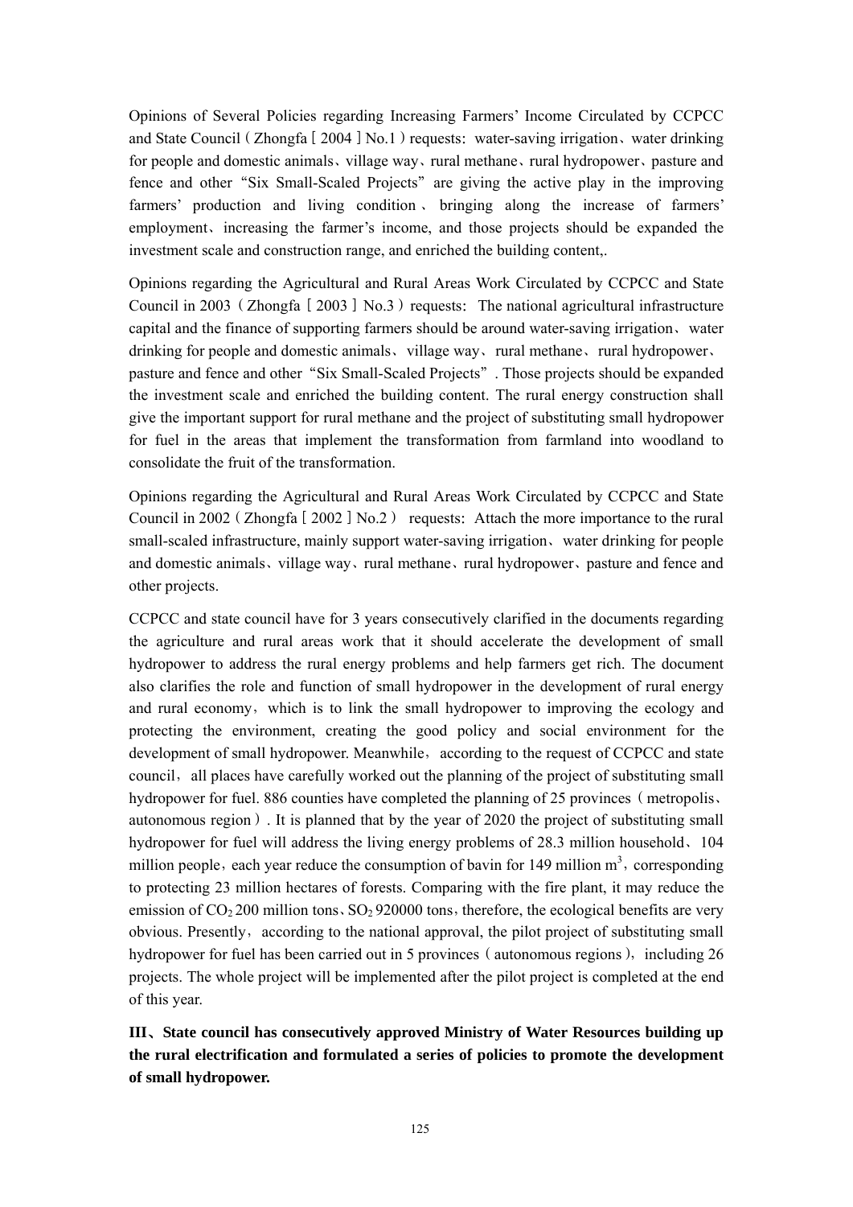Opinions of Several Policies regarding Increasing Farmers' Income Circulated by CCPCC and State Council（Zhongfa［2004］No.1）requests: water-saving irrigation、water drinking for people and domestic animals、village way、rural methane、rural hydropower、pasture and fence and other "Six Small-Scaled Projects" are giving the active play in the improving farmers' production and living condition、bringing along the increase of farmers' employment、increasing the farmer's income, and those projects should be expanded the investment scale and construction range, and enriched the building content,.

Opinions regarding the Agricultural and Rural Areas Work Circulated by CCPCC and State Council in 2003（Zhongfa［2003］No.3）requests: The national agricultural infrastructure capital and the finance of supporting farmers should be around water-saving irrigation、water drinking for people and domestic animals、village way、rural methane、rural hydropower、pasture and fence and other "Six Small-Scaled Projects". Those projects should be expanded the investment scale and enriched the building content. The rural energy construction shall give the important support for rural methane and the project of substituting small hydropower for fuel in the areas that implement the transformation from farmland into woodland to consolidate the fruit of the transformation.

Opinions regarding the Agricultural and Rural Areas Work Circulated by CCPCC and State Council in 2002（Zhongfa［2002］No.2） requests: Attach the more importance to the rural small-scaled infrastructure, mainly support water-saving irrigation、water drinking for people and domestic animals、village way、rural methane、rural hydropower、pasture and fence and other projects.

CCPCC and state council have for 3 years consecutively clarified in the documents regarding the agriculture and rural areas work that it should accelerate the development of small hydropower to address the rural energy problems and help farmers get rich. The document also clarifies the role and function of small hydropower in the development of rural energy and rural economy，which is to link the small hydropower to improving the ecology and protecting the environment, creating the good policy and social environment for the development of small hydropower. Meanwhile，according to the request of CCPCC and state council，all places have carefully worked out the planning of the project of substituting small hydropower for fuel. 886 counties have completed the planning of 25 provinces（metropolis、autonomous region）. It is planned that by the year of 2020 the project of substituting small hydropower for fuel will address the living energy problems of 28.3 million household、104 million people，each year reduce the consumption of bavin for 149 million $m^3$，corresponding to protecting 23 million hectares of forests. Comparing with the fire plant, it may reduce the emission of $CO_2$ 200 million tons、$SO_2$ 920000 tons，therefore, the ecological benefits are very obvious. Presently，according to the national approval, the pilot project of substituting small hydropower for fuel has been carried out in 5 provinces（autonomous regions），including 26 projects. The whole project will be implemented after the pilot project is completed at the end of this year.

**III、State council has consecutively approved Ministry of Water Resources building up the rural electrification and formulated a series of policies to promote the development of small hydropower.**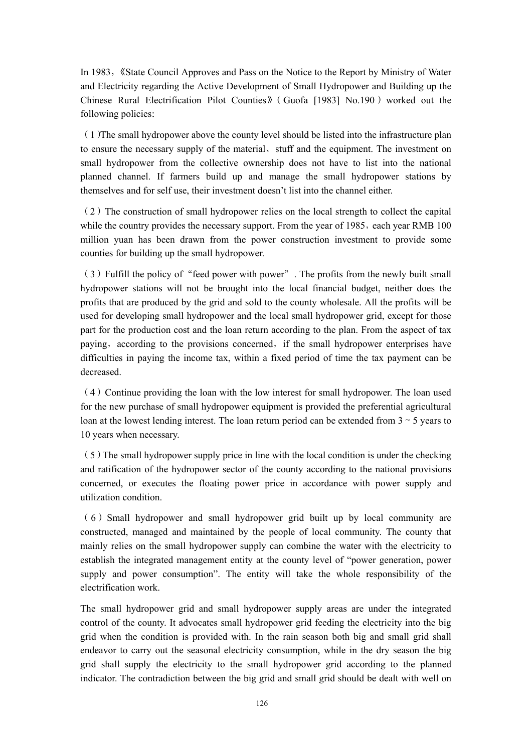In 1983，《State Council Approves and Pass on the Notice to the Report by Ministry of Water and Electricity regarding the Active Development of Small Hydropower and Building up the Chinese Rural Electrification Pilot Counties》（Guofa [1983] No.190）worked out the following policies:

（1）The small hydropower above the county level should be listed into the infrastructure plan to ensure the necessary supply of the material、stuff and the equipment. The investment on small hydropower from the collective ownership does not have to list into the national planned channel. If farmers build up and manage the small hydropower stations by themselves and for self use, their investment doesn't list into the channel either.

（2）The construction of small hydropower relies on the local strength to collect the capital while the country provides the necessary support. From the year of 1985，each year RMB 100 million yuan has been drawn from the power construction investment to provide some counties for building up the small hydropower.

（3）Fulfill the policy of "feed power with power". The profits from the newly built small hydropower stations will not be brought into the local financial budget, neither does the profits that are produced by the grid and sold to the county wholesale. All the profits will be used for developing small hydropower and the local small hydropower grid, except for those part for the production cost and the loan return according to the plan. From the aspect of tax paying，according to the provisions concerned，if the small hydropower enterprises have difficulties in paying the income tax, within a fixed period of time the tax payment can be decreased.

（4）Continue providing the loan with the low interest for small hydropower. The loan used for the new purchase of small hydropower equipment is provided the preferential agricultural loan at the lowest lending interest. The loan return period can be extended from 3 ~ 5 years to 10 years when necessary.

（5）The small hydropower supply price in line with the local condition is under the checking and ratification of the hydropower sector of the county according to the national provisions concerned, or executes the floating power price in accordance with power supply and utilization condition.

（6）Small hydropower and small hydropower grid built up by local community are constructed, managed and maintained by the people of local community. The county that mainly relies on the small hydropower supply can combine the water with the electricity to establish the integrated management entity at the county level of "power generation, power supply and power consumption". The entity will take the whole responsibility of the electrification work.

The small hydropower grid and small hydropower supply areas are under the integrated control of the county. It advocates small hydropower grid feeding the electricity into the big grid when the condition is provided with. In the rain season both big and small grid shall endeavor to carry out the seasonal electricity consumption, while in the dry season the big grid shall supply the electricity to the small hydropower grid according to the planned indicator. The contradiction between the big grid and small grid should be dealt with well on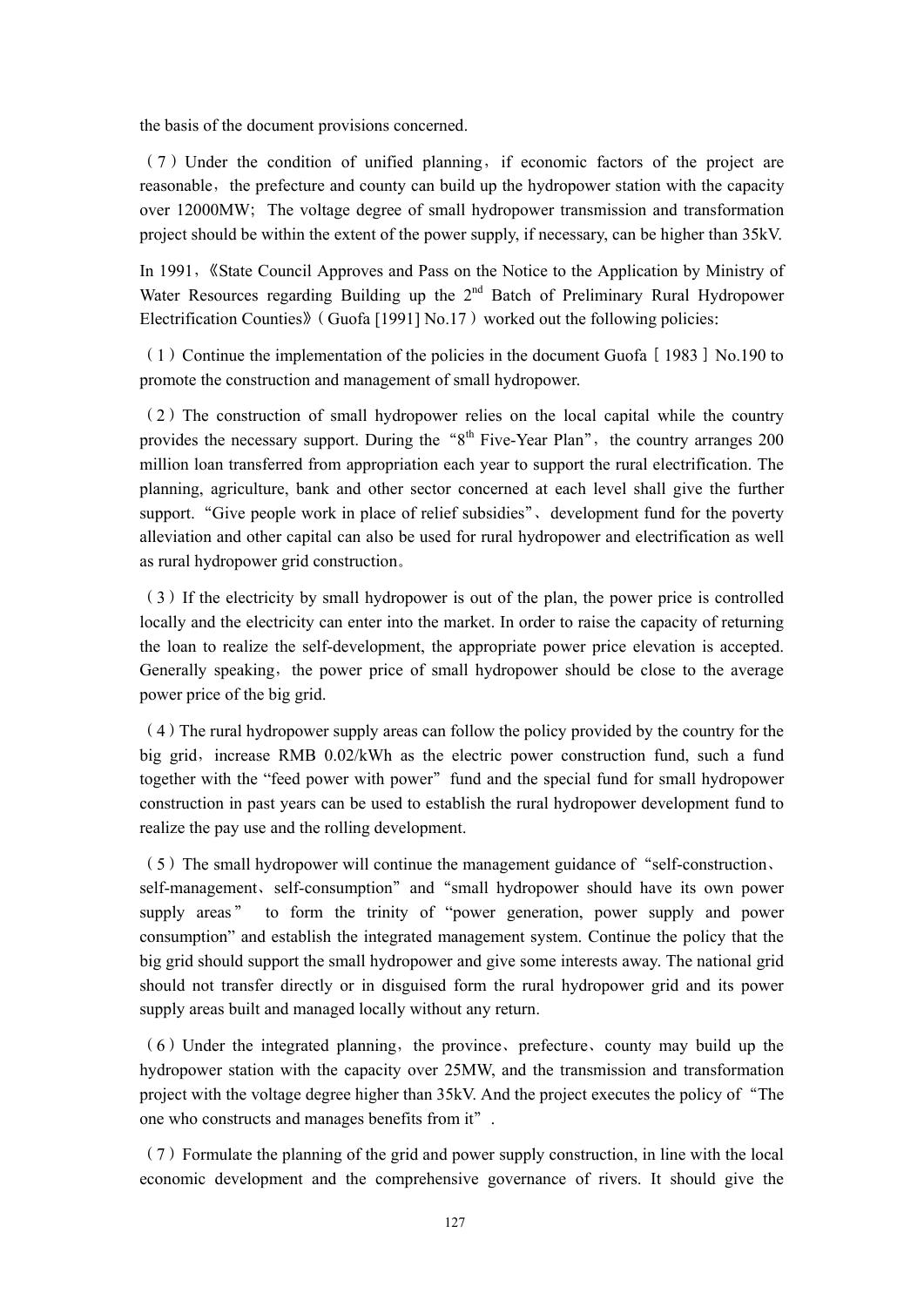the basis of the document provisions concerned.

（7）Under the condition of unified planning，if economic factors of the project are reasonable，the prefecture and county can build up the hydropower station with the capacity over 12000MW; The voltage degree of small hydropower transmission and transformation project should be within the extent of the power supply, if necessary, can be higher than 35kV.

In 1991，《State Council Approves and Pass on the Notice to the Application by Ministry of Water Resources regarding Building up the 2nd Batch of Preliminary Rural Hydropower Electrification Counties》（Guofa [1991] No.17）worked out the following policies:

（1）Continue the implementation of the policies in the document Guofa［1983］No.190 to promote the construction and management of small hydropower.

（2）The construction of small hydropower relies on the local capital while the country provides the necessary support. During the “8th Five-Year Plan”，the country arranges 200 million loan transferred from appropriation each year to support the rural electrification. The planning, agriculture, bank and other sector concerned at each level shall give the further support. “Give people work in place of relief subsidies”、development fund for the poverty alleviation and other capital can also be used for rural hydropower and electrification as well as rural hydropower grid construction。

（3）If the electricity by small hydropower is out of the plan, the power price is controlled locally and the electricity can enter into the market. In order to raise the capacity of returning the loan to realize the self-development, the appropriate power price elevation is accepted. Generally speaking，the power price of small hydropower should be close to the average power price of the big grid.

（4）The rural hydropower supply areas can follow the policy provided by the country for the big grid，increase RMB 0.02/kWh as the electric power construction fund, such a fund together with the “feed power with power” fund and the special fund for small hydropower construction in past years can be used to establish the rural hydropower development fund to realize the pay use and the rolling development.

（5）The small hydropower will continue the management guidance of “self-construction、self-management、self-consumption” and “small hydropower should have its own power supply areas” to form the trinity of “power generation, power supply and power consumption” and establish the integrated management system. Continue the policy that the big grid should support the small hydropower and give some interests away. The national grid should not transfer directly or in disguised form the rural hydropower grid and its power supply areas built and managed locally without any return.

（6）Under the integrated planning，the province、prefecture、county may build up the hydropower station with the capacity over 25MW, and the transmission and transformation project with the voltage degree higher than 35kV. And the project executes the policy of “The one who constructs and manages benefits from it”.

（7）Formulate the planning of the grid and power supply construction, in line with the local economic development and the comprehensive governance of rivers. It should give the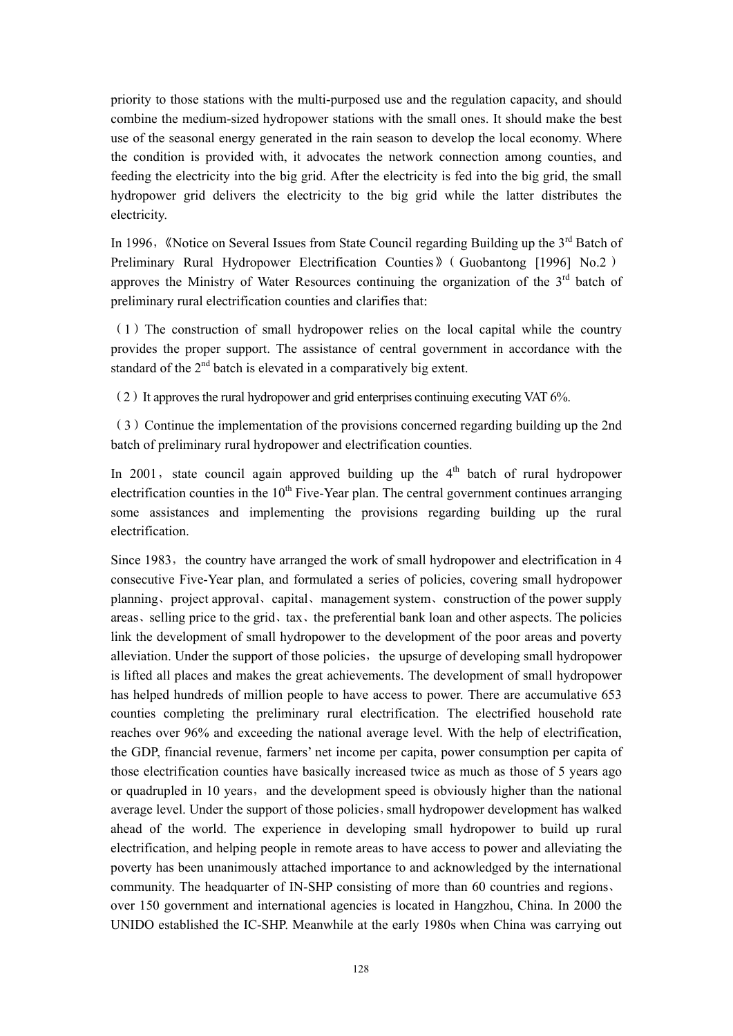priority to those stations with the multi-purposed use and the regulation capacity, and should combine the medium-sized hydropower stations with the small ones. It should make the best use of the seasonal energy generated in the rain season to develop the local economy. Where the condition is provided with, it advocates the network connection among counties, and feeding the electricity into the big grid. After the electricity is fed into the big grid, the small hydropower grid delivers the electricity to the big grid while the latter distributes the electricity.

In 1996，《Notice on Several Issues from State Council regarding Building up the 3rd Batch of Preliminary Rural Hydropower Electrification Counties》（Guobantong [1996] No.2）approves the Ministry of Water Resources continuing the organization of the 3rd batch of preliminary rural electrification counties and clarifies that:

（1）The construction of small hydropower relies on the local capital while the country provides the proper support. The assistance of central government in accordance with the standard of the 2nd batch is elevated in a comparatively big extent.

（2）It approves the rural hydropower and grid enterprises continuing executing VAT 6%.

（3）Continue the implementation of the provisions concerned regarding building up the 2nd batch of preliminary rural hydropower and electrification counties.

In 2001，state council again approved building up the 4th batch of rural hydropower electrification counties in the 10th Five-Year plan. The central government continues arranging some assistances and implementing the provisions regarding building up the rural electrification.

Since 1983，the country have arranged the work of small hydropower and electrification in 4 consecutive Five-Year plan, and formulated a series of policies, covering small hydropower planning、project approval、capital、management system、construction of the power supply areas、selling price to the grid、tax、the preferential bank loan and other aspects. The policies link the development of small hydropower to the development of the poor areas and poverty alleviation. Under the support of those policies，the upsurge of developing small hydropower is lifted all places and makes the great achievements. The development of small hydropower has helped hundreds of million people to have access to power. There are accumulative 653 counties completing the preliminary rural electrification. The electrified household rate reaches over 96% and exceeding the national average level. With the help of electrification, the GDP, financial revenue, farmers' net income per capita, power consumption per capita of those electrification counties have basically increased twice as much as those of 5 years ago or quadrupled in 10 years，and the development speed is obviously higher than the national average level. Under the support of those policies，small hydropower development has walked ahead of the world. The experience in developing small hydropower to build up rural electrification, and helping people in remote areas to have access to power and alleviating the poverty has been unanimously attached importance to and acknowledged by the international community. The headquarter of IN-SHP consisting of more than 60 countries and regions、over 150 government and international agencies is located in Hangzhou, China. In 2000 the UNIDO established the IC-SHP. Meanwhile at the early 1980s when China was carrying out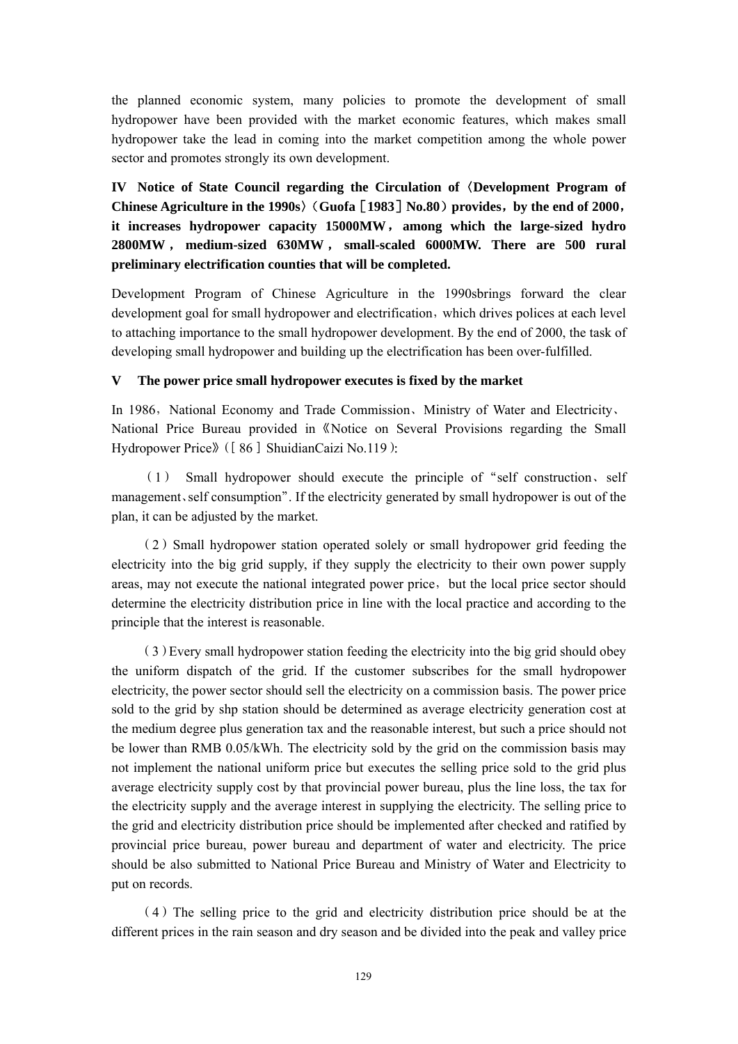the planned economic system, many policies to promote the development of small hydropower have been provided with the market economic features, which makes small hydropower take the lead in coming into the market competition among the whole power sector and promotes strongly its own development.

**IV Notice of State Council regarding the Circulation of〈Development Program of Chinese Agriculture in the 1990s〉（Guofa［1983］No.80）provides，by the end of 2000，it increases hydropower capacity 15000MW，among which the large-sized hydro 2800MW，medium-sized 630MW，small-scaled 6000MW. There are 500 rural preliminary electrification counties that will be completed.**

Development Program of Chinese Agriculture in the 1990sbrings forward the clear development goal for small hydropower and electrification，which drives polices at each level to attaching importance to the small hydropower development. By the end of 2000, the task of developing small hydropower and building up the electrification has been over-fulfilled.

**V The power price small hydropower executes is fixed by the market**

In 1986，National Economy and Trade Commission、Ministry of Water and Electricity、National Price Bureau provided in《Notice on Several Provisions regarding the Small Hydropower Price》(［86］ShuidianCaizi No.119）:

（1） Small hydropower should execute the principle of "self construction、self management、self consumption". If the electricity generated by small hydropower is out of the plan, it can be adjusted by the market.

（2）Small hydropower station operated solely or small hydropower grid feeding the electricity into the big grid supply, if they supply the electricity to their own power supply areas, may not execute the national integrated power price，but the local price sector should determine the electricity distribution price in line with the local practice and according to the principle that the interest is reasonable.

（3）Every small hydropower station feeding the electricity into the big grid should obey the uniform dispatch of the grid. If the customer subscribes for the small hydropower electricity, the power sector should sell the electricity on a commission basis. The power price sold to the grid by shp station should be determined as average electricity generation cost at the medium degree plus generation tax and the reasonable interest, but such a price should not be lower than RMB 0.05/kWh. The electricity sold by the grid on the commission basis may not implement the national uniform price but executes the selling price sold to the grid plus average electricity supply cost by that provincial power bureau, plus the line loss, the tax for the electricity supply and the average interest in supplying the electricity. The selling price to the grid and electricity distribution price should be implemented after checked and ratified by provincial price bureau, power bureau and department of water and electricity. The price should be also submitted to National Price Bureau and Ministry of Water and Electricity to put on records.

（4）The selling price to the grid and electricity distribution price should be at the different prices in the rain season and dry season and be divided into the peak and valley price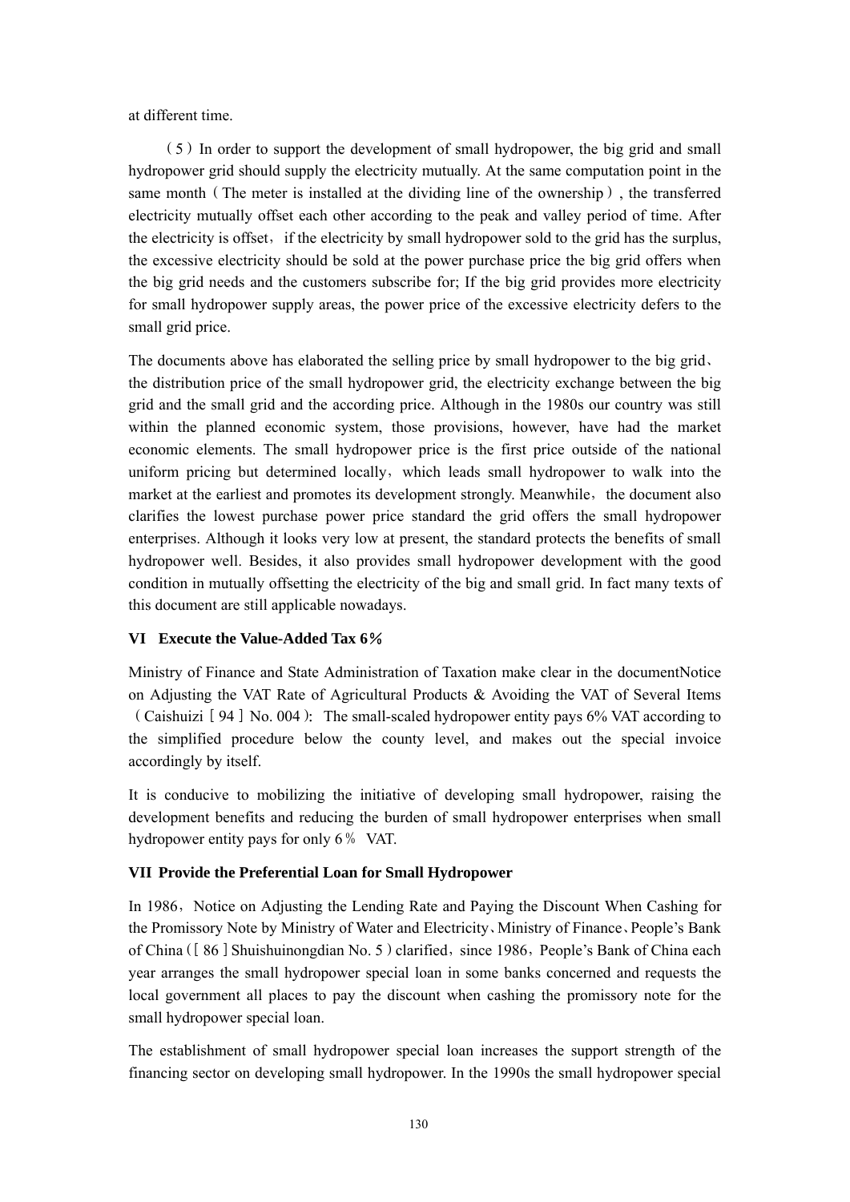at different time.

（5）In order to support the development of small hydropower, the big grid and small hydropower grid should supply the electricity mutually. At the same computation point in the same month（The meter is installed at the dividing line of the ownership）, the transferred electricity mutually offset each other according to the peak and valley period of time. After the electricity is offset，if the electricity by small hydropower sold to the grid has the surplus, the excessive electricity should be sold at the power purchase price the big grid offers when the big grid needs and the customers subscribe for; If the big grid provides more electricity for small hydropower supply areas, the power price of the excessive electricity defers to the small grid price.

The documents above has elaborated the selling price by small hydropower to the big grid、the distribution price of the small hydropower grid, the electricity exchange between the big grid and the small grid and the according price. Although in the 1980s our country was still within the planned economic system, those provisions, however, have had the market economic elements. The small hydropower price is the first price outside of the national uniform pricing but determined locally，which leads small hydropower to walk into the market at the earliest and promotes its development strongly. Meanwhile，the document also clarifies the lowest purchase power price standard the grid offers the small hydropower enterprises. Although it looks very low at present, the standard protects the benefits of small hydropower well. Besides, it also provides small hydropower development with the good condition in mutually offsetting the electricity of the big and small grid. In fact many texts of this document are still applicable nowadays.

**VI Execute the Value-Added Tax 6％**

Ministry of Finance and State Administration of Taxation make clear in the documentNotice on Adjusting the VAT Rate of Agricultural Products & Avoiding the VAT of Several Items（Caishuizi［94］No. 004）: The small-scaled hydropower entity pays 6% VAT according to the simplified procedure below the county level, and makes out the special invoice accordingly by itself.

It is conducive to mobilizing the initiative of developing small hydropower, raising the development benefits and reducing the burden of small hydropower enterprises when small hydropower entity pays for only 6％ VAT.

**VII Provide the Preferential Loan for Small Hydropower**

In 1986，Notice on Adjusting the Lending Rate and Paying the Discount When Cashing for the Promissory Note by Ministry of Water and Electricity、Ministry of Finance、People's Bank of China（[86] Shuishuinongdian No. 5）clarified，since 1986，People's Bank of China each year arranges the small hydropower special loan in some banks concerned and requests the local government all places to pay the discount when cashing the promissory note for the small hydropower special loan.

The establishment of small hydropower special loan increases the support strength of the financing sector on developing small hydropower. In the 1990s the small hydropower special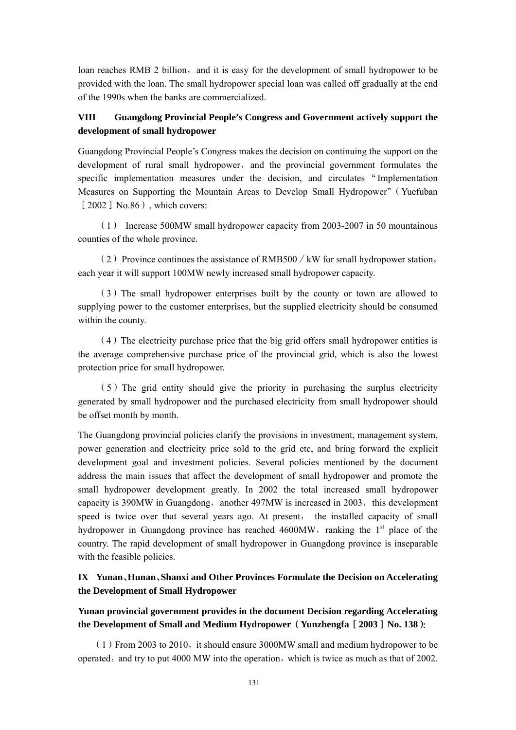loan reaches RMB 2 billion，and it is easy for the development of small hydropower to be provided with the loan. The small hydropower special loan was called off gradually at the end of the 1990s when the banks are commercialized.

## VIII Guangdong Provincial People's Congress and Government actively support the development of small hydropower

Guangdong Provincial People's Congress makes the decision on continuing the support on the development of rural small hydropower，and the provincial government formulates the specific implementation measures under the decision, and circulates "Implementation Measures on Supporting the Mountain Areas to Develop Small Hydropower"（Yuefuban［2002］No.86）, which covers:

（1） Increase 500MW small hydropower capacity from 2003-2007 in 50 mountainous counties of the whole province.

（2）Province continues the assistance of RMB500／kW for small hydropower station，each year it will support 100MW newly increased small hydropower capacity.

（3）The small hydropower enterprises built by the county or town are allowed to supplying power to the customer enterprises, but the supplied electricity should be consumed within the county.

（4）The electricity purchase price that the big grid offers small hydropower entities is the average comprehensive purchase price of the provincial grid, which is also the lowest protection price for small hydropower.

（5）The grid entity should give the priority in purchasing the surplus electricity generated by small hydropower and the purchased electricity from small hydropower should be offset month by month.

The Guangdong provincial policies clarify the provisions in investment, management system, power generation and electricity price sold to the grid etc, and bring forward the explicit development goal and investment policies. Several policies mentioned by the document address the main issues that affect the development of small hydropower and promote the small hydropower development greatly. In 2002 the total increased small hydropower capacity is 390MW in Guangdong，another 497MW is increased in 2003，this development speed is twice over that several years ago. At present， the installed capacity of small hydropower in Guangdong province has reached 4600MW，ranking the 1st place of the country. The rapid development of small hydropower in Guangdong province is inseparable with the feasible policies.

## IX Yunan、Hunan、Shanxi and Other Provinces Formulate the Decision on Accelerating the Development of Small Hydropower

**Yunan provincial government provides in the document Decision regarding Accelerating the Development of Small and Medium Hydropower（Yunzhengfa［2003］No. 138）:**

（1）From 2003 to 2010，it should ensure 3000MW small and medium hydropower to be operated，and try to put 4000 MW into the operation，which is twice as much as that of 2002.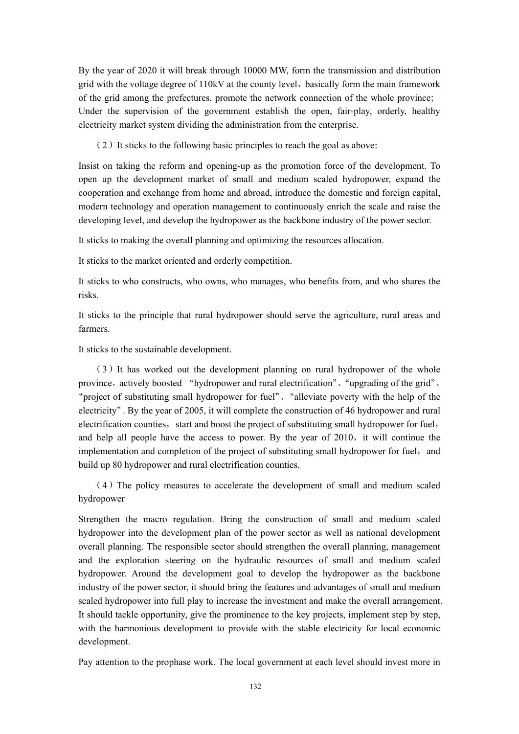By the year of 2020 it will break through 10000 MW, form the transmission and distribution grid with the voltage degree of 110kV at the county level，basically form the main framework of the grid among the prefectures, promote the network connection of the whole province; Under the supervision of the government establish the open, fair-play, orderly, healthy electricity market system dividing the administration from the enterprise.

（2）It sticks to the following basic principles to reach the goal as above:

Insist on taking the reform and opening-up as the promotion force of the development. To open up the development market of small and medium scaled hydropower, expand the cooperation and exchange from home and abroad, introduce the domestic and foreign capital, modern technology and operation management to continuously enrich the scale and raise the developing level, and develop the hydropower as the backbone industry of the power sector.

It sticks to making the overall planning and optimizing the resources allocation.

It sticks to the market oriented and orderly competition.

It sticks to who constructs, who owns, who manages, who benefits from, and who shares the risks.

It sticks to the principle that rural hydropower should serve the agriculture, rural areas and farmers.

It sticks to the sustainable development.

（3）It has worked out the development planning on rural hydropower of the whole province，actively boosted "hydropower and rural electrification"、"upgrading of the grid"、"project of substituting small hydropower for fuel"、"alleviate poverty with the help of the electricity". By the year of 2005, it will complete the construction of 46 hydropower and rural electrification counties， start and boost the project of substituting small hydropower for fuel， and help all people have the access to power. By the year of 2010，it will continue the implementation and completion of the project of substituting small hydropower for fuel， and build up 80 hydropower and rural electrification counties.

（4）The policy measures to accelerate the development of small and medium scaled hydropower

Strengthen the macro regulation. Bring the construction of small and medium scaled hydropower into the development plan of the power sector as well as national development overall planning. The responsible sector should strengthen the overall planning, management and the exploration steering on the hydraulic resources of small and medium scaled hydropower. Around the development goal to develop the hydropower as the backbone industry of the power sector, it should bring the features and advantages of small and medium scaled hydropower into full play to increase the investment and make the overall arrangement. It should tackle opportunity, give the prominence to the key projects, implement step by step, with the harmonious development to provide with the stable electricity for local economic development.

Pay attention to the prophase work. The local government at each level should invest more in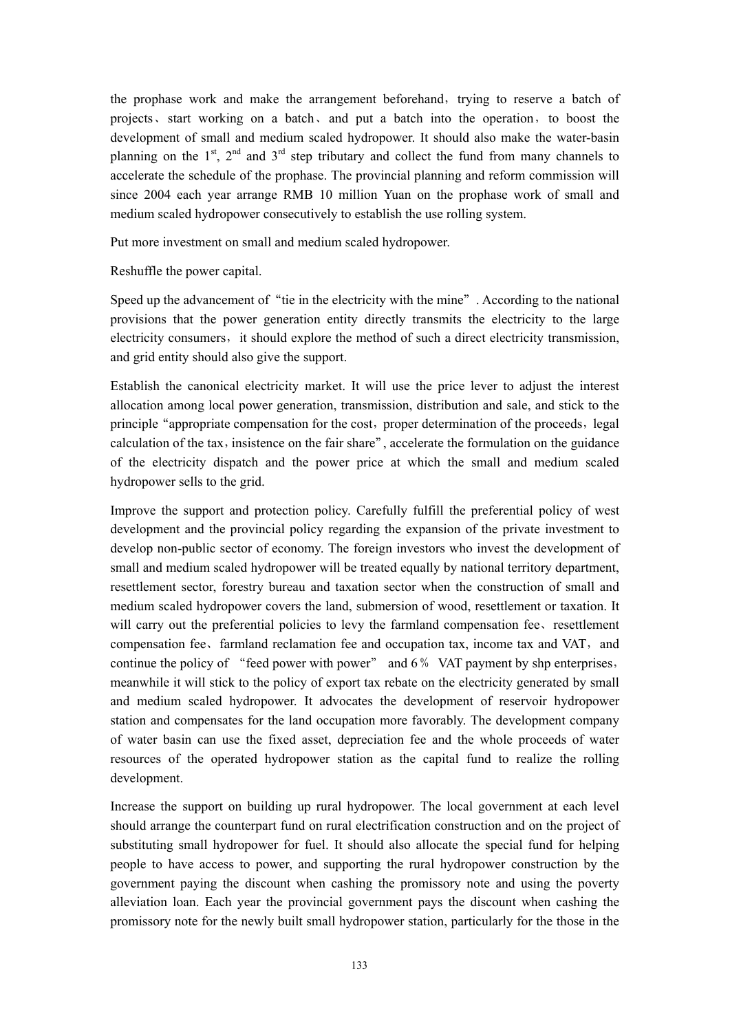the prophase work and make the arrangement beforehand, trying to reserve a batch of projects、start working on a batch、and put a batch into the operation, to boost the development of small and medium scaled hydropower. It should also make the water-basin planning on the 1st, 2nd and 3rd step tributary and collect the fund from many channels to accelerate the schedule of the prophase. The provincial planning and reform commission will since 2004 each year arrange RMB 10 million Yuan on the prophase work of small and medium scaled hydropower consecutively to establish the use rolling system.

Put more investment on small and medium scaled hydropower.

Reshuffle the power capital.

Speed up the advancement of "tie in the electricity with the mine". According to the national provisions that the power generation entity directly transmits the electricity to the large electricity consumers, it should explore the method of such a direct electricity transmission, and grid entity should also give the support.

Establish the canonical electricity market. It will use the price lever to adjust the interest allocation among local power generation, transmission, distribution and sale, and stick to the principle "appropriate compensation for the cost, proper determination of the proceeds, legal calculation of the tax, insistence on the fair share", accelerate the formulation on the guidance of the electricity dispatch and the power price at which the small and medium scaled hydropower sells to the grid.

Improve the support and protection policy. Carefully fulfill the preferential policy of west development and the provincial policy regarding the expansion of the private investment to develop non-public sector of economy. The foreign investors who invest the development of small and medium scaled hydropower will be treated equally by national territory department, resettlement sector, forestry bureau and taxation sector when the construction of small and medium scaled hydropower covers the land, submersion of wood, resettlement or taxation. It will carry out the preferential policies to levy the farmland compensation fee、resettlement compensation fee、farmland reclamation fee and occupation tax, income tax and VAT, and continue the policy of "feed power with power" and 6% VAT payment by shp enterprises, meanwhile it will stick to the policy of export tax rebate on the electricity generated by small and medium scaled hydropower. It advocates the development of reservoir hydropower station and compensates for the land occupation more favorably. The development company of water basin can use the fixed asset, depreciation fee and the whole proceeds of water resources of the operated hydropower station as the capital fund to realize the rolling development.

Increase the support on building up rural hydropower. The local government at each level should arrange the counterpart fund on rural electrification construction and on the project of substituting small hydropower for fuel. It should also allocate the special fund for helping people to have access to power, and supporting the rural hydropower construction by the government paying the discount when cashing the promissory note and using the poverty alleviation loan. Each year the provincial government pays the discount when cashing the promissory note for the newly built small hydropower station, particularly for the those in the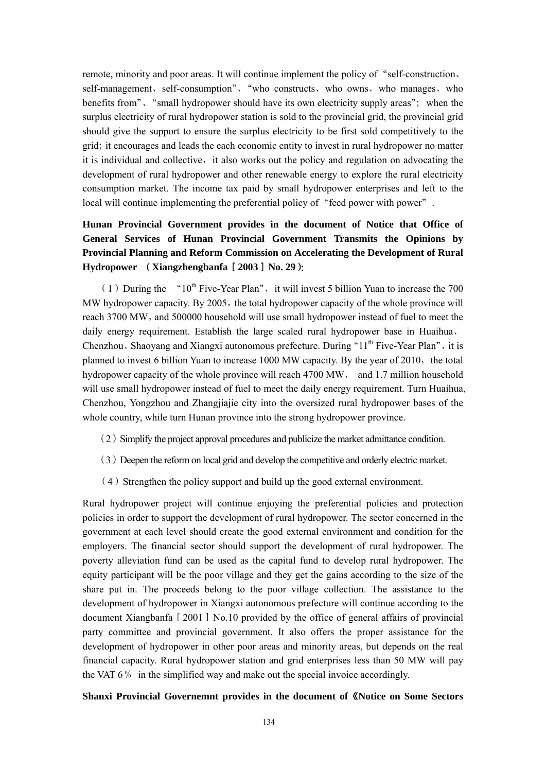remote, minority and poor areas. It will continue implement the policy of "self-construction、self-management、self-consumption"、"who constructs、who owns、who manages、who benefits from"、"small hydropower should have its own electricity supply areas"; when the surplus electricity of rural hydropower station is sold to the provincial grid, the provincial grid should give the support to ensure the surplus electricity to be first sold competitively to the grid; it encourages and leads the each economic entity to invest in rural hydropower no matter it is individual and collective, it also works out the policy and regulation on advocating the development of rural hydropower and other renewable energy to explore the rural electricity consumption market. The income tax paid by small hydropower enterprises and left to the local will continue implementing the preferential policy of "feed power with power".

**Hunan Provincial Government provides in the document of Notice that Office of General Services of Hunan Provincial Government Transmits the Opinions by Provincial Planning and Reform Commission on Accelerating the Development of Rural Hydropower （Xiangzhengbanfa［2003］No. 29）:**

（1）During the "10th Five-Year Plan", it will invest 5 billion Yuan to increase the 700 MW hydropower capacity. By 2005, the total hydropower capacity of the whole province will reach 3700 MW, and 500000 household will use small hydropower instead of fuel to meet the daily energy requirement. Establish the large scaled rural hydropower base in Huaihua、Chenzhou、Shaoyang and Xiangxi autonomous prefecture. During "11th Five-Year Plan", it is planned to invest 6 billion Yuan to increase 1000 MW capacity. By the year of 2010, the total hydropower capacity of the whole province will reach 4700 MW, and 1.7 million household will use small hydropower instead of fuel to meet the daily energy requirement. Turn Huaihua, Chenzhou, Yongzhou and Zhangjiajie city into the oversized rural hydropower bases of the whole country, while turn Hunan province into the strong hydropower province.

（2）Simplify the project approval procedures and publicize the market admittance condition.

（3）Deepen the reform on local grid and develop the competitive and orderly electric market.

（4）Strengthen the policy support and build up the good external environment.

Rural hydropower project will continue enjoying the preferential policies and protection policies in order to support the development of rural hydropower. The sector concerned in the government at each level should create the good external environment and condition for the employers. The financial sector should support the development of rural hydropower. The poverty alleviation fund can be used as the capital fund to develop rural hydropower. The equity participant will be the poor village and they get the gains according to the size of the share put in. The proceeds belong to the poor village collection. The assistance to the development of hydropower in Xiangxi autonomous prefecture will continue according to the document Xiangbanfa［2001］No.10 provided by the office of general affairs of provincial party committee and provincial government. It also offers the proper assistance for the development of hydropower in other poor areas and minority areas, but depends on the real financial capacity. Rural hydropower station and grid enterprises less than 50 MW will pay the VAT 6％ in the simplified way and make out the special invoice accordingly.

**Shanxi Provincial Governemnt provides in the document of《Notice on Some Sectors**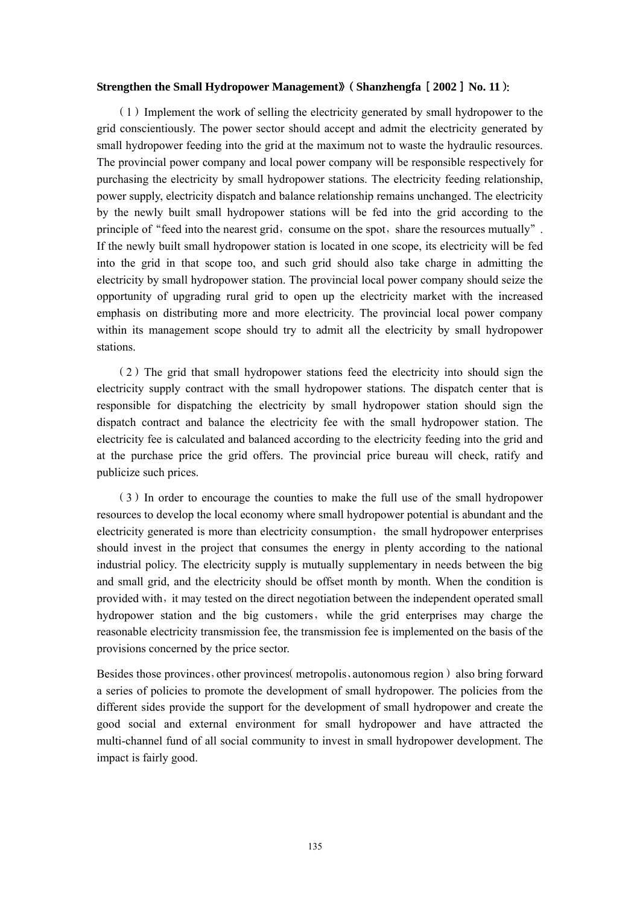**Strengthen the Small Hydropower Management》（Shanzhengfa［2002］No. 11）:**

（1）Implement the work of selling the electricity generated by small hydropower to the grid conscientiously. The power sector should accept and admit the electricity generated by small hydropower feeding into the grid at the maximum not to waste the hydraulic resources. The provincial power company and local power company will be responsible respectively for purchasing the electricity by small hydropower stations. The electricity feeding relationship, power supply, electricity dispatch and balance relationship remains unchanged. The electricity by the newly built small hydropower stations will be fed into the grid according to the principle of "feed into the nearest grid，consume on the spot，share the resources mutually". If the newly built small hydropower station is located in one scope, its electricity will be fed into the grid in that scope too, and such grid should also take charge in admitting the electricity by small hydropower station. The provincial local power company should seize the opportunity of upgrading rural grid to open up the electricity market with the increased emphasis on distributing more and more electricity. The provincial local power company within its management scope should try to admit all the electricity by small hydropower stations.

（2）The grid that small hydropower stations feed the electricity into should sign the electricity supply contract with the small hydropower stations. The dispatch center that is responsible for dispatching the electricity by small hydropower station should sign the dispatch contract and balance the electricity fee with the small hydropower station. The electricity fee is calculated and balanced according to the electricity feeding into the grid and at the purchase price the grid offers. The provincial price bureau will check, ratify and publicize such prices.

（3）In order to encourage the counties to make the full use of the small hydropower resources to develop the local economy where small hydropower potential is abundant and the electricity generated is more than electricity consumption，the small hydropower enterprises should invest in the project that consumes the energy in plenty according to the national industrial policy. The electricity supply is mutually supplementary in needs between the big and small grid, and the electricity should be offset month by month. When the condition is provided with，it may tested on the direct negotiation between the independent operated small hydropower station and the big customers，while the grid enterprises may charge the reasonable electricity transmission fee, the transmission fee is implemented on the basis of the provisions concerned by the price sector.

Besides those provinces，other provinces（metropolis、autonomous region）also bring forward a series of policies to promote the development of small hydropower. The policies from the different sides provide the support for the development of small hydropower and create the good social and external environment for small hydropower and have attracted the multi-channel fund of all social community to invest in small hydropower development. The impact is fairly good.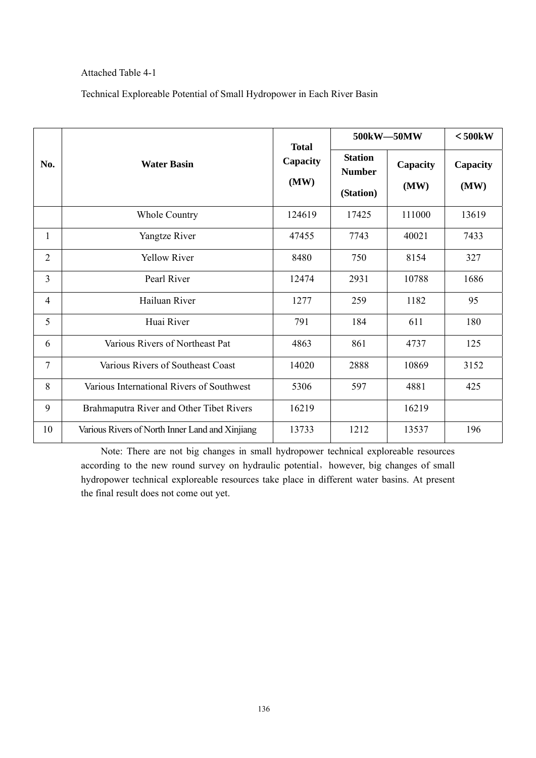Attached Table 4-1

Technical Exploreable Potential of Small Hydropower in Each River Basin

| No. | Water Basin | Total Capacity (MW) | 500kW—50MW | | ＜500kW |
|---|---|---|---|---|---|
| | | | Station Number (Station) | Capacity (MW) | Capacity (MW) |
| | Whole Country | 124619 | 17425 | 111000 | 13619 |
| 1 | Yangtze River | 47455 | 7743 | 40021 | 7433 |
| 2 | Yellow River | 8480 | 750 | 8154 | 327 |
| 3 | Pearl River | 12474 | 2931 | 10788 | 1686 |
| 4 | Hailuan River | 1277 | 259 | 1182 | 95 |
| 5 | Huai River | 791 | 184 | 611 | 180 |
| 6 | Various Rivers of Northeast Pat | 4863 | 861 | 4737 | 125 |
| 7 | Various Rivers of Southeast Coast | 14020 | 2888 | 10869 | 3152 |
| 8 | Various International Rivers of Southwest | 5306 | 597 | 4881 | 425 |
| 9 | Brahmaputra River and Other Tibet Rivers | 16219 | | 16219 | |
| 10 | Various Rivers of North Inner Land and Xinjiang | 13733 | 1212 | 13537 | 196 |

Note: There are not big changes in small hydropower technical exploreable resources according to the new round survey on hydraulic potential，however, big changes of small hydropower technical exploreable resources take place in different water basins. At present the final result does not come out yet.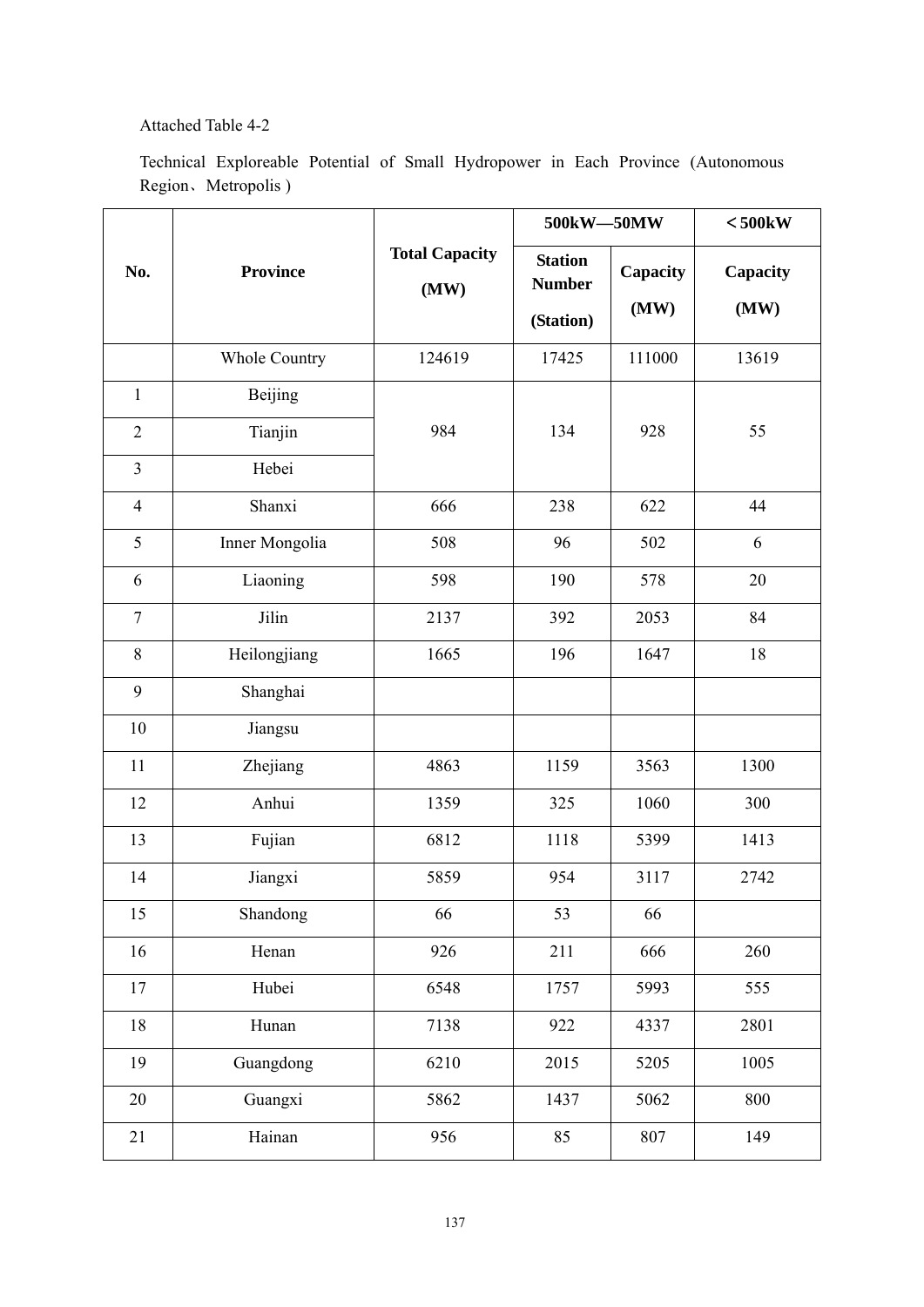Attached Table 4-2

Technical Exploreable Potential of Small Hydropower in Each Province (Autonomous Region、Metropolis )

| No. | Province | Total Capacity (MW) | 500kW—50MW | | <500kW |
|---|---|---|---|---|---|
| | | | Station Number (Station) | Capacity (MW) | Capacity (MW) |
| | Whole Country | 124619 | 17425 | 111000 | 13619 |
| 1 | Beijing | 984 | 134 | 928 | 55 |
| 2 | Tianjin | | | | |
| 3 | Hebei | | | | |
| 4 | Shanxi | 666 | 238 | 622 | 44 |
| 5 | Inner Mongolia | 508 | 96 | 502 | 6 |
| 6 | Liaoning | 598 | 190 | 578 | 20 |
| 7 | Jilin | 2137 | 392 | 2053 | 84 |
| 8 | Heilongjiang | 1665 | 196 | 1647 | 18 |
| 9 | Shanghai | | | | |
| 10 | Jiangsu | | | | |
| 11 | Zhejiang | 4863 | 1159 | 3563 | 1300 |
| 12 | Anhui | 1359 | 325 | 1060 | 300 |
| 13 | Fujian | 6812 | 1118 | 5399 | 1413 |
| 14 | Jiangxi | 5859 | 954 | 3117 | 2742 |
| 15 | Shandong | 66 | 53 | 66 | |
| 16 | Henan | 926 | 211 | 666 | 260 |
| 17 | Hubei | 6548 | 1757 | 5993 | 555 |
| 18 | Hunan | 7138 | 922 | 4337 | 2801 |
| 19 | Guangdong | 6210 | 2015 | 5205 | 1005 |
| 20 | Guangxi | 5862 | 1437 | 5062 | 800 |
| 21 | Hainan | 956 | 85 | 807 | 149 |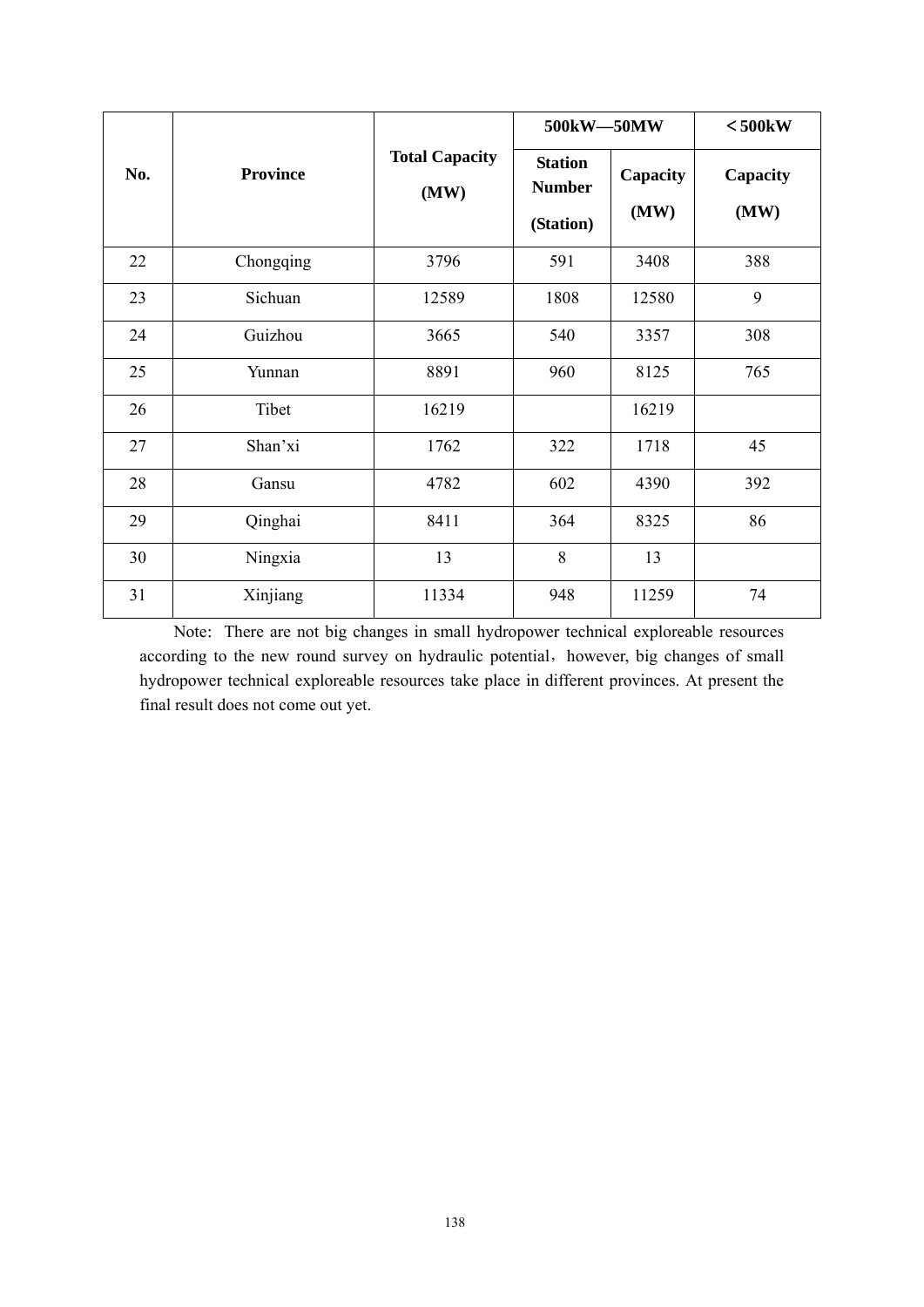| No. | Province | Total Capacity (MW) | 500kW—50MW | | <500kW |
|---|---|---|---|---|---|
| | | | Station Number (Station) | Capacity (MW) | Capacity (MW) |
| 22 | Chongqing | 3796 | 591 | 3408 | 388 |
| 23 | Sichuan | 12589 | 1808 | 12580 | 9 |
| 24 | Guizhou | 3665 | 540 | 3357 | 308 |
| 25 | Yunnan | 8891 | 960 | 8125 | 765 |
| 26 | Tibet | 16219 | | 16219 | |
| 27 | Shan'xi | 1762 | 322 | 1718 | 45 |
| 28 | Gansu | 4782 | 602 | 4390 | 392 |
| 29 | Qinghai | 8411 | 364 | 8325 | 86 |
| 30 | Ningxia | 13 | 8 | 13 | |
| 31 | Xinjiang | 11334 | 948 | 11259 | 74 |

Note: There are not big changes in small hydropower technical exploreable resources according to the new round survey on hydraulic potential, however, big changes of small hydropower technical exploreable resources take place in different provinces. At present the final result does not come out yet.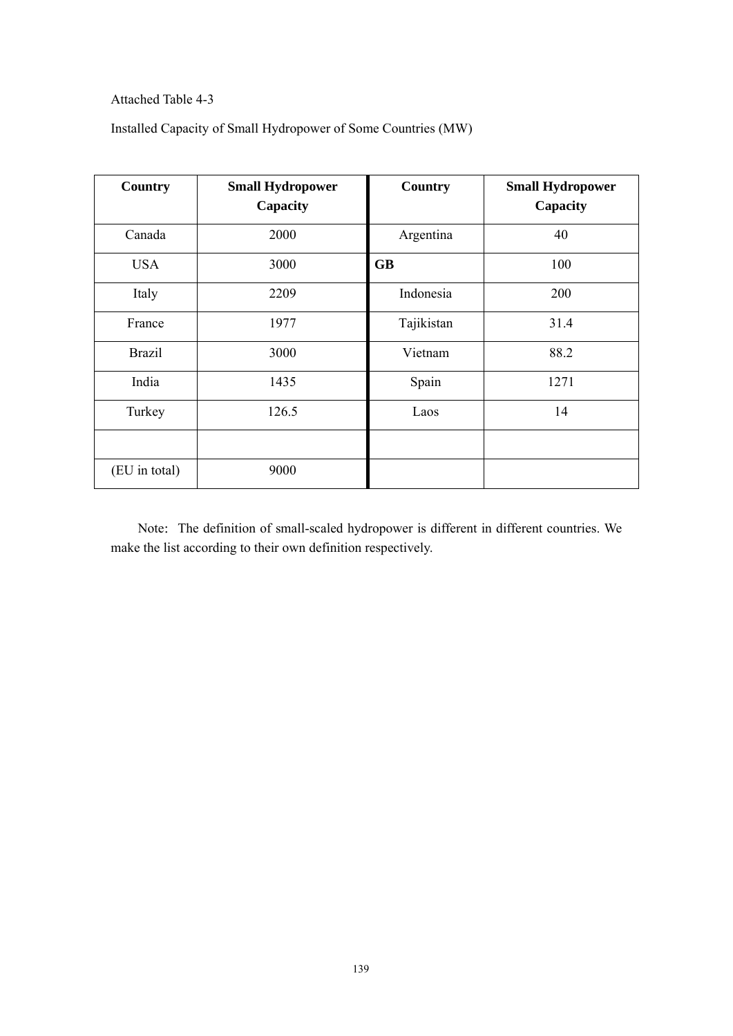Attached Table 4-3

Installed Capacity of Small Hydropower of Some Countries (MW)

| **Country** | **Small Hydropower Capacity** | **Country** | **Small Hydropower Capacity** |
|---|---|---|---|
| Canada | 2000 | Argentina | 40 |
| USA | 3000 | **GB** | 100 |
| Italy | 2209 | Indonesia | 200 |
| France | 1977 | Tajikistan | 31.4 |
| Brazil | 3000 | Vietnam | 88.2 |
| India | 1435 | Spain | 1271 |
| Turkey | 126.5 | Laos | 14 |
| | | | |
| (EU in total) | 9000 | | |

Note: The definition of small-scaled hydropower is different in different countries. We make the list according to their own definition respectively.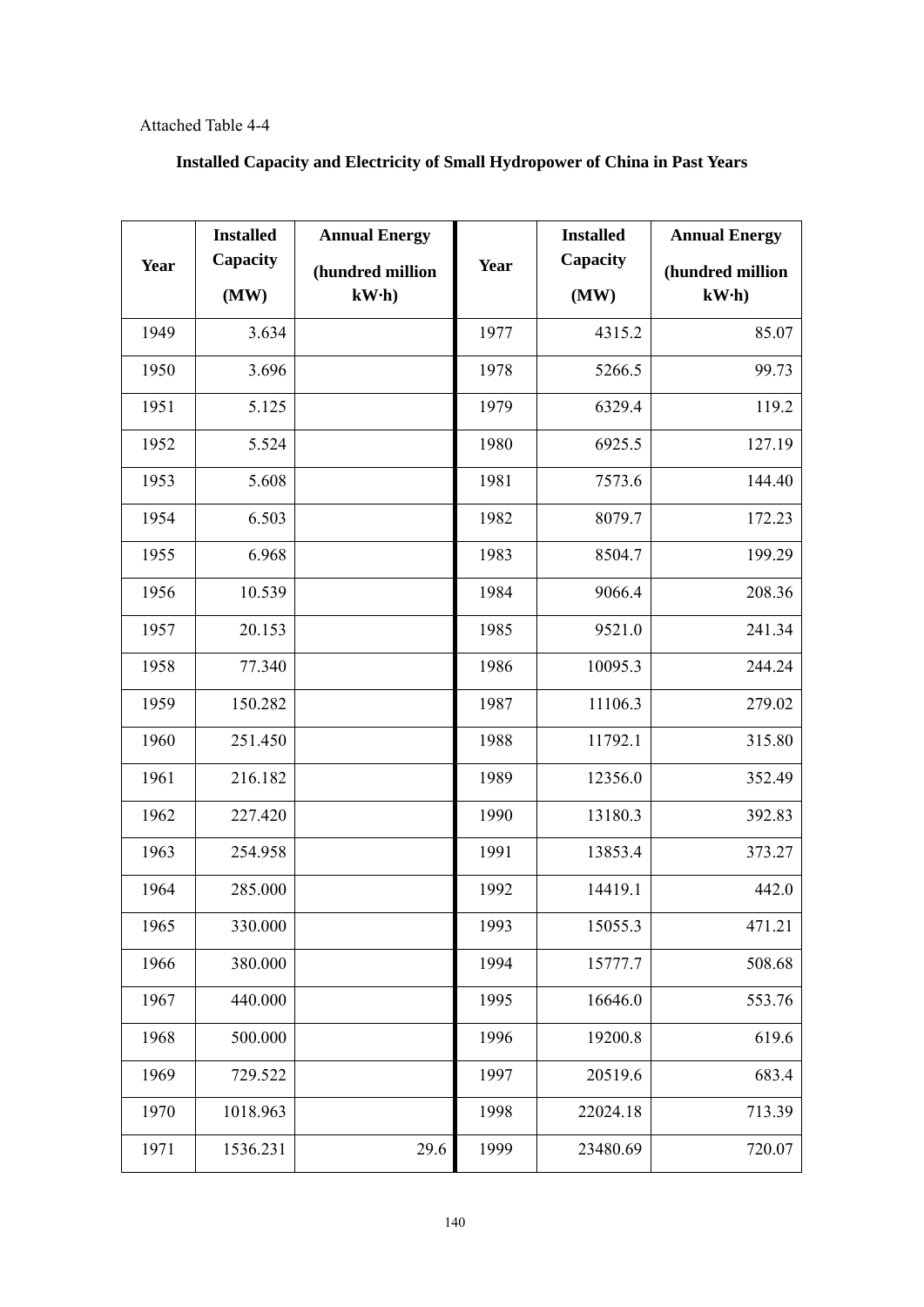Attached Table 4-4

**Installed Capacity and Electricity of Small Hydropower of China in Past Years**

| Year | Installed Capacity (MW) | Annual Energy (hundred million kW·h) | Year | Installed Capacity (MW) | Annual Energy (hundred million kW·h) |
|---|---|---|---|---|---|
| 1949 | 3.634 | | 1977 | 4315.2 | 85.07 |
| 1950 | 3.696 | | 1978 | 5266.5 | 99.73 |
| 1951 | 5.125 | | 1979 | 6329.4 | 119.2 |
| 1952 | 5.524 | | 1980 | 6925.5 | 127.19 |
| 1953 | 5.608 | | 1981 | 7573.6 | 144.40 |
| 1954 | 6.503 | | 1982 | 8079.7 | 172.23 |
| 1955 | 6.968 | | 1983 | 8504.7 | 199.29 |
| 1956 | 10.539 | | 1984 | 9066.4 | 208.36 |
| 1957 | 20.153 | | 1985 | 9521.0 | 241.34 |
| 1958 | 77.340 | | 1986 | 10095.3 | 244.24 |
| 1959 | 150.282 | | 1987 | 11106.3 | 279.02 |
| 1960 | 251.450 | | 1988 | 11792.1 | 315.80 |
| 1961 | 216.182 | | 1989 | 12356.0 | 352.49 |
| 1962 | 227.420 | | 1990 | 13180.3 | 392.83 |
| 1963 | 254.958 | | 1991 | 13853.4 | 373.27 |
| 1964 | 285.000 | | 1992 | 14419.1 | 442.0 |
| 1965 | 330.000 | | 1993 | 15055.3 | 471.21 |
| 1966 | 380.000 | | 1994 | 15777.7 | 508.68 |
| 1967 | 440.000 | | 1995 | 16646.0 | 553.76 |
| 1968 | 500.000 | | 1996 | 19200.8 | 619.6 |
| 1969 | 729.522 | | 1997 | 20519.6 | 683.4 |
| 1970 | 1018.963 | | 1998 | 22024.18 | 713.39 |
| 1971 | 1536.231 | 29.6 | 1999 | 23480.69 | 720.07 |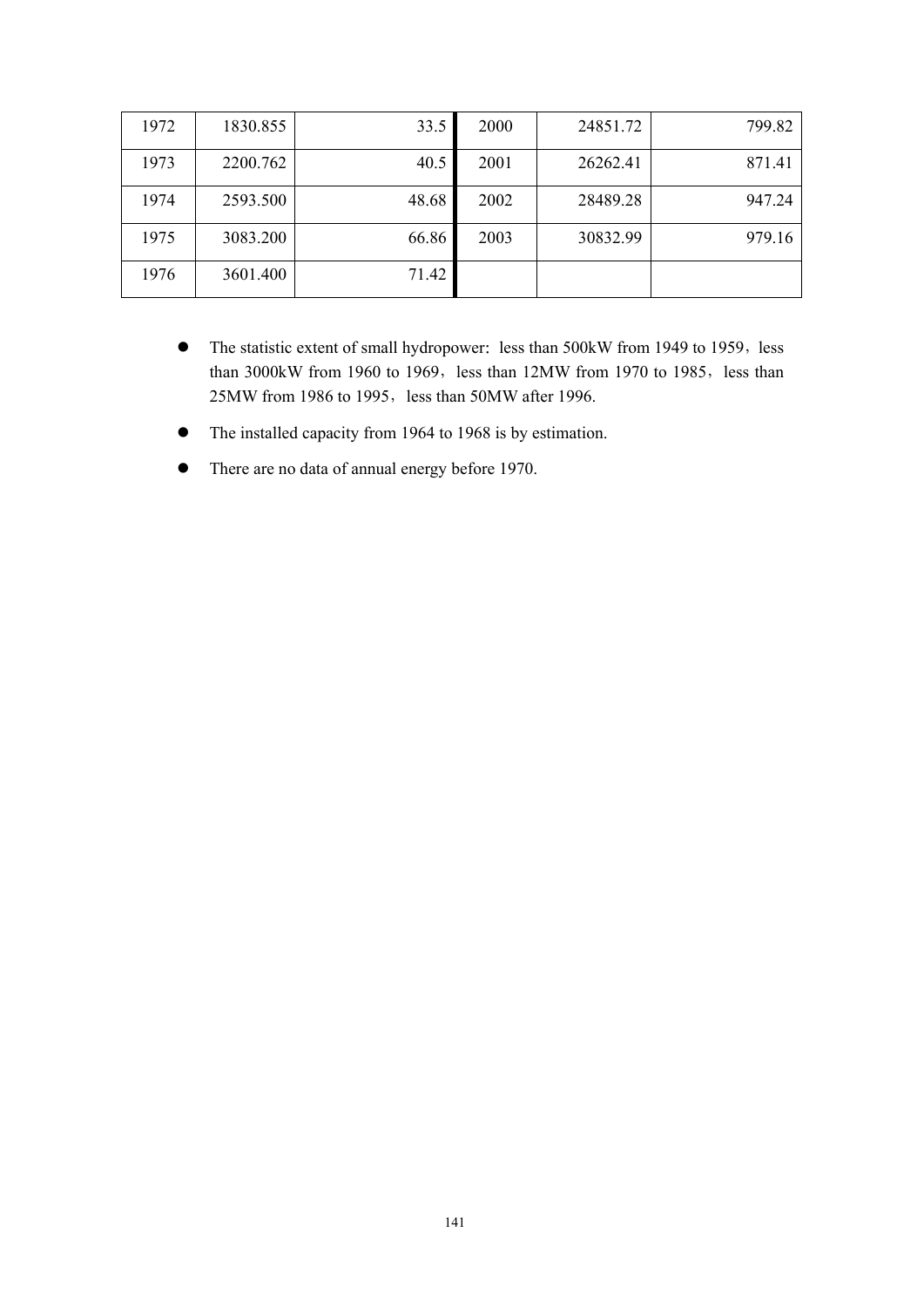| | | | | | |
|---|---|---|---|---|---|
| 1972 | 1830.855 | 33.5 | 2000 | 24851.72 | 799.82 |
| 1973 | 2200.762 | 40.5 | 2001 | 26262.41 | 871.41 |
| 1974 | 2593.500 | 48.68 | 2002 | 28489.28 | 947.24 |
| 1975 | 3083.200 | 66.86 | 2003 | 30832.99 | 979.16 |
| 1976 | 3601.400 | 71.42 | | | |

- The statistic extent of small hydropower: less than 500kW from 1949 to 1959，less than 3000kW from 1960 to 1969，less than 12MW from 1970 to 1985，less than 25MW from 1986 to 1995，less than 50MW after 1996.
- The installed capacity from 1964 to 1968 is by estimation.
- There are no data of annual energy before 1970.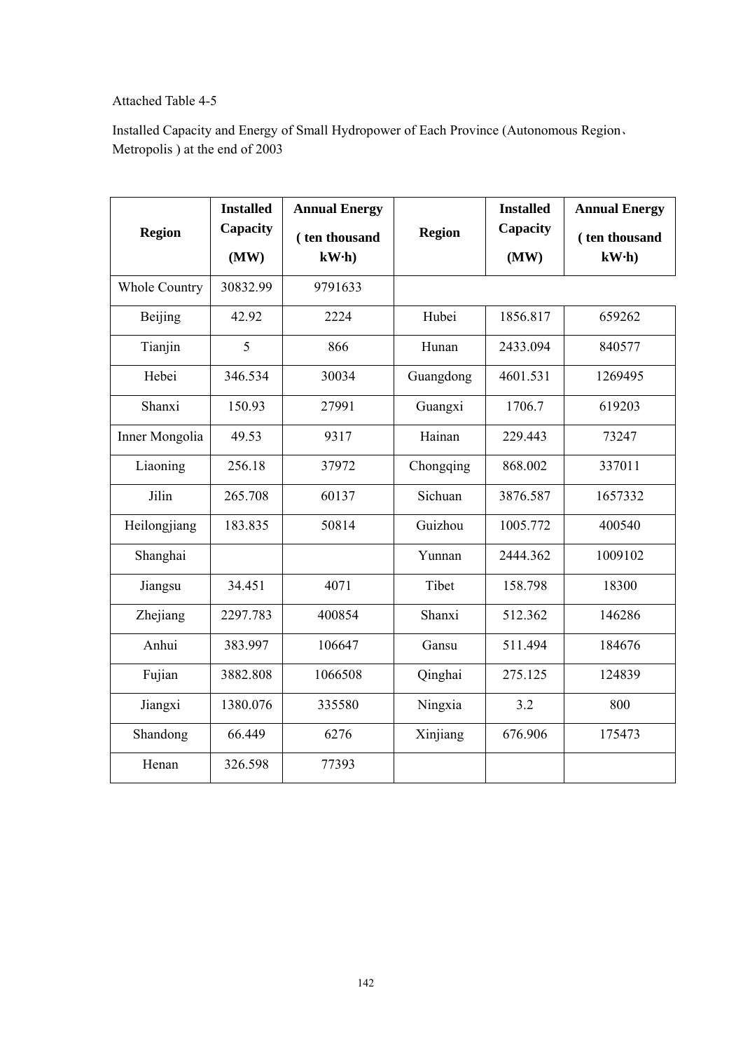Attached Table 4-5

Installed Capacity and Energy of Small Hydropower of Each Province (Autonomous Region、Metropolis ) at the end of 2003

| Region | Installed Capacity (MW) | Annual Energy ( ten thousand kW·h) | Region | Installed Capacity (MW) | Annual Energy ( ten thousand kW·h) |
|---|---|---|---|---|---|
| Whole Country | 30832.99 | 9791633 | | | |
| Beijing | 42.92 | 2224 | Hubei | 1856.817 | 659262 |
| Tianjin | 5 | 866 | Hunan | 2433.094 | 840577 |
| Hebei | 346.534 | 30034 | Guangdong | 4601.531 | 1269495 |
| Shanxi | 150.93 | 27991 | Guangxi | 1706.7 | 619203 |
| Inner Mongolia | 49.53 | 9317 | Hainan | 229.443 | 73247 |
| Liaoning | 256.18 | 37972 | Chongqing | 868.002 | 337011 |
| Jilin | 265.708 | 60137 | Sichuan | 3876.587 | 1657332 |
| Heilongjiang | 183.835 | 50814 | Guizhou | 1005.772 | 400540 |
| Shanghai | | | Yunnan | 2444.362 | 1009102 |
| Jiangsu | 34.451 | 4071 | Tibet | 158.798 | 18300 |
| Zhejiang | 2297.783 | 400854 | Shanxi | 512.362 | 146286 |
| Anhui | 383.997 | 106647 | Gansu | 511.494 | 184676 |
| Fujian | 3882.808 | 1066508 | Qinghai | 275.125 | 124839 |
| Jiangxi | 1380.076 | 335580 | Ningxia | 3.2 | 800 |
| Shandong | 66.449 | 6276 | Xinjiang | 676.906 | 175473 |
| Henan | 326.598 | 77393 | | | |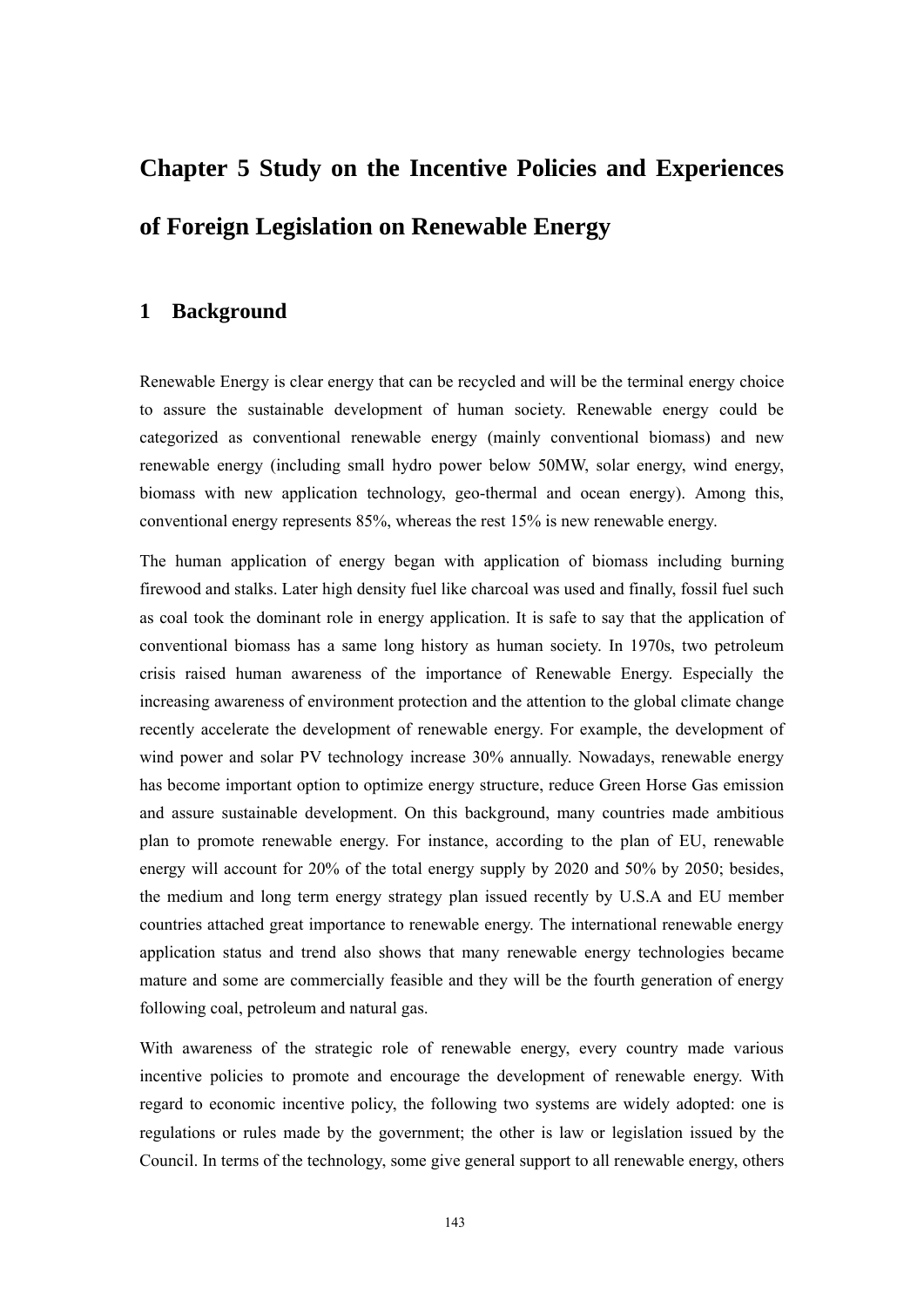# Chapter 5 Study on the Incentive Policies and Experiences of Foreign Legislation on Renewable Energy

## 1 Background

Renewable Energy is clear energy that can be recycled and will be the terminal energy choice to assure the sustainable development of human society. Renewable energy could be categorized as conventional renewable energy (mainly conventional biomass) and new renewable energy (including small hydro power below 50MW, solar energy, wind energy, biomass with new application technology, geo-thermal and ocean energy). Among this, conventional energy represents 85%, whereas the rest 15% is new renewable energy.

The human application of energy began with application of biomass including burning firewood and stalks. Later high density fuel like charcoal was used and finally, fossil fuel such as coal took the dominant role in energy application. It is safe to say that the application of conventional biomass has a same long history as human society. In 1970s, two petroleum crisis raised human awareness of the importance of Renewable Energy. Especially the increasing awareness of environment protection and the attention to the global climate change recently accelerate the development of renewable energy. For example, the development of wind power and solar PV technology increase 30% annually. Nowadays, renewable energy has become important option to optimize energy structure, reduce Green Horse Gas emission and assure sustainable development. On this background, many countries made ambitious plan to promote renewable energy. For instance, according to the plan of EU, renewable energy will account for 20% of the total energy supply by 2020 and 50% by 2050; besides, the medium and long term energy strategy plan issued recently by U.S.A and EU member countries attached great importance to renewable energy. The international renewable energy application status and trend also shows that many renewable energy technologies became mature and some are commercially feasible and they will be the fourth generation of energy following coal, petroleum and natural gas.

With awareness of the strategic role of renewable energy, every country made various incentive policies to promote and encourage the development of renewable energy. With regard to economic incentive policy, the following two systems are widely adopted: one is regulations or rules made by the government; the other is law or legislation issued by the Council. In terms of the technology, some give general support to all renewable energy, others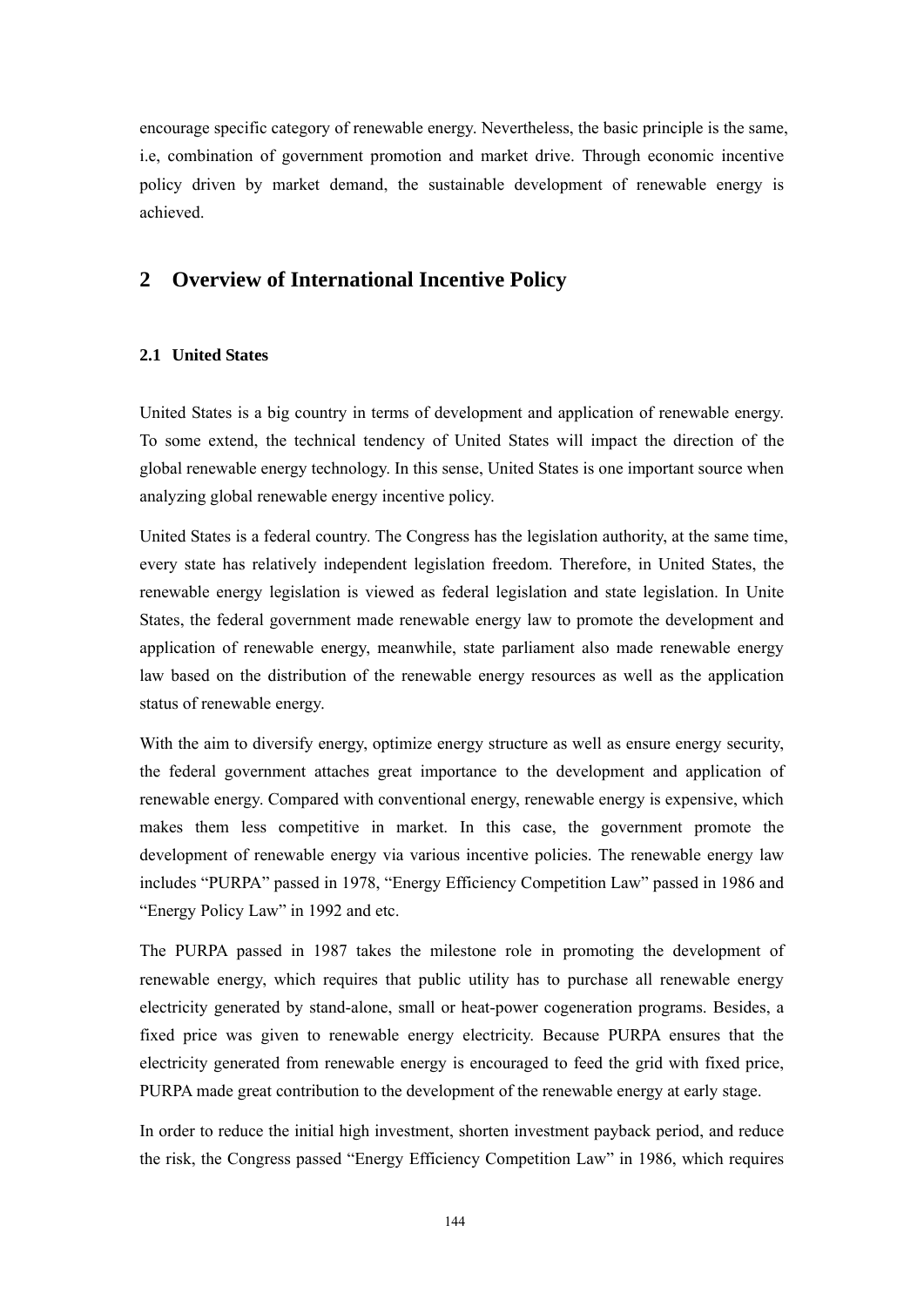encourage specific category of renewable energy. Nevertheless, the basic principle is the same, i.e, combination of government promotion and market drive. Through economic incentive policy driven by market demand, the sustainable development of renewable energy is achieved.

## 2 Overview of International Incentive Policy

### 2.1 United States

United States is a big country in terms of development and application of renewable energy. To some extend, the technical tendency of United States will impact the direction of the global renewable energy technology. In this sense, United States is one important source when analyzing global renewable energy incentive policy.

United States is a federal country. The Congress has the legislation authority, at the same time, every state has relatively independent legislation freedom. Therefore, in United States, the renewable energy legislation is viewed as federal legislation and state legislation. In Unite States, the federal government made renewable energy law to promote the development and application of renewable energy, meanwhile, state parliament also made renewable energy law based on the distribution of the renewable energy resources as well as the application status of renewable energy.

With the aim to diversify energy, optimize energy structure as well as ensure energy security, the federal government attaches great importance to the development and application of renewable energy. Compared with conventional energy, renewable energy is expensive, which makes them less competitive in market. In this case, the government promote the development of renewable energy via various incentive policies. The renewable energy law includes "PURPA" passed in 1978, "Energy Efficiency Competition Law" passed in 1986 and "Energy Policy Law" in 1992 and etc.

The PURPA passed in 1987 takes the milestone role in promoting the development of renewable energy, which requires that public utility has to purchase all renewable energy electricity generated by stand-alone, small or heat-power cogeneration programs. Besides, a fixed price was given to renewable energy electricity. Because PURPA ensures that the electricity generated from renewable energy is encouraged to feed the grid with fixed price, PURPA made great contribution to the development of the renewable energy at early stage.

In order to reduce the initial high investment, shorten investment payback period, and reduce the risk, the Congress passed "Energy Efficiency Competition Law" in 1986, which requires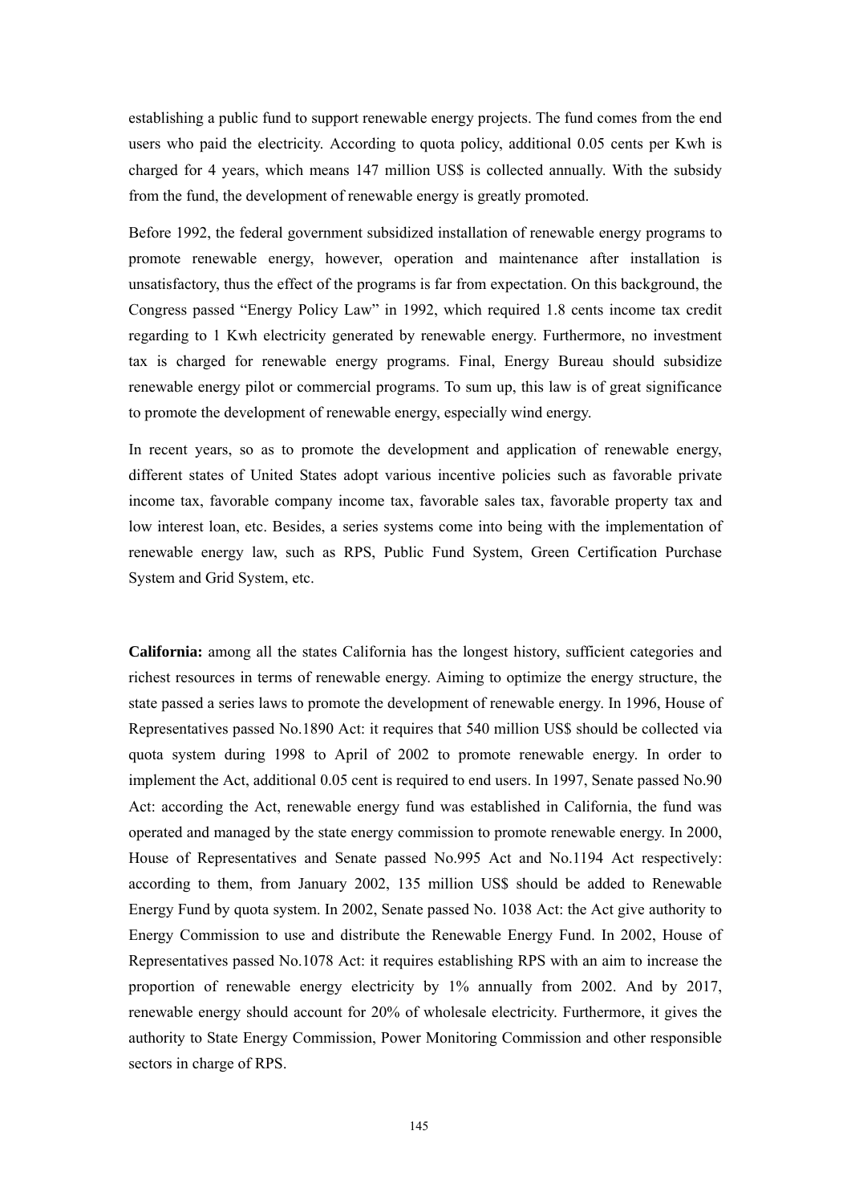establishing a public fund to support renewable energy projects. The fund comes from the end users who paid the electricity. According to quota policy, additional 0.05 cents per Kwh is charged for 4 years, which means 147 million US$ is collected annually. With the subsidy from the fund, the development of renewable energy is greatly promoted.

Before 1992, the federal government subsidized installation of renewable energy programs to promote renewable energy, however, operation and maintenance after installation is unsatisfactory, thus the effect of the programs is far from expectation. On this background, the Congress passed "Energy Policy Law" in 1992, which required 1.8 cents income tax credit regarding to 1 Kwh electricity generated by renewable energy. Furthermore, no investment tax is charged for renewable energy programs. Final, Energy Bureau should subsidize renewable energy pilot or commercial programs. To sum up, this law is of great significance to promote the development of renewable energy, especially wind energy.

In recent years, so as to promote the development and application of renewable energy, different states of United States adopt various incentive policies such as favorable private income tax, favorable company income tax, favorable sales tax, favorable property tax and low interest loan, etc. Besides, a series systems come into being with the implementation of renewable energy law, such as RPS, Public Fund System, Green Certification Purchase System and Grid System, etc.

**California:** among all the states California has the longest history, sufficient categories and richest resources in terms of renewable energy. Aiming to optimize the energy structure, the state passed a series laws to promote the development of renewable energy. In 1996, House of Representatives passed No.1890 Act: it requires that 540 million US$ should be collected via quota system during 1998 to April of 2002 to promote renewable energy. In order to implement the Act, additional 0.05 cent is required to end users. In 1997, Senate passed No.90 Act: according the Act, renewable energy fund was established in California, the fund was operated and managed by the state energy commission to promote renewable energy. In 2000, House of Representatives and Senate passed No.995 Act and No.1194 Act respectively: according to them, from January 2002, 135 million US$ should be added to Renewable Energy Fund by quota system. In 2002, Senate passed No. 1038 Act: the Act give authority to Energy Commission to use and distribute the Renewable Energy Fund. In 2002, House of Representatives passed No.1078 Act: it requires establishing RPS with an aim to increase the proportion of renewable energy electricity by 1% annually from 2002. And by 2017, renewable energy should account for 20% of wholesale electricity. Furthermore, it gives the authority to State Energy Commission, Power Monitoring Commission and other responsible sectors in charge of RPS.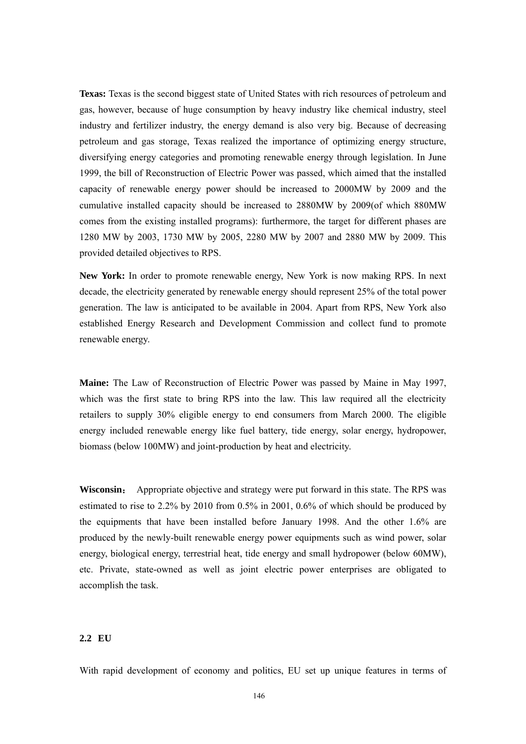**Texas:** Texas is the second biggest state of United States with rich resources of petroleum and gas, however, because of huge consumption by heavy industry like chemical industry, steel industry and fertilizer industry, the energy demand is also very big. Because of decreasing petroleum and gas storage, Texas realized the importance of optimizing energy structure, diversifying energy categories and promoting renewable energy through legislation. In June 1999, the bill of Reconstruction of Electric Power was passed, which aimed that the installed capacity of renewable energy power should be increased to 2000MW by 2009 and the cumulative installed capacity should be increased to 2880MW by 2009(of which 880MW comes from the existing installed programs): furthermore, the target for different phases are 1280 MW by 2003, 1730 MW by 2005, 2280 MW by 2007 and 2880 MW by 2009. This provided detailed objectives to RPS.

**New York:** In order to promote renewable energy, New York is now making RPS. In next decade, the electricity generated by renewable energy should represent 25% of the total power generation. The law is anticipated to be available in 2004. Apart from RPS, New York also established Energy Research and Development Commission and collect fund to promote renewable energy.

**Maine:** The Law of Reconstruction of Electric Power was passed by Maine in May 1997, which was the first state to bring RPS into the law. This law required all the electricity retailers to supply 30% eligible energy to end consumers from March 2000. The eligible energy included renewable energy like fuel battery, tide energy, solar energy, hydropower, biomass (below 100MW) and joint-production by heat and electricity.

**Wisconsin**： Appropriate objective and strategy were put forward in this state. The RPS was estimated to rise to 2.2% by 2010 from 0.5% in 2001, 0.6% of which should be produced by the equipments that have been installed before January 1998. And the other 1.6% are produced by the newly-built renewable energy power equipments such as wind power, solar energy, biological energy, terrestrial heat, tide energy and small hydropower (below 60MW), etc. Private, state-owned as well as joint electric power enterprises are obligated to accomplish the task.

**2.2 EU**

With rapid development of economy and politics, EU set up unique features in terms of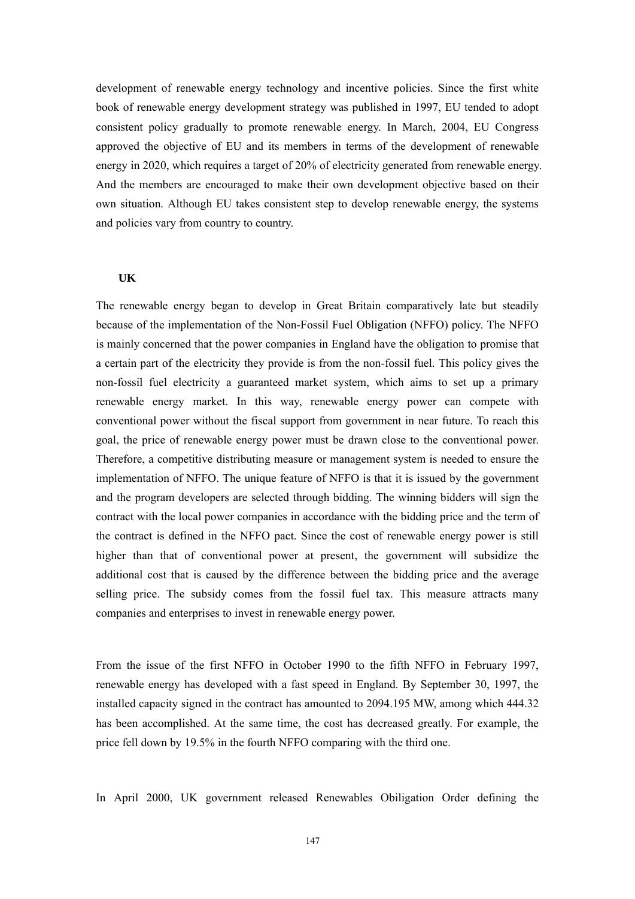development of renewable energy technology and incentive policies. Since the first white book of renewable energy development strategy was published in 1997, EU tended to adopt consistent policy gradually to promote renewable energy. In March, 2004, EU Congress approved the objective of EU and its members in terms of the development of renewable energy in 2020, which requires a target of 20% of electricity generated from renewable energy. And the members are encouraged to make their own development objective based on their own situation. Although EU takes consistent step to develop renewable energy, the systems and policies vary from country to country.

**UK**

The renewable energy began to develop in Great Britain comparatively late but steadily because of the implementation of the Non-Fossil Fuel Obligation (NFFO) policy. The NFFO is mainly concerned that the power companies in England have the obligation to promise that a certain part of the electricity they provide is from the non-fossil fuel. This policy gives the non-fossil fuel electricity a guaranteed market system, which aims to set up a primary renewable energy market. In this way, renewable energy power can compete with conventional power without the fiscal support from government in near future. To reach this goal, the price of renewable energy power must be drawn close to the conventional power. Therefore, a competitive distributing measure or management system is needed to ensure the implementation of NFFO. The unique feature of NFFO is that it is issued by the government and the program developers are selected through bidding. The winning bidders will sign the contract with the local power companies in accordance with the bidding price and the term of the contract is defined in the NFFO pact. Since the cost of renewable energy power is still higher than that of conventional power at present, the government will subsidize the additional cost that is caused by the difference between the bidding price and the average selling price. The subsidy comes from the fossil fuel tax. This measure attracts many companies and enterprises to invest in renewable energy power.

From the issue of the first NFFO in October 1990 to the fifth NFFO in February 1997, renewable energy has developed with a fast speed in England. By September 30, 1997, the installed capacity signed in the contract has amounted to 2094.195 MW, among which 444.32 has been accomplished. At the same time, the cost has decreased greatly. For example, the price fell down by 19.5% in the fourth NFFO comparing with the third one.

In April 2000, UK government released Renewables Obiligation Order defining the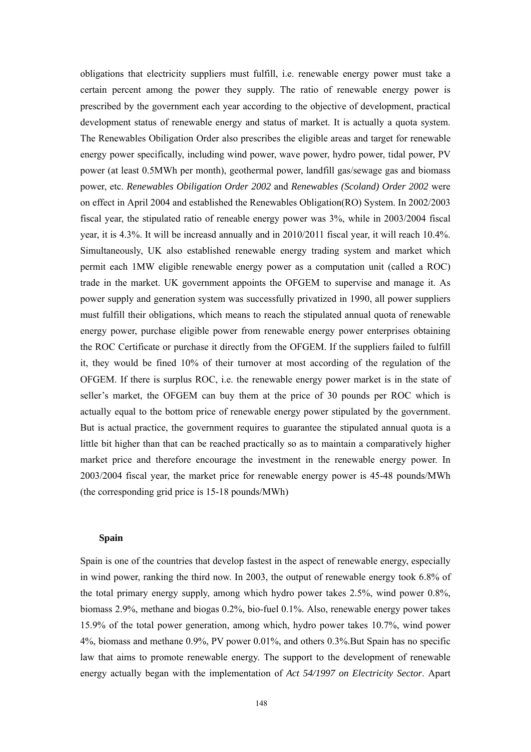obligations that electricity suppliers must fulfill, i.e. renewable energy power must take a certain percent among the power they supply. The ratio of renewable energy power is prescribed by the government each year according to the objective of development, practical development status of renewable energy and status of market. It is actually a quota system. The Renewables Obiligation Order also prescribes the eligible areas and target for renewable energy power specifically, including wind power, wave power, hydro power, tidal power, PV power (at least 0.5MWh per month), geothermal power, landfill gas/sewage gas and biomass power, etc. *Renewables Obiligation Order 2002* and *Renewables (Scoland) Order 2002* were on effect in April 2004 and established the Renewables Obligation(RO) System. In 2002/2003 fiscal year, the stipulated ratio of reneable energy power was 3%, while in 2003/2004 fiscal year, it is 4.3%. It will be increasd annually and in 2010/2011 fiscal year, it will reach 10.4%. Simultaneously, UK also established renewable energy trading system and market which permit each 1MW eligible renewable energy power as a computation unit (called a ROC) trade in the market. UK government appoints the OFGEM to supervise and manage it. As power supply and generation system was successfully privatized in 1990, all power suppliers must fulfill their obligations, which means to reach the stipulated annual quota of renewable energy power, purchase eligible power from renewable energy power enterprises obtaining the ROC Certificate or purchase it directly from the OFGEM. If the suppliers failed to fulfill it, they would be fined 10% of their turnover at most according of the regulation of the OFGEM. If there is surplus ROC, i.e. the renewable energy power market is in the state of seller's market, the OFGEM can buy them at the price of 30 pounds per ROC which is actually equal to the bottom price of renewable energy power stipulated by the government. But is actual practice, the government requires to guarantee the stipulated annual quota is a little bit higher than that can be reached practically so as to maintain a comparatively higher market price and therefore encourage the investment in the renewable energy power. In 2003/2004 fiscal year, the market price for renewable energy power is 45-48 pounds/MWh (the corresponding grid price is 15-18 pounds/MWh)

**Spain**

Spain is one of the countries that develop fastest in the aspect of renewable energy, especially in wind power, ranking the third now. In 2003, the output of renewable energy took 6.8% of the total primary energy supply, among which hydro power takes 2.5%, wind power 0.8%, biomass 2.9%, methane and biogas 0.2%, bio-fuel 0.1%. Also, renewable energy power takes 15.9% of the total power generation, among which, hydro power takes 10.7%, wind power 4%, biomass and methane 0.9%, PV power 0.01%, and others 0.3%.But Spain has no specific law that aims to promote renewable energy. The support to the development of renewable energy actually began with the implementation of *Act 54/1997 on Electricity Sector*. Apart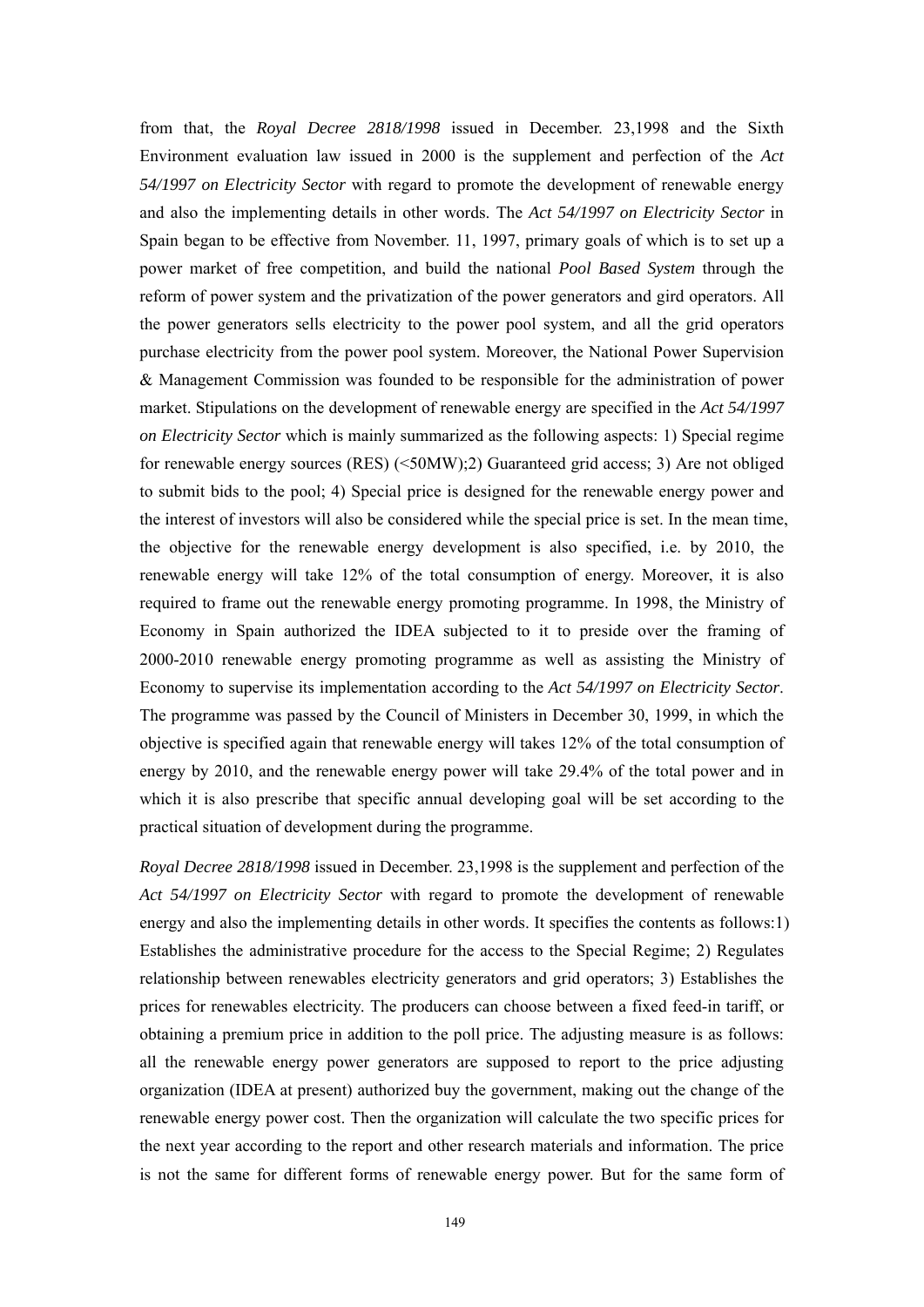from that, the *Royal Decree 2818/1998* issued in December. 23,1998 and the Sixth Environment evaluation law issued in 2000 is the supplement and perfection of the *Act 54/1997 on Electricity Sector* with regard to promote the development of renewable energy and also the implementing details in other words. The *Act 54/1997 on Electricity Sector* in Spain began to be effective from November. 11, 1997, primary goals of which is to set up a power market of free competition, and build the national *Pool Based System* through the reform of power system and the privatization of the power generators and gird operators. All the power generators sells electricity to the power pool system, and all the grid operators purchase electricity from the power pool system. Moreover, the National Power Supervision & Management Commission was founded to be responsible for the administration of power market. Stipulations on the development of renewable energy are specified in the *Act 54/1997 on Electricity Sector* which is mainly summarized as the following aspects: 1) Special regime for renewable energy sources (RES) (<50MW);2) Guaranteed grid access; 3) Are not obliged to submit bids to the pool; 4) Special price is designed for the renewable energy power and the interest of investors will also be considered while the special price is set. In the mean time, the objective for the renewable energy development is also specified, i.e. by 2010, the renewable energy will take 12% of the total consumption of energy. Moreover, it is also required to frame out the renewable energy promoting programme. In 1998, the Ministry of Economy in Spain authorized the IDEA subjected to it to preside over the framing of 2000-2010 renewable energy promoting programme as well as assisting the Ministry of Economy to supervise its implementation according to the *Act 54/1997 on Electricity Sector*. The programme was passed by the Council of Ministers in December 30, 1999, in which the objective is specified again that renewable energy will takes 12% of the total consumption of energy by 2010, and the renewable energy power will take 29.4% of the total power and in which it is also prescribe that specific annual developing goal will be set according to the practical situation of development during the programme.

*Royal Decree 2818/1998* issued in December. 23,1998 is the supplement and perfection of the *Act 54/1997 on Electricity Sector* with regard to promote the development of renewable energy and also the implementing details in other words. It specifies the contents as follows:1) Establishes the administrative procedure for the access to the Special Regime; 2) Regulates relationship between renewables electricity generators and grid operators; 3) Establishes the prices for renewables electricity. The producers can choose between a fixed feed-in tariff, or obtaining a premium price in addition to the poll price. The adjusting measure is as follows: all the renewable energy power generators are supposed to report to the price adjusting organization (IDEA at present) authorized buy the government, making out the change of the renewable energy power cost. Then the organization will calculate the two specific prices for the next year according to the report and other research materials and information. The price is not the same for different forms of renewable energy power. But for the same form of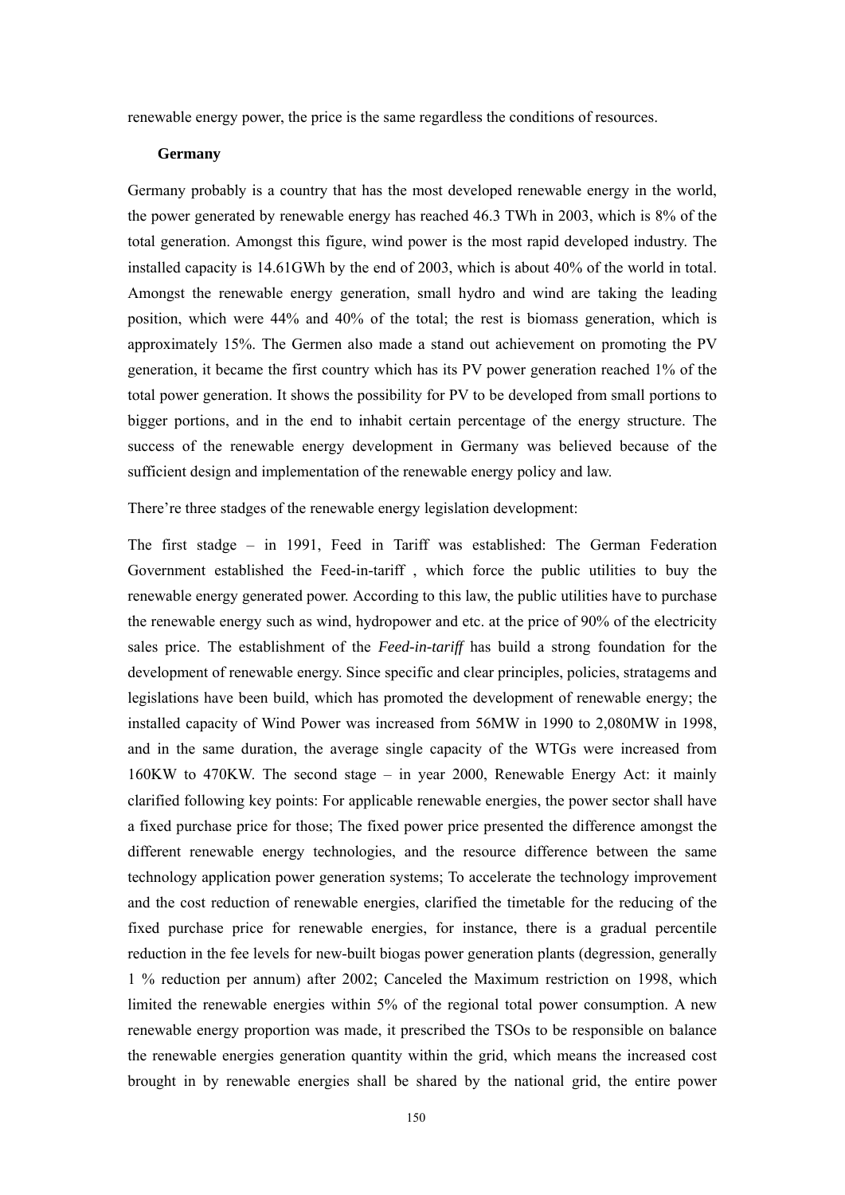renewable energy power, the price is the same regardless the conditions of resources.

**Germany**

Germany probably is a country that has the most developed renewable energy in the world, the power generated by renewable energy has reached 46.3 TWh in 2003, which is 8% of the total generation. Amongst this figure, wind power is the most rapid developed industry. The installed capacity is 14.61GWh by the end of 2003, which is about 40% of the world in total. Amongst the renewable energy generation, small hydro and wind are taking the leading position, which were 44% and 40% of the total; the rest is biomass generation, which is approximately 15%. The Germen also made a stand out achievement on promoting the PV generation, it became the first country which has its PV power generation reached 1% of the total power generation. It shows the possibility for PV to be developed from small portions to bigger portions, and in the end to inhabit certain percentage of the energy structure. The success of the renewable energy development in Germany was believed because of the sufficient design and implementation of the renewable energy policy and law.

There're three stadges of the renewable energy legislation development:

The first stadge – in 1991, Feed in Tariff was established: The German Federation Government established the Feed-in-tariff , which force the public utilities to buy the renewable energy generated power. According to this law, the public utilities have to purchase the renewable energy such as wind, hydropower and etc. at the price of 90% of the electricity sales price. The establishment of the *Feed-in-tariff* has build a strong foundation for the development of renewable energy. Since specific and clear principles, policies, stratagems and legislations have been build, which has promoted the development of renewable energy; the installed capacity of Wind Power was increased from 56MW in 1990 to 2,080MW in 1998, and in the same duration, the average single capacity of the WTGs were increased from 160KW to 470KW. The second stage – in year 2000, Renewable Energy Act: it mainly clarified following key points: For applicable renewable energies, the power sector shall have a fixed purchase price for those; The fixed power price presented the difference amongst the different renewable energy technologies, and the resource difference between the same technology application power generation systems; To accelerate the technology improvement and the cost reduction of renewable energies, clarified the timetable for the reducing of the fixed purchase price for renewable energies, for instance, there is a gradual percentile reduction in the fee levels for new-built biogas power generation plants (degression, generally 1 % reduction per annum) after 2002; Canceled the Maximum restriction on 1998, which limited the renewable energies within 5% of the regional total power consumption. A new renewable energy proportion was made, it prescribed the TSOs to be responsible on balance the renewable energies generation quantity within the grid, which means the increased cost brought in by renewable energies shall be shared by the national grid, the entire power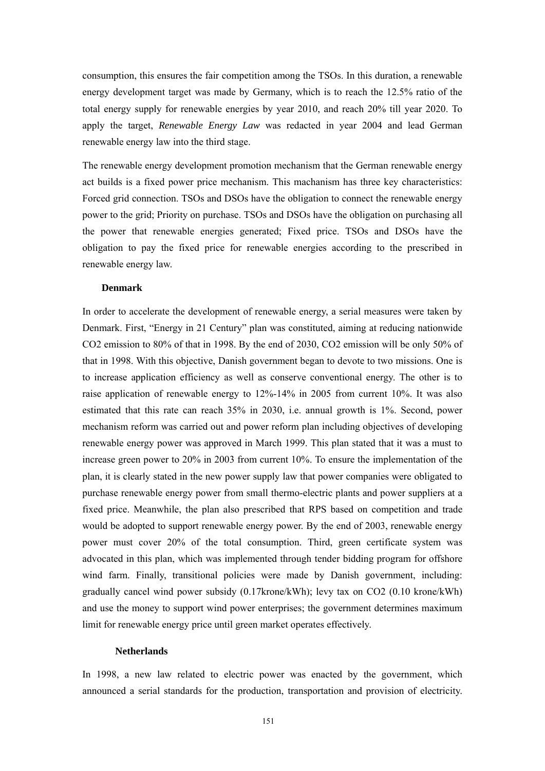consumption, this ensures the fair competition among the TSOs. In this duration, a renewable energy development target was made by Germany, which is to reach the 12.5% ratio of the total energy supply for renewable energies by year 2010, and reach 20% till year 2020. To apply the target, *Renewable Energy Law* was redacted in year 2004 and lead German renewable energy law into the third stage.

The renewable energy development promotion mechanism that the German renewable energy act builds is a fixed power price mechanism. This machanism has three key characteristics: Forced grid connection. TSOs and DSOs have the obligation to connect the renewable energy power to the grid; Priority on purchase. TSOs and DSOs have the obligation on purchasing all the power that renewable energies generated; Fixed price. TSOs and DSOs have the obligation to pay the fixed price for renewable energies according to the prescribed in renewable energy law.

**Denmark**

In order to accelerate the development of renewable energy, a serial measures were taken by Denmark. First, "Energy in 21 Century" plan was constituted, aiming at reducing nationwide $CO_2$ emission to 80% of that in 1998. By the end of 2030, $CO_2$ emission will be only 50% of that in 1998. With this objective, Danish government began to devote to two missions. One is to increase application efficiency as well as conserve conventional energy. The other is to raise application of renewable energy to 12%-14% in 2005 from current 10%. It was also estimated that this rate can reach 35% in 2030, i.e. annual growth is 1%. Second, power mechanism reform was carried out and power reform plan including objectives of developing renewable energy power was approved in March 1999. This plan stated that it was a must to increase green power to 20% in 2003 from current 10%. To ensure the implementation of the plan, it is clearly stated in the new power supply law that power companies were obligated to purchase renewable energy power from small thermo-electric plants and power suppliers at a fixed price. Meanwhile, the plan also prescribed that RPS based on competition and trade would be adopted to support renewable energy power. By the end of 2003, renewable energy power must cover 20% of the total consumption. Third, green certificate system was advocated in this plan, which was implemented through tender bidding program for offshore wind farm. Finally, transitional policies were made by Danish government, including: gradually cancel wind power subsidy (0.17krone/kWh); levy tax on $CO_2$ (0.10 krone/kWh) and use the money to support wind power enterprises; the government determines maximum limit for renewable energy price until green market operates effectively.

**Netherlands**

In 1998, a new law related to electric power was enacted by the government, which announced a serial standards for the production, transportation and provision of electricity.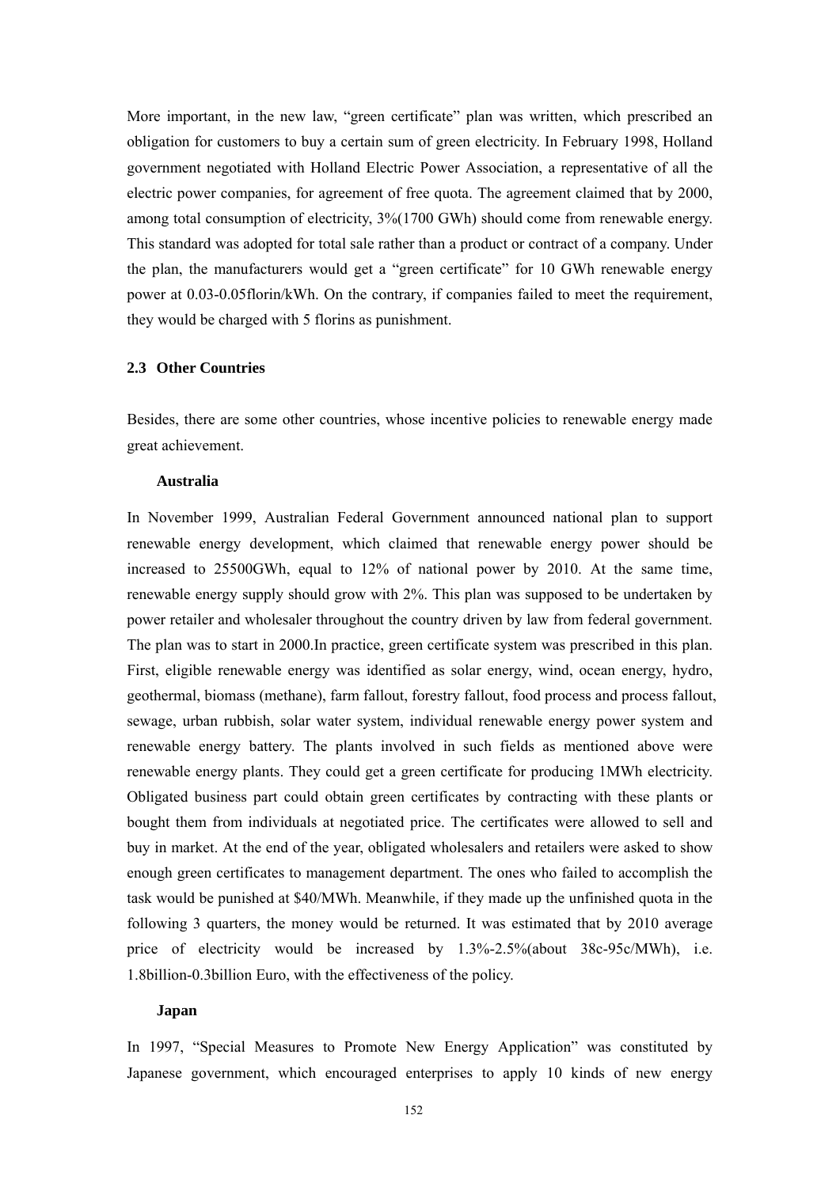More important, in the new law, "green certificate" plan was written, which prescribed an obligation for customers to buy a certain sum of green electricity. In February 1998, Holland government negotiated with Holland Electric Power Association, a representative of all the electric power companies, for agreement of free quota. The agreement claimed that by 2000, among total consumption of electricity, 3%(1700 GWh) should come from renewable energy. This standard was adopted for total sale rather than a product or contract of a company. Under the plan, the manufacturers would get a "green certificate" for 10 GWh renewable energy power at 0.03-0.05florin/kWh. On the contrary, if companies failed to meet the requirement, they would be charged with 5 florins as punishment.

### 2.3 Other Countries

Besides, there are some other countries, whose incentive policies to renewable energy made great achievement.

**Australia**

In November 1999, Australian Federal Government announced national plan to support renewable energy development, which claimed that renewable energy power should be increased to 25500GWh, equal to 12% of national power by 2010. At the same time, renewable energy supply should grow with 2%. This plan was supposed to be undertaken by power retailer and wholesaler throughout the country driven by law from federal government. The plan was to start in 2000.In practice, green certificate system was prescribed in this plan. First, eligible renewable energy was identified as solar energy, wind, ocean energy, hydro, geothermal, biomass (methane), farm fallout, forestry fallout, food process and process fallout, sewage, urban rubbish, solar water system, individual renewable energy power system and renewable energy battery. The plants involved in such fields as mentioned above were renewable energy plants. They could get a green certificate for producing 1MWh electricity. Obligated business part could obtain green certificates by contracting with these plants or bought them from individuals at negotiated price. The certificates were allowed to sell and buy in market. At the end of the year, obligated wholesalers and retailers were asked to show enough green certificates to management department. The ones who failed to accomplish the task would be punished at $40/MWh. Meanwhile, if they made up the unfinished quota in the following 3 quarters, the money would be returned. It was estimated that by 2010 average price of electricity would be increased by 1.3%-2.5%(about 38c-95c/MWh), i.e. 1.8billion-0.3billion Euro, with the effectiveness of the policy.

**Japan**

In 1997, "Special Measures to Promote New Energy Application" was constituted by Japanese government, which encouraged enterprises to apply 10 kinds of new energy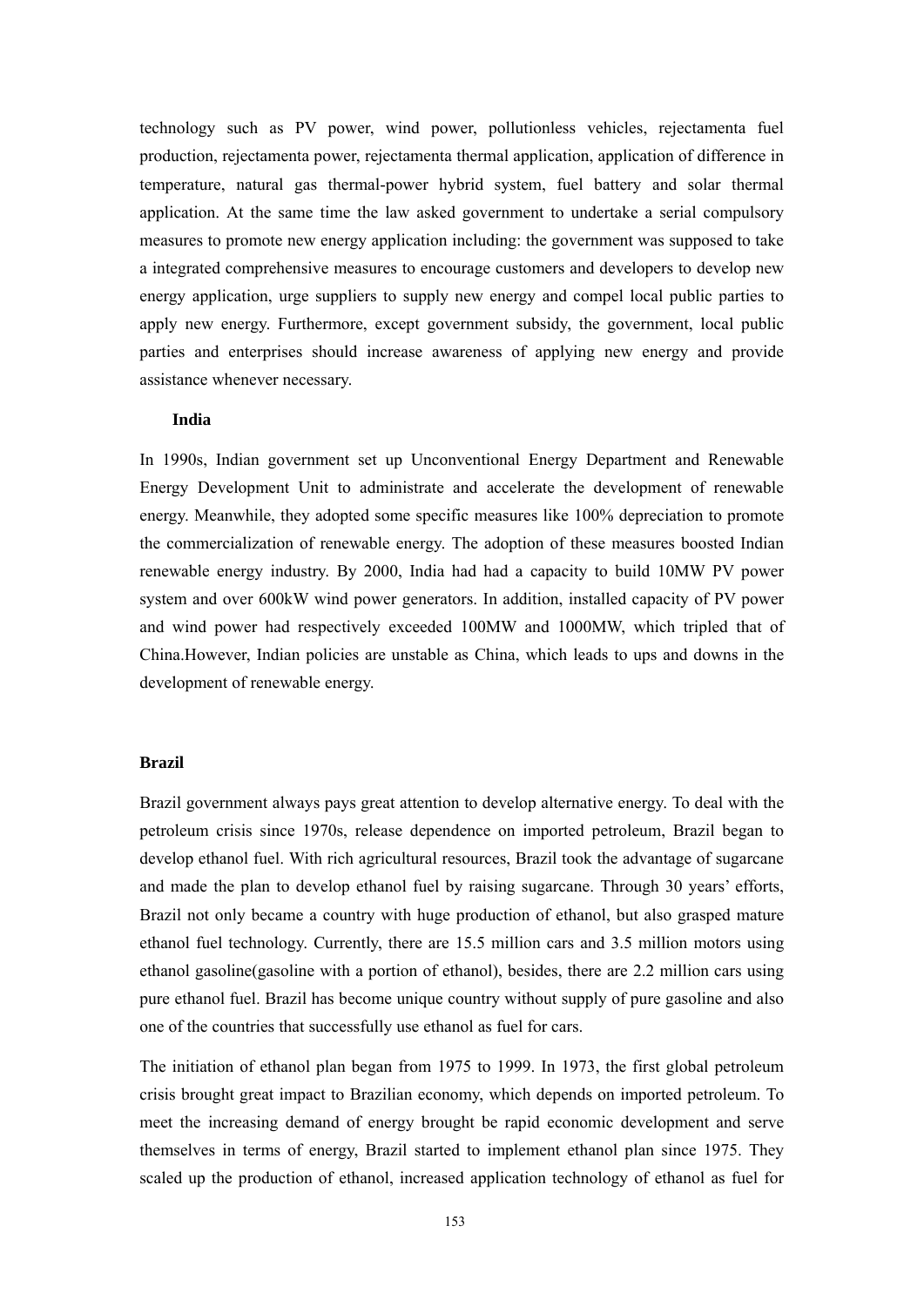technology such as PV power, wind power, pollutionless vehicles, rejectamenta fuel production, rejectamenta power, rejectamenta thermal application, application of difference in temperature, natural gas thermal-power hybrid system, fuel battery and solar thermal application. At the same time the law asked government to undertake a serial compulsory measures to promote new energy application including: the government was supposed to take a integrated comprehensive measures to encourage customers and developers to develop new energy application, urge suppliers to supply new energy and compel local public parties to apply new energy. Furthermore, except government subsidy, the government, local public parties and enterprises should increase awareness of applying new energy and provide assistance whenever necessary.

**India**

In 1990s, Indian government set up Unconventional Energy Department and Renewable Energy Development Unit to administrate and accelerate the development of renewable energy. Meanwhile, they adopted some specific measures like 100% depreciation to promote the commercialization of renewable energy. The adoption of these measures boosted Indian renewable energy industry. By 2000, India had had a capacity to build 10MW PV power system and over 600kW wind power generators. In addition, installed capacity of PV power and wind power had respectively exceeded 100MW and 1000MW, which tripled that of China.However, Indian policies are unstable as China, which leads to ups and downs in the development of renewable energy.

**Brazil**

Brazil government always pays great attention to develop alternative energy. To deal with the petroleum crisis since 1970s, release dependence on imported petroleum, Brazil began to develop ethanol fuel. With rich agricultural resources, Brazil took the advantage of sugarcane and made the plan to develop ethanol fuel by raising sugarcane. Through 30 years' efforts, Brazil not only became a country with huge production of ethanol, but also grasped mature ethanol fuel technology. Currently, there are 15.5 million cars and 3.5 million motors using ethanol gasoline(gasoline with a portion of ethanol), besides, there are 2.2 million cars using pure ethanol fuel. Brazil has become unique country without supply of pure gasoline and also one of the countries that successfully use ethanol as fuel for cars.

The initiation of ethanol plan began from 1975 to 1999. In 1973, the first global petroleum crisis brought great impact to Brazilian economy, which depends on imported petroleum. To meet the increasing demand of energy brought be rapid economic development and serve themselves in terms of energy, Brazil started to implement ethanol plan since 1975. They scaled up the production of ethanol, increased application technology of ethanol as fuel for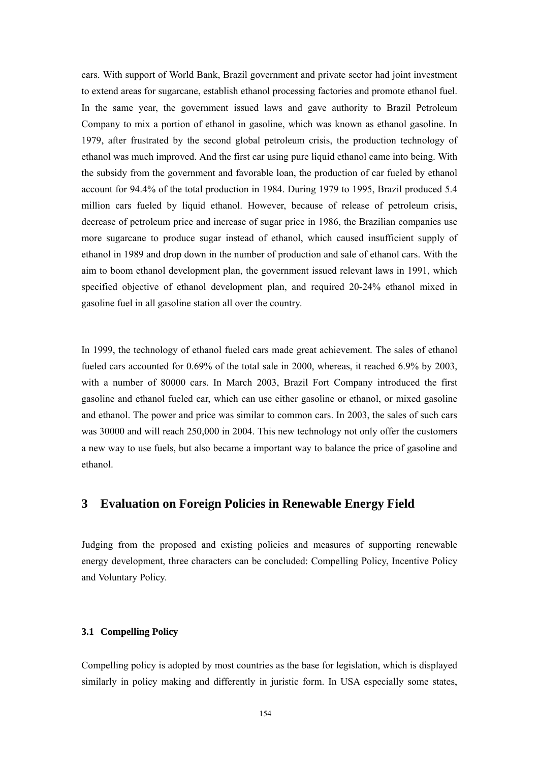cars. With support of World Bank, Brazil government and private sector had joint investment to extend areas for sugarcane, establish ethanol processing factories and promote ethanol fuel. In the same year, the government issued laws and gave authority to Brazil Petroleum Company to mix a portion of ethanol in gasoline, which was known as ethanol gasoline. In 1979, after frustrated by the second global petroleum crisis, the production technology of ethanol was much improved. And the first car using pure liquid ethanol came into being. With the subsidy from the government and favorable loan, the production of car fueled by ethanol account for 94.4% of the total production in 1984. During 1979 to 1995, Brazil produced 5.4 million cars fueled by liquid ethanol. However, because of release of petroleum crisis, decrease of petroleum price and increase of sugar price in 1986, the Brazilian companies use more sugarcane to produce sugar instead of ethanol, which caused insufficient supply of ethanol in 1989 and drop down in the number of production and sale of ethanol cars. With the aim to boom ethanol development plan, the government issued relevant laws in 1991, which specified objective of ethanol development plan, and required 20-24% ethanol mixed in gasoline fuel in all gasoline station all over the country.

In 1999, the technology of ethanol fueled cars made great achievement. The sales of ethanol fueled cars accounted for 0.69% of the total sale in 2000, whereas, it reached 6.9% by 2003, with a number of 80000 cars. In March 2003, Brazil Fort Company introduced the first gasoline and ethanol fueled car, which can use either gasoline or ethanol, or mixed gasoline and ethanol. The power and price was similar to common cars. In 2003, the sales of such cars was 30000 and will reach 250,000 in 2004. This new technology not only offer the customers a new way to use fuels, but also became a important way to balance the price of gasoline and ethanol.

## 3 Evaluation on Foreign Policies in Renewable Energy Field

Judging from the proposed and existing policies and measures of supporting renewable energy development, three characters can be concluded: Compelling Policy, Incentive Policy and Voluntary Policy.

### 3.1 Compelling Policy

Compelling policy is adopted by most countries as the base for legislation, which is displayed similarly in policy making and differently in juristic form. In USA especially some states,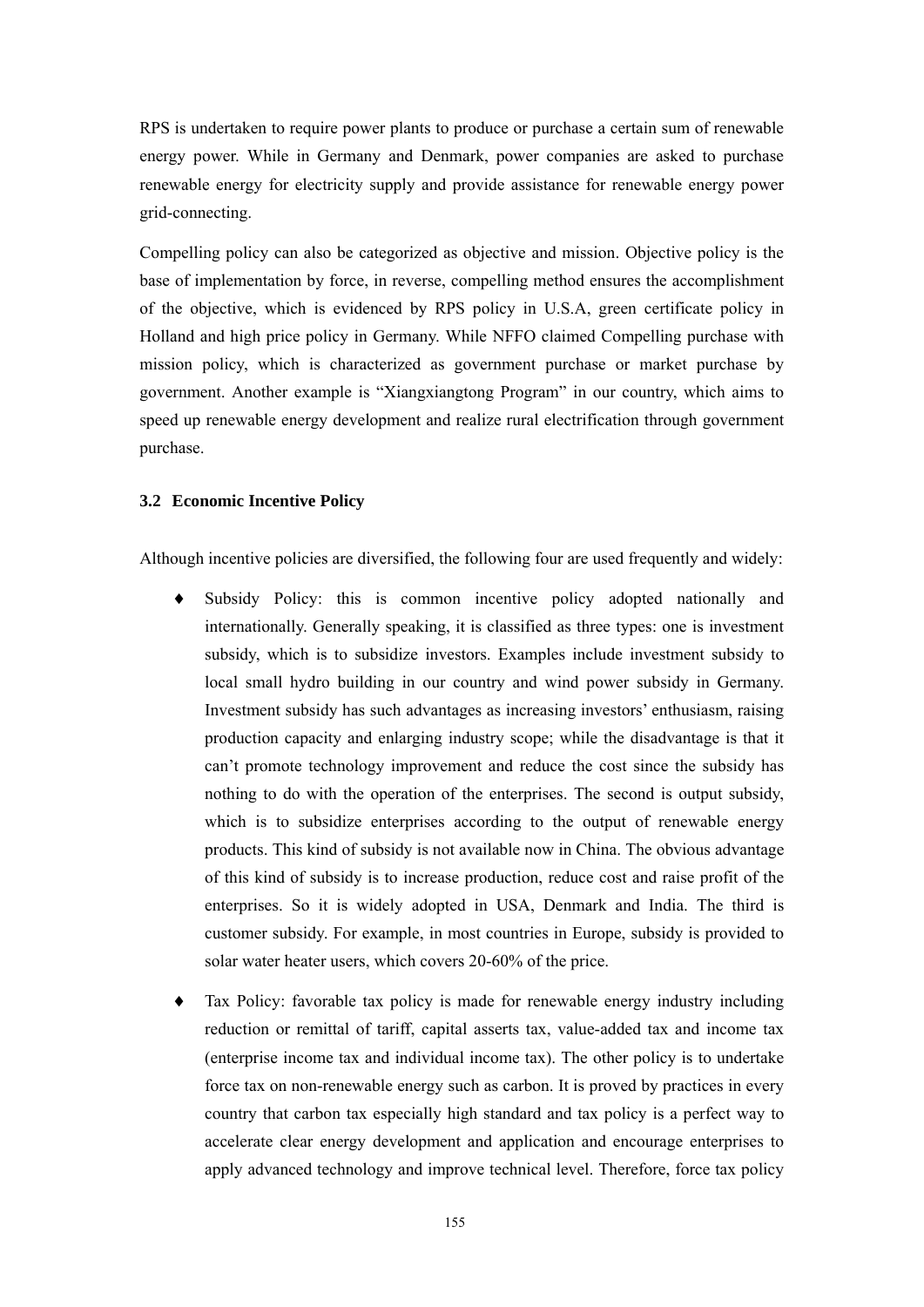RPS is undertaken to require power plants to produce or purchase a certain sum of renewable energy power. While in Germany and Denmark, power companies are asked to purchase renewable energy for electricity supply and provide assistance for renewable energy power grid-connecting.

Compelling policy can also be categorized as objective and mission. Objective policy is the base of implementation by force, in reverse, compelling method ensures the accomplishment of the objective, which is evidenced by RPS policy in U.S.A, green certificate policy in Holland and high price policy in Germany. While NFFO claimed Compelling purchase with mission policy, which is characterized as government purchase or market purchase by government. Another example is "Xiangxiangtong Program" in our country, which aims to speed up renewable energy development and realize rural electrification through government purchase.

### 3.2 Economic Incentive Policy

Although incentive policies are diversified, the following four are used frequently and widely:

- Subsidy Policy: this is common incentive policy adopted nationally and internationally. Generally speaking, it is classified as three types: one is investment subsidy, which is to subsidize investors. Examples include investment subsidy to local small hydro building in our country and wind power subsidy in Germany. Investment subsidy has such advantages as increasing investors' enthusiasm, raising production capacity and enlarging industry scope; while the disadvantage is that it can't promote technology improvement and reduce the cost since the subsidy has nothing to do with the operation of the enterprises. The second is output subsidy, which is to subsidize enterprises according to the output of renewable energy products. This kind of subsidy is not available now in China. The obvious advantage of this kind of subsidy is to increase production, reduce cost and raise profit of the enterprises. So it is widely adopted in USA, Denmark and India. The third is customer subsidy. For example, in most countries in Europe, subsidy is provided to solar water heater users, which covers 20-60% of the price.
- Tax Policy: favorable tax policy is made for renewable energy industry including reduction or remittal of tariff, capital asserts tax, value-added tax and income tax (enterprise income tax and individual income tax). The other policy is to undertake force tax on non-renewable energy such as carbon. It is proved by practices in every country that carbon tax especially high standard and tax policy is a perfect way to accelerate clear energy development and application and encourage enterprises to apply advanced technology and improve technical level. Therefore, force tax policy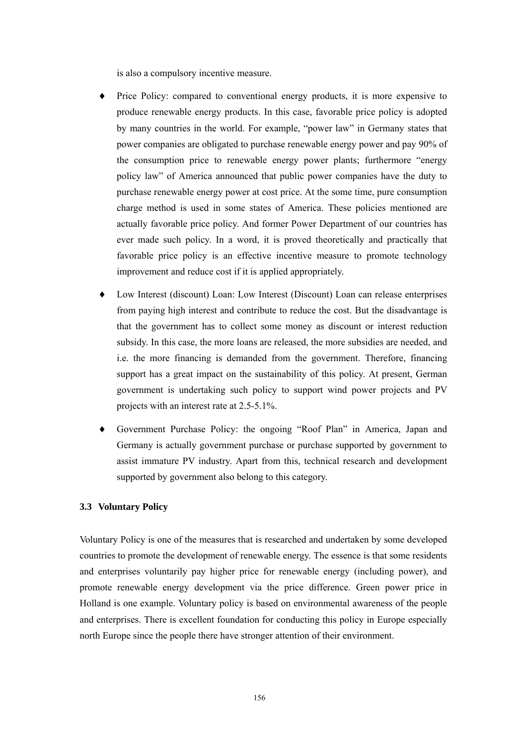is also a compulsory incentive measure.

- Price Policy: compared to conventional energy products, it is more expensive to produce renewable energy products. In this case, favorable price policy is adopted by many countries in the world. For example, "power law" in Germany states that power companies are obligated to purchase renewable energy power and pay 90% of the consumption price to renewable energy power plants; furthermore "energy policy law" of America announced that public power companies have the duty to purchase renewable energy power at cost price. At the some time, pure consumption charge method is used in some states of America. These policies mentioned are actually favorable price policy. And former Power Department of our countries has ever made such policy. In a word, it is proved theoretically and practically that favorable price policy is an effective incentive measure to promote technology improvement and reduce cost if it is applied appropriately.

- Low Interest (discount) Loan: Low Interest (Discount) Loan can release enterprises from paying high interest and contribute to reduce the cost. But the disadvantage is that the government has to collect some money as discount or interest reduction subsidy. In this case, the more loans are released, the more subsidies are needed, and i.e. the more financing is demanded from the government. Therefore, financing support has a great impact on the sustainability of this policy. At present, German government is undertaking such policy to support wind power projects and PV projects with an interest rate at 2.5-5.1%.

- Government Purchase Policy: the ongoing "Roof Plan" in America, Japan and Germany is actually government purchase or purchase supported by government to assist immature PV industry. Apart from this, technical research and development supported by government also belong to this category.

### 3.3 Voluntary Policy

Voluntary Policy is one of the measures that is researched and undertaken by some developed countries to promote the development of renewable energy. The essence is that some residents and enterprises voluntarily pay higher price for renewable energy (including power), and promote renewable energy development via the price difference. Green power price in Holland is one example. Voluntary policy is based on environmental awareness of the people and enterprises. There is excellent foundation for conducting this policy in Europe especially north Europe since the people there have stronger attention of their environment.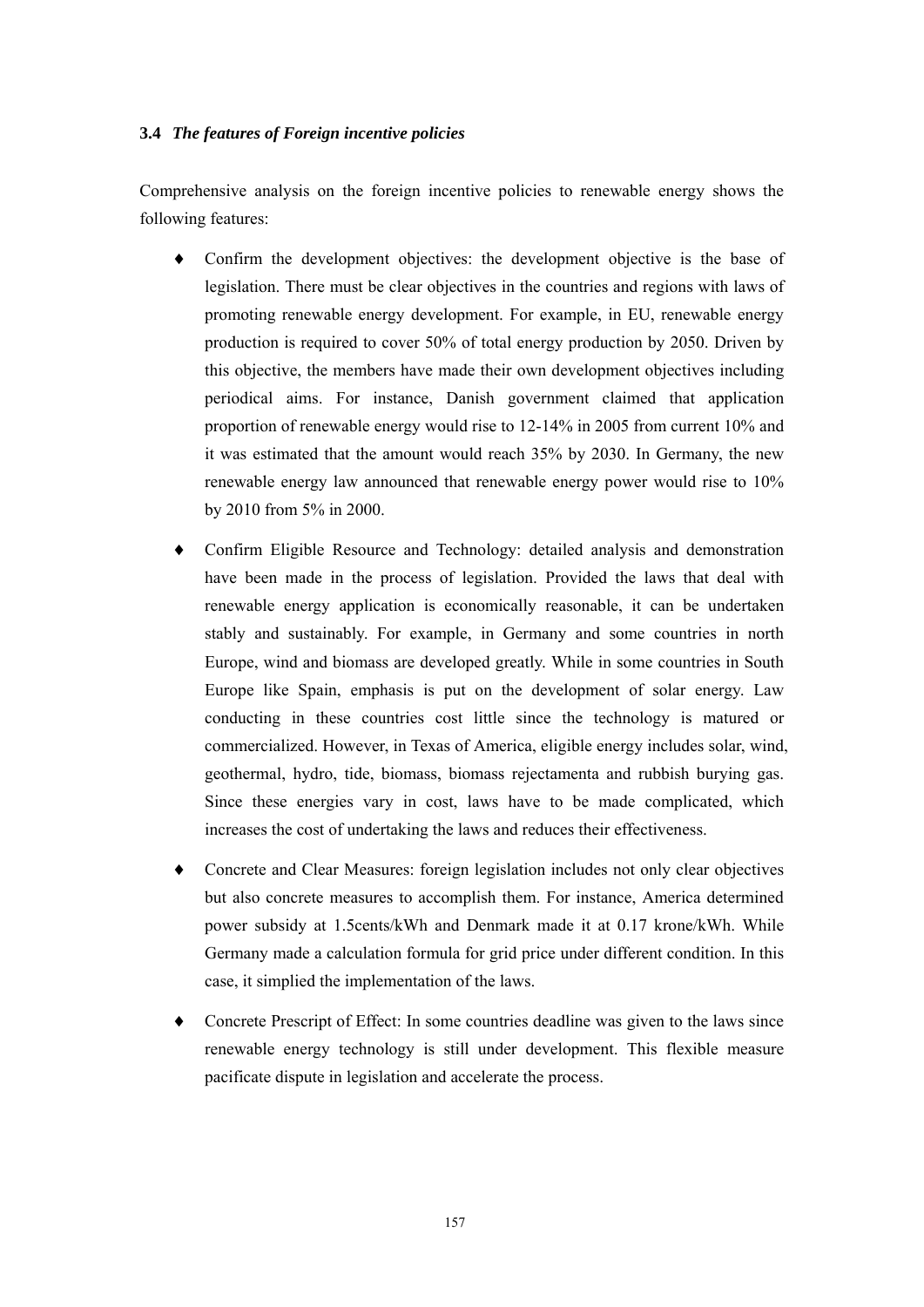### 3.4 *The features of Foreign incentive policies*

Comprehensive analysis on the foreign incentive policies to renewable energy shows the following features:

- Confirm the development objectives: the development objective is the base of legislation. There must be clear objectives in the countries and regions with laws of promoting renewable energy development. For example, in EU, renewable energy production is required to cover 50% of total energy production by 2050. Driven by this objective, the members have made their own development objectives including periodical aims. For instance, Danish government claimed that application proportion of renewable energy would rise to 12-14% in 2005 from current 10% and it was estimated that the amount would reach 35% by 2030. In Germany, the new renewable energy law announced that renewable energy power would rise to 10% by 2010 from 5% in 2000.

- Confirm Eligible Resource and Technology: detailed analysis and demonstration have been made in the process of legislation. Provided the laws that deal with renewable energy application is economically reasonable, it can be undertaken stably and sustainably. For example, in Germany and some countries in north Europe, wind and biomass are developed greatly. While in some countries in South Europe like Spain, emphasis is put on the development of solar energy. Law conducting in these countries cost little since the technology is matured or commercialized. However, in Texas of America, eligible energy includes solar, wind, geothermal, hydro, tide, biomass, biomass rejectamenta and rubbish burying gas. Since these energies vary in cost, laws have to be made complicated, which increases the cost of undertaking the laws and reduces their effectiveness.

- Concrete and Clear Measures: foreign legislation includes not only clear objectives but also concrete measures to accomplish them. For instance, America determined power subsidy at 1.5cents/kWh and Denmark made it at 0.17 krone/kWh. While Germany made a calculation formula for grid price under different condition. In this case, it simplied the implementation of the laws.

- Concrete Prescript of Effect: In some countries deadline was given to the laws since renewable energy technology is still under development. This flexible measure pacificate dispute in legislation and accelerate the process.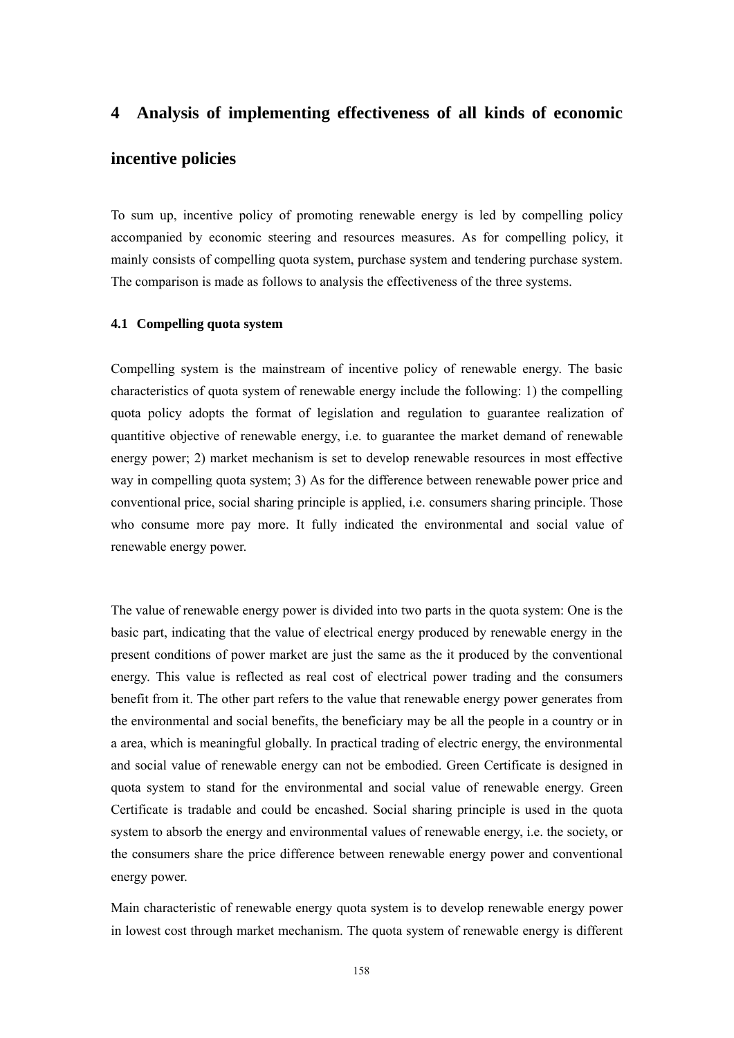# 4 Analysis of implementing effectiveness of all kinds of economic incentive policies

To sum up, incentive policy of promoting renewable energy is led by compelling policy accompanied by economic steering and resources measures. As for compelling policy, it mainly consists of compelling quota system, purchase system and tendering purchase system. The comparison is made as follows to analysis the effectiveness of the three systems.

## 4.1 Compelling quota system

Compelling system is the mainstream of incentive policy of renewable energy. The basic characteristics of quota system of renewable energy include the following: 1) the compelling quota policy adopts the format of legislation and regulation to guarantee realization of quantitive objective of renewable energy, i.e. to guarantee the market demand of renewable energy power; 2) market mechanism is set to develop renewable resources in most effective way in compelling quota system; 3) As for the difference between renewable power price and conventional price, social sharing principle is applied, i.e. consumers sharing principle. Those who consume more pay more. It fully indicated the environmental and social value of renewable energy power.

The value of renewable energy power is divided into two parts in the quota system: One is the basic part, indicating that the value of electrical energy produced by renewable energy in the present conditions of power market are just the same as the it produced by the conventional energy. This value is reflected as real cost of electrical power trading and the consumers benefit from it. The other part refers to the value that renewable energy power generates from the environmental and social benefits, the beneficiary may be all the people in a country or in a area, which is meaningful globally. In practical trading of electric energy, the environmental and social value of renewable energy can not be embodied. Green Certificate is designed in quota system to stand for the environmental and social value of renewable energy. Green Certificate is tradable and could be encashed. Social sharing principle is used in the quota system to absorb the energy and environmental values of renewable energy, i.e. the society, or the consumers share the price difference between renewable energy power and conventional energy power.

Main characteristic of renewable energy quota system is to develop renewable energy power in lowest cost through market mechanism. The quota system of renewable energy is different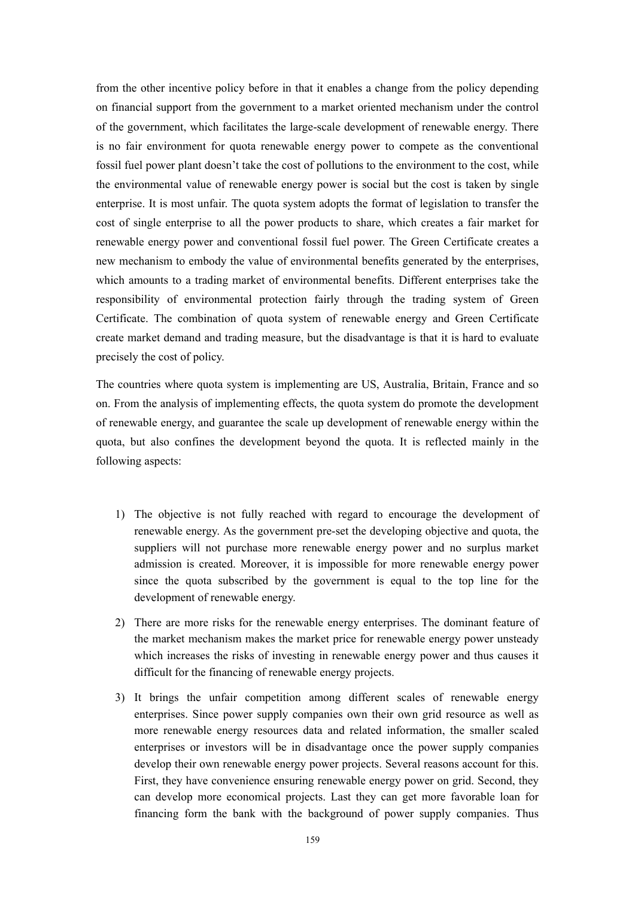from the other incentive policy before in that it enables a change from the policy depending on financial support from the government to a market oriented mechanism under the control of the government, which facilitates the large-scale development of renewable energy. There is no fair environment for quota renewable energy power to compete as the conventional fossil fuel power plant doesn't take the cost of pollutions to the environment to the cost, while the environmental value of renewable energy power is social but the cost is taken by single enterprise. It is most unfair. The quota system adopts the format of legislation to transfer the cost of single enterprise to all the power products to share, which creates a fair market for renewable energy power and conventional fossil fuel power. The Green Certificate creates a new mechanism to embody the value of environmental benefits generated by the enterprises, which amounts to a trading market of environmental benefits. Different enterprises take the responsibility of environmental protection fairly through the trading system of Green Certificate. The combination of quota system of renewable energy and Green Certificate create market demand and trading measure, but the disadvantage is that it is hard to evaluate precisely the cost of policy.

The countries where quota system is implementing are US, Australia, Britain, France and so on. From the analysis of implementing effects, the quota system do promote the development of renewable energy, and guarantee the scale up development of renewable energy within the quota, but also confines the development beyond the quota. It is reflected mainly in the following aspects:

1) The objective is not fully reached with regard to encourage the development of renewable energy. As the government pre-set the developing objective and quota, the suppliers will not purchase more renewable energy power and no surplus market admission is created. Moreover, it is impossible for more renewable energy power since the quota subscribed by the government is equal to the top line for the development of renewable energy.
2) There are more risks for the renewable energy enterprises. The dominant feature of the market mechanism makes the market price for renewable energy power unsteady which increases the risks of investing in renewable energy power and thus causes it difficult for the financing of renewable energy projects.
3) It brings the unfair competition among different scales of renewable energy enterprises. Since power supply companies own their own grid resource as well as more renewable energy resources data and related information, the smaller scaled enterprises or investors will be in disadvantage once the power supply companies develop their own renewable energy power projects. Several reasons account for this. First, they have convenience ensuring renewable energy power on grid. Second, they can develop more economical projects. Last they can get more favorable loan for financing form the bank with the background of power supply companies. Thus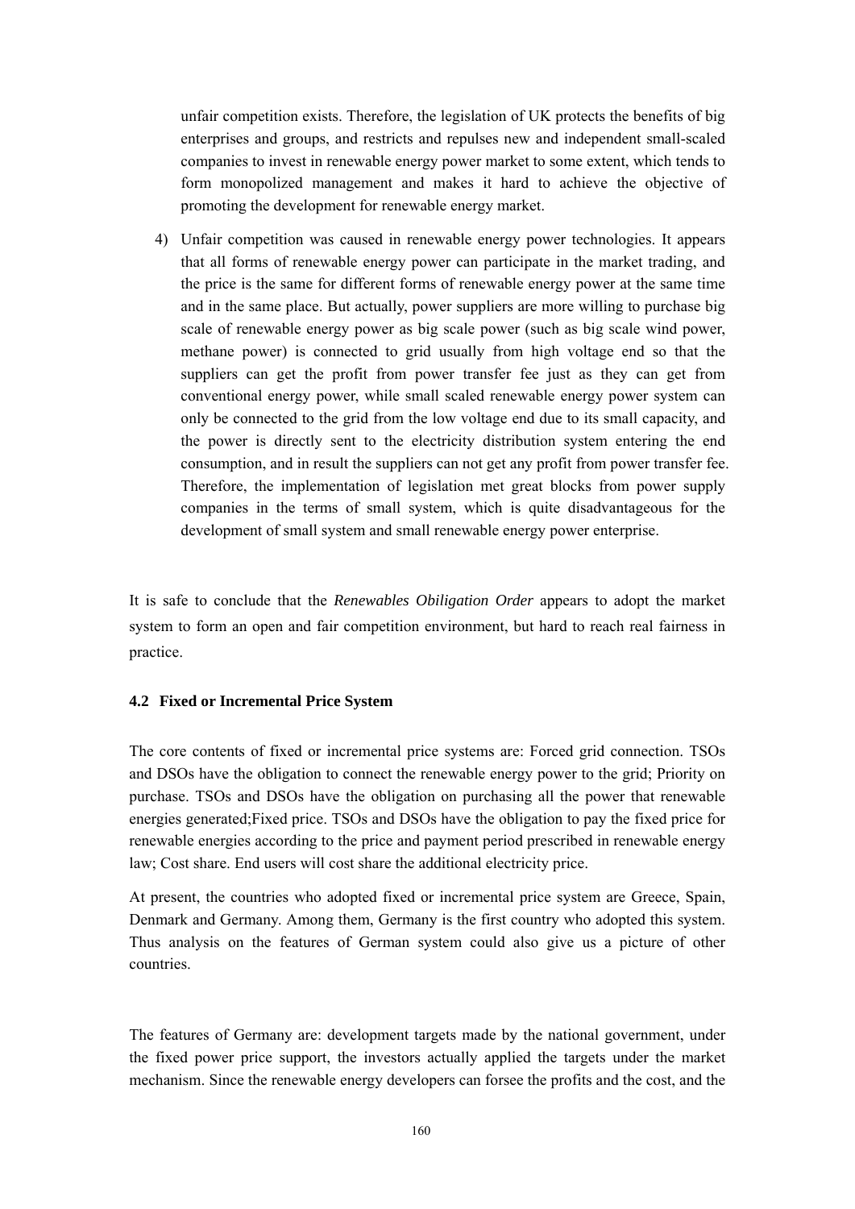unfair competition exists. Therefore, the legislation of UK protects the benefits of big enterprises and groups, and restricts and repulses new and independent small-scaled companies to invest in renewable energy power market to some extent, which tends to form monopolized management and makes it hard to achieve the objective of promoting the development for renewable energy market.

4) Unfair competition was caused in renewable energy power technologies. It appears that all forms of renewable energy power can participate in the market trading, and the price is the same for different forms of renewable energy power at the same time and in the same place. But actually, power suppliers are more willing to purchase big scale of renewable energy power as big scale power (such as big scale wind power, methane power) is connected to grid usually from high voltage end so that the suppliers can get the profit from power transfer fee just as they can get from conventional energy power, while small scaled renewable energy power system can only be connected to the grid from the low voltage end due to its small capacity, and the power is directly sent to the electricity distribution system entering the end consumption, and in result the suppliers can not get any profit from power transfer fee. Therefore, the implementation of legislation met great blocks from power supply companies in the terms of small system, which is quite disadvantageous for the development of small system and small renewable energy power enterprise.

It is safe to conclude that the *Renewables Obiligation Order* appears to adopt the market system to form an open and fair competition environment, but hard to reach real fairness in practice.

### 4.2 Fixed or Incremental Price System

The core contents of fixed or incremental price systems are: Forced grid connection. TSOs and DSOs have the obligation to connect the renewable energy power to the grid; Priority on purchase. TSOs and DSOs have the obligation on purchasing all the power that renewable energies generated;Fixed price. TSOs and DSOs have the obligation to pay the fixed price for renewable energies according to the price and payment period prescribed in renewable energy law; Cost share. End users will cost share the additional electricity price.

At present, the countries who adopted fixed or incremental price system are Greece, Spain, Denmark and Germany. Among them, Germany is the first country who adopted this system. Thus analysis on the features of German system could also give us a picture of other countries.

The features of Germany are: development targets made by the national government, under the fixed power price support, the investors actually applied the targets under the market mechanism. Since the renewable energy developers can forsee the profits and the cost, and the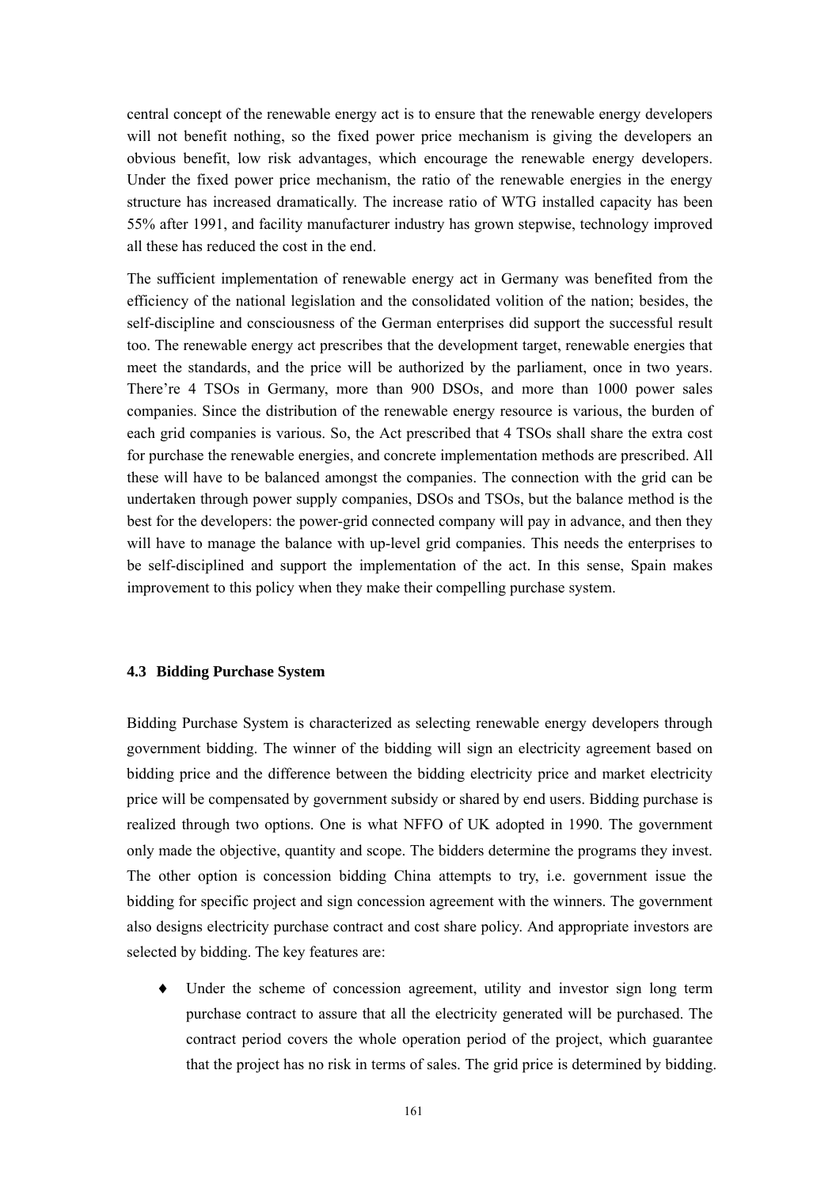central concept of the renewable energy act is to ensure that the renewable energy developers will not benefit nothing, so the fixed power price mechanism is giving the developers an obvious benefit, low risk advantages, which encourage the renewable energy developers. Under the fixed power price mechanism, the ratio of the renewable energies in the energy structure has increased dramatically. The increase ratio of WTG installed capacity has been 55% after 1991, and facility manufacturer industry has grown stepwise, technology improved all these has reduced the cost in the end.

The sufficient implementation of renewable energy act in Germany was benefited from the efficiency of the national legislation and the consolidated volition of the nation; besides, the self-discipline and consciousness of the German enterprises did support the successful result too. The renewable energy act prescribes that the development target, renewable energies that meet the standards, and the price will be authorized by the parliament, once in two years. There're 4 TSOs in Germany, more than 900 DSOs, and more than 1000 power sales companies. Since the distribution of the renewable energy resource is various, the burden of each grid companies is various. So, the Act prescribed that 4 TSOs shall share the extra cost for purchase the renewable energies, and concrete implementation methods are prescribed. All these will have to be balanced amongst the companies. The connection with the grid can be undertaken through power supply companies, DSOs and TSOs, but the balance method is the best for the developers: the power-grid connected company will pay in advance, and then they will have to manage the balance with up-level grid companies. This needs the enterprises to be self-disciplined and support the implementation of the act. In this sense, Spain makes improvement to this policy when they make their compelling purchase system.

### 4.3 Bidding Purchase System

Bidding Purchase System is characterized as selecting renewable energy developers through government bidding. The winner of the bidding will sign an electricity agreement based on bidding price and the difference between the bidding electricity price and market electricity price will be compensated by government subsidy or shared by end users. Bidding purchase is realized through two options. One is what NFFO of UK adopted in 1990. The government only made the objective, quantity and scope. The bidders determine the programs they invest. The other option is concession bidding China attempts to try, i.e. government issue the bidding for specific project and sign concession agreement with the winners. The government also designs electricity purchase contract and cost share policy. And appropriate investors are selected by bidding. The key features are:

- Under the scheme of concession agreement, utility and investor sign long term purchase contract to assure that all the electricity generated will be purchased. The contract period covers the whole operation period of the project, which guarantee that the project has no risk in terms of sales. The grid price is determined by bidding.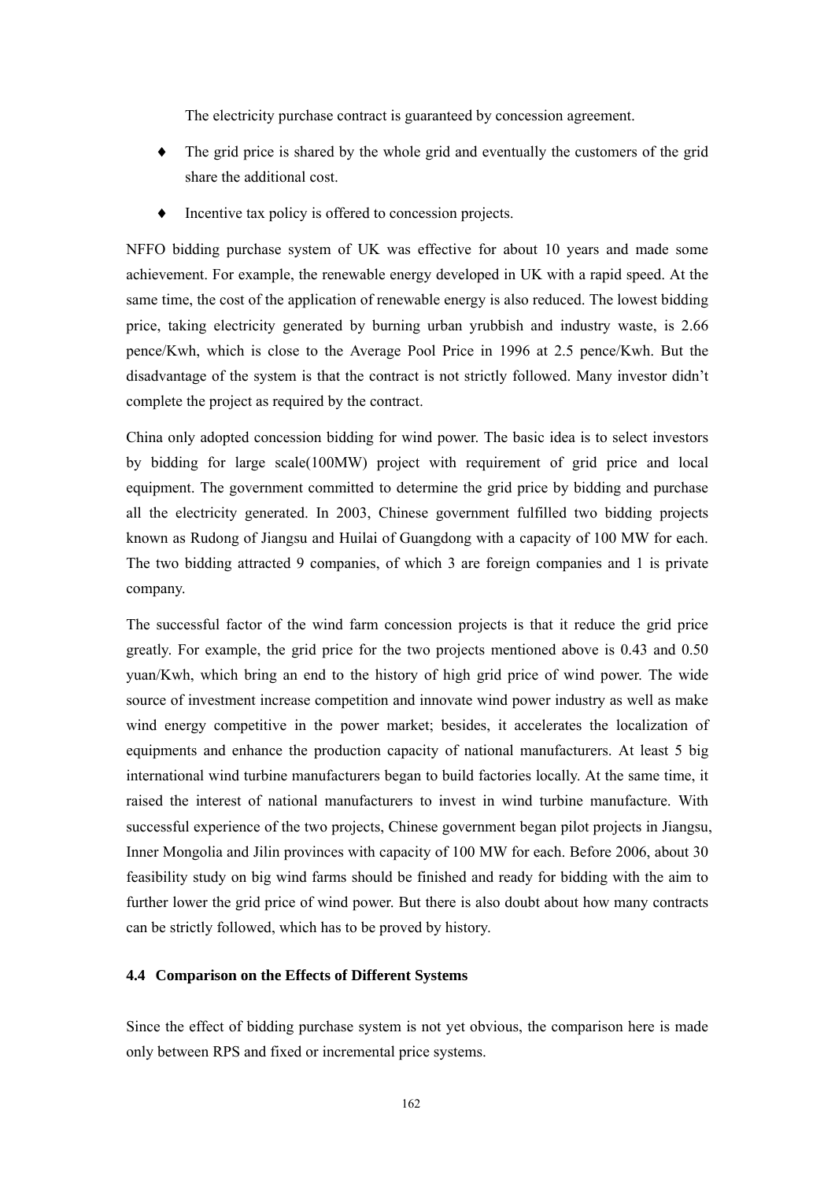The electricity purchase contract is guaranteed by concession agreement.

- The grid price is shared by the whole grid and eventually the customers of the grid share the additional cost.
- Incentive tax policy is offered to concession projects.

NFFO bidding purchase system of UK was effective for about 10 years and made some achievement. For example, the renewable energy developed in UK with a rapid speed. At the same time, the cost of the application of renewable energy is also reduced. The lowest bidding price, taking electricity generated by burning urban yrubbish and industry waste, is 2.66 pence/Kwh, which is close to the Average Pool Price in 1996 at 2.5 pence/Kwh. But the disadvantage of the system is that the contract is not strictly followed. Many investor didn't complete the project as required by the contract.

China only adopted concession bidding for wind power. The basic idea is to select investors by bidding for large scale(100MW) project with requirement of grid price and local equipment. The government committed to determine the grid price by bidding and purchase all the electricity generated. In 2003, Chinese government fulfilled two bidding projects known as Rudong of Jiangsu and Huilai of Guangdong with a capacity of 100 MW for each. The two bidding attracted 9 companies, of which 3 are foreign companies and 1 is private company.

The successful factor of the wind farm concession projects is that it reduce the grid price greatly. For example, the grid price for the two projects mentioned above is 0.43 and 0.50 yuan/Kwh, which bring an end to the history of high grid price of wind power. The wide source of investment increase competition and innovate wind power industry as well as make wind energy competitive in the power market; besides, it accelerates the localization of equipments and enhance the production capacity of national manufacturers. At least 5 big international wind turbine manufacturers began to build factories locally. At the same time, it raised the interest of national manufacturers to invest in wind turbine manufacture. With successful experience of the two projects, Chinese government began pilot projects in Jiangsu, Inner Mongolia and Jilin provinces with capacity of 100 MW for each. Before 2006, about 30 feasibility study on big wind farms should be finished and ready for bidding with the aim to further lower the grid price of wind power. But there is also doubt about how many contracts can be strictly followed, which has to be proved by history.

### 4.4 Comparison on the Effects of Different Systems

Since the effect of bidding purchase system is not yet obvious, the comparison here is made only between RPS and fixed or incremental price systems.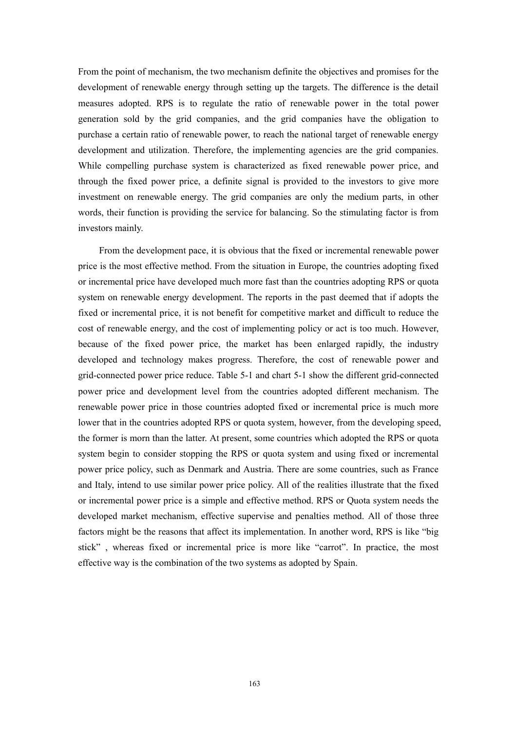From the point of mechanism, the two mechanism definite the objectives and promises for the development of renewable energy through setting up the targets. The difference is the detail measures adopted. RPS is to regulate the ratio of renewable power in the total power generation sold by the grid companies, and the grid companies have the obligation to purchase a certain ratio of renewable power, to reach the national target of renewable energy development and utilization. Therefore, the implementing agencies are the grid companies. While compelling purchase system is characterized as fixed renewable power price, and through the fixed power price, a definite signal is provided to the investors to give more investment on renewable energy. The grid companies are only the medium parts, in other words, their function is providing the service for balancing. So the stimulating factor is from investors mainly.

From the development pace, it is obvious that the fixed or incremental renewable power price is the most effective method. From the situation in Europe, the countries adopting fixed or incremental price have developed much more fast than the countries adopting RPS or quota system on renewable energy development. The reports in the past deemed that if adopts the fixed or incremental price, it is not benefit for competitive market and difficult to reduce the cost of renewable energy, and the cost of implementing policy or act is too much. However, because of the fixed power price, the market has been enlarged rapidly, the industry developed and technology makes progress. Therefore, the cost of renewable power and grid-connected power price reduce. Table 5-1 and chart 5-1 show the different grid-connected power price and development level from the countries adopted different mechanism. The renewable power price in those countries adopted fixed or incremental price is much more lower that in the countries adopted RPS or quota system, however, from the developing speed, the former is morn than the latter. At present, some countries which adopted the RPS or quota system begin to consider stopping the RPS or quota system and using fixed or incremental power price policy, such as Denmark and Austria. There are some countries, such as France and Italy, intend to use similar power price policy. All of the realities illustrate that the fixed or incremental power price is a simple and effective method. RPS or Quota system needs the developed market mechanism, effective supervise and penalties method. All of those three factors might be the reasons that affect its implementation. In another word, RPS is like "big stick" , whereas fixed or incremental price is more like "carrot". In practice, the most effective way is the combination of the two systems as adopted by Spain.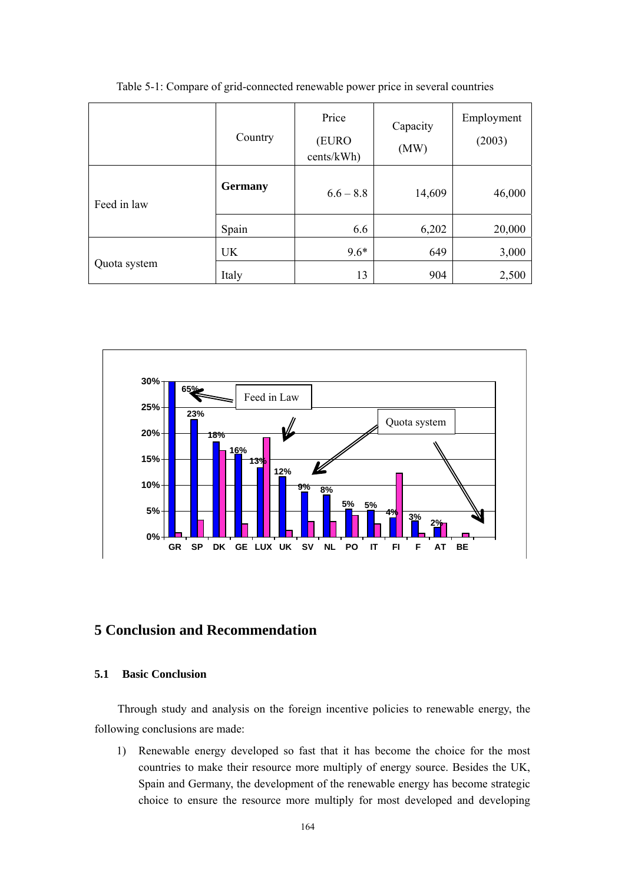Table 5-1: Compare of grid-connected renewable power price in several countries

| | Country | Price (EURO cents/kWh) | Capacity (MW) | Employment (2003) |
|---|---|---|---|---|
| Feed in law | **Germany** | 6.6 – 8.8 | 14,609 | 46,000 |
| | Spain | 6.6 | 6,202 | 20,000 |
| Quota system | UK | 9.6* | 649 | 3,000 |
| | Italy | 13 | 904 | 2,500 |

30%
25%
20%
15%
10%
5%
0%
65%
23%
18%
16%
13%
12%
9%
8%
5%
5%
4%
3%
2%
Feed in Law
Quota system
GR SP DK GE LUX UK SV NL PO IT FI F AT BE

# 5 Conclusion and Recommendation

## 5.1 Basic Conclusion

Through study and analysis on the foreign incentive policies to renewable energy, the following conclusions are made:

1) Renewable energy developed so fast that it has become the choice for the most countries to make their resource more multiply of energy source. Besides the UK, Spain and Germany, the development of the renewable energy has become strategic choice to ensure the resource more multiply for most developed and developing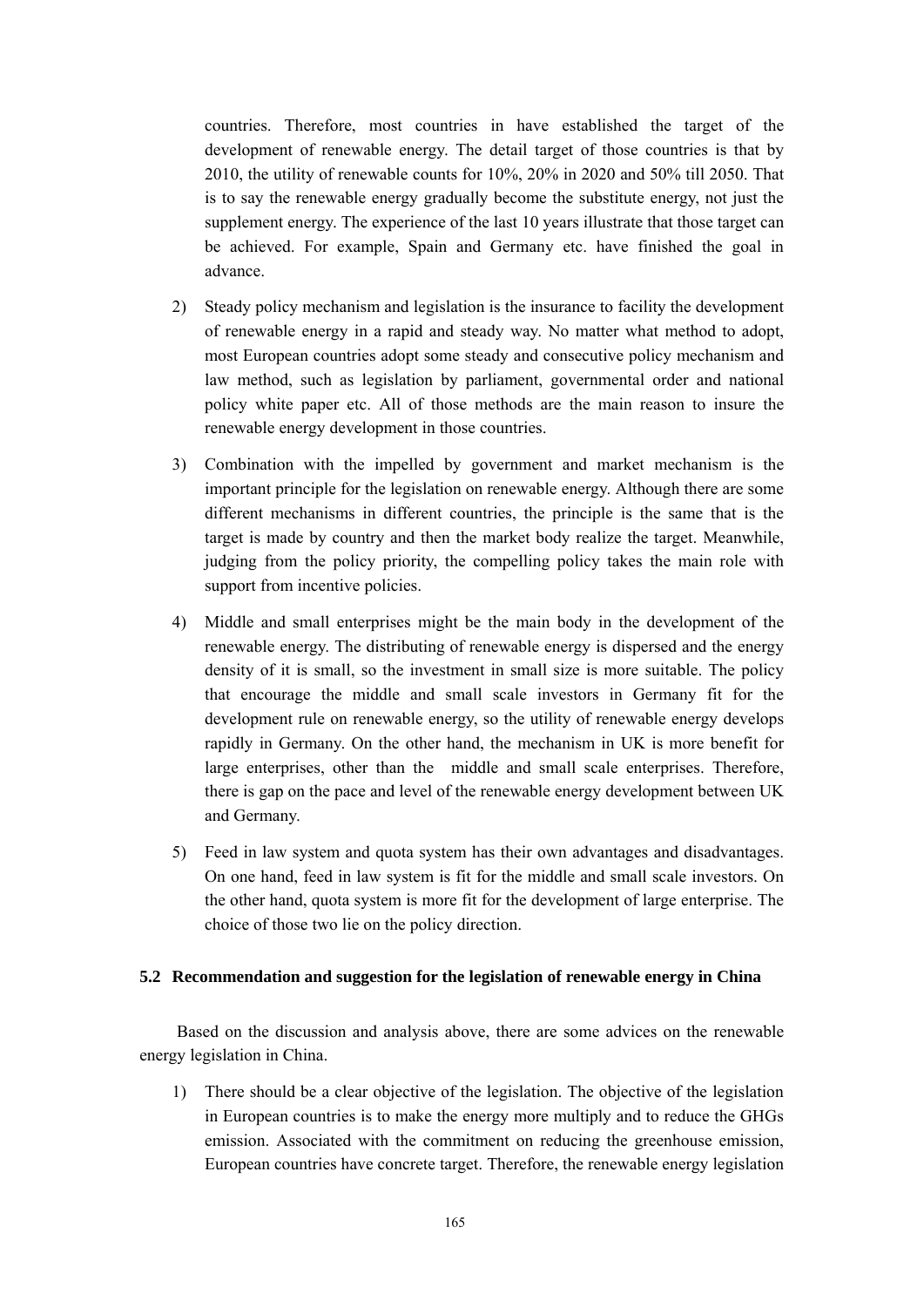countries. Therefore, most countries in have established the target of the development of renewable energy. The detail target of those countries is that by 2010, the utility of renewable counts for 10%, 20% in 2020 and 50% till 2050. That is to say the renewable energy gradually become the substitute energy, not just the supplement energy. The experience of the last 10 years illustrate that those target can be achieved. For example, Spain and Germany etc. have finished the goal in advance.

2) Steady policy mechanism and legislation is the insurance to facility the development of renewable energy in a rapid and steady way. No matter what method to adopt, most European countries adopt some steady and consecutive policy mechanism and law method, such as legislation by parliament, governmental order and national policy white paper etc. All of those methods are the main reason to insure the renewable energy development in those countries.

3) Combination with the impelled by government and market mechanism is the important principle for the legislation on renewable energy. Although there are some different mechanisms in different countries, the principle is the same that is the target is made by country and then the market body realize the target. Meanwhile, judging from the policy priority, the compelling policy takes the main role with support from incentive policies.

4) Middle and small enterprises might be the main body in the development of the renewable energy. The distributing of renewable energy is dispersed and the energy density of it is small, so the investment in small size is more suitable. The policy that encourage the middle and small scale investors in Germany fit for the development rule on renewable energy, so the utility of renewable energy develops rapidly in Germany. On the other hand, the mechanism in UK is more benefit for large enterprises, other than the middle and small scale enterprises. Therefore, there is gap on the pace and level of the renewable energy development between UK and Germany.

5) Feed in law system and quota system has their own advantages and disadvantages. On one hand, feed in law system is fit for the middle and small scale investors. On the other hand, quota system is more fit for the development of large enterprise. The choice of those two lie on the policy direction.

### 5.2 Recommendation and suggestion for the legislation of renewable energy in China

Based on the discussion and analysis above, there are some advices on the renewable energy legislation in China.

1) There should be a clear objective of the legislation. The objective of the legislation in European countries is to make the energy more multiply and to reduce the GHGs emission. Associated with the commitment on reducing the greenhouse emission, European countries have concrete target. Therefore, the renewable energy legislation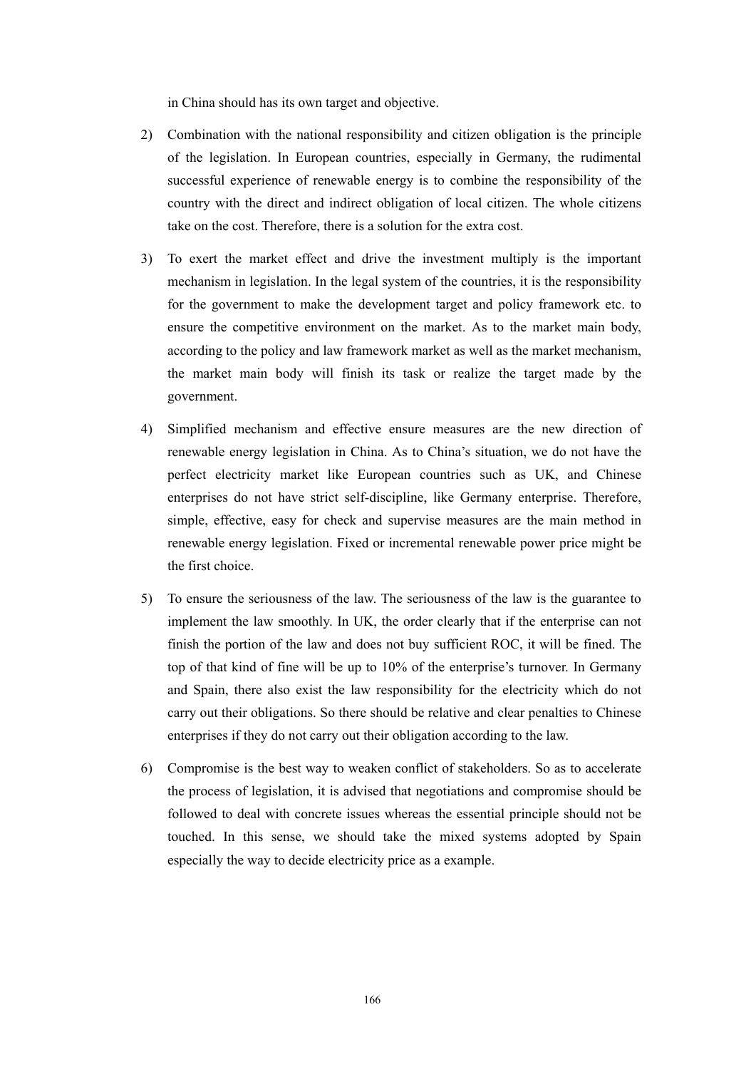in China should has its own target and objective.

2) Combination with the national responsibility and citizen obligation is the principle of the legislation. In European countries, especially in Germany, the rudimental successful experience of renewable energy is to combine the responsibility of the country with the direct and indirect obligation of local citizen. The whole citizens take on the cost. Therefore, there is a solution for the extra cost.

3) To exert the market effect and drive the investment multiply is the important mechanism in legislation. In the legal system of the countries, it is the responsibility for the government to make the development target and policy framework etc. to ensure the competitive environment on the market. As to the market main body, according to the policy and law framework market as well as the market mechanism, the market main body will finish its task or realize the target made by the government.

4) Simplified mechanism and effective ensure measures are the new direction of renewable energy legislation in China. As to China's situation, we do not have the perfect electricity market like European countries such as UK, and Chinese enterprises do not have strict self-discipline, like Germany enterprise. Therefore, simple, effective, easy for check and supervise measures are the main method in renewable energy legislation. Fixed or incremental renewable power price might be the first choice.

5) To ensure the seriousness of the law. The seriousness of the law is the guarantee to implement the law smoothly. In UK, the order clearly that if the enterprise can not finish the portion of the law and does not buy sufficient ROC, it will be fined. The top of that kind of fine will be up to 10% of the enterprise's turnover. In Germany and Spain, there also exist the law responsibility for the electricity which do not carry out their obligations. So there should be relative and clear penalties to Chinese enterprises if they do not carry out their obligation according to the law.

6) Compromise is the best way to weaken conflict of stakeholders. So as to accelerate the process of legislation, it is advised that negotiations and compromise should be followed to deal with concrete issues whereas the essential principle should not be touched. In this sense, we should take the mixed systems adopted by Spain especially the way to decide electricity price as a example.